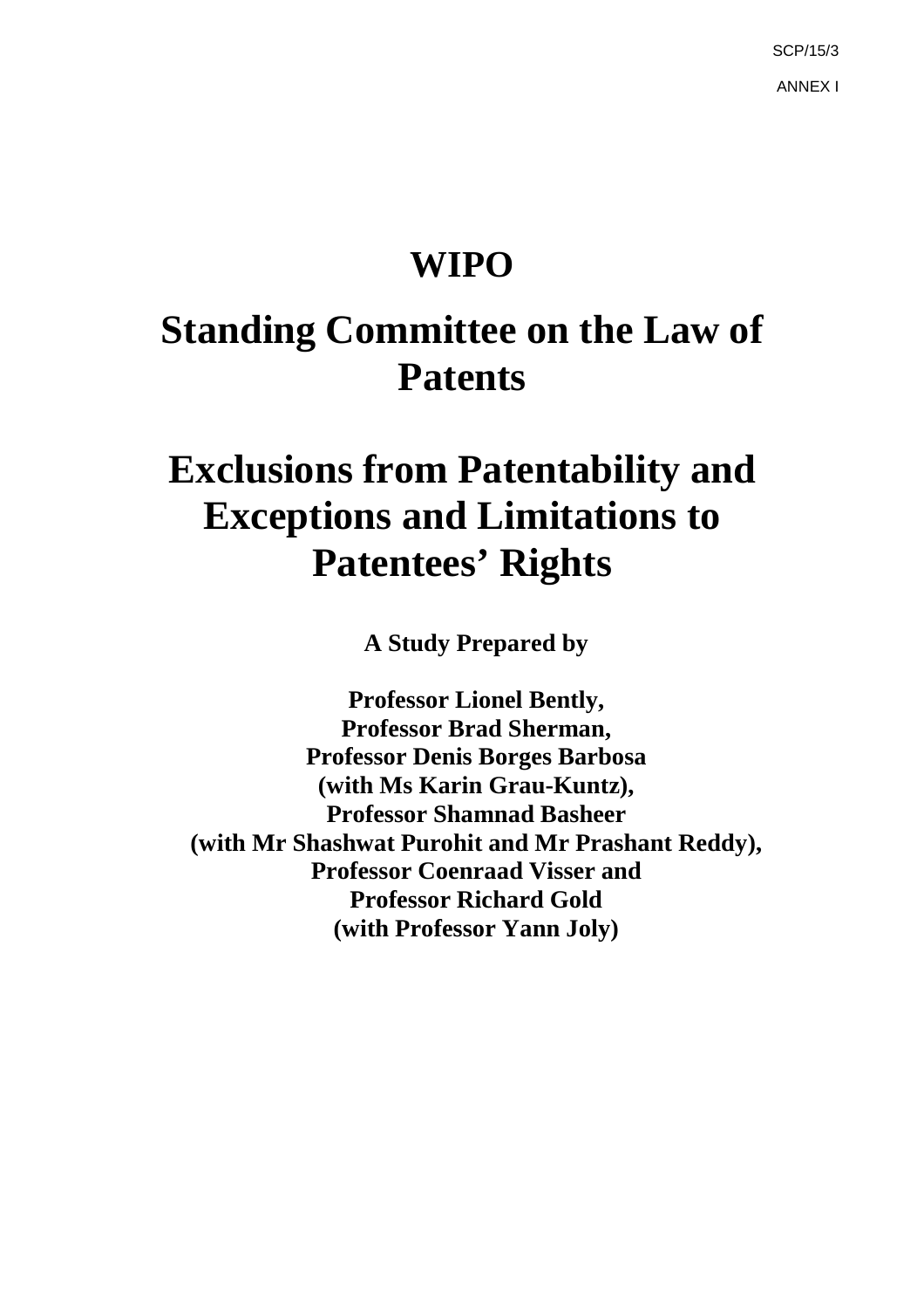SCP/15/3

ANNEX I

# WIPO

# Standing Committee on the Law of Patents

# Exclusions from Patentability and Exceptions and Limitations to Patentees' Rights

**A Study Prepared by**

**Professor Lionel Bently,**
**Professor Brad Sherman,**
**Professor Denis Borges Barbosa**
**(with Ms Karin Grau-Kuntz),**
**Professor Shamnad Basheer**
**(with Mr Shashwat Purohit and Mr Prashant Reddy),**
**Professor Coenraad Visser and**
**Professor Richard Gold**
**(with Professor Yann Joly)**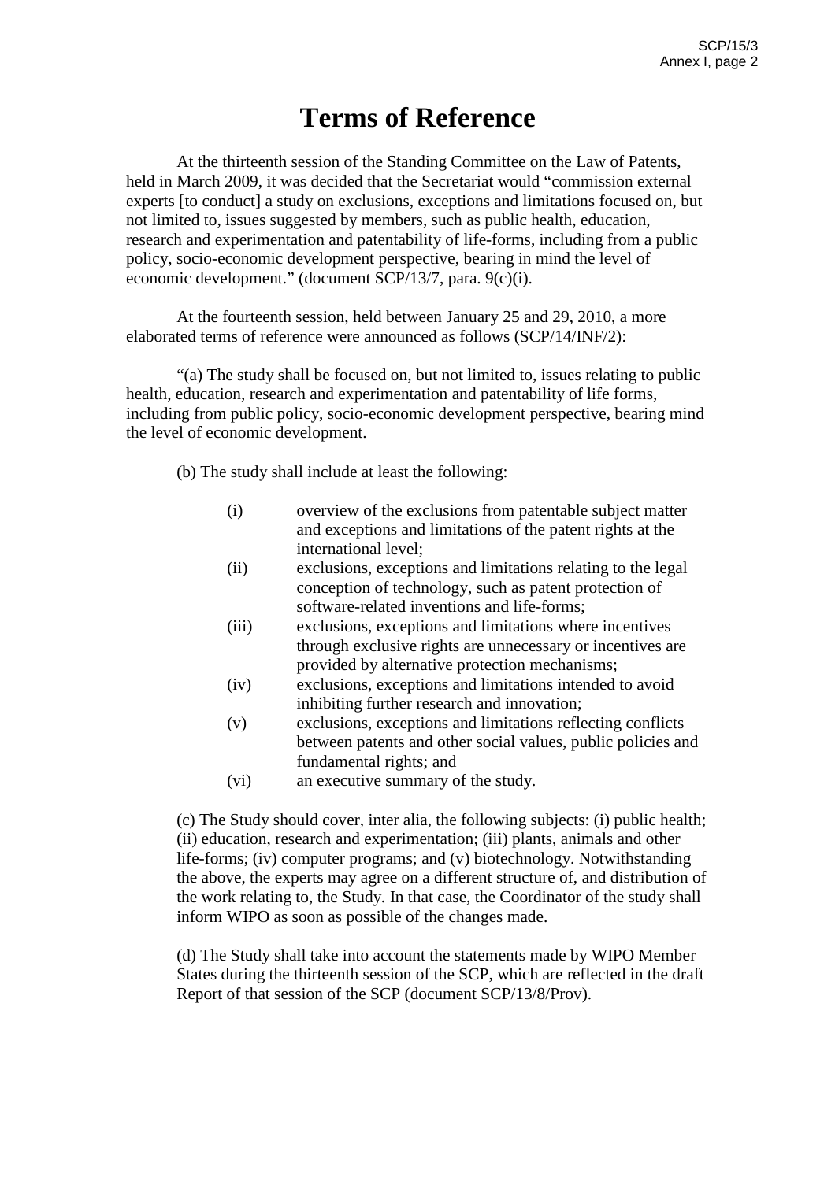# Terms of Reference

At the thirteenth session of the Standing Committee on the Law of Patents, held in March 2009, it was decided that the Secretariat would "commission external experts [to conduct] a study on exclusions, exceptions and limitations focused on, but not limited to, issues suggested by members, such as public health, education, research and experimentation and patentability of life-forms, including from a public policy, socio-economic development perspective, bearing in mind the level of economic development." (document SCP/13/7, para. 9(c)(i).

At the fourteenth session, held between January 25 and 29, 2010, a more elaborated terms of reference were announced as follows (SCP/14/INF/2):

"(a) The study shall be focused on, but not limited to, issues relating to public health, education, research and experimentation and patentability of life forms, including from public policy, socio-economic development perspective, bearing mind the level of economic development.

(b) The study shall include at least the following:

- (i) overview of the exclusions from patentable subject matter and exceptions and limitations of the patent rights at the international level;
- (ii) exclusions, exceptions and limitations relating to the legal conception of technology, such as patent protection of software-related inventions and life-forms;
- (iii) exclusions, exceptions and limitations where incentives through exclusive rights are unnecessary or incentives are provided by alternative protection mechanisms;
- (iv) exclusions, exceptions and limitations intended to avoid inhibiting further research and innovation;
- (v) exclusions, exceptions and limitations reflecting conflicts between patents and other social values, public policies and fundamental rights; and
- (vi) an executive summary of the study.

(c) The Study should cover, inter alia, the following subjects: (i) public health; (ii) education, research and experimentation; (iii) plants, animals and other life-forms; (iv) computer programs; and (v) biotechnology. Notwithstanding the above, the experts may agree on a different structure of, and distribution of the work relating to, the Study. In that case, the Coordinator of the study shall inform WIPO as soon as possible of the changes made.

(d) The Study shall take into account the statements made by WIPO Member States during the thirteenth session of the SCP, which are reflected in the draft Report of that session of the SCP (document SCP/13/8/Prov).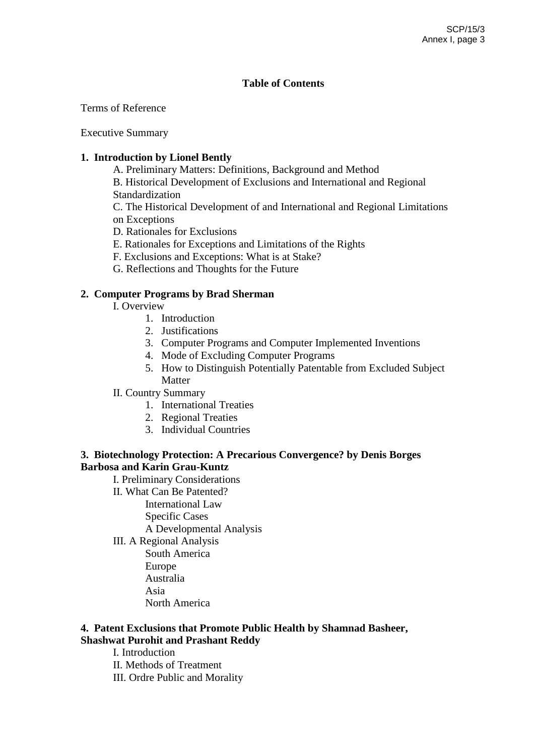## Table of Contents

Terms of Reference

Executive Summary

**1. Introduction by Lionel Bently**

- A. Preliminary Matters: Definitions, Background and Method
- B. Historical Development of Exclusions and International and Regional Standardization
- C. The Historical Development of and International and Regional Limitations on Exceptions
- D. Rationales for Exclusions
- E. Rationales for Exceptions and Limitations of the Rights
- F. Exclusions and Exceptions: What is at Stake?
- G. Reflections and Thoughts for the Future

**2. Computer Programs by Brad Sherman**

- I. Overview
    1. Introduction
    2. Justifications
    3. Computer Programs and Computer Implemented Inventions
    4. Mode of Excluding Computer Programs
    5. How to Distinguish Potentially Patentable from Excluded Subject Matter
- II. Country Summary
    1. International Treaties
    2. Regional Treaties
    3. Individual Countries

**3. Biotechnology Protection: A Precarious Convergence? by Denis Borges Barbosa and Karin Grau-Kuntz**

- I. Preliminary Considerations
- II. What Can Be Patented?
    - International Law
    - Specific Cases
    - A Developmental Analysis
- III. A Regional Analysis
    - South America
    - Europe
    - Australia
    - Asia
    - North America

**4. Patent Exclusions that Promote Public Health by Shamnad Basheer, Shashwat Purohit and Prashant Reddy**

- I. Introduction
- II. Methods of Treatment
- III. Ordre Public and Morality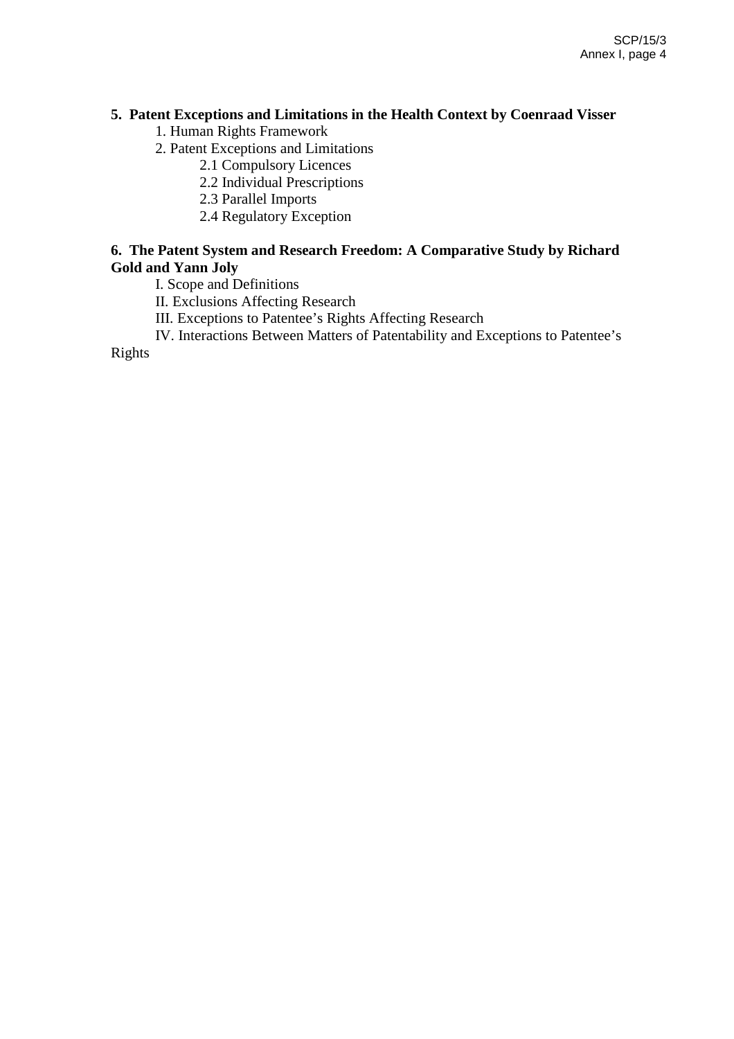**5. Patent Exceptions and Limitations in the Health Context by Coenraad Visser**

1. Human Rights Framework
2. Patent Exceptions and Limitations
    - 2.1 Compulsory Licences
    - 2.2 Individual Prescriptions
    - 2.3 Parallel Imports
    - 2.4 Regulatory Exception

**6. The Patent System and Research Freedom: A Comparative Study by Richard Gold and Yann Joly**

I. Scope and Definitions

II. Exclusions Affecting Research

III. Exceptions to Patentee's Rights Affecting Research

IV. Interactions Between Matters of Patentability and Exceptions to Patentee's Rights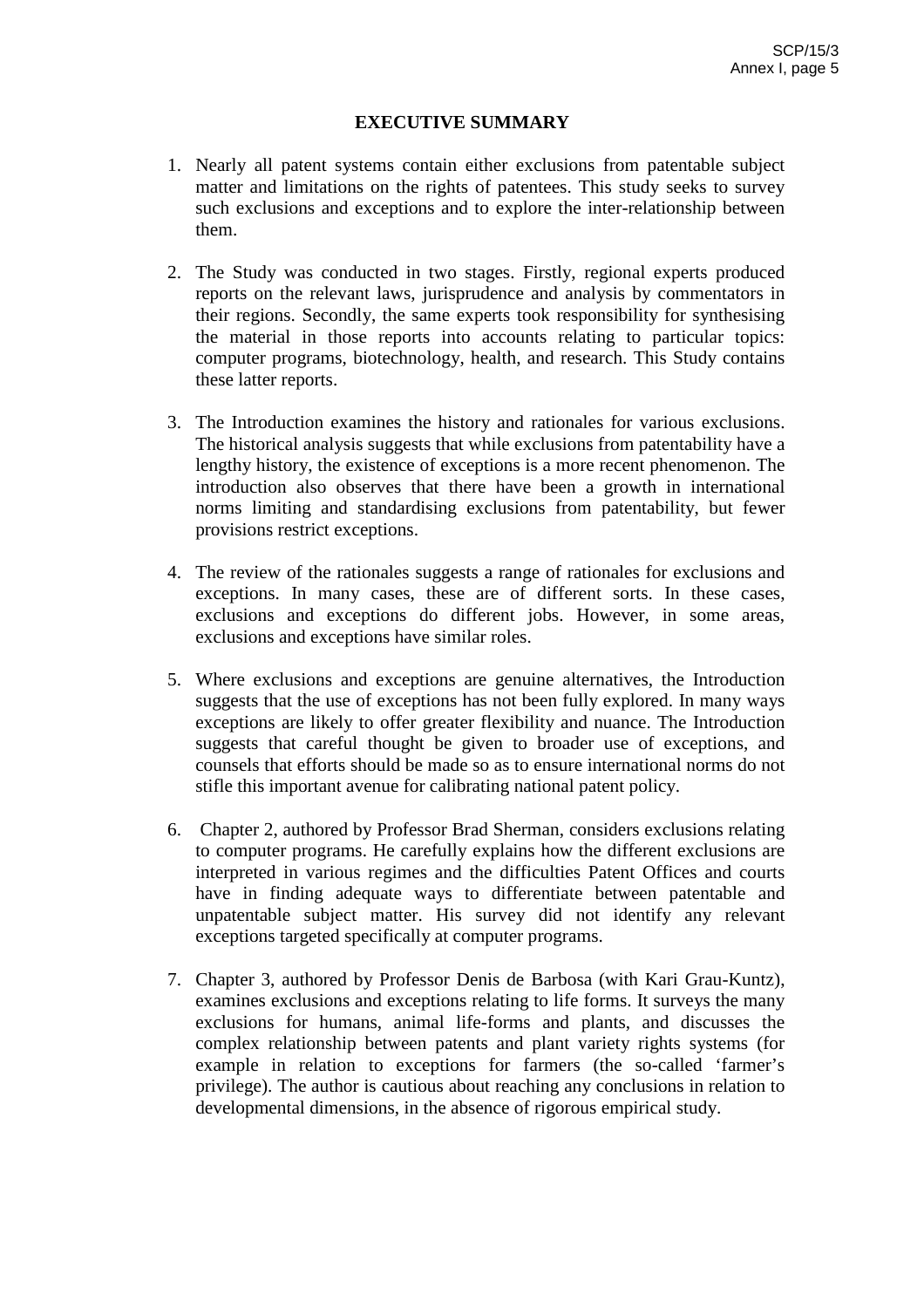# EXECUTIVE SUMMARY

1. Nearly all patent systems contain either exclusions from patentable subject matter and limitations on the rights of patentees. This study seeks to survey such exclusions and exceptions and to explore the inter-relationship between them.

2. The Study was conducted in two stages. Firstly, regional experts produced reports on the relevant laws, jurisprudence and analysis by commentators in their regions. Secondly, the same experts took responsibility for synthesising the material in those reports into accounts relating to particular topics: computer programs, biotechnology, health, and research. This Study contains these latter reports.

3. The Introduction examines the history and rationales for various exclusions. The historical analysis suggests that while exclusions from patentability have a lengthy history, the existence of exceptions is a more recent phenomenon. The introduction also observes that there have been a growth in international norms limiting and standardising exclusions from patentability, but fewer provisions restrict exceptions.

4. The review of the rationales suggests a range of rationales for exclusions and exceptions. In many cases, these are of different sorts. In these cases, exclusions and exceptions do different jobs. However, in some areas, exclusions and exceptions have similar roles.

5. Where exclusions and exceptions are genuine alternatives, the Introduction suggests that the use of exceptions has not been fully explored. In many ways exceptions are likely to offer greater flexibility and nuance. The Introduction suggests that careful thought be given to broader use of exceptions, and counsels that efforts should be made so as to ensure international norms do not stifle this important avenue for calibrating national patent policy.

6. Chapter 2, authored by Professor Brad Sherman, considers exclusions relating to computer programs. He carefully explains how the different exclusions are interpreted in various regimes and the difficulties Patent Offices and courts have in finding adequate ways to differentiate between patentable and unpatentable subject matter. His survey did not identify any relevant exceptions targeted specifically at computer programs.

7. Chapter 3, authored by Professor Denis de Barbosa (with Kari Grau-Kuntz), examines exclusions and exceptions relating to life forms. It surveys the many exclusions for humans, animal life-forms and plants, and discusses the complex relationship between patents and plant variety rights systems (for example in relation to exceptions for farmers (the so-called 'farmer's privilege). The author is cautious about reaching any conclusions in relation to developmental dimensions, in the absence of rigorous empirical study.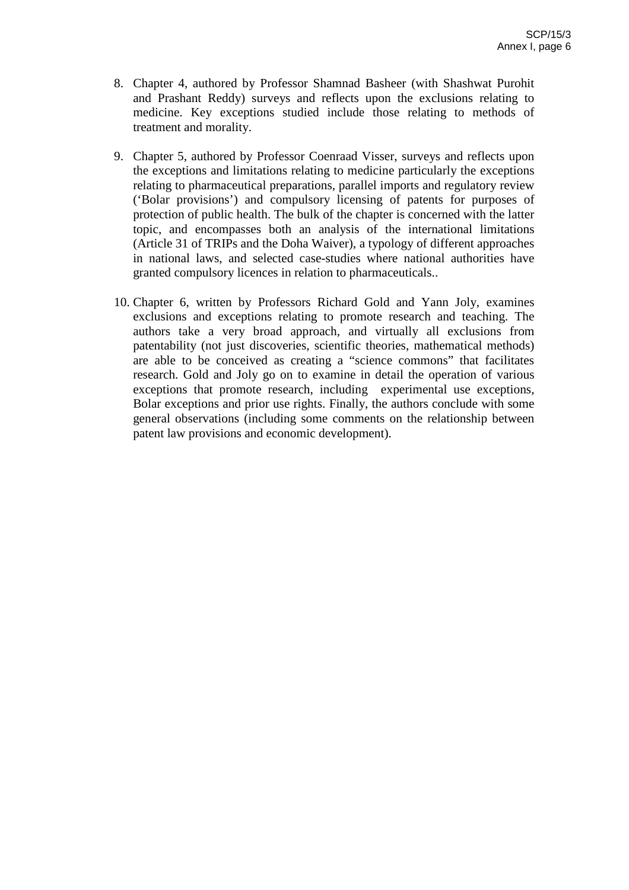8. Chapter 4, authored by Professor Shamnad Basheer (with Shashwat Purohit and Prashant Reddy) surveys and reflects upon the exclusions relating to medicine. Key exceptions studied include those relating to methods of treatment and morality.

9. Chapter 5, authored by Professor Coenraad Visser, surveys and reflects upon the exceptions and limitations relating to medicine particularly the exceptions relating to pharmaceutical preparations, parallel imports and regulatory review ('Bolar provisions') and compulsory licensing of patents for purposes of protection of public health. The bulk of the chapter is concerned with the latter topic, and encompasses both an analysis of the international limitations (Article 31 of TRIPs and the Doha Waiver), a typology of different approaches in national laws, and selected case-studies where national authorities have granted compulsory licences in relation to pharmaceuticals..

10. Chapter 6, written by Professors Richard Gold and Yann Joly, examines exclusions and exceptions relating to promote research and teaching. The authors take a very broad approach, and virtually all exclusions from patentability (not just discoveries, scientific theories, mathematical methods) are able to be conceived as creating a "science commons" that facilitates research. Gold and Joly go on to examine in detail the operation of various exceptions that promote research, including experimental use exceptions, Bolar exceptions and prior use rights. Finally, the authors conclude with some general observations (including some comments on the relationship between patent law provisions and economic development).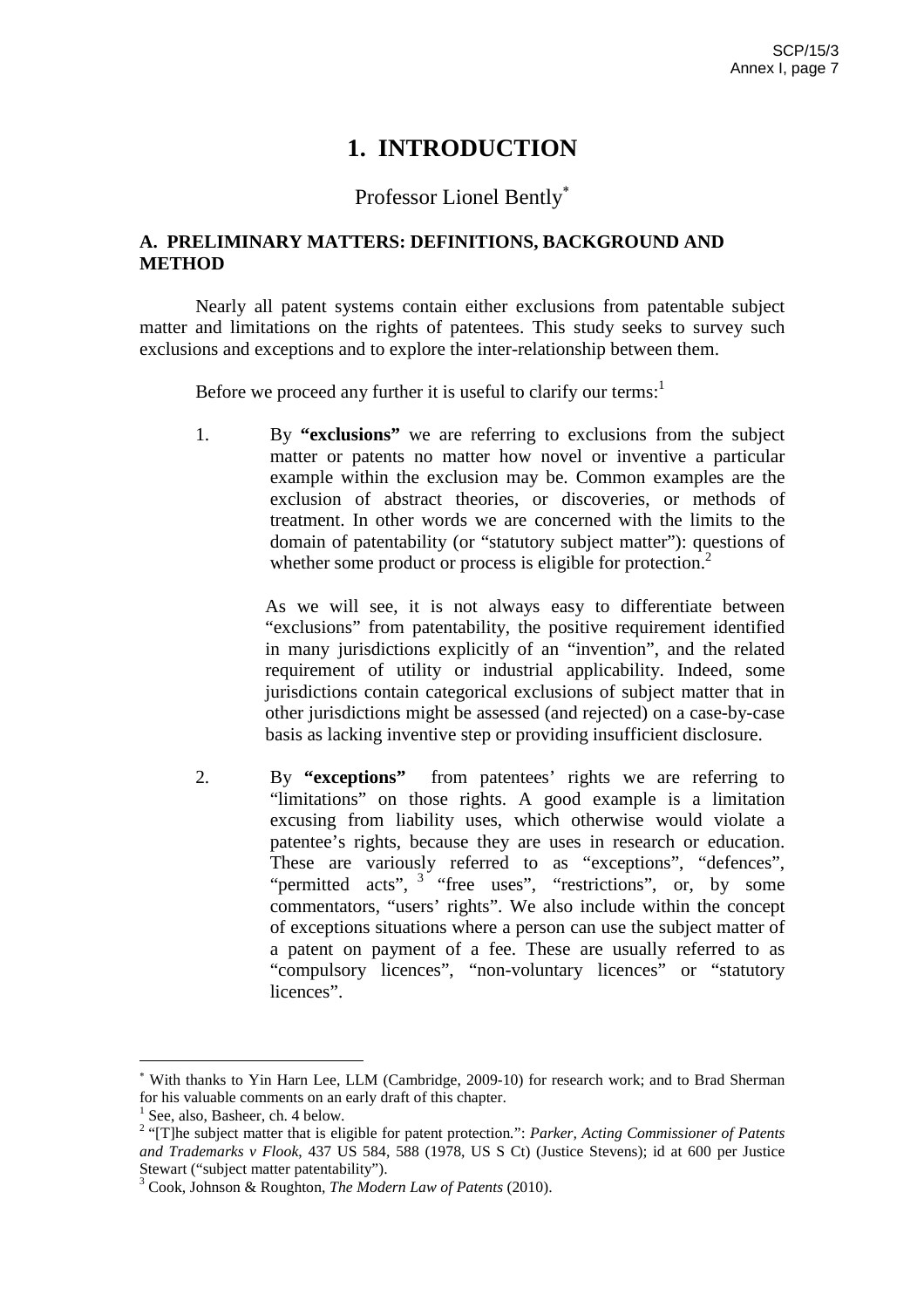# 1. INTRODUCTION

Professor Lionel Bently*

### A. PRELIMINARY MATTERS: DEFINITIONS, BACKGROUND AND METHOD

Nearly all patent systems contain either exclusions from patentable subject matter and limitations on the rights of patentees. This study seeks to survey such exclusions and exceptions and to explore the inter-relationship between them.

Before we proceed any further it is useful to clarify our terms:[1]

1. By **"exclusions"** we are referring to exclusions from the subject matter or patents no matter how novel or inventive a particular example within the exclusion may be. Common examples are the exclusion of abstract theories, or discoveries, or methods of treatment. In other words we are concerned with the limits to the domain of patentability (or "statutory subject matter"): questions of whether some product or process is eligible for protection.[2]

   As we will see, it is not always easy to differentiate between "exclusions" from patentability, the positive requirement identified in many jurisdictions explicitly of an "invention", and the related requirement of utility or industrial applicability. Indeed, some jurisdictions contain categorical exclusions of subject matter that in other jurisdictions might be assessed (and rejected) on a case-by-case basis as lacking inventive step or providing insufficient disclosure.

2. By **"exceptions"** from patentees' rights we are referring to "limitations" on those rights. A good example is a limitation excusing from liability uses, which otherwise would violate a patentee's rights, because they are uses in research or education. These are variously referred to as "exceptions", "defences", "permitted acts",[3] "free uses", "restrictions", or, by some commentators, "users' rights". We also include within the concept of exceptions situations where a person can use the subject matter of a patent on payment of a fee. These are usually referred to as "compulsory licences", "non-voluntary licences" or "statutory licences".

---

* With thanks to Yin Harn Lee, LLM (Cambridge, 2009-10) for research work; and to Brad Sherman for his valuable comments on an early draft of this chapter.

[1] See, also, Basheer, ch. 4 below.

[2] "[T]he subject matter that is eligible for patent protection.": *Parker, Acting Commissioner of Patents and Trademarks v Flook*, 437 US 584, 588 (1978, US S Ct) (Justice Stevens); id at 600 per Justice Stewart ("subject matter patentability").

[3] Cook, Johnson & Roughton, *The Modern Law of Patents* (2010).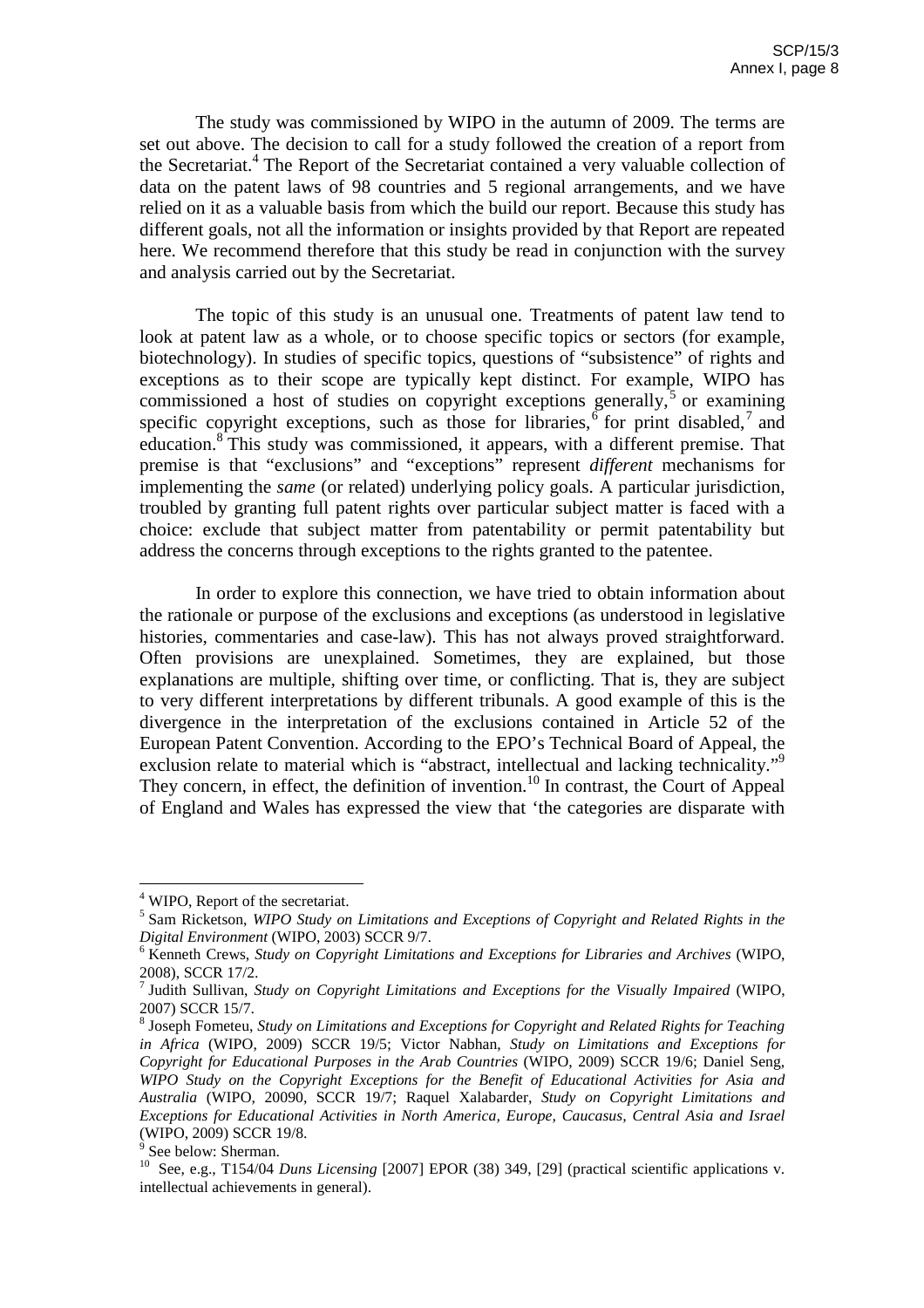The study was commissioned by WIPO in the autumn of 2009. The terms are set out above. The decision to call for a study followed the creation of a report from the Secretariat.[4] The Report of the Secretariat contained a very valuable collection of data on the patent laws of 98 countries and 5 regional arrangements, and we have relied on it as a valuable basis from which the build our report. Because this study has different goals, not all the information or insights provided by that Report are repeated here. We recommend therefore that this study be read in conjunction with the survey and analysis carried out by the Secretariat.

The topic of this study is an unusual one. Treatments of patent law tend to look at patent law as a whole, or to choose specific topics or sectors (for example, biotechnology). In studies of specific topics, questions of "subsistence" of rights and exceptions as to their scope are typically kept distinct. For example, WIPO has commissioned a host of studies on copyright exceptions generally,[5] or examining specific copyright exceptions, such as those for libraries,[6] for print disabled,[7] and education.[8] This study was commissioned, it appears, with a different premise. That premise is that "exclusions" and "exceptions" represent *different* mechanisms for implementing the *same* (or related) underlying policy goals. A particular jurisdiction, troubled by granting full patent rights over particular subject matter is faced with a choice: exclude that subject matter from patentability or permit patentability but address the concerns through exceptions to the rights granted to the patentee.

In order to explore this connection, we have tried to obtain information about the rationale or purpose of the exclusions and exceptions (as understood in legislative histories, commentaries and case-law). This has not always proved straightforward. Often provisions are unexplained. Sometimes, they are explained, but those explanations are multiple, shifting over time, or conflicting. That is, they are subject to very different interpretations by different tribunals. A good example of this is the divergence in the interpretation of the exclusions contained in Article 52 of the European Patent Convention. According to the EPO's Technical Board of Appeal, the exclusion relate to material which is "abstract, intellectual and lacking technicality."[9] They concern, in effect, the definition of invention.[10] In contrast, the Court of Appeal of England and Wales has expressed the view that 'the categories are disparate with

---

[4] WIPO, Report of the secretariat.

[5] Sam Ricketson, *WIPO Study on Limitations and Exceptions of Copyright and Related Rights in the Digital Environment* (WIPO, 2003) SCCR 9/7.

[6] Kenneth Crews, *Study on Copyright Limitations and Exceptions for Libraries and Archives* (WIPO, 2008), SCCR 17/2.

[7] Judith Sullivan, *Study on Copyright Limitations and Exceptions for the Visually Impaired* (WIPO, 2007) SCCR 15/7.

[8] Joseph Fometeu, *Study on Limitations and Exceptions for Copyright and Related Rights for Teaching in Africa* (WIPO, 2009) SCCR 19/5; Victor Nabhan, *Study on Limitations and Exceptions for Copyright for Educational Purposes in the Arab Countries* (WIPO, 2009) SCCR 19/6; Daniel Seng, *WIPO Study on the Copyright Exceptions for the Benefit of Educational Activities for Asia and Australia* (WIPO, 20090, SCCR 19/7; Raquel Xalabarder, *Study on Copyright Limitations and Exceptions for Educational Activities in North America, Europe, Caucasus, Central Asia and Israel* (WIPO, 2009) SCCR 19/8.

[9] See below: Sherman.

[10] See, e.g., T154/04 *Duns Licensing* [2007] EPOR (38) 349, [29] (practical scientific applications v. intellectual achievements in general).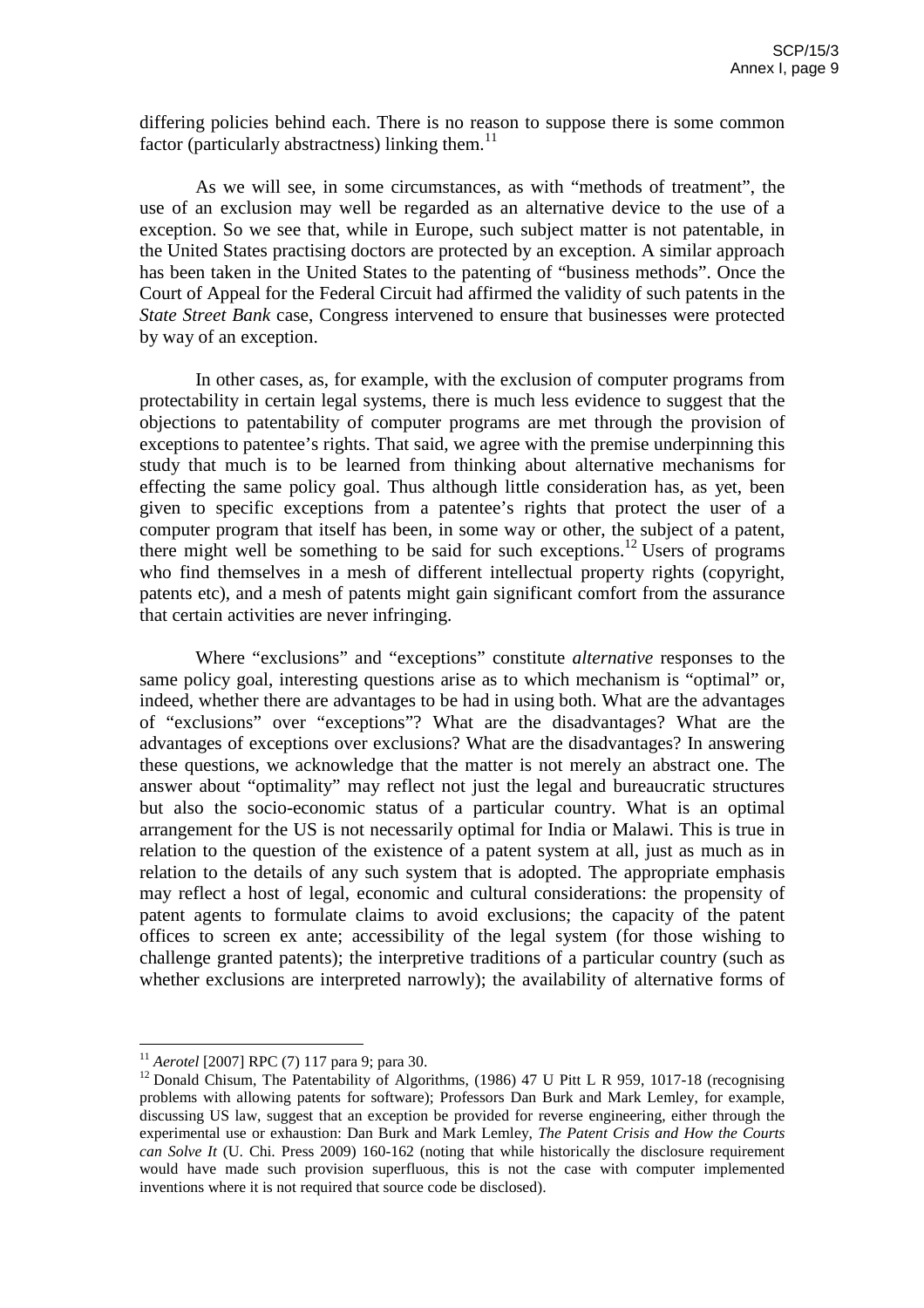differing policies behind each. There is no reason to suppose there is some common factor (particularly abstractness) linking them.[11]

As we will see, in some circumstances, as with "methods of treatment", the use of an exclusion may well be regarded as an alternative device to the use of a exception. So we see that, while in Europe, such subject matter is not patentable, in the United States practising doctors are protected by an exception. A similar approach has been taken in the United States to the patenting of "business methods". Once the Court of Appeal for the Federal Circuit had affirmed the validity of such patents in the *State Street Bank* case, Congress intervened to ensure that businesses were protected by way of an exception.

In other cases, as, for example, with the exclusion of computer programs from protectability in certain legal systems, there is much less evidence to suggest that the objections to patentability of computer programs are met through the provision of exceptions to patentee's rights. That said, we agree with the premise underpinning this study that much is to be learned from thinking about alternative mechanisms for effecting the same policy goal. Thus although little consideration has, as yet, been given to specific exceptions from a patentee's rights that protect the user of a computer program that itself has been, in some way or other, the subject of a patent, there might well be something to be said for such exceptions.[12] Users of programs who find themselves in a mesh of different intellectual property rights (copyright, patents etc), and a mesh of patents might gain significant comfort from the assurance that certain activities are never infringing.

Where "exclusions" and "exceptions" constitute *alternative* responses to the same policy goal, interesting questions arise as to which mechanism is "optimal" or, indeed, whether there are advantages to be had in using both. What are the advantages of "exclusions" over "exceptions"? What are the disadvantages? What are the advantages of exceptions over exclusions? What are the disadvantages? In answering these questions, we acknowledge that the matter is not merely an abstract one. The answer about "optimality" may reflect not just the legal and bureaucratic structures but also the socio-economic status of a particular country. What is an optimal arrangement for the US is not necessarily optimal for India or Malawi. This is true in relation to the question of the existence of a patent system at all, just as much as in relation to the details of any such system that is adopted. The appropriate emphasis may reflect a host of legal, economic and cultural considerations: the propensity of patent agents to formulate claims to avoid exclusions; the capacity of the patent offices to screen ex ante; accessibility of the legal system (for those wishing to challenge granted patents); the interpretive traditions of a particular country (such as whether exclusions are interpreted narrowly); the availability of alternative forms of

---

[11] *Aerotel* [2007] RPC (7) 117 para 9; para 30.

[12] Donald Chisum, The Patentability of Algorithms, (1986) 47 U Pitt L R 959, 1017-18 (recognising problems with allowing patents for software); Professors Dan Burk and Mark Lemley, for example, discussing US law, suggest that an exception be provided for reverse engineering, either through the experimental use or exhaustion: Dan Burk and Mark Lemley, *The Patent Crisis and How the Courts can Solve It* (U. Chi. Press 2009) 160-162 (noting that while historically the disclosure requirement would have made such provision superfluous, this is not the case with computer implemented inventions where it is not required that source code be disclosed).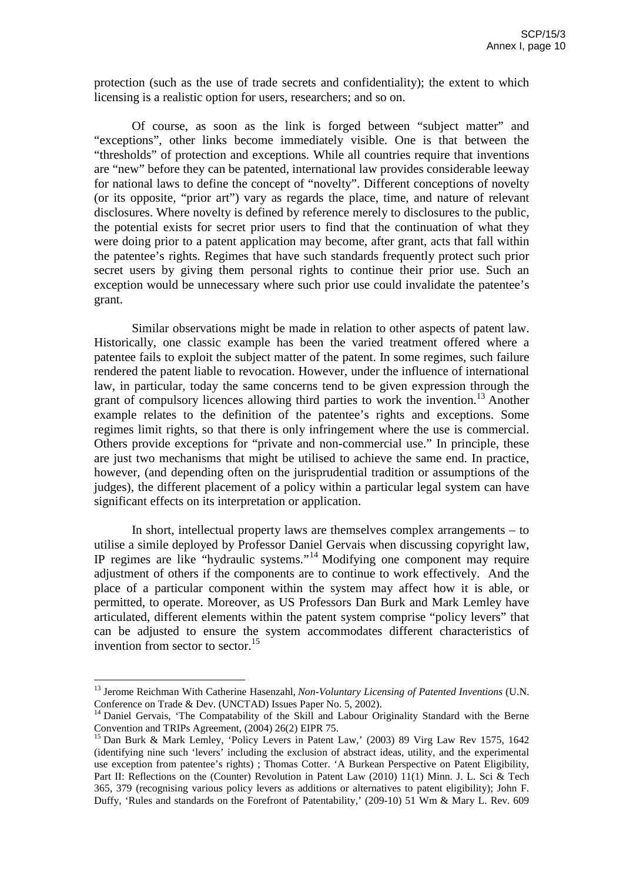protection (such as the use of trade secrets and confidentiality); the extent to which licensing is a realistic option for users, researchers; and so on.

Of course, as soon as the link is forged between "subject matter" and "exceptions", other links become immediately visible. One is that between the "thresholds" of protection and exceptions. While all countries require that inventions are "new" before they can be patented, international law provides considerable leeway for national laws to define the concept of "novelty". Different conceptions of novelty (or its opposite, "prior art") vary as regards the place, time, and nature of relevant disclosures. Where novelty is defined by reference merely to disclosures to the public, the potential exists for secret prior users to find that the continuation of what they were doing prior to a patent application may become, after grant, acts that fall within the patentee's rights. Regimes that have such standards frequently protect such prior secret users by giving them personal rights to continue their prior use. Such an exception would be unnecessary where such prior use could invalidate the patentee's grant.

Similar observations might be made in relation to other aspects of patent law. Historically, one classic example has been the varied treatment offered where a patentee fails to exploit the subject matter of the patent. In some regimes, such failure rendered the patent liable to revocation. However, under the influence of international law, in particular, today the same concerns tend to be given expression through the grant of compulsory licences allowing third parties to work the invention.[13] Another example relates to the definition of the patentee's rights and exceptions. Some regimes limit rights, so that there is only infringement where the use is commercial. Others provide exceptions for "private and non-commercial use." In principle, these are just two mechanisms that might be utilised to achieve the same end. In practice, however, (and depending often on the jurisprudential tradition or assumptions of the judges), the different placement of a policy within a particular legal system can have significant effects on its interpretation or application.

In short, intellectual property laws are themselves complex arrangements – to utilise a simile deployed by Professor Daniel Gervais when discussing copyright law, IP regimes are like "hydraulic systems."[14] Modifying one component may require adjustment of others if the components are to continue to work effectively. And the place of a particular component within the system may affect how it is able, or permitted, to operate. Moreover, as US Professors Dan Burk and Mark Lemley have articulated, different elements within the patent system comprise "policy levers" that can be adjusted to ensure the system accommodates different characteristics of invention from sector to sector.[15]

---

[13] Jerome Reichman With Catherine Hasenzahl, *Non-Voluntary Licensing of Patented Inventions* (U.N. Conference on Trade & Dev. (UNCTAD) Issues Paper No. 5, 2002).

[14] Daniel Gervais, 'The Compatability of the Skill and Labour Originality Standard with the Berne Convention and TRIPs Agreement, (2004) 26(2) EIPR 75.

[15] Dan Burk & Mark Lemley, 'Policy Levers in Patent Law,' (2003) 89 Virg Law Rev 1575, 1642 (identifying nine such 'levers' including the exclusion of abstract ideas, utility, and the experimental use exception from patentee's rights) ; Thomas Cotter. 'A Burkean Perspective on Patent Eligibility, Part II: Reflections on the (Counter) Revolution in Patent Law (2010) 11(1) Minn. J. L. Sci & Tech 365, 379 (recognising various policy levers as additions or alternatives to patent eligibility); John F. Duffy, 'Rules and standards on the Forefront of Patentability,' (209-10) 51 Wm & Mary L. Rev. 609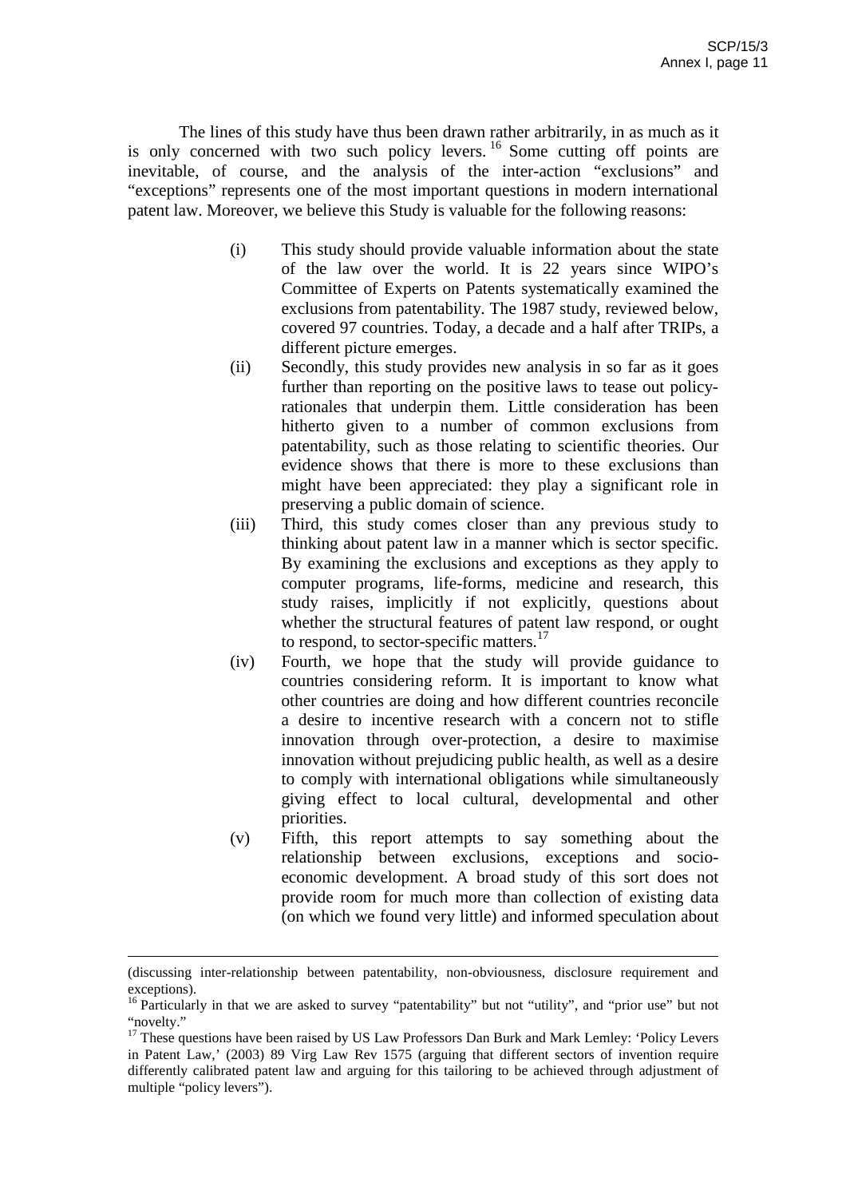The lines of this study have thus been drawn rather arbitrarily, in as much as it is only concerned with two such policy levers.[16] Some cutting off points are inevitable, of course, and the analysis of the inter-action "exclusions" and "exceptions" represents one of the most important questions in modern international patent law. Moreover, we believe this Study is valuable for the following reasons:

(i) This study should provide valuable information about the state of the law over the world. It is 22 years since WIPO's Committee of Experts on Patents systematically examined the exclusions from patentability. The 1987 study, reviewed below, covered 97 countries. Today, a decade and a half after TRIPs, a different picture emerges.

(ii) Secondly, this study provides new analysis in so far as it goes further than reporting on the positive laws to tease out policy-rationales that underpin them. Little consideration has been hitherto given to a number of common exclusions from patentability, such as those relating to scientific theories. Our evidence shows that there is more to these exclusions than might have been appreciated: they play a significant role in preserving a public domain of science.

(iii) Third, this study comes closer than any previous study to thinking about patent law in a manner which is sector specific. By examining the exclusions and exceptions as they apply to computer programs, life-forms, medicine and research, this study raises, implicitly if not explicitly, questions about whether the structural features of patent law respond, or ought to respond, to sector-specific matters.[17]

(iv) Fourth, we hope that the study will provide guidance to countries considering reform. It is important to know what other countries are doing and how different countries reconcile a desire to incentive research with a concern not to stifle innovation through over-protection, a desire to maximise innovation without prejudicing public health, as well as a desire to comply with international obligations while simultaneously giving effect to local cultural, developmental and other priorities.

(v) Fifth, this report attempts to say something about the relationship between exclusions, exceptions and socio-economic development. A broad study of this sort does not provide room for much more than collection of existing data (on which we found very little) and informed speculation about

---

(discussing inter-relationship between patentability, non-obviousness, disclosure requirement and exceptions).

[16] Particularly in that we are asked to survey "patentability" but not "utility", and "prior use" but not "novelty."

[17] These questions have been raised by US Law Professors Dan Burk and Mark Lemley: 'Policy Levers in Patent Law,' (2003) 89 Virg Law Rev 1575 (arguing that different sectors of invention require differently calibrated patent law and arguing for this tailoring to be achieved through adjustment of multiple "policy levers").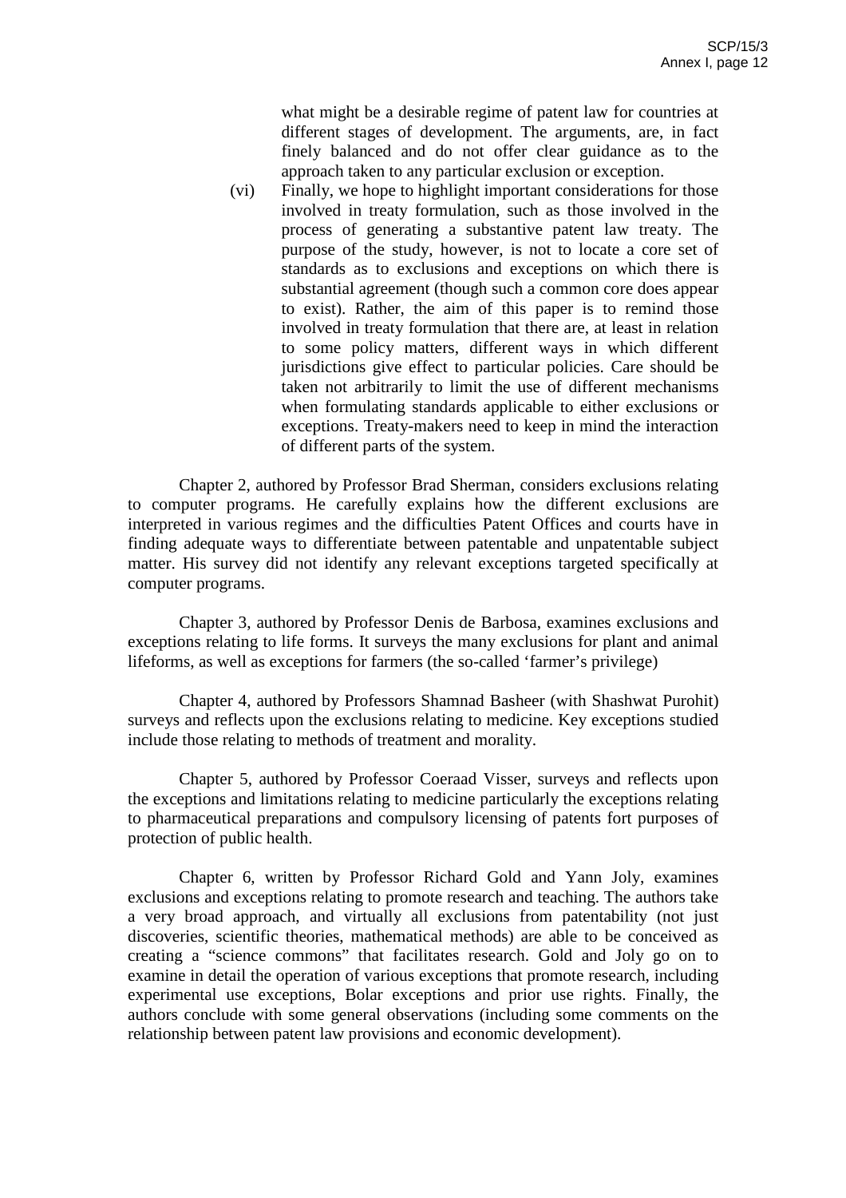what might be a desirable regime of patent law for countries at different stages of development. The arguments, are, in fact finely balanced and do not offer clear guidance as to the approach taken to any particular exclusion or exception.

(vi) Finally, we hope to highlight important considerations for those involved in treaty formulation, such as those involved in the process of generating a substantive patent law treaty. The purpose of the study, however, is not to locate a core set of standards as to exclusions and exceptions on which there is substantial agreement (though such a common core does appear to exist). Rather, the aim of this paper is to remind those involved in treaty formulation that there are, at least in relation to some policy matters, different ways in which different jurisdictions give effect to particular policies. Care should be taken not arbitrarily to limit the use of different mechanisms when formulating standards applicable to either exclusions or exceptions. Treaty-makers need to keep in mind the interaction of different parts of the system.

Chapter 2, authored by Professor Brad Sherman, considers exclusions relating to computer programs. He carefully explains how the different exclusions are interpreted in various regimes and the difficulties Patent Offices and courts have in finding adequate ways to differentiate between patentable and unpatentable subject matter. His survey did not identify any relevant exceptions targeted specifically at computer programs.

Chapter 3, authored by Professor Denis de Barbosa, examines exclusions and exceptions relating to life forms. It surveys the many exclusions for plant and animal lifeforms, as well as exceptions for farmers (the so-called 'farmer's privilege)

Chapter 4, authored by Professors Shamnad Basheer (with Shashwat Purohit) surveys and reflects upon the exclusions relating to medicine. Key exceptions studied include those relating to methods of treatment and morality.

Chapter 5, authored by Professor Coeraad Visser, surveys and reflects upon the exceptions and limitations relating to medicine particularly the exceptions relating to pharmaceutical preparations and compulsory licensing of patents fort purposes of protection of public health.

Chapter 6, written by Professor Richard Gold and Yann Joly, examines exclusions and exceptions relating to promote research and teaching. The authors take a very broad approach, and virtually all exclusions from patentability (not just discoveries, scientific theories, mathematical methods) are able to be conceived as creating a "science commons" that facilitates research. Gold and Joly go on to examine in detail the operation of various exceptions that promote research, including experimental use exceptions, Bolar exceptions and prior use rights. Finally, the authors conclude with some general observations (including some comments on the relationship between patent law provisions and economic development).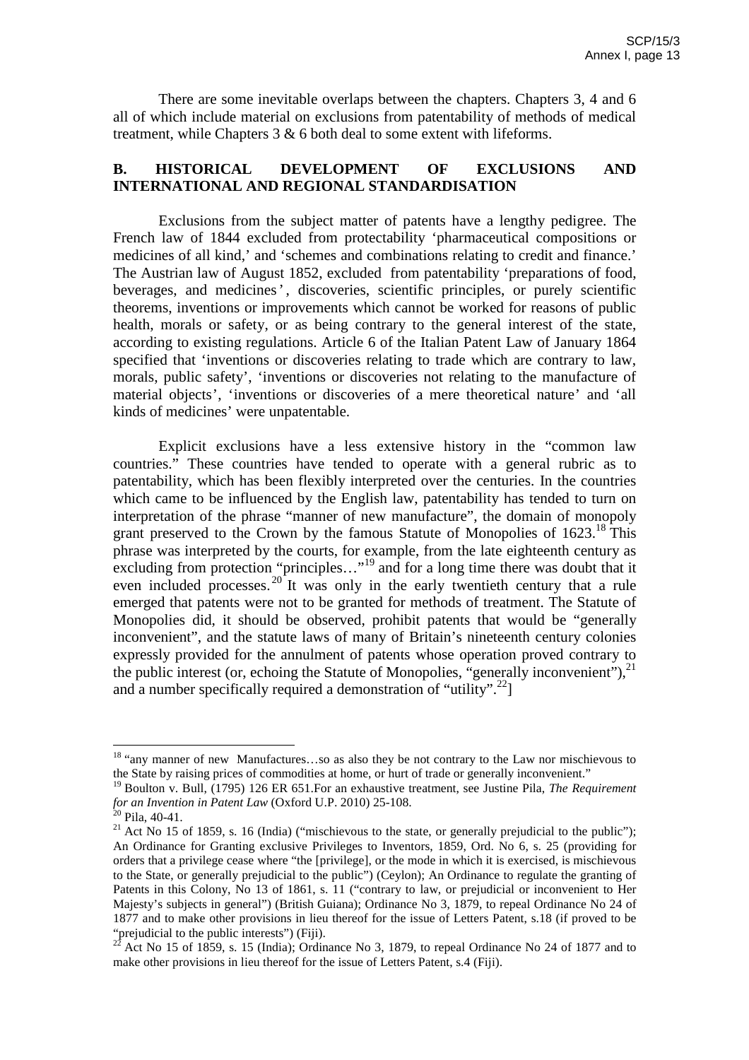There are some inevitable overlaps between the chapters. Chapters 3, 4 and 6 all of which include material on exclusions from patentability of methods of medical treatment, while Chapters 3 & 6 both deal to some extent with lifeforms.

## B. HISTORICAL DEVELOPMENT OF EXCLUSIONS AND INTERNATIONAL AND REGIONAL STANDARDISATION

Exclusions from the subject matter of patents have a lengthy pedigree. The French law of 1844 excluded from protectability 'pharmaceutical compositions or medicines of all kind,' and 'schemes and combinations relating to credit and finance.' The Austrian law of August 1852, excluded from patentability 'preparations of food, beverages, and medicines', discoveries, scientific principles, or purely scientific theorems, inventions or improvements which cannot be worked for reasons of public health, morals or safety, or as being contrary to the general interest of the state, according to existing regulations. Article 6 of the Italian Patent Law of January 1864 specified that 'inventions or discoveries relating to trade which are contrary to law, morals, public safety', 'inventions or discoveries not relating to the manufacture of material objects', 'inventions or discoveries of a mere theoretical nature' and 'all kinds of medicines' were unpatentable.

Explicit exclusions have a less extensive history in the "common law countries." These countries have tended to operate with a general rubric as to patentability, which has been flexibly interpreted over the centuries. In the countries which came to be influenced by the English law, patentability has tended to turn on interpretation of the phrase "manner of new manufacture", the domain of monopoly grant preserved to the Crown by the famous Statute of Monopolies of 1623.[18] This phrase was interpreted by the courts, for example, from the late eighteenth century as excluding from protection "principles…"[19] and for a long time there was doubt that it even included processes.[20] It was only in the early twentieth century that a rule emerged that patents were not to be granted for methods of treatment. The Statute of Monopolies did, it should be observed, prohibit patents that would be "generally inconvenient", and the statute laws of many of Britain's nineteenth century colonies expressly provided for the annulment of patents whose operation proved contrary to the public interest (or, echoing the Statute of Monopolies, "generally inconvenient"),[21] and a number specifically required a demonstration of "utility".[22]]

---

[18] "any manner of new Manufactures…so as also they be not contrary to the Law nor mischievous to the State by raising prices of commodities at home, or hurt of trade or generally inconvenient."

[19] Boulton v. Bull, (1795) 126 ER 651.For an exhaustive treatment, see Justine Pila, *The Requirement for an Invention in Patent Law* (Oxford U.P. 2010) 25-108.

[20] Pila, 40-41.

[21] Act No 15 of 1859, s. 16 (India) ("mischievous to the state, or generally prejudicial to the public"); An Ordinance for Granting exclusive Privileges to Inventors, 1859, Ord. No 6, s. 25 (providing for orders that a privilege cease where "the [privilege], or the mode in which it is exercised, is mischievous to the State, or generally prejudicial to the public") (Ceylon); An Ordinance to regulate the granting of Patents in this Colony, No 13 of 1861, s. 11 ("contrary to law, or prejudicial or inconvenient to Her Majesty's subjects in general") (British Guiana); Ordinance No 3, 1879, to repeal Ordinance No 24 of 1877 and to make other provisions in lieu thereof for the issue of Letters Patent, s.18 (if proved to be "prejudicial to the public interests") (Fiji).

[22] Act No 15 of 1859, s. 15 (India); Ordinance No 3, 1879, to repeal Ordinance No 24 of 1877 and to make other provisions in lieu thereof for the issue of Letters Patent, s.4 (Fiji).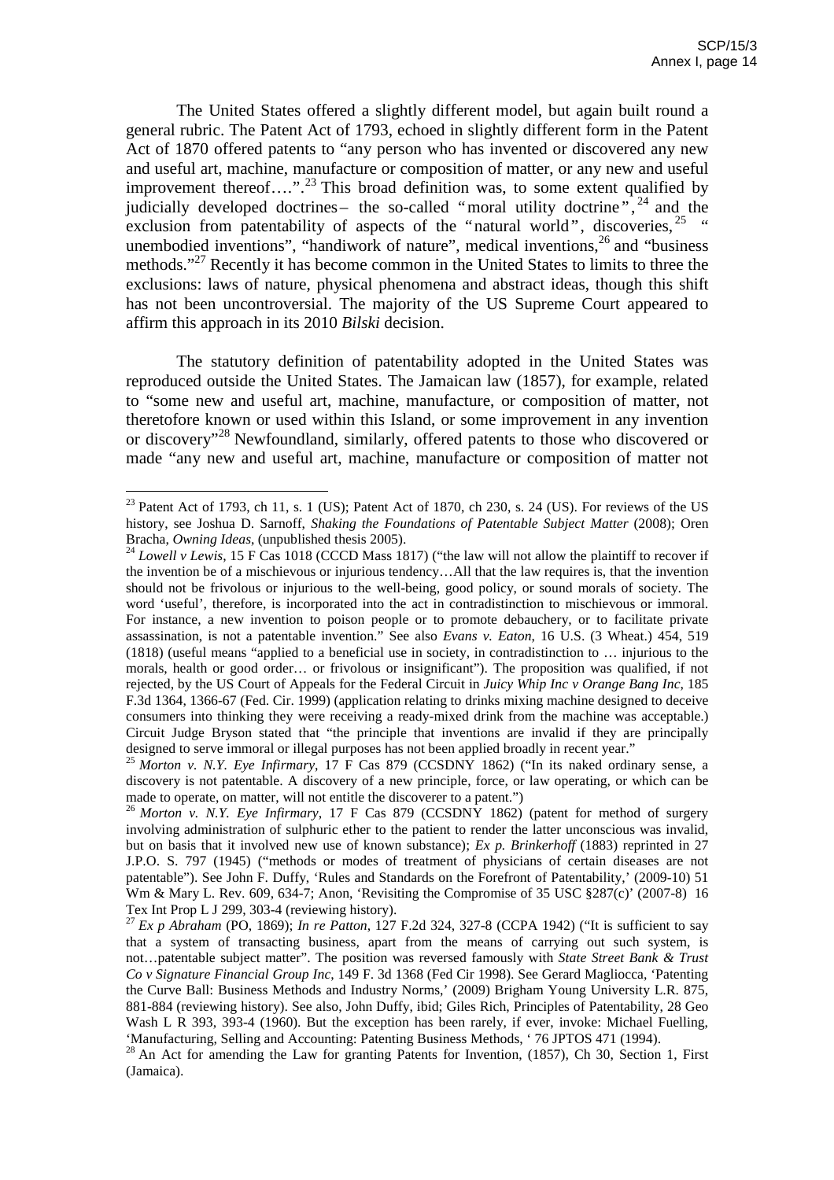The United States offered a slightly different model, but again built round a general rubric. The Patent Act of 1793, echoed in slightly different form in the Patent Act of 1870 offered patents to "any person who has invented or discovered any new and useful art, machine, manufacture or composition of matter, or any new and useful improvement thereof….".[23] This broad definition was, to some extent qualified by judicially developed doctrines – the so-called "moral utility doctrine",[24] and the exclusion from patentability of aspects of the "natural world", discoveries,[25] "unembodied inventions", "handiwork of nature", medical inventions,[26] and "business methods."[27] Recently it has become common in the United States to limits to three the exclusions: laws of nature, physical phenomena and abstract ideas, though this shift has not been uncontroversial. The majority of the US Supreme Court appeared to affirm this approach in its 2010 *Bilski* decision.

The statutory definition of patentability adopted in the United States was reproduced outside the United States. The Jamaican law (1857), for example, related to "some new and useful art, machine, manufacture, or composition of matter, not theretofore known or used within this Island, or some improvement in any invention or discovery"[28] Newfoundland, similarly, offered patents to those who discovered or made "any new and useful art, machine, manufacture or composition of matter not

---

[23] Patent Act of 1793, ch 11, s. 1 (US); Patent Act of 1870, ch 230, s. 24 (US). For reviews of the US history, see Joshua D. Sarnoff, *Shaking the Foundations of Patentable Subject Matter* (2008); Oren Bracha, *Owning Ideas*, (unpublished thesis 2005).

[24] *Lowell v Lewis*, 15 F Cas 1018 (CCCD Mass 1817) ("the law will not allow the plaintiff to recover if the invention be of a mischievous or injurious tendency…All that the law requires is, that the invention should not be frivolous or injurious to the well-being, good policy, or sound morals of society. The word 'useful', therefore, is incorporated into the act in contradistinction to mischievous or immoral. For instance, a new invention to poison people or to promote debauchery, or to facilitate private assassination, is not a patentable invention." See also *Evans v. Eaton*, 16 U.S. (3 Wheat.) 454, 519 (1818) (useful means "applied to a beneficial use in society, in contradistinction to … injurious to the morals, health or good order… or frivolous or insignificant"). The proposition was qualified, if not rejected, by the US Court of Appeals for the Federal Circuit in *Juicy Whip Inc v Orange Bang Inc*, 185 F.3d 1364, 1366-67 (Fed. Cir. 1999) (application relating to drinks mixing machine designed to deceive consumers into thinking they were receiving a ready-mixed drink from the machine was acceptable.) Circuit Judge Bryson stated that "the principle that inventions are invalid if they are principally designed to serve immoral or illegal purposes has not been applied broadly in recent year."

[25] *Morton v. N.Y. Eye Infirmary*, 17 F Cas 879 (CCSDNY 1862) ("In its naked ordinary sense, a discovery is not patentable. A discovery of a new principle, force, or law operating, or which can be made to operate, on matter, will not entitle the discoverer to a patent.")

[26] *Morton v. N.Y. Eye Infirmary*, 17 F Cas 879 (CCSDNY 1862) (patent for method of surgery involving administration of sulphuric ether to the patient to render the latter unconscious was invalid, but on basis that it involved new use of known substance); *Ex p. Brinkerhoff* (1883) reprinted in 27 J.P.O. S. 797 (1945) ("methods or modes of treatment of physicians of certain diseases are not patentable"). See John F. Duffy, 'Rules and Standards on the Forefront of Patentability,' (2009-10) 51 Wm & Mary L. Rev. 609, 634-7; Anon, 'Revisiting the Compromise of 35 USC §287(c)' (2007-8) 16 Tex Int Prop L J 299, 303-4 (reviewing history).

[27] *Ex p Abraham* (PO, 1869); *In re Patton*, 127 F.2d 324, 327-8 (CCPA 1942) ("It is sufficient to say that a system of transacting business, apart from the means of carrying out such system, is not…patentable subject matter". The position was reversed famously with *State Street Bank & Trust Co v Signature Financial Group Inc*, 149 F. 3d 1368 (Fed Cir 1998). See Gerard Magliocca, 'Patenting the Curve Ball: Business Methods and Industry Norms,' (2009) Brigham Young University L.R. 875, 881-884 (reviewing history). See also, John Duffy, ibid; Giles Rich, Principles of Patentability, 28 Geo Wash L R 393, 393-4 (1960). But the exception has been rarely, if ever, invoke: Michael Fuelling, 'Manufacturing, Selling and Accounting: Patenting Business Methods, ' 76 JPTOS 471 (1994).

[28] An Act for amending the Law for granting Patents for Invention, (1857), Ch 30, Section 1, First (Jamaica).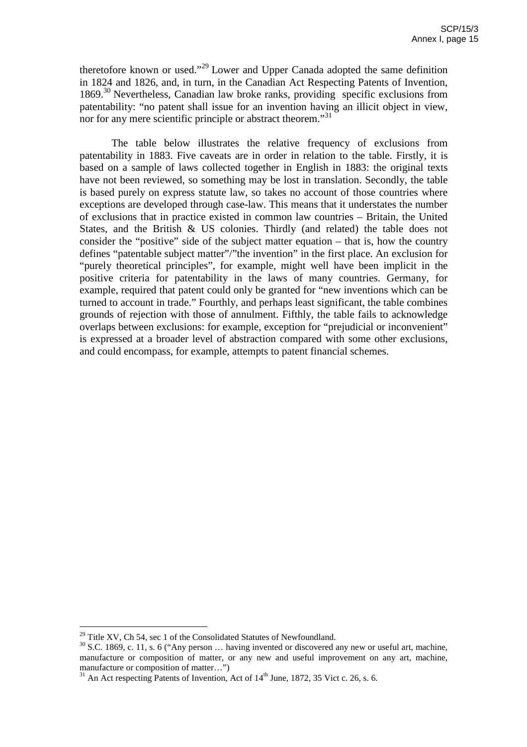theretofore known or used."[29] Lower and Upper Canada adopted the same definition in 1824 and 1826, and, in turn, in the Canadian Act Respecting Patents of Invention, 1869.[30] Nevertheless, Canadian law broke ranks, providing specific exclusions from patentability: "no patent shall issue for an invention having an illicit object in view, nor for any mere scientific principle or abstract theorem."[31]

The table below illustrates the relative frequency of exclusions from patentability in 1883. Five caveats are in order in relation to the table. Firstly, it is based on a sample of laws collected together in English in 1883: the original texts have not been reviewed, so something may be lost in translation. Secondly, the table is based purely on express statute law, so takes no account of those countries where exceptions are developed through case-law. This means that it understates the number of exclusions that in practice existed in common law countries – Britain, the United States, and the British & US colonies. Thirdly (and related) the table does not consider the "positive" side of the subject matter equation – that is, how the country defines "patentable subject matter"/"the invention" in the first place. An exclusion for "purely theoretical principles", for example, might well have been implicit in the positive criteria for patentability in the laws of many countries. Germany, for example, required that patent could only be granted for "new inventions which can be turned to account in trade." Fourthly, and perhaps least significant, the table combines grounds of rejection with those of annulment. Fifthly, the table fails to acknowledge overlaps between exclusions: for example, exception for "prejudicial or inconvenient" is expressed at a broader level of abstraction compared with some other exclusions, and could encompass, for example, attempts to patent financial schemes.

---

[29] Title XV, Ch 54, sec 1 of the Consolidated Statutes of Newfoundland.

[30] S.C. 1869, c. 11, s. 6 ("Any person … having invented or discovered any new or useful art, machine, manufacture or composition of matter, or any new and useful improvement on any art, machine, manufacture or composition of matter…")

[31] An Act respecting Patents of Invention, Act of 14th June, 1872, 35 Vict c. 26, s. 6.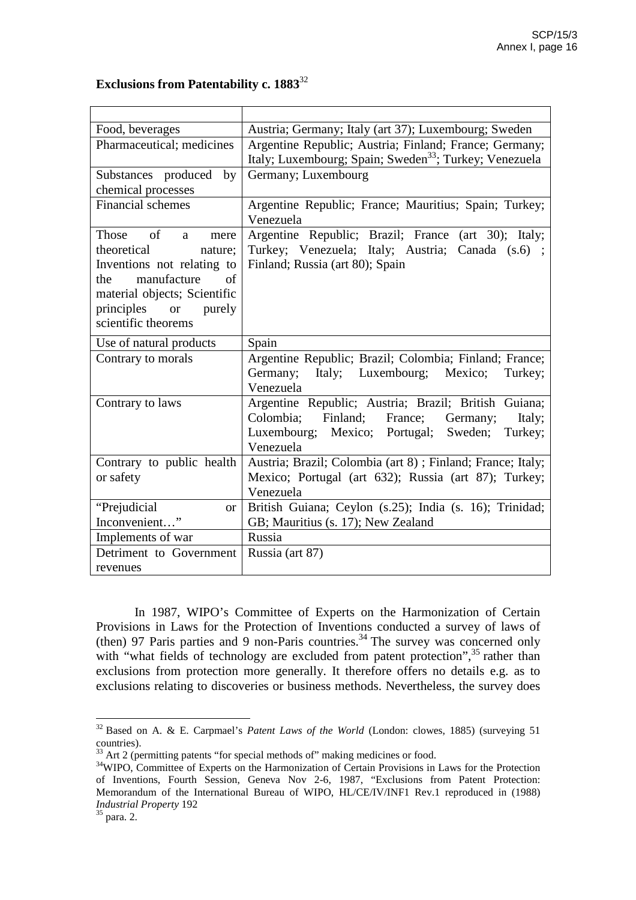**Exclusions from Patentability c. 1883**[32]

| | |
|---|---|
| Food, beverages | Austria; Germany; Italy (art 37); Luxembourg; Sweden |
| Pharmaceutical; medicines | Argentine Republic; Austria; Finland; France; Germany; Italy; Luxembourg; Spain; Sweden[33]; Turkey; Venezuela |
| Substances produced by chemical processes | Germany; Luxembourg |
| Financial schemes | Argentine Republic; France; Mauritius; Spain; Turkey; Venezuela |
| Those of a mere theoretical nature; Inventions not relating to the manufacture of material objects; Scientific principles or purely scientific theorems | Argentine Republic; Brazil; France (art 30); Italy; Turkey; Venezuela; Italy; Austria; Canada (s.6) ; Finland; Russia (art 80); Spain |
| Use of natural products | Spain |
| Contrary to morals | Argentine Republic; Brazil; Colombia; Finland; France; Germany; Italy; Luxembourg; Mexico; Turkey; Venezuela |
| Contrary to laws | Argentine Republic; Austria; Brazil; British Guiana; Colombia; Finland; France; Germany; Italy; Luxembourg; Mexico; Portugal; Sweden; Turkey; Venezuela |
| Contrary to public health or safety | Austria; Brazil; Colombia (art 8) ; Finland; France; Italy; Mexico; Portugal (art 632); Russia (art 87); Turkey; Venezuela |
| "Prejudicial or Inconvenient…" | British Guiana; Ceylon (s.25); India (s. 16); Trinidad; GB; Mauritius (s. 17); New Zealand |
| Implements of war | Russia |
| Detriment to Government revenues | Russia (art 87) |

In 1987, WIPO's Committee of Experts on the Harmonization of Certain Provisions in Laws for the Protection of Inventions conducted a survey of laws of (then) 97 Paris parties and 9 non-Paris countries.[34] The survey was concerned only with "what fields of technology are excluded from patent protection",[35] rather than exclusions from protection more generally. It therefore offers no details e.g. as to exclusions relating to discoveries or business methods. Nevertheless, the survey does

[32] Based on A. & E. Carpmael's *Patent Laws of the World* (London: clowes, 1885) (surveying 51 countries).

[33] Art 2 (permitting patents "for special methods of" making medicines or food.

[34] WIPO, Committee of Experts on the Harmonization of Certain Provisions in Laws for the Protection of Inventions, Fourth Session, Geneva Nov 2-6, 1987, "Exclusions from Patent Protection: Memorandum of the International Bureau of WIPO, HL/CE/IV/INF1 Rev.1 reproduced in (1988) *Industrial Property* 192

[35] para. 2.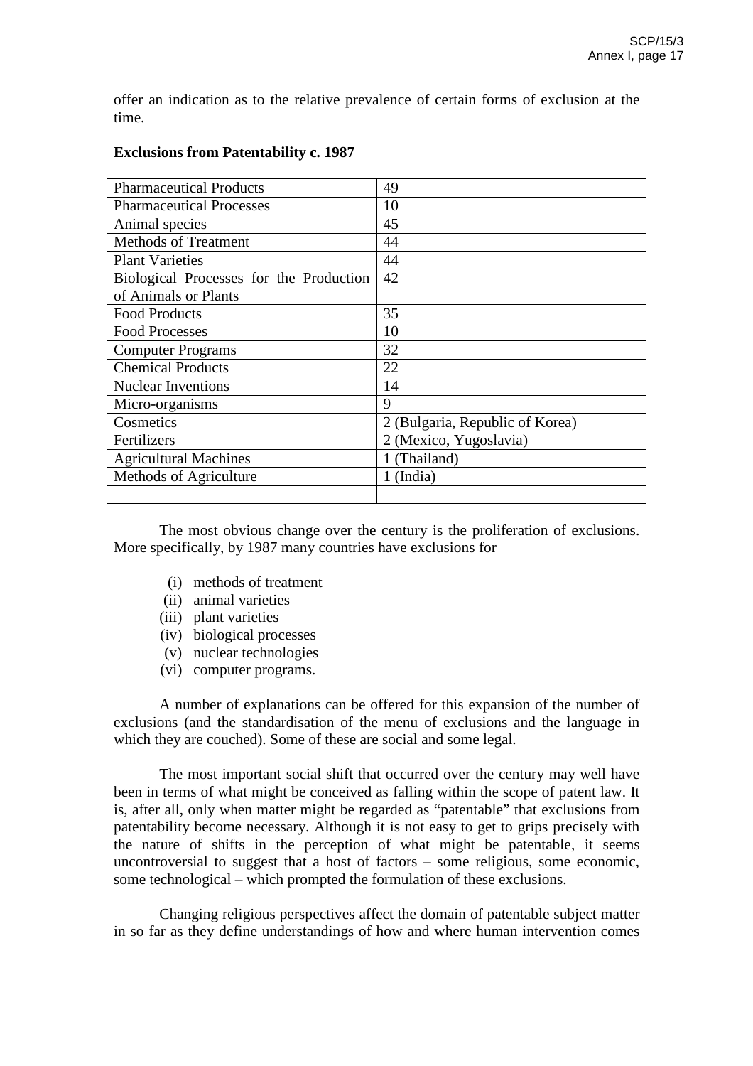offer an indication as to the relative prevalence of certain forms of exclusion at the time.

**Exclusions from Patentability c. 1987**

| | |
|---|---|
| Pharmaceutical Products | 49 |
| Pharmaceutical Processes | 10 |
| Animal species | 45 |
| Methods of Treatment | 44 |
| Plant Varieties | 44 |
| Biological Processes for the Production of Animals or Plants | 42 |
| Food Products | 35 |
| Food Processes | 10 |
| Computer Programs | 32 |
| Chemical Products | 22 |
| Nuclear Inventions | 14 |
| Micro-organisms | 9 |
| Cosmetics | 2 (Bulgaria, Republic of Korea) |
| Fertilizers | 2 (Mexico, Yugoslavia) |
| Agricultural Machines | 1 (Thailand) |
| Methods of Agriculture | 1 (India) |
| | |

The most obvious change over the century is the proliferation of exclusions. More specifically, by 1987 many countries have exclusions for

(i) methods of treatment
(ii) animal varieties
(iii) plant varieties
(iv) biological processes
(v) nuclear technologies
(vi) computer programs.

A number of explanations can be offered for this expansion of the number of exclusions (and the standardisation of the menu of exclusions and the language in which they are couched). Some of these are social and some legal.

The most important social shift that occurred over the century may well have been in terms of what might be conceived as falling within the scope of patent law. It is, after all, only when matter might be regarded as "patentable" that exclusions from patentability become necessary. Although it is not easy to get to grips precisely with the nature of shifts in the perception of what might be patentable, it seems uncontroversial to suggest that a host of factors – some religious, some economic, some technological – which prompted the formulation of these exclusions.

Changing religious perspectives affect the domain of patentable subject matter in so far as they define understandings of how and where human intervention comes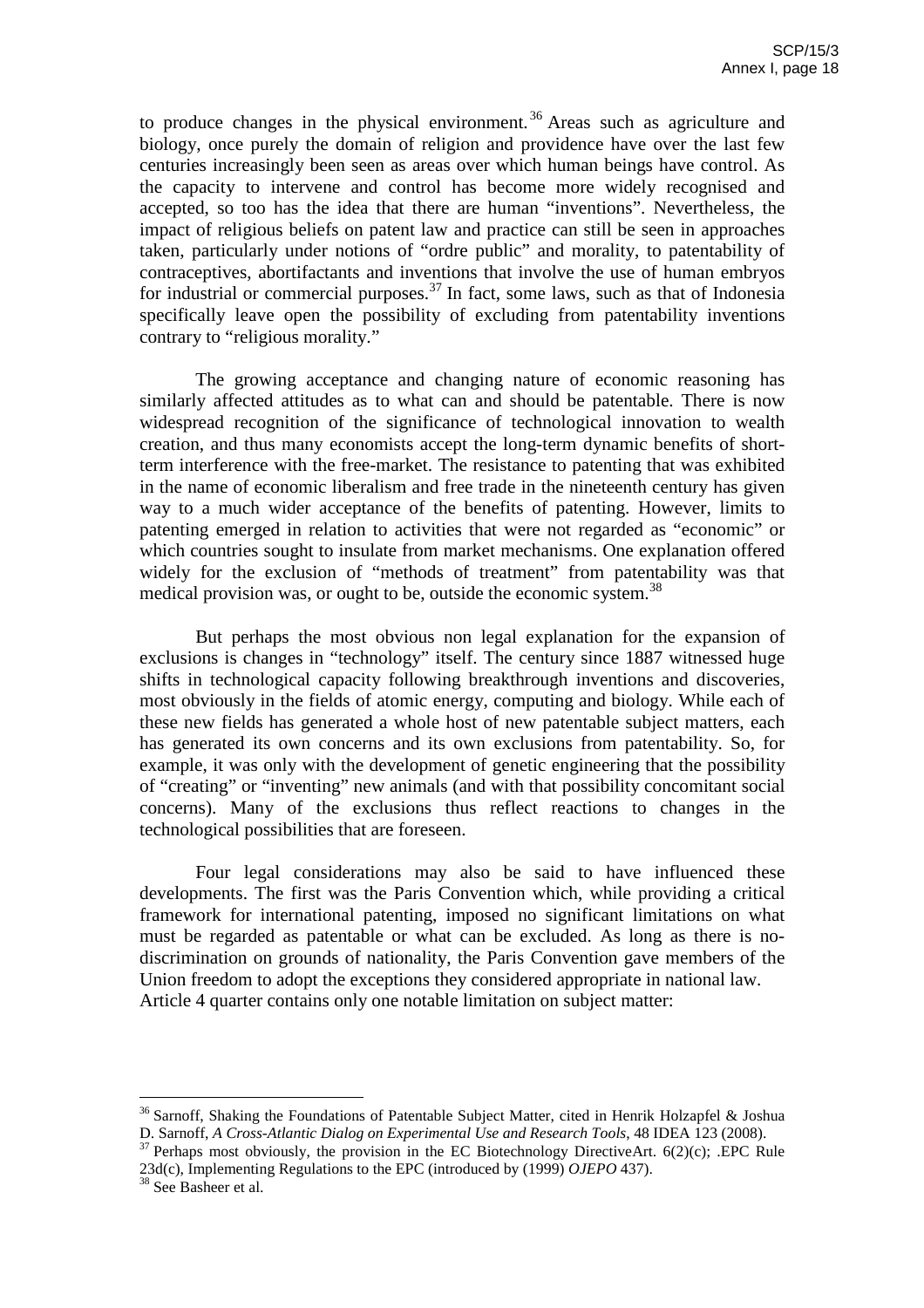to produce changes in the physical environment.[36] Areas such as agriculture and biology, once purely the domain of religion and providence have over the last few centuries increasingly been seen as areas over which human beings have control. As the capacity to intervene and control has become more widely recognised and accepted, so too has the idea that there are human "inventions". Nevertheless, the impact of religious beliefs on patent law and practice can still be seen in approaches taken, particularly under notions of "ordre public" and morality, to patentability of contraceptives, abortifactants and inventions that involve the use of human embryos for industrial or commercial purposes.[37] In fact, some laws, such as that of Indonesia specifically leave open the possibility of excluding from patentability inventions contrary to "religious morality."

The growing acceptance and changing nature of economic reasoning has similarly affected attitudes as to what can and should be patentable. There is now widespread recognition of the significance of technological innovation to wealth creation, and thus many economists accept the long-term dynamic benefits of short-term interference with the free-market. The resistance to patenting that was exhibited in the name of economic liberalism and free trade in the nineteenth century has given way to a much wider acceptance of the benefits of patenting. However, limits to patenting emerged in relation to activities that were not regarded as "economic" or which countries sought to insulate from market mechanisms. One explanation offered widely for the exclusion of "methods of treatment" from patentability was that medical provision was, or ought to be, outside the economic system.[38]

But perhaps the most obvious non legal explanation for the expansion of exclusions is changes in "technology" itself. The century since 1887 witnessed huge shifts in technological capacity following breakthrough inventions and discoveries, most obviously in the fields of atomic energy, computing and biology. While each of these new fields has generated a whole host of new patentable subject matters, each has generated its own concerns and its own exclusions from patentability. So, for example, it was only with the development of genetic engineering that the possibility of "creating" or "inventing" new animals (and with that possibility concomitant social concerns). Many of the exclusions thus reflect reactions to changes in the technological possibilities that are foreseen.

Four legal considerations may also be said to have influenced these developments. The first was the Paris Convention which, while providing a critical framework for international patenting, imposed no significant limitations on what must be regarded as patentable or what can be excluded. As long as there is no-discrimination on grounds of nationality, the Paris Convention gave members of the Union freedom to adopt the exceptions they considered appropriate in national law. Article 4 quarter contains only one notable limitation on subject matter:

---

[36] Sarnoff, Shaking the Foundations of Patentable Subject Matter, cited in Henrik Holzapfel & Joshua D. Sarnoff, *A Cross-Atlantic Dialog on Experimental Use and Research Tools*, 48 IDEA 123 (2008).

[37] Perhaps most obviously, the provision in the EC Biotechnology DirectiveArt. 6(2)(c); .EPC Rule 23d(c), Implementing Regulations to the EPC (introduced by (1999) *OJEPO* 437).

[38] See Basheer et al.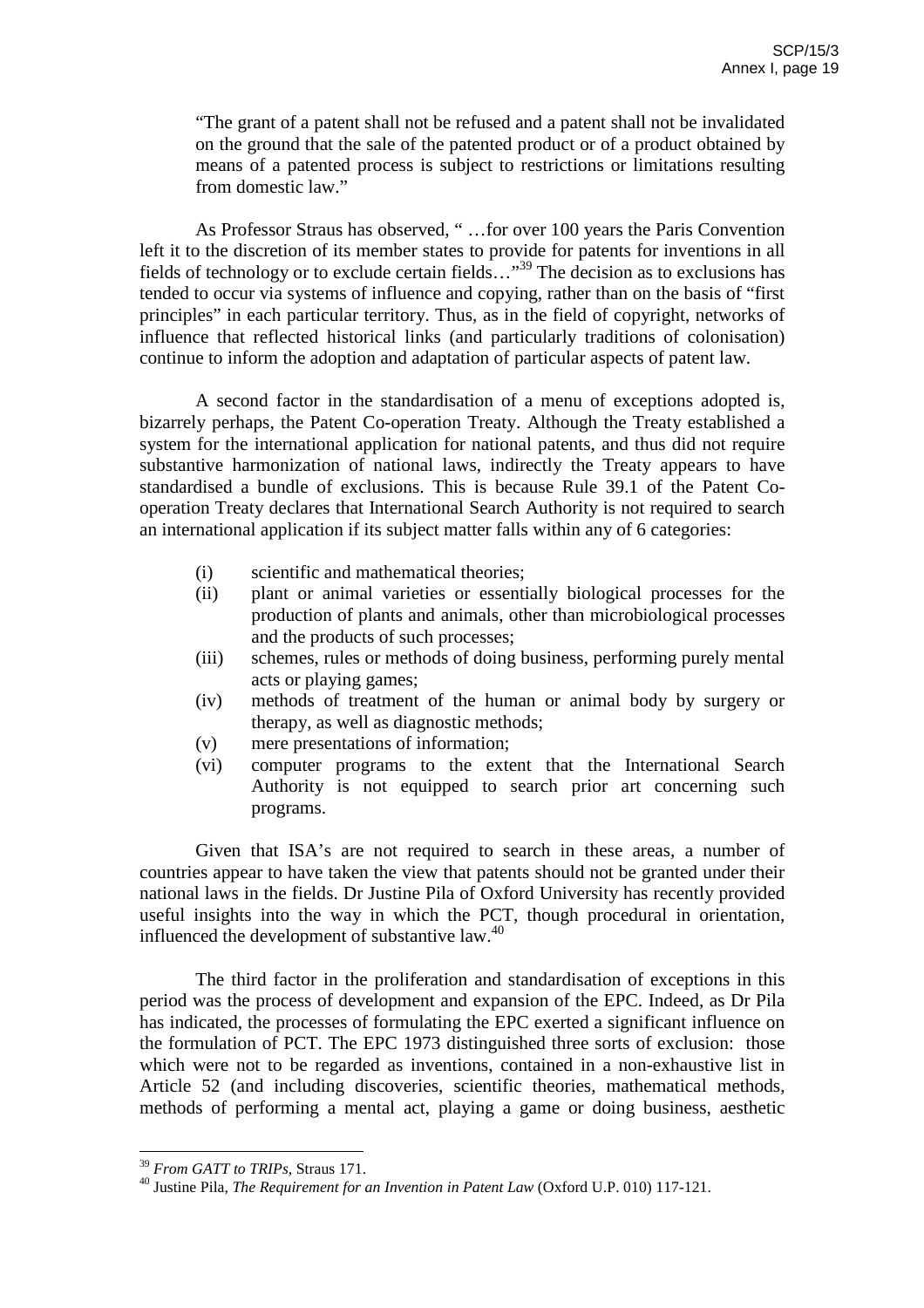"The grant of a patent shall not be refused and a patent shall not be invalidated on the ground that the sale of the patented product or of a product obtained by means of a patented process is subject to restrictions or limitations resulting from domestic law."

As Professor Straus has observed, " …for over 100 years the Paris Convention left it to the discretion of its member states to provide for patents for inventions in all fields of technology or to exclude certain fields…"[39] The decision as to exclusions has tended to occur via systems of influence and copying, rather than on the basis of "first principles" in each particular territory. Thus, as in the field of copyright, networks of influence that reflected historical links (and particularly traditions of colonisation) continue to inform the adoption and adaptation of particular aspects of patent law.

A second factor in the standardisation of a menu of exceptions adopted is, bizarrely perhaps, the Patent Co-operation Treaty. Although the Treaty established a system for the international application for national patents, and thus did not require substantive harmonization of national laws, indirectly the Treaty appears to have standardised a bundle of exclusions. This is because Rule 39.1 of the Patent Co-operation Treaty declares that International Search Authority is not required to search an international application if its subject matter falls within any of 6 categories:

(i) scientific and mathematical theories;

(ii) plant or animal varieties or essentially biological processes for the production of plants and animals, other than microbiological processes and the products of such processes;

(iii) schemes, rules or methods of doing business, performing purely mental acts or playing games;

(iv) methods of treatment of the human or animal body by surgery or therapy, as well as diagnostic methods;

(v) mere presentations of information;

(vi) computer programs to the extent that the International Search Authority is not equipped to search prior art concerning such programs.

Given that ISA's are not required to search in these areas, a number of countries appear to have taken the view that patents should not be granted under their national laws in the fields. Dr Justine Pila of Oxford University has recently provided useful insights into the way in which the PCT, though procedural in orientation, influenced the development of substantive law.[40]

The third factor in the proliferation and standardisation of exceptions in this period was the process of development and expansion of the EPC. Indeed, as Dr Pila has indicated, the processes of formulating the EPC exerted a significant influence on the formulation of PCT. The EPC 1973 distinguished three sorts of exclusion: those which were not to be regarded as inventions, contained in a non-exhaustive list in Article 52 (and including discoveries, scientific theories, mathematical methods, methods of performing a mental act, playing a game or doing business, aesthetic

---

[39] *From GATT to TRIPs*, Straus 171.

[40] Justine Pila, *The Requirement for an Invention in Patent Law* (Oxford U.P. 010) 117-121.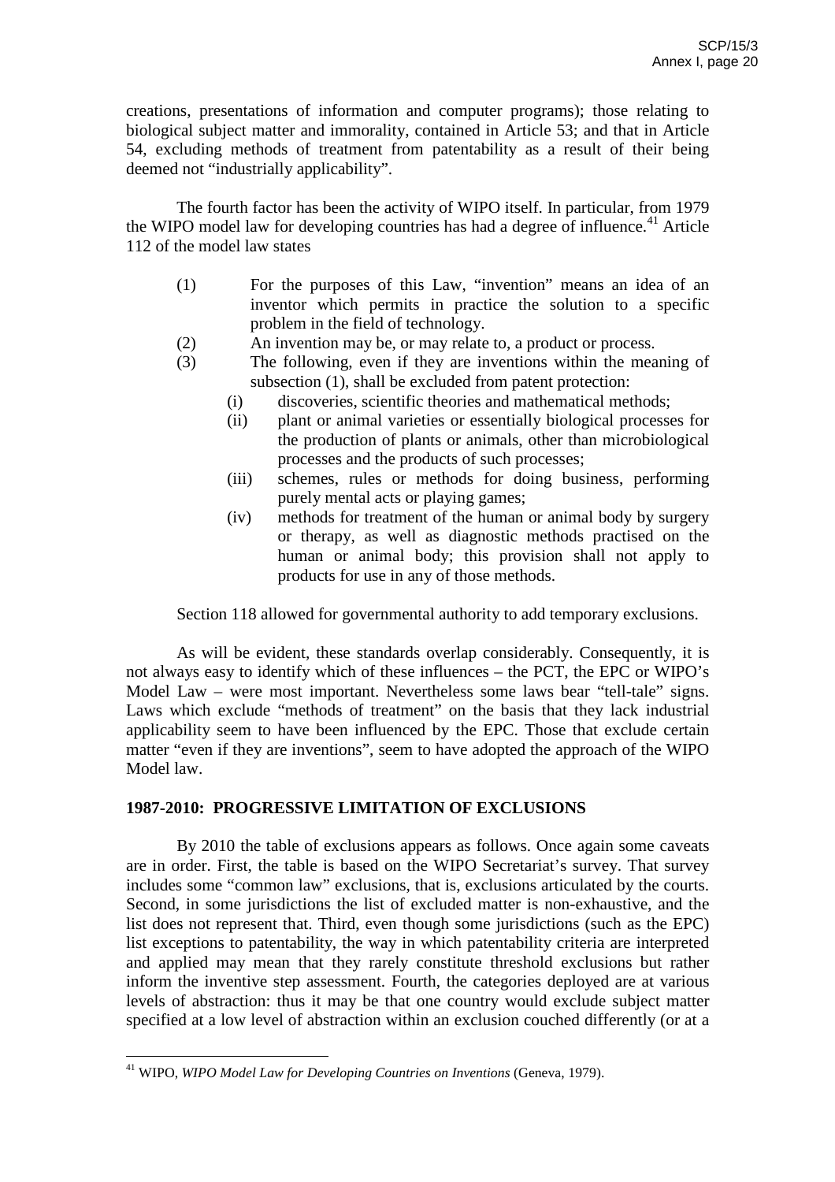creations, presentations of information and computer programs); those relating to biological subject matter and immorality, contained in Article 53; and that in Article 54, excluding methods of treatment from patentability as a result of their being deemed not "industrially applicability".

The fourth factor has been the activity of WIPO itself. In particular, from 1979 the WIPO model law for developing countries has had a degree of influence.[41] Article 112 of the model law states

(1) For the purposes of this Law, "invention" means an idea of an inventor which permits in practice the solution to a specific problem in the field of technology.

(2) An invention may be, or may relate to, a product or process.

(3) The following, even if they are inventions within the meaning of subsection (1), shall be excluded from patent protection:

  (i) discoveries, scientific theories and mathematical methods;

  (ii) plant or animal varieties or essentially biological processes for the production of plants or animals, other than microbiological processes and the products of such processes;

  (iii) schemes, rules or methods for doing business, performing purely mental acts or playing games;

  (iv) methods for treatment of the human or animal body by surgery or therapy, as well as diagnostic methods practised on the human or animal body; this provision shall not apply to products for use in any of those methods.

Section 118 allowed for governmental authority to add temporary exclusions.

As will be evident, these standards overlap considerably. Consequently, it is not always easy to identify which of these influences – the PCT, the EPC or WIPO's Model Law – were most important. Nevertheless some laws bear "tell-tale" signs. Laws which exclude "methods of treatment" on the basis that they lack industrial applicability seem to have been influenced by the EPC. Those that exclude certain matter "even if they are inventions", seem to have adopted the approach of the WIPO Model law.

## 1987-2010: PROGRESSIVE LIMITATION OF EXCLUSIONS

By 2010 the table of exclusions appears as follows. Once again some caveats are in order. First, the table is based on the WIPO Secretariat's survey. That survey includes some "common law" exclusions, that is, exclusions articulated by the courts. Second, in some jurisdictions the list of excluded matter is non-exhaustive, and the list does not represent that. Third, even though some jurisdictions (such as the EPC) list exceptions to patentability, the way in which patentability criteria are interpreted and applied may mean that they rarely constitute threshold exclusions but rather inform the inventive step assessment. Fourth, the categories deployed are at various levels of abstraction: thus it may be that one country would exclude subject matter specified at a low level of abstraction within an exclusion couched differently (or at a

---

[41] WIPO, *WIPO Model Law for Developing Countries on Inventions* (Geneva, 1979).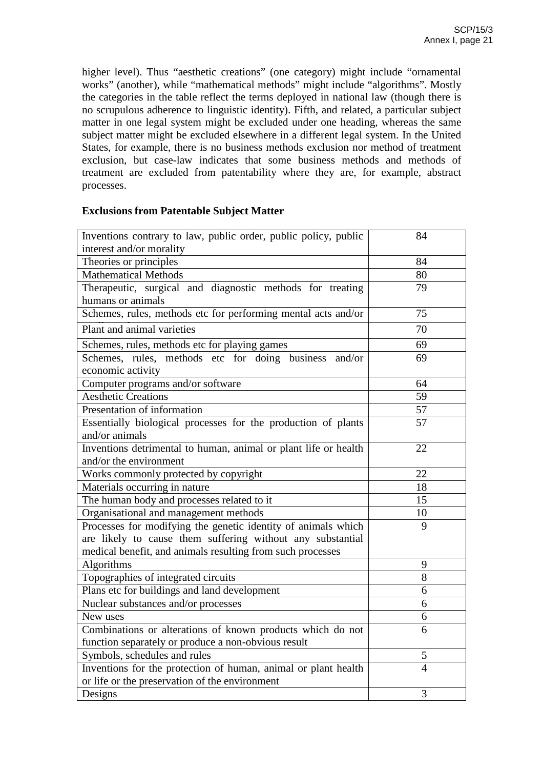higher level). Thus "aesthetic creations" (one category) might include "ornamental works" (another), while "mathematical methods" might include "algorithms". Mostly the categories in the table reflect the terms deployed in national law (though there is no scrupulous adherence to linguistic identity). Fifth, and related, a particular subject matter in one legal system might be excluded under one heading, whereas the same subject matter might be excluded elsewhere in a different legal system. In the United States, for example, there is no business methods exclusion nor method of treatment exclusion, but case-law indicates that some business methods and methods of treatment are excluded from patentability where they are, for example, abstract processes.

**Exclusions from Patentable Subject Matter**

| Exclusion | Number |
|---|---|
| Inventions contrary to law, public order, public policy, public interest and/or morality | 84 |
| Theories or principles | 84 |
| Mathematical Methods | 80 |
| Therapeutic, surgical and diagnostic methods for treating humans or animals | 79 |
| Schemes, rules, methods etc for performing mental acts and/or | 75 |
| Plant and animal varieties | 70 |
| Schemes, rules, methods etc for playing games | 69 |
| Schemes, rules, methods etc for doing business and/or economic activity | 69 |
| Computer programs and/or software | 64 |
| Aesthetic Creations | 59 |
| Presentation of information | 57 |
| Essentially biological processes for the production of plants and/or animals | 57 |
| Inventions detrimental to human, animal or plant life or health and/or the environment | 22 |
| Works commonly protected by copyright | 22 |
| Materials occurring in nature | 18 |
| The human body and processes related to it | 15 |
| Organisational and management methods | 10 |
| Processes for modifying the genetic identity of animals which are likely to cause them suffering without any substantial medical benefit, and animals resulting from such processes | 9 |
| Algorithms | 9 |
| Topographies of integrated circuits | 8 |
| Plans etc for buildings and land development | 6 |
| Nuclear substances and/or processes | 6 |
| New uses | 6 |
| Combinations or alterations of known products which do not function separately or produce a non-obvious result | 6 |
| Symbols, schedules and rules | 5 |
| Inventions for the protection of human, animal or plant health or life or the preservation of the environment | 4 |
| Designs | 3 |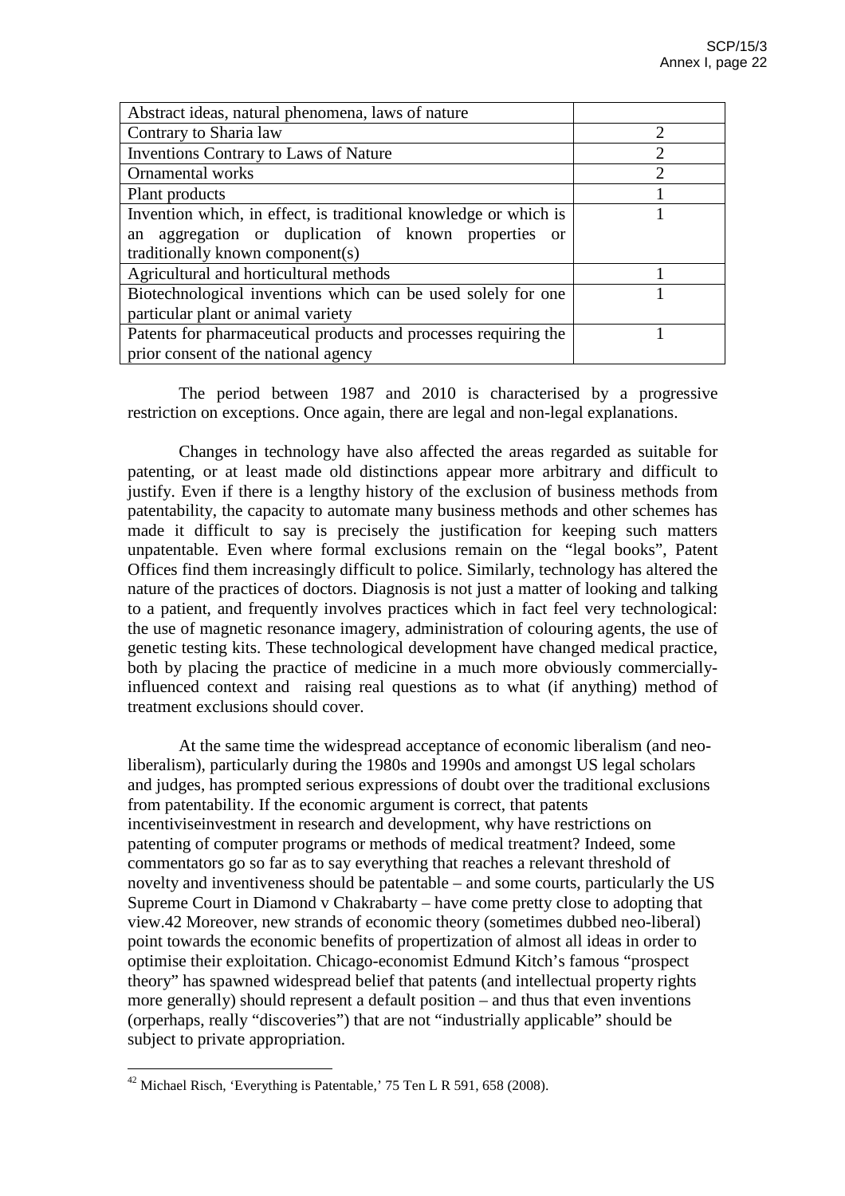| Abstract ideas, natural phenomena, laws of nature | |
|---|---|
| Contrary to Sharia law | 2 |
| Inventions Contrary to Laws of Nature | 2 |
| Ornamental works | 2 |
| Plant products | 1 |
| Invention which, in effect, is traditional knowledge or which is an aggregation or duplication of known properties or traditionally known component(s) | 1 |
| Agricultural and horticultural methods | 1 |
| Biotechnological inventions which can be used solely for one particular plant or animal variety | 1 |
| Patents for pharmaceutical products and processes requiring the prior consent of the national agency | 1 |

The period between 1987 and 2010 is characterised by a progressive restriction on exceptions. Once again, there are legal and non-legal explanations.

Changes in technology have also affected the areas regarded as suitable for patenting, or at least made old distinctions appear more arbitrary and difficult to justify. Even if there is a lengthy history of the exclusion of business methods from patentability, the capacity to automate many business methods and other schemes has made it difficult to say is precisely the justification for keeping such matters unpatentable. Even where formal exclusions remain on the "legal books", Patent Offices find them increasingly difficult to police. Similarly, technology has altered the nature of the practices of doctors. Diagnosis is not just a matter of looking and talking to a patient, and frequently involves practices which in fact feel very technological: the use of magnetic resonance imagery, administration of colouring agents, the use of genetic testing kits. These technological development have changed medical practice, both by placing the practice of medicine in a much more obviously commercially-influenced context and raising real questions as to what (if anything) method of treatment exclusions should cover.

At the same time the widespread acceptance of economic liberalism (and neo-liberalism), particularly during the 1980s and 1990s and amongst US legal scholars and judges, has prompted serious expressions of doubt over the traditional exclusions from patentability. If the economic argument is correct, that patents incentiviseinvestment in research and development, why have restrictions on patenting of computer programs or methods of medical treatment? Indeed, some commentators go so far as to say everything that reaches a relevant threshold of novelty and inventiveness should be patentable – and some courts, particularly the US Supreme Court in Diamond v Chakrabarty – have come pretty close to adopting that view.[42] Moreover, new strands of economic theory (sometimes dubbed neo-liberal) point towards the economic benefits of propertization of almost all ideas in order to optimise their exploitation. Chicago-economist Edmund Kitch's famous "prospect theory" has spawned widespread belief that patents (and intellectual property rights more generally) should represent a default position – and thus that even inventions (orperhaps, really "discoveries") that are not "industrially applicable" should be subject to private appropriation.

[42] Michael Risch, 'Everything is Patentable,' 75 Ten L R 591, 658 (2008).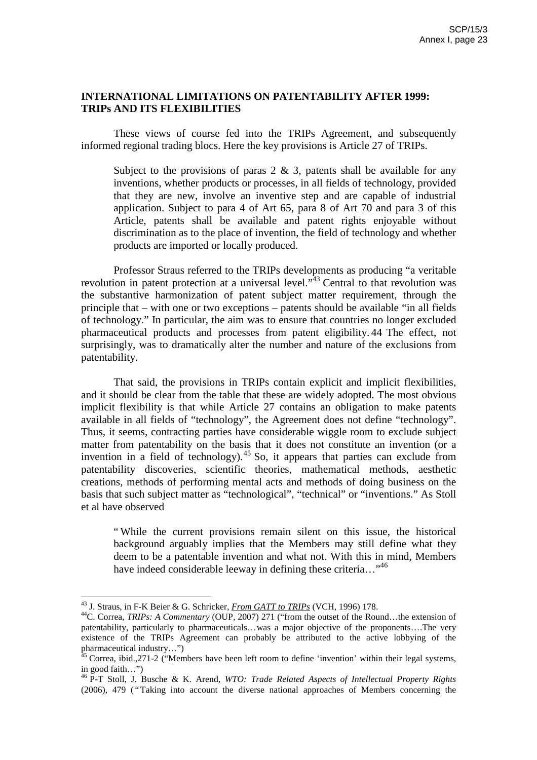## INTERNATIONAL LIMITATIONS ON PATENTABILITY AFTER 1999: TRIPs AND ITS FLEXIBILITIES

These views of course fed into the TRIPs Agreement, and subsequently informed regional trading blocs. Here the key provisions is Article 27 of TRIPs.

> Subject to the provisions of paras 2 & 3, patents shall be available for any inventions, whether products or processes, in all fields of technology, provided that they are new, involve an inventive step and are capable of industrial application. Subject to para 4 of Art 65, para 8 of Art 70 and para 3 of this Article, patents shall be available and patent rights enjoyable without discrimination as to the place of invention, the field of technology and whether products are imported or locally produced.

Professor Straus referred to the TRIPs developments as producing "a veritable revolution in patent protection at a universal level."[43] Central to that revolution was the substantive harmonization of patent subject matter requirement, through the principle that – with one or two exceptions – patents should be available "in all fields of technology." In particular, the aim was to ensure that countries no longer excluded pharmaceutical products and processes from patent eligibility. 44 The effect, not surprisingly, was to dramatically alter the number and nature of the exclusions from patentability.

That said, the provisions in TRIPs contain explicit and implicit flexibilities, and it should be clear from the table that these are widely adopted. The most obvious implicit flexibility is that while Article 27 contains an obligation to make patents available in all fields of "technology", the Agreement does not define "technology". Thus, it seems, contracting parties have considerable wiggle room to exclude subject matter from patentability on the basis that it does not constitute an invention (or a invention in a field of technology).[45] So, it appears that parties can exclude from patentability discoveries, scientific theories, mathematical methods, aesthetic creations, methods of performing mental acts and methods of doing business on the basis that such subject matter as "technological", "technical" or "inventions." As Stoll et al have observed

> "While the current provisions remain silent on this issue, the historical background arguably implies that the Members may still define what they deem to be a patentable invention and what not. With this in mind, Members have indeed considerable leeway in defining these criteria…"[46]

---

[43] J. Straus, in F-K Beier & G. Schricker, *From GATT to TRIPs* (VCH, 1996) 178.

[44] C. Correa, *TRIPs: A Commentary* (OUP, 2007) 271 ("from the outset of the Round…the extension of patentability, particularly to pharmaceuticals…was a major objective of the proponents….The very existence of the TRIPs Agreement can probably be attributed to the active lobbying of the pharmaceutical industry…")

[45] Correa, ibid.,271-2 ("Members have been left room to define 'invention' within their legal systems, in good faith…")

[46] P-T Stoll, J. Busche & K. Arend, *WTO: Trade Related Aspects of Intellectual Property Rights* (2006), 479 ("Taking into account the diverse national approaches of Members concerning the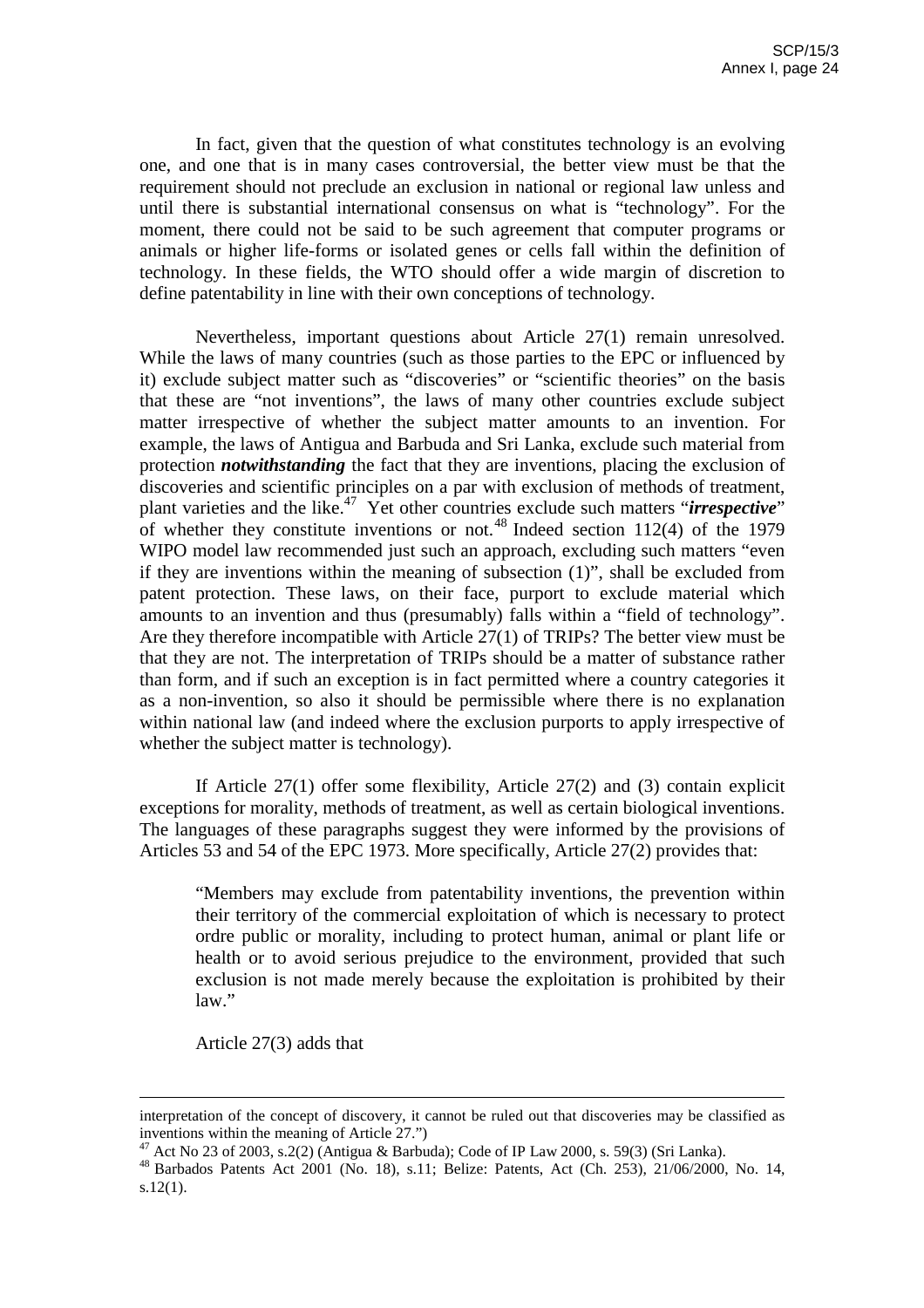In fact, given that the question of what constitutes technology is an evolving one, and one that is in many cases controversial, the better view must be that the requirement should not preclude an exclusion in national or regional law unless and until there is substantial international consensus on what is "technology". For the moment, there could not be said to be such agreement that computer programs or animals or higher life-forms or isolated genes or cells fall within the definition of technology. In these fields, the WTO should offer a wide margin of discretion to define patentability in line with their own conceptions of technology.

Nevertheless, important questions about Article 27(1) remain unresolved. While the laws of many countries (such as those parties to the EPC or influenced by it) exclude subject matter such as "discoveries" or "scientific theories" on the basis that these are "not inventions", the laws of many other countries exclude subject matter irrespective of whether the subject matter amounts to an invention. For example, the laws of Antigua and Barbuda and Sri Lanka, exclude such material from protection ***notwithstanding*** the fact that they are inventions, placing the exclusion of discoveries and scientific principles on a par with exclusion of methods of treatment, plant varieties and the like.[47] Yet other countries exclude such matters "***irrespective***" of whether they constitute inventions or not.[48] Indeed section 112(4) of the 1979 WIPO model law recommended just such an approach, excluding such matters "even if they are inventions within the meaning of subsection (1)", shall be excluded from patent protection. These laws, on their face, purport to exclude material which amounts to an invention and thus (presumably) falls within a "field of technology". Are they therefore incompatible with Article 27(1) of TRIPs? The better view must be that they are not. The interpretation of TRIPs should be a matter of substance rather than form, and if such an exception is in fact permitted where a country categories it as a non-invention, so also it should be permissible where there is no explanation within national law (and indeed where the exclusion purports to apply irrespective of whether the subject matter is technology).

If Article 27(1) offer some flexibility, Article 27(2) and (3) contain explicit exceptions for morality, methods of treatment, as well as certain biological inventions. The languages of these paragraphs suggest they were informed by the provisions of Articles 53 and 54 of the EPC 1973. More specifically, Article 27(2) provides that:

> "Members may exclude from patentability inventions, the prevention within their territory of the commercial exploitation of which is necessary to protect ordre public or morality, including to protect human, animal or plant life or health or to avoid serious prejudice to the environment, provided that such exclusion is not made merely because the exploitation is prohibited by their law."

Article 27(3) adds that

---

interpretation of the concept of discovery, it cannot be ruled out that discoveries may be classified as inventions within the meaning of Article 27.")

[47] Act No 23 of 2003, s.2(2) (Antigua & Barbuda); Code of IP Law 2000, s. 59(3) (Sri Lanka).

[48] Barbados Patents Act 2001 (No. 18), s.11; Belize: Patents, Act (Ch. 253), 21/06/2000, No. 14, s.12(1).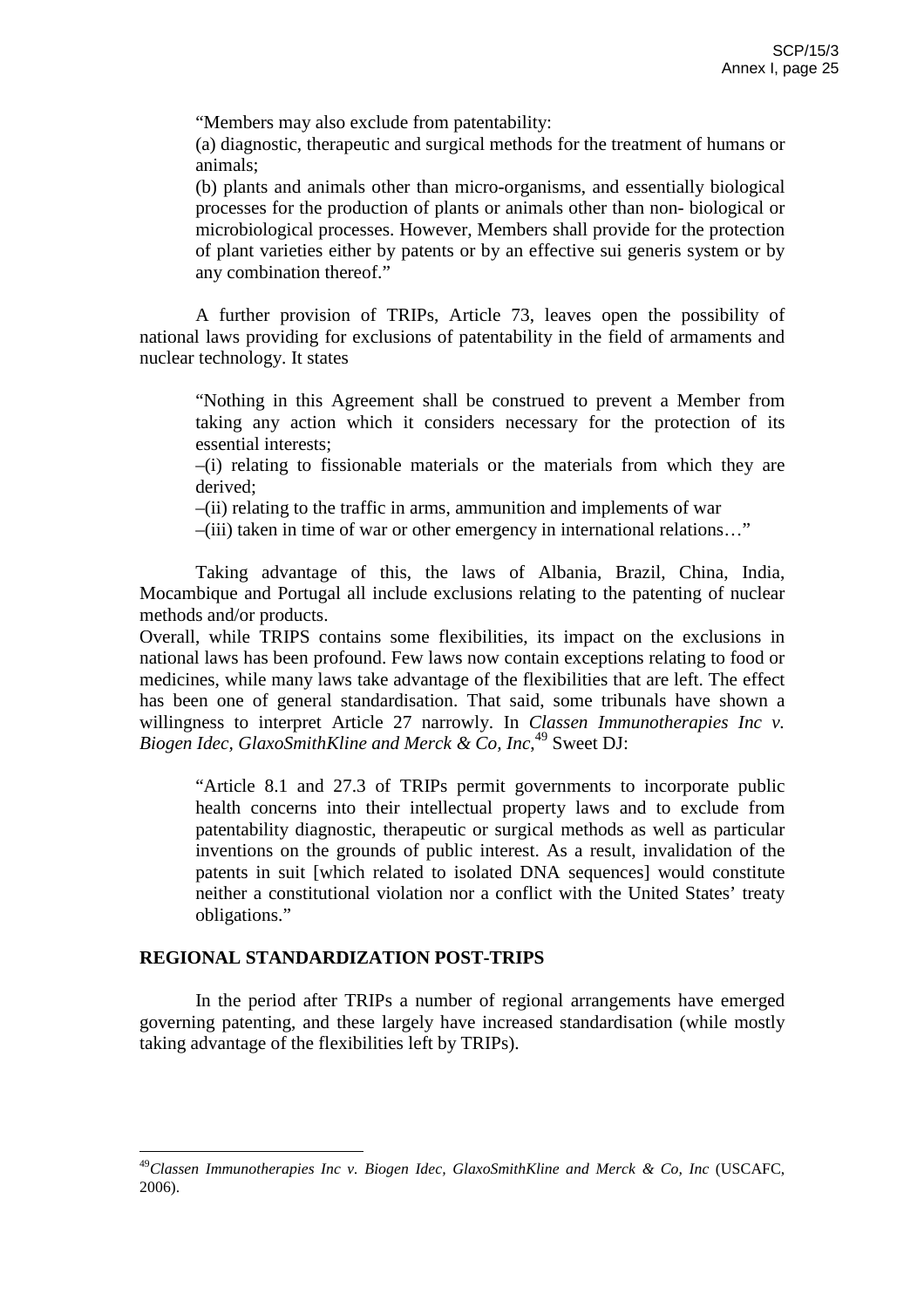> "Members may also exclude from patentability:
>
> (a) diagnostic, therapeutic and surgical methods for the treatment of humans or animals;
>
> (b) plants and animals other than micro-organisms, and essentially biological processes for the production of plants or animals other than non- biological or microbiological processes. However, Members shall provide for the protection of plant varieties either by patents or by an effective sui generis system or by any combination thereof."

A further provision of TRIPs, Article 73, leaves open the possibility of national laws providing for exclusions of patentability in the field of armaments and nuclear technology. It states

> "Nothing in this Agreement shall be construed to prevent a Member from taking any action which it considers necessary for the protection of its essential interests;
>
> –(i) relating to fissionable materials or the materials from which they are derived;
>
> –(ii) relating to the traffic in arms, ammunition and implements of war
>
> –(iii) taken in time of war or other emergency in international relations…"

Taking advantage of this, the laws of Albania, Brazil, China, India, Mocambique and Portugal all include exclusions relating to the patenting of nuclear methods and/or products.

Overall, while TRIPS contains some flexibilities, its impact on the exclusions in national laws has been profound. Few laws now contain exceptions relating to food or medicines, while many laws take advantage of the flexibilities that are left. The effect has been one of general standardisation. That said, some tribunals have shown a willingness to interpret Article 27 narrowly. In *Classen Immunotherapies Inc v. Biogen Idec, GlaxoSmithKline and Merck & Co, Inc*,[49] Sweet DJ:

> "Article 8.1 and 27.3 of TRIPs permit governments to incorporate public health concerns into their intellectual property laws and to exclude from patentability diagnostic, therapeutic or surgical methods as well as particular inventions on the grounds of public interest. As a result, invalidation of the patents in suit [which related to isolated DNA sequences] would constitute neither a constitutional violation nor a conflict with the United States' treaty obligations."

## REGIONAL STANDARDIZATION POST-TRIPS

In the period after TRIPs a number of regional arrangements have emerged governing patenting, and these largely have increased standardisation (while mostly taking advantage of the flexibilities left by TRIPs).

---

[49] *Classen Immunotherapies Inc v. Biogen Idec, GlaxoSmithKline and Merck & Co, Inc* (USCAFC, 2006).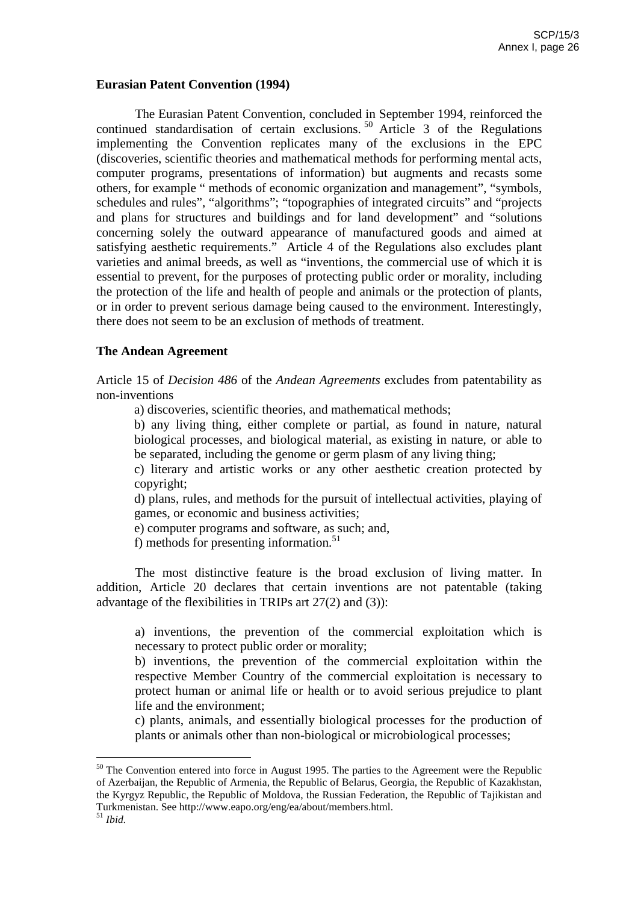**Eurasian Patent Convention (1994)**

The Eurasian Patent Convention, concluded in September 1994, reinforced the continued standardisation of certain exclusions.[50] Article 3 of the Regulations implementing the Convention replicates many of the exclusions in the EPC (discoveries, scientific theories and mathematical methods for performing mental acts, computer programs, presentations of information) but augments and recasts some others, for example " methods of economic organization and management", "symbols, schedules and rules", "algorithms"; "topographies of integrated circuits" and "projects and plans for structures and buildings and for land development" and "solutions concerning solely the outward appearance of manufactured goods and aimed at satisfying aesthetic requirements." Article 4 of the Regulations also excludes plant varieties and animal breeds, as well as "inventions, the commercial use of which it is essential to prevent, for the purposes of protecting public order or morality, including the protection of the life and health of people and animals or the protection of plants, or in order to prevent serious damage being caused to the environment. Interestingly, there does not seem to be an exclusion of methods of treatment.

**The Andean Agreement**

Article 15 of *Decision 486* of the *Andean Agreements* excludes from patentability as non-inventions

a) discoveries, scientific theories, and mathematical methods;

b) any living thing, either complete or partial, as found in nature, natural biological processes, and biological material, as existing in nature, or able to be separated, including the genome or germ plasm of any living thing;

c) literary and artistic works or any other aesthetic creation protected by copyright;

d) plans, rules, and methods for the pursuit of intellectual activities, playing of games, or economic and business activities;

e) computer programs and software, as such; and,

f) methods for presenting information.[51]

The most distinctive feature is the broad exclusion of living matter. In addition, Article 20 declares that certain inventions are not patentable (taking advantage of the flexibilities in TRIPs art 27(2) and (3)):

a) inventions, the prevention of the commercial exploitation which is necessary to protect public order or morality;

b) inventions, the prevention of the commercial exploitation within the respective Member Country of the commercial exploitation is necessary to protect human or animal life or health or to avoid serious prejudice to plant life and the environment;

c) plants, animals, and essentially biological processes for the production of plants or animals other than non-biological or microbiological processes;

---

[50] The Convention entered into force in August 1995. The parties to the Agreement were the Republic of Azerbaijan, the Republic of Armenia, the Republic of Belarus, Georgia, the Republic of Kazakhstan, the Kyrgyz Republic, the Republic of Moldova, the Russian Federation, the Republic of Tajikistan and Turkmenistan. See http://www.eapo.org/eng/ea/about/members.html.

[51] *Ibid.*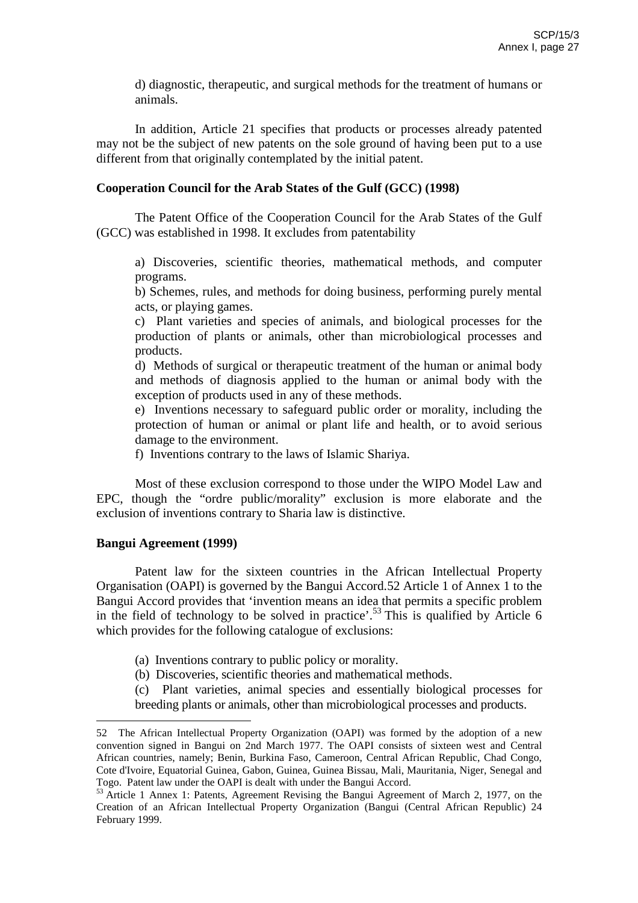d) diagnostic, therapeutic, and surgical methods for the treatment of humans or animals.

In addition, Article 21 specifies that products or processes already patented may not be the subject of new patents on the sole ground of having been put to a use different from that originally contemplated by the initial patent.

**Cooperation Council for the Arab States of the Gulf (GCC) (1998)**

The Patent Office of the Cooperation Council for the Arab States of the Gulf (GCC) was established in 1998. It excludes from patentability

a) Discoveries, scientific theories, mathematical methods, and computer programs.

b) Schemes, rules, and methods for doing business, performing purely mental acts, or playing games.

c) Plant varieties and species of animals, and biological processes for the production of plants or animals, other than microbiological processes and products.

d) Methods of surgical or therapeutic treatment of the human or animal body and methods of diagnosis applied to the human or animal body with the exception of products used in any of these methods.

e) Inventions necessary to safeguard public order or morality, including the protection of human or animal or plant life and health, or to avoid serious damage to the environment.

f) Inventions contrary to the laws of Islamic Shariya.

Most of these exclusion correspond to those under the WIPO Model Law and EPC, though the "ordre public/morality" exclusion is more elaborate and the exclusion of inventions contrary to Sharia law is distinctive.

**Bangui Agreement (1999)**

Patent law for the sixteen countries in the African Intellectual Property Organisation (OAPI) is governed by the Bangui Accord.52 Article 1 of Annex 1 to the Bangui Accord provides that 'invention means an idea that permits a specific problem in the field of technology to be solved in practice'.[53] This is qualified by Article 6 which provides for the following catalogue of exclusions:

(a) Inventions contrary to public policy or morality.

(b) Discoveries, scientific theories and mathematical methods.

(c) Plant varieties, animal species and essentially biological processes for breeding plants or animals, other than microbiological processes and products.

---

52 The African Intellectual Property Organization (OAPI) was formed by the adoption of a new convention signed in Bangui on 2nd March 1977. The OAPI consists of sixteen west and Central African countries, namely; Benin, Burkina Faso, Cameroon, Central African Republic, Chad Congo, Cote d'Ivoire, Equatorial Guinea, Gabon, Guinea, Guinea Bissau, Mali, Mauritania, Niger, Senegal and Togo. Patent law under the OAPI is dealt with under the Bangui Accord.

[53] Article 1 Annex 1: Patents, Agreement Revising the Bangui Agreement of March 2, 1977, on the Creation of an African Intellectual Property Organization (Bangui (Central African Republic) 24 February 1999.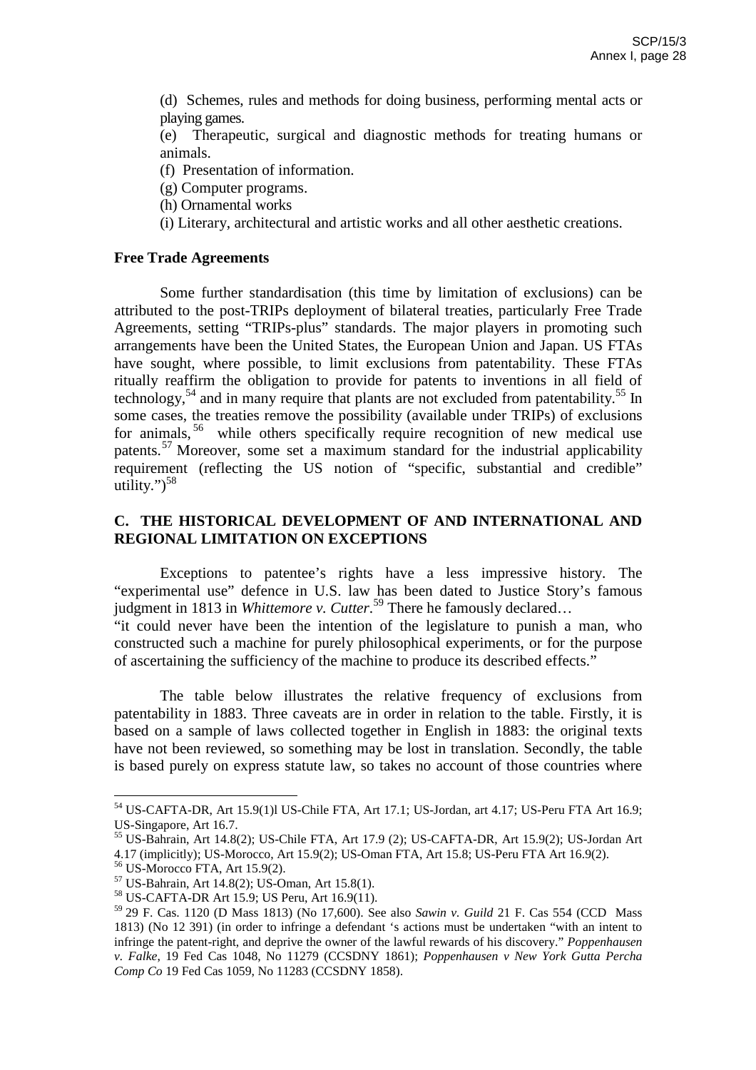(d) Schemes, rules and methods for doing business, performing mental acts or playing games.

(e) Therapeutic, surgical and diagnostic methods for treating humans or animals.

(f) Presentation of information.

(g) Computer programs.

(h) Ornamental works

(i) Literary, architectural and artistic works and all other aesthetic creations.

**Free Trade Agreements**

Some further standardisation (this time by limitation of exclusions) can be attributed to the post-TRIPs deployment of bilateral treaties, particularly Free Trade Agreements, setting "TRIPs-plus" standards. The major players in promoting such arrangements have been the United States, the European Union and Japan. US FTAs have sought, where possible, to limit exclusions from patentability. These FTAs ritually reaffirm the obligation to provide for patents to inventions in all field of technology,[54] and in many require that plants are not excluded from patentability.[55] In some cases, the treaties remove the possibility (available under TRIPs) of exclusions for animals,[56] while others specifically require recognition of new medical use patents.[57] Moreover, some set a maximum standard for the industrial applicability requirement (reflecting the US notion of "specific, substantial and credible" utility.")[58]

## C. THE HISTORICAL DEVELOPMENT OF AND INTERNATIONAL AND REGIONAL LIMITATION ON EXCEPTIONS

Exceptions to patentee's rights have a less impressive history. The "experimental use" defence in U.S. law has been dated to Justice Story's famous judgment in 1813 in *Whittemore v. Cutter*.[59] There he famously declared…

"it could never have been the intention of the legislature to punish a man, who constructed such a machine for purely philosophical experiments, or for the purpose of ascertaining the sufficiency of the machine to produce its described effects."

The table below illustrates the relative frequency of exclusions from patentability in 1883. Three caveats are in order in relation to the table. Firstly, it is based on a sample of laws collected together in English in 1883: the original texts have not been reviewed, so something may be lost in translation. Secondly, the table is based purely on express statute law, so takes no account of those countries where

---

[54] US-CAFTA-DR, Art 15.9(1)l US-Chile FTA, Art 17.1; US-Jordan, art 4.17; US-Peru FTA Art 16.9; US-Singapore, Art 16.7.

[55] US-Bahrain, Art 14.8(2); US-Chile FTA, Art 17.9 (2); US-CAFTA-DR, Art 15.9(2); US-Jordan Art 4.17 (implicitly); US-Morocco, Art 15.9(2); US-Oman FTA, Art 15.8; US-Peru FTA Art 16.9(2).

[56] US-Morocco FTA, Art 15.9(2).

[57] US-Bahrain, Art 14.8(2); US-Oman, Art 15.8(1).

[58] US-CAFTA-DR Art 15.9; US Peru, Art 16.9(11).

[59] 29 F. Cas. 1120 (D Mass 1813) (No 17,600). See also *Sawin v. Guild* 21 F. Cas 554 (CCD Mass 1813) (No 12 391) (in order to infringe a defendant 's actions must be undertaken "with an intent to infringe the patent-right, and deprive the owner of the lawful rewards of his discovery." *Poppenhausen v. Falke*, 19 Fed Cas 1048, No 11279 (CCSDNY 1861); *Poppenhausen v New York Gutta Percha Comp Co* 19 Fed Cas 1059, No 11283 (CCSDNY 1858).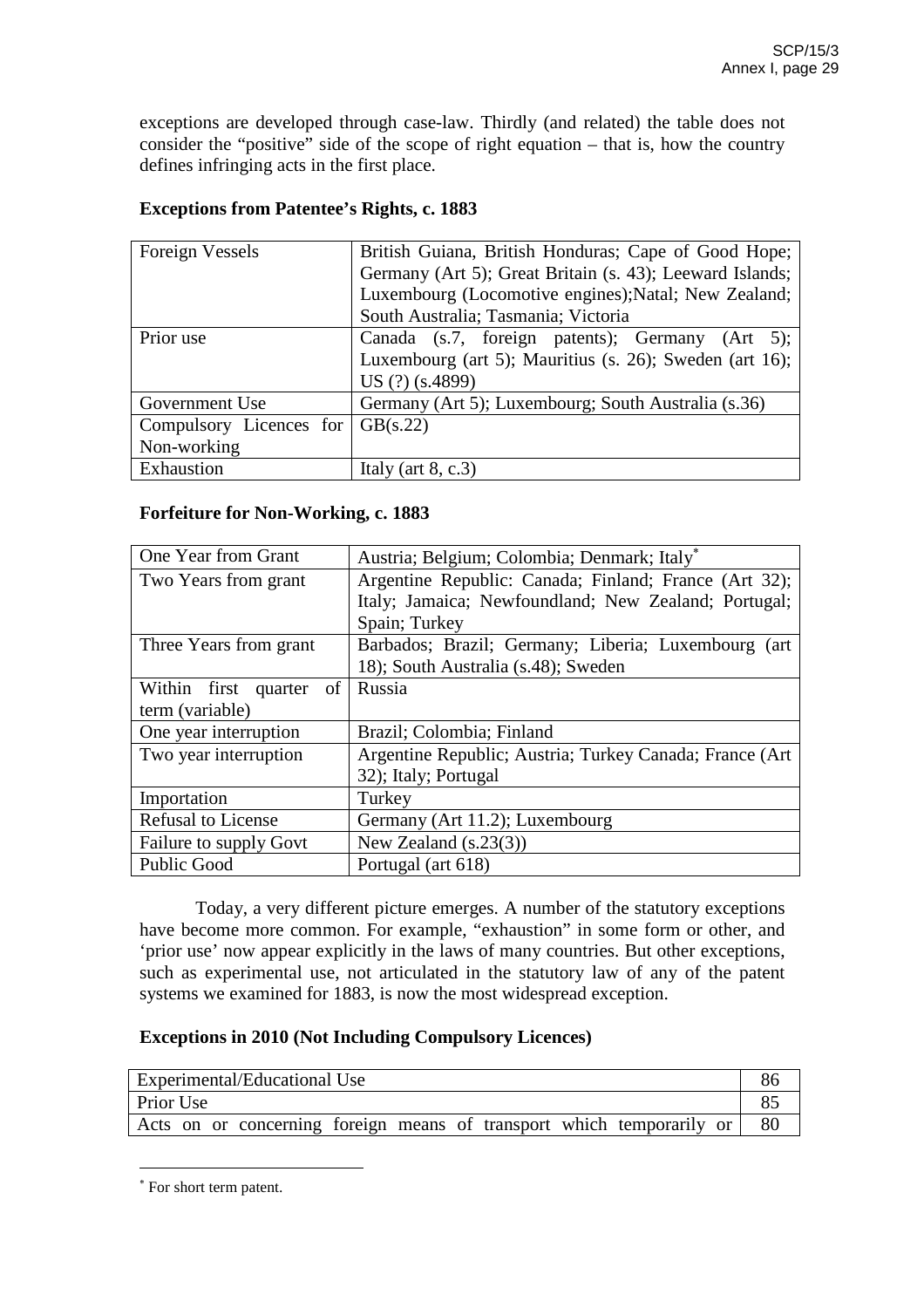exceptions are developed through case-law. Thirdly (and related) the table does not consider the "positive" side of the scope of right equation – that is, how the country defines infringing acts in the first place.

**Exceptions from Patentee's Rights, c. 1883**

| | |
|---|---|
| Foreign Vessels | British Guiana, British Honduras; Cape of Good Hope; Germany (Art 5); Great Britain (s. 43); Leeward Islands; Luxembourg (Locomotive engines);Natal; New Zealand; South Australia; Tasmania; Victoria |
| Prior use | Canada (s.7, foreign patents); Germany (Art 5); Luxembourg (art 5); Mauritius (s. 26); Sweden (art 16); US (?) (s.4899) |
| Government Use | Germany (Art 5); Luxembourg; South Australia (s.36) |
| Compulsory Licences for Non-working | GB(s.22) |
| Exhaustion | Italy (art 8, c.3) |

**Forfeiture for Non-Working, c. 1883**

| | |
|---|---|
| One Year from Grant | Austria; Belgium; Colombia; Denmark; Italy* |
| Two Years from grant | Argentine Republic: Canada; Finland; France (Art 32); Italy; Jamaica; Newfoundland; New Zealand; Portugal; Spain; Turkey |
| Three Years from grant | Barbados; Brazil; Germany; Liberia; Luxembourg (art 18); South Australia (s.48); Sweden |
| Within first quarter of term (variable) | Russia |
| One year interruption | Brazil; Colombia; Finland |
| Two year interruption | Argentine Republic; Austria; Turkey Canada; France (Art 32); Italy; Portugal |
| Importation | Turkey |
| Refusal to License | Germany (Art 11.2); Luxembourg |
| Failure to supply Govt | New Zealand (s.23(3)) |
| Public Good | Portugal (art 618) |

Today, a very different picture emerges. A number of the statutory exceptions have become more common. For example, "exhaustion" in some form or other, and 'prior use' now appear explicitly in the laws of many countries. But other exceptions, such as experimental use, not articulated in the statutory law of any of the patent systems we examined for 1883, is now the most widespread exception.

**Exceptions in 2010 (Not Including Compulsory Licences)**

| | |
|---|---|
| Experimental/Educational Use | 86 |
| Prior Use | 85 |
| Acts on or concerning foreign means of transport which temporarily or | 80 |

---

* For short term patent.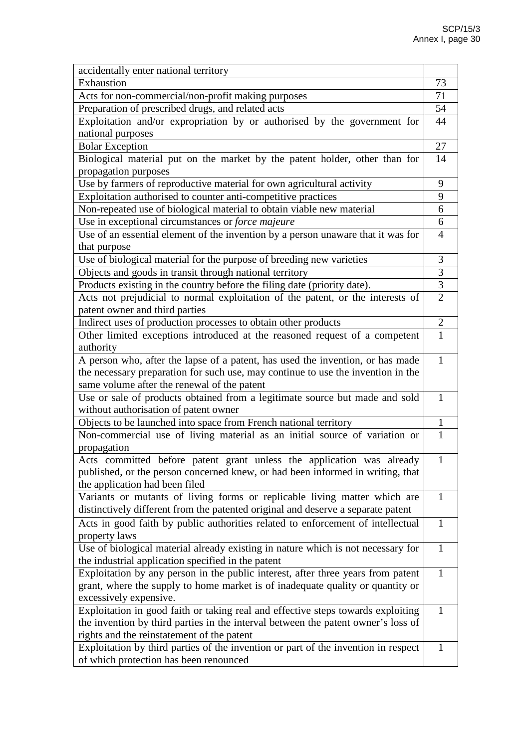| | |
|---|---|
| accidentally enter national territory | |
| Exhaustion | 73 |
| Acts for non-commercial/non-profit making purposes | 71 |
| Preparation of prescribed drugs, and related acts | 54 |
| Exploitation and/or expropriation by or authorised by the government for national purposes | 44 |
| Bolar Exception | 27 |
| Biological material put on the market by the patent holder, other than for propagation purposes | 14 |
| Use by farmers of reproductive material for own agricultural activity | 9 |
| Exploitation authorised to counter anti-competitive practices | 9 |
| Non-repeated use of biological material to obtain viable new material | 6 |
| Use in exceptional circumstances or *force majeure* | 6 |
| Use of an essential element of the invention by a person unaware that it was for that purpose | 4 |
| Use of biological material for the purpose of breeding new varieties | 3 |
| Objects and goods in transit through national territory | 3 |
| Products existing in the country before the filing date (priority date). | 3 |
| Acts not prejudicial to normal exploitation of the patent, or the interests of patent owner and third parties | 2 |
| Indirect uses of production processes to obtain other products | 2 |
| Other limited exceptions introduced at the reasoned request of a competent authority | 1 |
| A person who, after the lapse of a patent, has used the invention, or has made the necessary preparation for such use, may continue to use the invention in the same volume after the renewal of the patent | 1 |
| Use or sale of products obtained from a legitimate source but made and sold without authorisation of patent owner | 1 |
| Objects to be launched into space from French national territory | 1 |
| Non-commercial use of living material as an initial source of variation or propagation | 1 |
| Acts committed before patent grant unless the application was already published, or the person concerned knew, or had been informed in writing, that the application had been filed | 1 |
| Variants or mutants of living forms or replicable living matter which are distinctively different from the patented original and deserve a separate patent | 1 |
| Acts in good faith by public authorities related to enforcement of intellectual property laws | 1 |
| Use of biological material already existing in nature which is not necessary for the industrial application specified in the patent | 1 |
| Exploitation by any person in the public interest, after three years from patent grant, where the supply to home market is of inadequate quality or quantity or excessively expensive. | 1 |
| Exploitation in good faith or taking real and effective steps towards exploiting the invention by third parties in the interval between the patent owner's loss of rights and the reinstatement of the patent | 1 |
| Exploitation by third parties of the invention or part of the invention in respect of which protection has been renounced | 1 |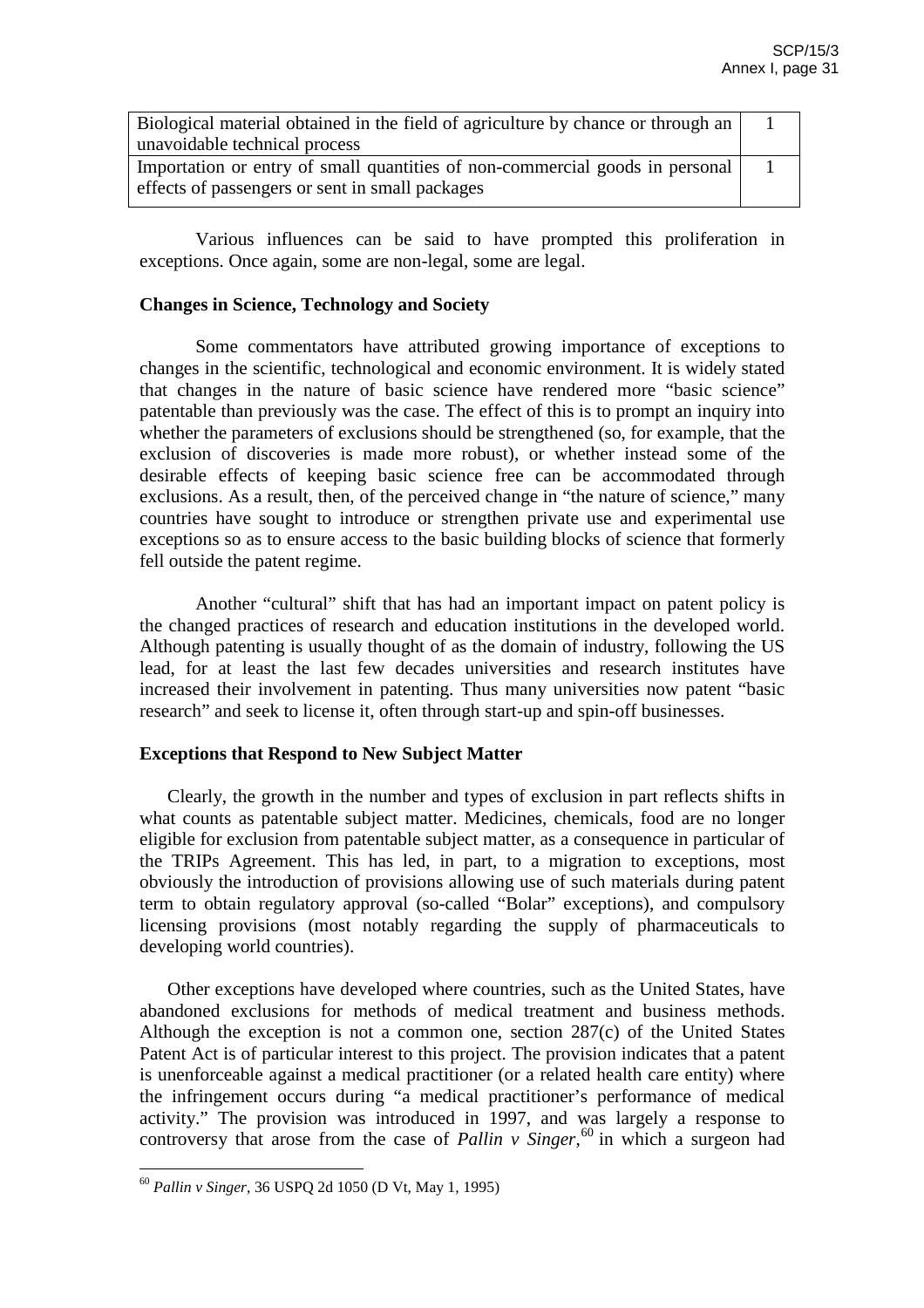| | |
|---|---|
| Biological material obtained in the field of agriculture by chance or through an unavoidable technical process | 1 |
| Importation or entry of small quantities of non-commercial goods in personal effects of passengers or sent in small packages | 1 |

Various influences can be said to have prompted this proliferation in exceptions. Once again, some are non-legal, some are legal.

**Changes in Science, Technology and Society**

Some commentators have attributed growing importance of exceptions to changes in the scientific, technological and economic environment. It is widely stated that changes in the nature of basic science have rendered more "basic science" patentable than previously was the case. The effect of this is to prompt an inquiry into whether the parameters of exclusions should be strengthened (so, for example, that the exclusion of discoveries is made more robust), or whether instead some of the desirable effects of keeping basic science free can be accommodated through exclusions. As a result, then, of the perceived change in "the nature of science," many countries have sought to introduce or strengthen private use and experimental use exceptions so as to ensure access to the basic building blocks of science that formerly fell outside the patent regime.

Another "cultural" shift that has had an important impact on patent policy is the changed practices of research and education institutions in the developed world. Although patenting is usually thought of as the domain of industry, following the US lead, for at least the last few decades universities and research institutes have increased their involvement in patenting. Thus many universities now patent "basic research" and seek to license it, often through start-up and spin-off businesses.

**Exceptions that Respond to New Subject Matter**

Clearly, the growth in the number and types of exclusion in part reflects shifts in what counts as patentable subject matter. Medicines, chemicals, food are no longer eligible for exclusion from patentable subject matter, as a consequence in particular of the TRIPs Agreement. This has led, in part, to a migration to exceptions, most obviously the introduction of provisions allowing use of such materials during patent term to obtain regulatory approval (so-called "Bolar" exceptions), and compulsory licensing provisions (most notably regarding the supply of pharmaceuticals to developing world countries).

Other exceptions have developed where countries, such as the United States, have abandoned exclusions for methods of medical treatment and business methods. Although the exception is not a common one, section 287(c) of the United States Patent Act is of particular interest to this project. The provision indicates that a patent is unenforceable against a medical practitioner (or a related health care entity) where the infringement occurs during "a medical practitioner's performance of medical activity." The provision was introduced in 1997, and was largely a response to controversy that arose from the case of *Pallin v Singer*,[60] in which a surgeon had

[60] *Pallin v Singer*, 36 USPQ 2d 1050 (D Vt, May 1, 1995)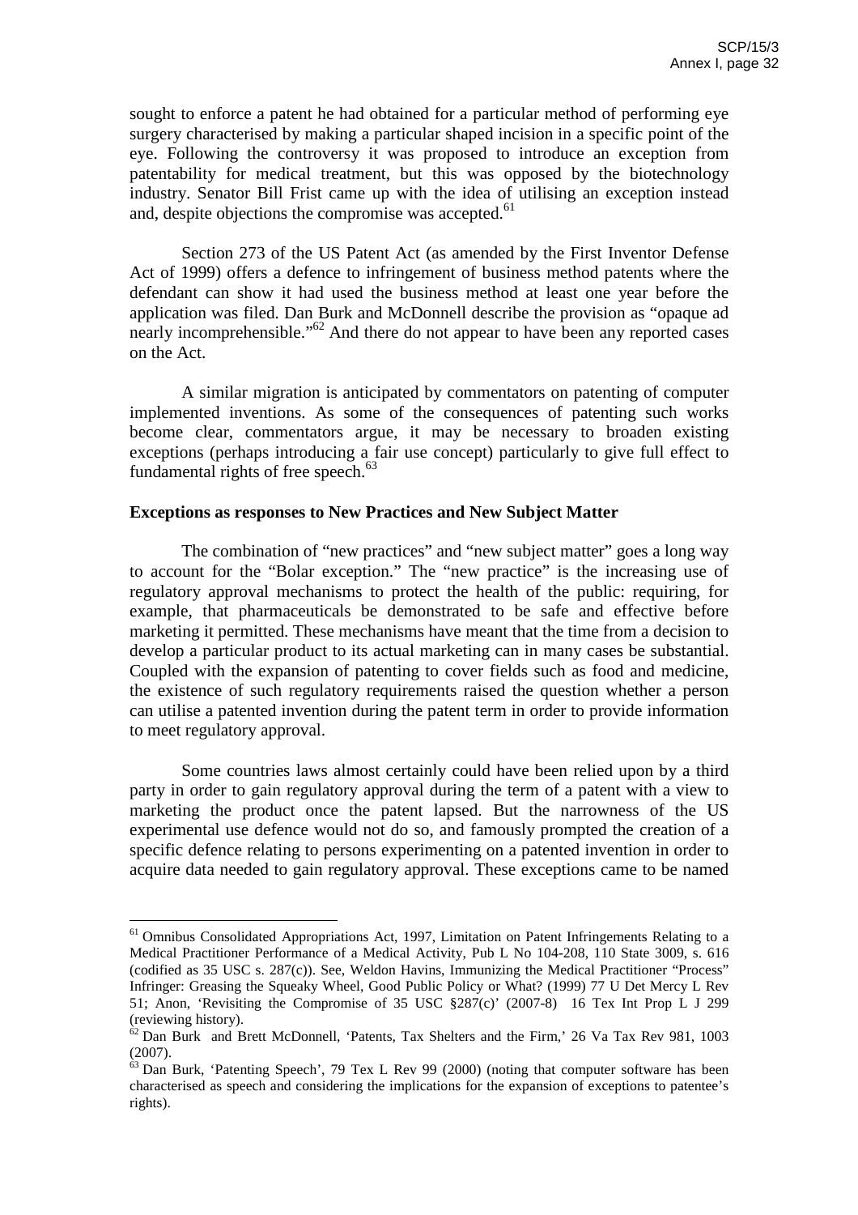sought to enforce a patent he had obtained for a particular method of performing eye surgery characterised by making a particular shaped incision in a specific point of the eye. Following the controversy it was proposed to introduce an exception from patentability for medical treatment, but this was opposed by the biotechnology industry. Senator Bill Frist came up with the idea of utilising an exception instead and, despite objections the compromise was accepted.[61]

Section 273 of the US Patent Act (as amended by the First Inventor Defense Act of 1999) offers a defence to infringement of business method patents where the defendant can show it had used the business method at least one year before the application was filed. Dan Burk and McDonnell describe the provision as "opaque ad nearly incomprehensible."[62] And there do not appear to have been any reported cases on the Act.

A similar migration is anticipated by commentators on patenting of computer implemented inventions. As some of the consequences of patenting such works become clear, commentators argue, it may be necessary to broaden existing exceptions (perhaps introducing a fair use concept) particularly to give full effect to fundamental rights of free speech.[63]

**Exceptions as responses to New Practices and New Subject Matter**

The combination of "new practices" and "new subject matter" goes a long way to account for the "Bolar exception." The "new practice" is the increasing use of regulatory approval mechanisms to protect the health of the public: requiring, for example, that pharmaceuticals be demonstrated to be safe and effective before marketing it permitted. These mechanisms have meant that the time from a decision to develop a particular product to its actual marketing can in many cases be substantial. Coupled with the expansion of patenting to cover fields such as food and medicine, the existence of such regulatory requirements raised the question whether a person can utilise a patented invention during the patent term in order to provide information to meet regulatory approval.

Some countries laws almost certainly could have been relied upon by a third party in order to gain regulatory approval during the term of a patent with a view to marketing the product once the patent lapsed. But the narrowness of the US experimental use defence would not do so, and famously prompted the creation of a specific defence relating to persons experimenting on a patented invention in order to acquire data needed to gain regulatory approval. These exceptions came to be named

---

[61] Omnibus Consolidated Appropriations Act, 1997, Limitation on Patent Infringements Relating to a Medical Practitioner Performance of a Medical Activity, Pub L No 104-208, 110 State 3009, s. 616 (codified as 35 USC s. 287(c)). See, Weldon Havins, Immunizing the Medical Practitioner "Process" Infringer: Greasing the Squeaky Wheel, Good Public Policy or What? (1999) 77 U Det Mercy L Rev 51; Anon, 'Revisiting the Compromise of 35 USC §287(c)' (2007-8) 16 Tex Int Prop L J 299 (reviewing history).

[62] Dan Burk and Brett McDonnell, 'Patents, Tax Shelters and the Firm,' 26 Va Tax Rev 981, 1003 (2007).

[63] Dan Burk, 'Patenting Speech', 79 Tex L Rev 99 (2000) (noting that computer software has been characterised as speech and considering the implications for the expansion of exceptions to patentee's rights).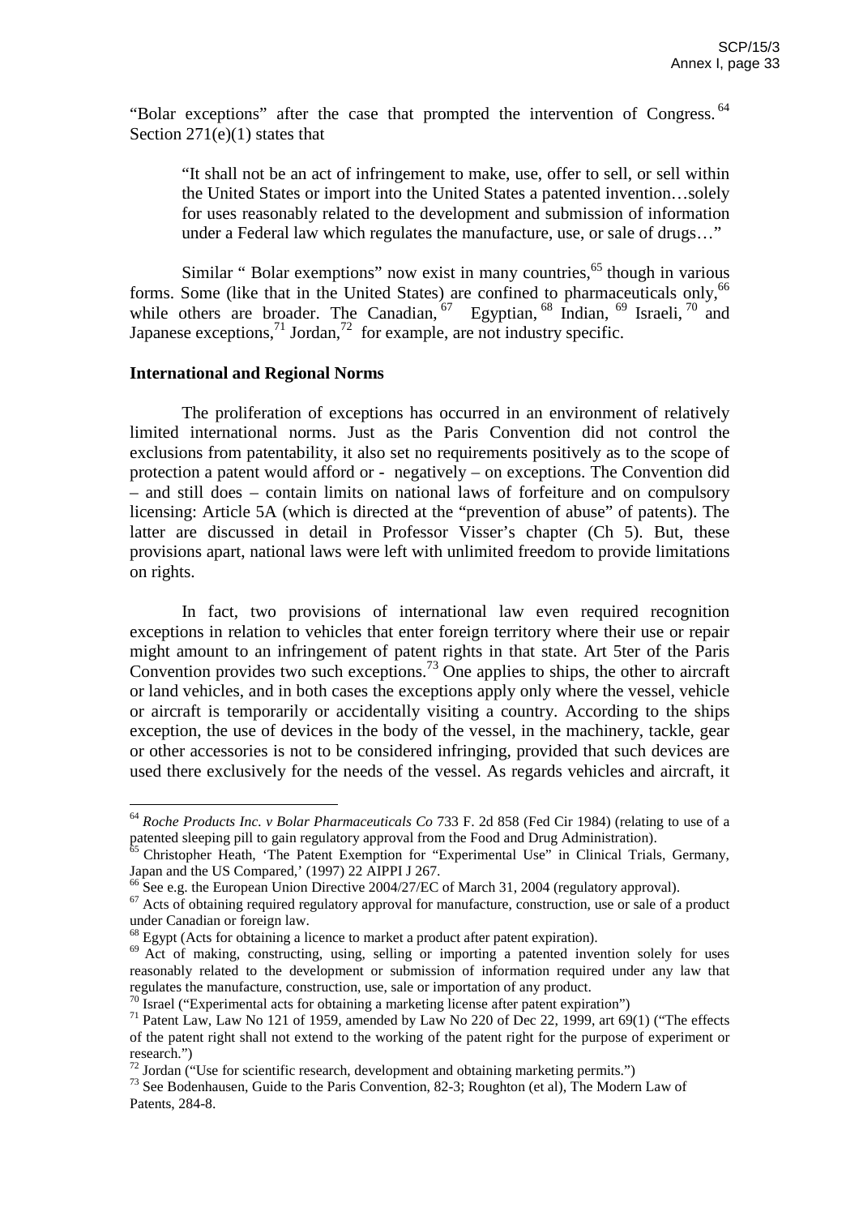"Bolar exceptions" after the case that prompted the intervention of Congress.[64] Section 271(e)(1) states that

> "It shall not be an act of infringement to make, use, offer to sell, or sell within the United States or import into the United States a patented invention…solely for uses reasonably related to the development and submission of information under a Federal law which regulates the manufacture, use, or sale of drugs…"

Similar " Bolar exemptions" now exist in many countries,[65] though in various forms. Some (like that in the United States) are confined to pharmaceuticals only,[66] while others are broader. The Canadian,[67] Egyptian,[68] Indian,[69] Israeli,[70] and Japanese exceptions,[71] Jordan,[72] for example, are not industry specific.

**International and Regional Norms**

The proliferation of exceptions has occurred in an environment of relatively limited international norms. Just as the Paris Convention did not control the exclusions from patentability, it also set no requirements positively as to the scope of protection a patent would afford or - negatively – on exceptions. The Convention did – and still does – contain limits on national laws of forfeiture and on compulsory licensing: Article 5A (which is directed at the "prevention of abuse" of patents). The latter are discussed in detail in Professor Visser's chapter (Ch 5). But, these provisions apart, national laws were left with unlimited freedom to provide limitations on rights.

In fact, two provisions of international law even required recognition exceptions in relation to vehicles that enter foreign territory where their use or repair might amount to an infringement of patent rights in that state. Art 5ter of the Paris Convention provides two such exceptions.[73] One applies to ships, the other to aircraft or land vehicles, and in both cases the exceptions apply only where the vessel, vehicle or aircraft is temporarily or accidentally visiting a country. According to the ships exception, the use of devices in the body of the vessel, in the machinery, tackle, gear or other accessories is not to be considered infringing, provided that such devices are used there exclusively for the needs of the vessel. As regards vehicles and aircraft, it

---

[64] *Roche Products Inc. v Bolar Pharmaceuticals Co* 733 F. 2d 858 (Fed Cir 1984) (relating to use of a patented sleeping pill to gain regulatory approval from the Food and Drug Administration).

[65] Christopher Heath, 'The Patent Exemption for "Experimental Use" in Clinical Trials, Germany, Japan and the US Compared,' (1997) 22 AIPPI J 267.

[66] See e.g. the European Union Directive 2004/27/EC of March 31, 2004 (regulatory approval).

[67] Acts of obtaining required regulatory approval for manufacture, construction, use or sale of a product under Canadian or foreign law.

[68] Egypt (Acts for obtaining a licence to market a product after patent expiration).

[69] Act of making, constructing, using, selling or importing a patented invention solely for uses reasonably related to the development or submission of information required under any law that regulates the manufacture, construction, use, sale or importation of any product.

[70] Israel ("Experimental acts for obtaining a marketing license after patent expiration")

[71] Patent Law, Law No 121 of 1959, amended by Law No 220 of Dec 22, 1999, art 69(1) ("The effects of the patent right shall not extend to the working of the patent right for the purpose of experiment or research.")

[72] Jordan ("Use for scientific research, development and obtaining marketing permits.")

[73] See Bodenhausen, Guide to the Paris Convention, 82-3; Roughton (et al), The Modern Law of Patents, 284-8.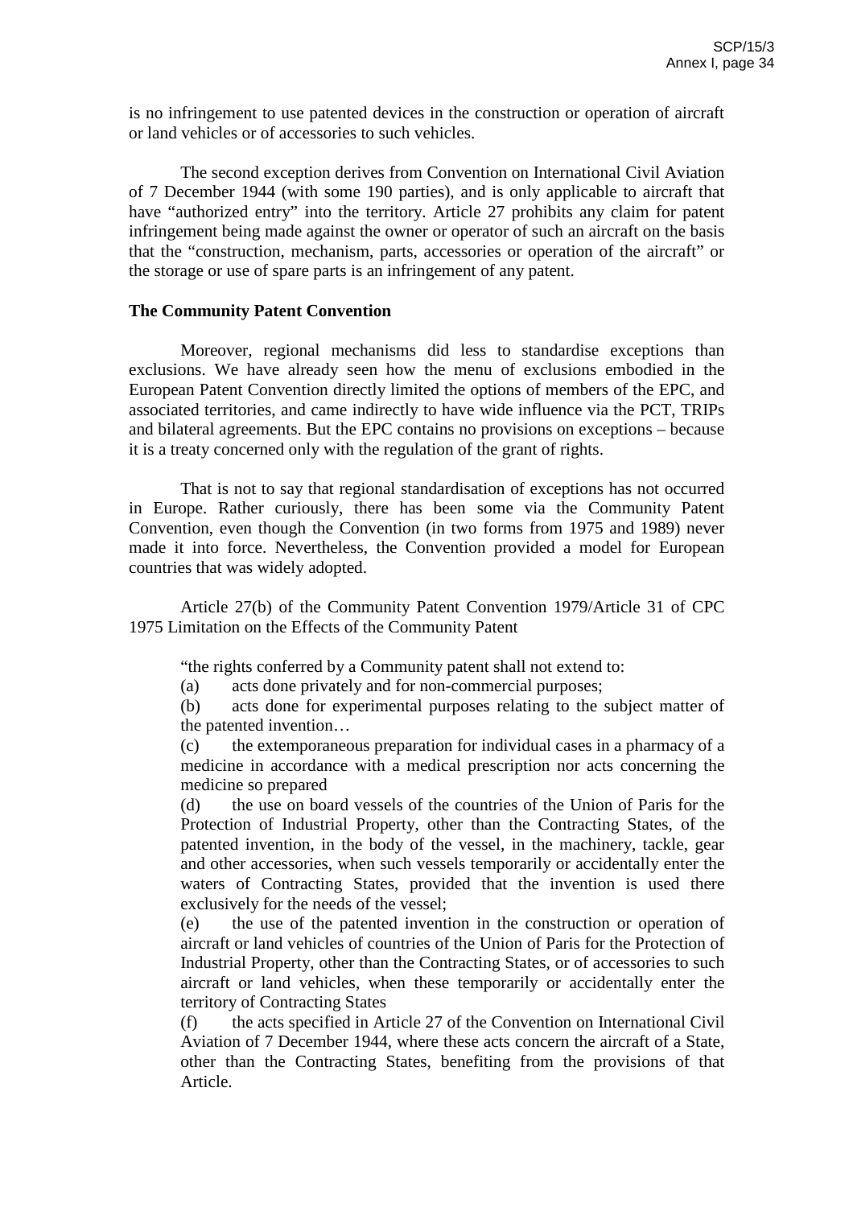is no infringement to use patented devices in the construction or operation of aircraft or land vehicles or of accessories to such vehicles.

The second exception derives from Convention on International Civil Aviation of 7 December 1944 (with some 190 parties), and is only applicable to aircraft that have "authorized entry" into the territory. Article 27 prohibits any claim for patent infringement being made against the owner or operator of such an aircraft on the basis that the "construction, mechanism, parts, accessories or operation of the aircraft" or the storage or use of spare parts is an infringement of any patent.

**The Community Patent Convention**

Moreover, regional mechanisms did less to standardise exceptions than exclusions. We have already seen how the menu of exclusions embodied in the European Patent Convention directly limited the options of members of the EPC, and associated territories, and came indirectly to have wide influence via the PCT, TRIPs and bilateral agreements. But the EPC contains no provisions on exceptions – because it is a treaty concerned only with the regulation of the grant of rights.

That is not to say that regional standardisation of exceptions has not occurred in Europe. Rather curiously, there has been some via the Community Patent Convention, even though the Convention (in two forms from 1975 and 1989) never made it into force. Nevertheless, the Convention provided a model for European countries that was widely adopted.

Article 27(b) of the Community Patent Convention 1979/Article 31 of CPC 1975 Limitation on the Effects of the Community Patent

> "the rights conferred by a Community patent shall not extend to:
>
> (a) acts done privately and for non-commercial purposes;
>
> (b) acts done for experimental purposes relating to the subject matter of the patented invention…
>
> (c) the extemporaneous preparation for individual cases in a pharmacy of a medicine in accordance with a medical prescription nor acts concerning the medicine so prepared
>
> (d) the use on board vessels of the countries of the Union of Paris for the Protection of Industrial Property, other than the Contracting States, of the patented invention, in the body of the vessel, in the machinery, tackle, gear and other accessories, when such vessels temporarily or accidentally enter the waters of Contracting States, provided that the invention is used there exclusively for the needs of the vessel;
>
> (e) the use of the patented invention in the construction or operation of aircraft or land vehicles of countries of the Union of Paris for the Protection of Industrial Property, other than the Contracting States, or of accessories to such aircraft or land vehicles, when these temporarily or accidentally enter the territory of Contracting States
>
> (f) the acts specified in Article 27 of the Convention on International Civil Aviation of 7 December 1944, where these acts concern the aircraft of a State, other than the Contracting States, benefiting from the provisions of that Article.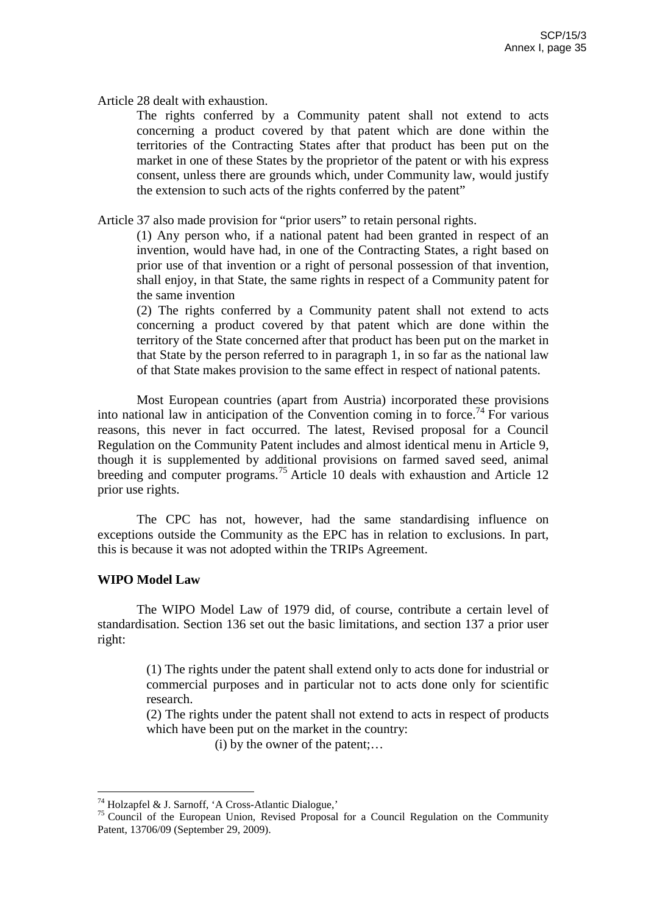Article 28 dealt with exhaustion.

> The rights conferred by a Community patent shall not extend to acts concerning a product covered by that patent which are done within the territories of the Contracting States after that product has been put on the market in one of these States by the proprietor of the patent or with his express consent, unless there are grounds which, under Community law, would justify the extension to such acts of the rights conferred by the patent"

Article 37 also made provision for "prior users" to retain personal rights.

> (1) Any person who, if a national patent had been granted in respect of an invention, would have had, in one of the Contracting States, a right based on prior use of that invention or a right of personal possession of that invention, shall enjoy, in that State, the same rights in respect of a Community patent for the same invention
>
> (2) The rights conferred by a Community patent shall not extend to acts concerning a product covered by that patent which are done within the territory of the State concerned after that product has been put on the market in that State by the person referred to in paragraph 1, in so far as the national law of that State makes provision to the same effect in respect of national patents.

Most European countries (apart from Austria) incorporated these provisions into national law in anticipation of the Convention coming in to force.[74] For various reasons, this never in fact occurred. The latest, Revised proposal for a Council Regulation on the Community Patent includes and almost identical menu in Article 9, though it is supplemented by additional provisions on farmed saved seed, animal breeding and computer programs.[75] Article 10 deals with exhaustion and Article 12 prior use rights.

The CPC has not, however, had the same standardising influence on exceptions outside the Community as the EPC has in relation to exclusions. In part, this is because it was not adopted within the TRIPs Agreement.

**WIPO Model Law**

The WIPO Model Law of 1979 did, of course, contribute a certain level of standardisation. Section 136 set out the basic limitations, and section 137 a prior user right:

> (1) The rights under the patent shall extend only to acts done for industrial or commercial purposes and in particular not to acts done only for scientific research.
>
> (2) The rights under the patent shall not extend to acts in respect of products which have been put on the market in the country:
>
> (i) by the owner of the patent;…

---

[74] Holzapfel & J. Sarnoff, 'A Cross-Atlantic Dialogue,'

[75] Council of the European Union, Revised Proposal for a Council Regulation on the Community Patent, 13706/09 (September 29, 2009).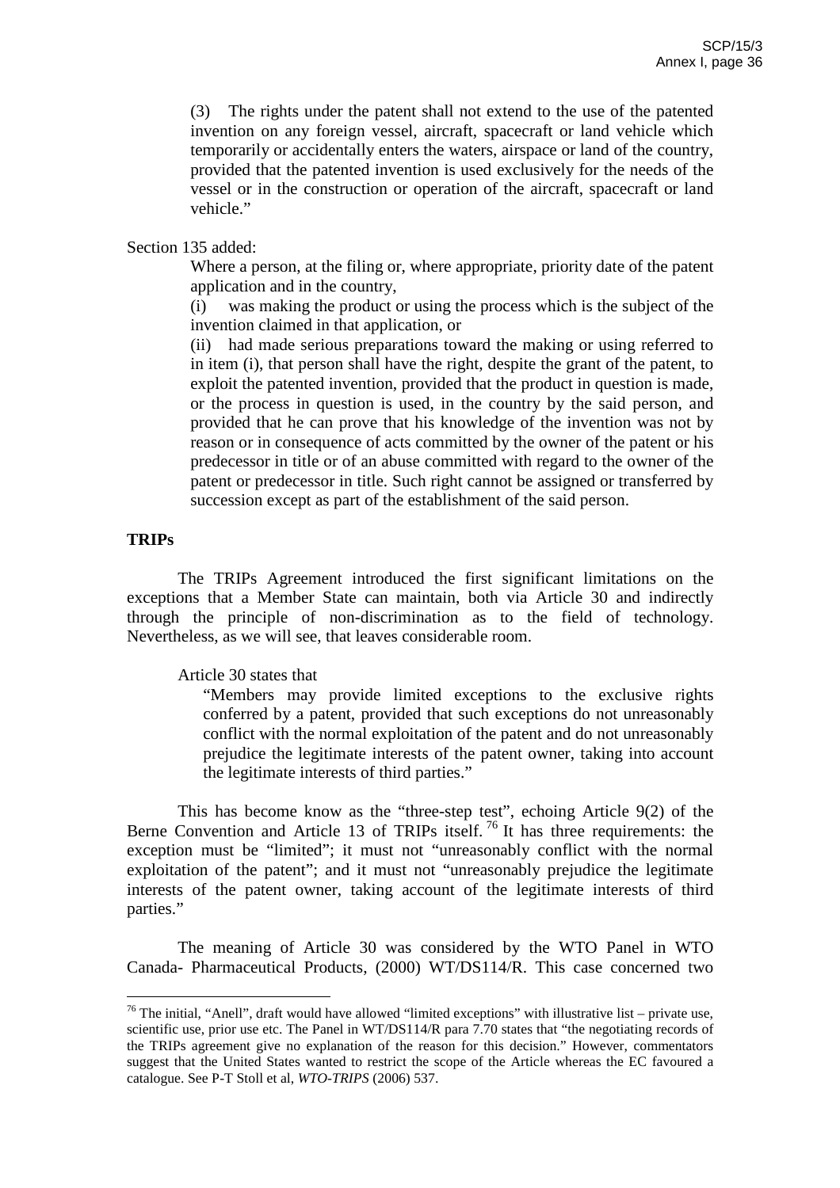(3) The rights under the patent shall not extend to the use of the patented invention on any foreign vessel, aircraft, spacecraft or land vehicle which temporarily or accidentally enters the waters, airspace or land of the country, provided that the patented invention is used exclusively for the needs of the vessel or in the construction or operation of the aircraft, spacecraft or land vehicle."

Section 135 added:

> Where a person, at the filing or, where appropriate, priority date of the patent application and in the country,
>
> (i) was making the product or using the process which is the subject of the invention claimed in that application, or
>
> (ii) had made serious preparations toward the making or using referred to in item (i), that person shall have the right, despite the grant of the patent, to exploit the patented invention, provided that the product in question is made, or the process in question is used, in the country by the said person, and provided that he can prove that his knowledge of the invention was not by reason or in consequence of acts committed by the owner of the patent or his predecessor in title or of an abuse committed with regard to the owner of the patent or predecessor in title. Such right cannot be assigned or transferred by succession except as part of the establishment of the said person.

**TRIPs**

The TRIPs Agreement introduced the first significant limitations on the exceptions that a Member State can maintain, both via Article 30 and indirectly through the principle of non-discrimination as to the field of technology. Nevertheless, as we will see, that leaves considerable room.

Article 30 states that

> "Members may provide limited exceptions to the exclusive rights conferred by a patent, provided that such exceptions do not unreasonably conflict with the normal exploitation of the patent and do not unreasonably prejudice the legitimate interests of the patent owner, taking into account the legitimate interests of third parties."

This has become know as the "three-step test", echoing Article 9(2) of the Berne Convention and Article 13 of TRIPs itself.[76] It has three requirements: the exception must be "limited"; it must not "unreasonably conflict with the normal exploitation of the patent"; and it must not "unreasonably prejudice the legitimate interests of the patent owner, taking account of the legitimate interests of third parties."

The meaning of Article 30 was considered by the WTO Panel in WTO Canada- Pharmaceutical Products, (2000) WT/DS114/R. This case concerned two

---

[76] The initial, "Anell", draft would have allowed "limited exceptions" with illustrative list – private use, scientific use, prior use etc. The Panel in WT/DS114/R para 7.70 states that "the negotiating records of the TRIPs agreement give no explanation of the reason for this decision." However, commentators suggest that the United States wanted to restrict the scope of the Article whereas the EC favoured a catalogue. See P-T Stoll et al, *WTO-TRIPS* (2006) 537.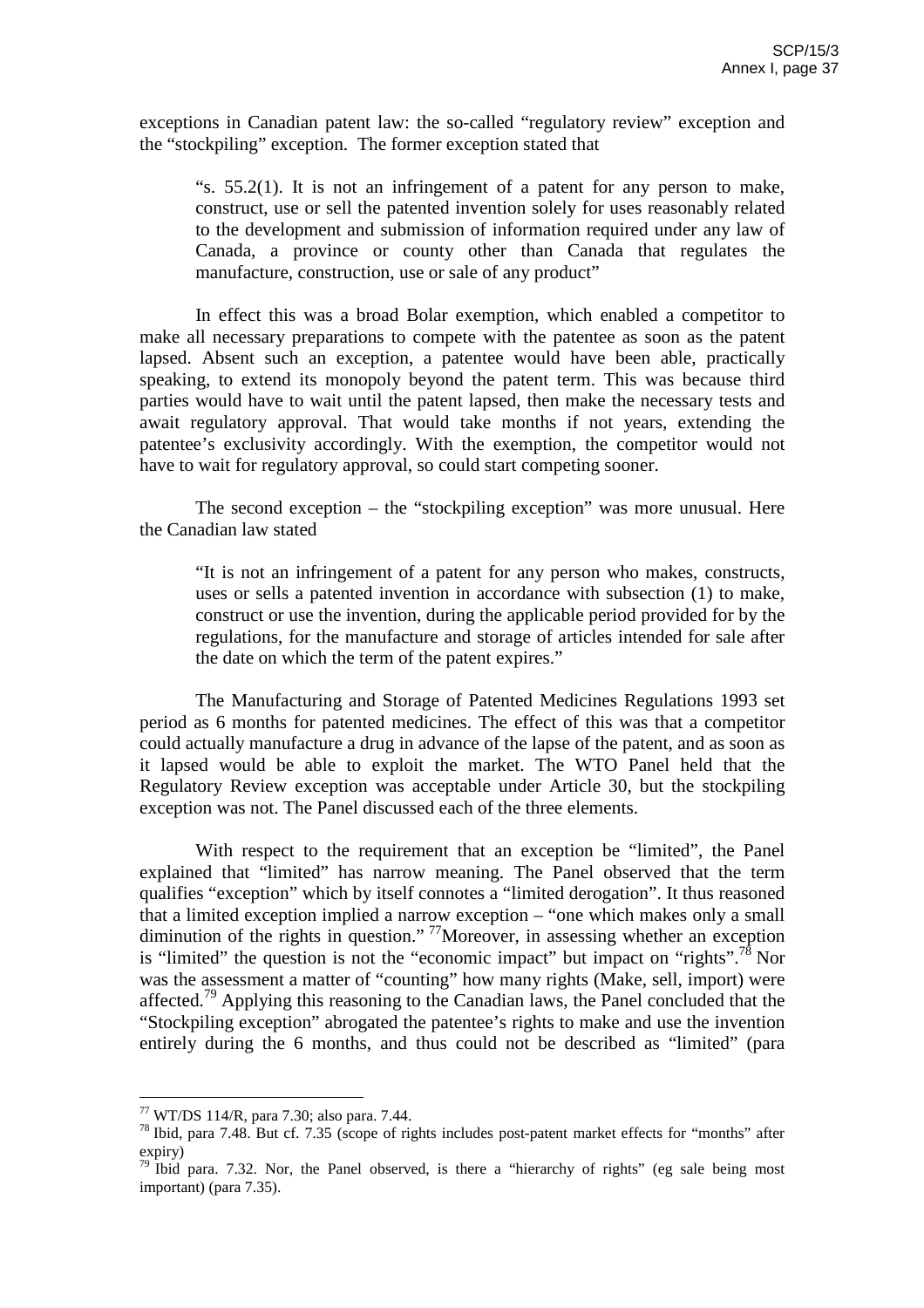exceptions in Canadian patent law: the so-called "regulatory review" exception and the "stockpiling" exception. The former exception stated that

> "s. 55.2(1). It is not an infringement of a patent for any person to make, construct, use or sell the patented invention solely for uses reasonably related to the development and submission of information required under any law of Canada, a province or county other than Canada that regulates the manufacture, construction, use or sale of any product"

In effect this was a broad Bolar exemption, which enabled a competitor to make all necessary preparations to compete with the patentee as soon as the patent lapsed. Absent such an exception, a patentee would have been able, practically speaking, to extend its monopoly beyond the patent term. This was because third parties would have to wait until the patent lapsed, then make the necessary tests and await regulatory approval. That would take months if not years, extending the patentee's exclusivity accordingly. With the exemption, the competitor would not have to wait for regulatory approval, so could start competing sooner.

The second exception – the "stockpiling exception" was more unusual. Here the Canadian law stated

> "It is not an infringement of a patent for any person who makes, constructs, uses or sells a patented invention in accordance with subsection (1) to make, construct or use the invention, during the applicable period provided for by the regulations, for the manufacture and storage of articles intended for sale after the date on which the term of the patent expires."

The Manufacturing and Storage of Patented Medicines Regulations 1993 set period as 6 months for patented medicines. The effect of this was that a competitor could actually manufacture a drug in advance of the lapse of the patent, and as soon as it lapsed would be able to exploit the market. The WTO Panel held that the Regulatory Review exception was acceptable under Article 30, but the stockpiling exception was not. The Panel discussed each of the three elements.

With respect to the requirement that an exception be "limited", the Panel explained that "limited" has narrow meaning. The Panel observed that the term qualifies "exception" which by itself connotes a "limited derogation". It thus reasoned that a limited exception implied a narrow exception – "one which makes only a small diminution of the rights in question." [77] Moreover, in assessing whether an exception is "limited" the question is not the "economic impact" but impact on "rights".[78] Nor was the assessment a matter of "counting" how many rights (Make, sell, import) were affected.[79] Applying this reasoning to the Canadian laws, the Panel concluded that the "Stockpiling exception" abrogated the patentee's rights to make and use the invention entirely during the 6 months, and thus could not be described as "limited" (para

---

[77] WT/DS 114/R, para 7.30; also para. 7.44.

[78] Ibid, para 7.48. But cf. 7.35 (scope of rights includes post-patent market effects for "months" after expiry)

[79] Ibid para. 7.32. Nor, the Panel observed, is there a "hierarchy of rights" (eg sale being most important) (para 7.35).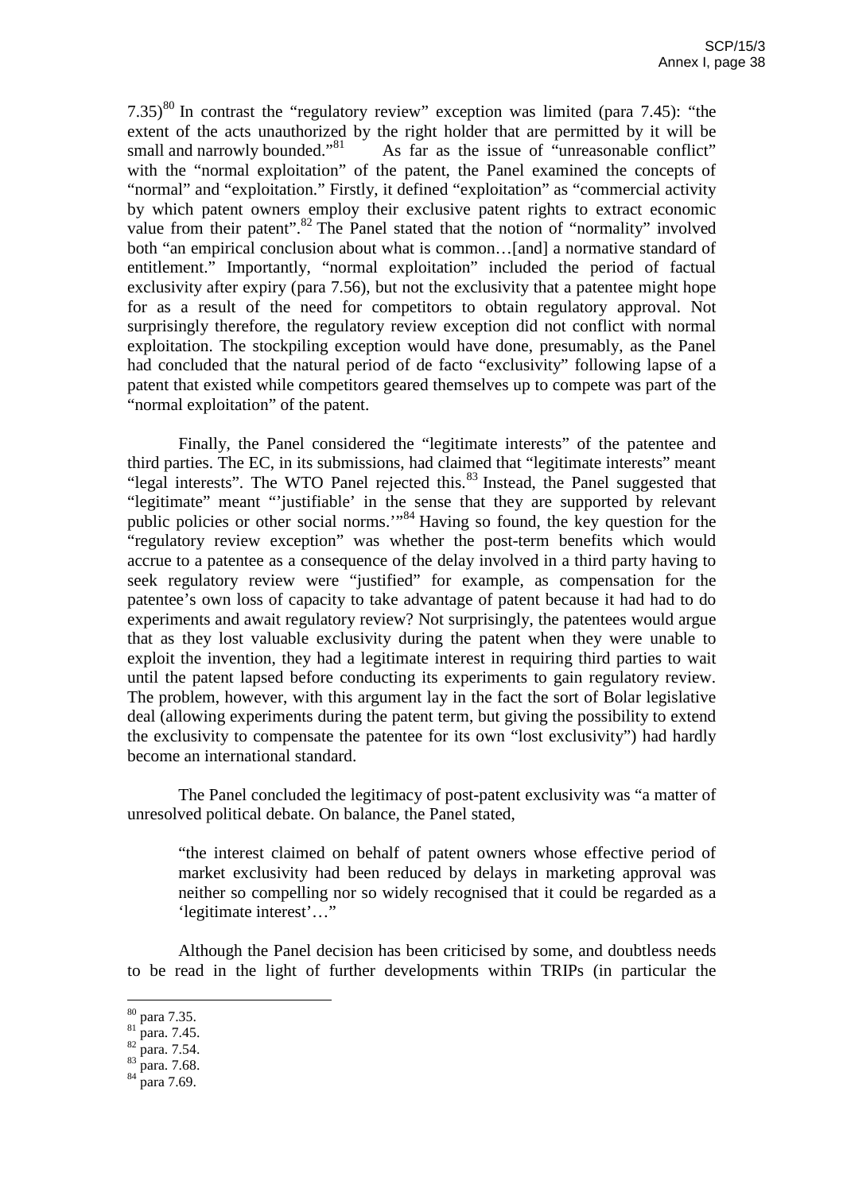7.35)[80] In contrast the "regulatory review" exception was limited (para 7.45): "the extent of the acts unauthorized by the right holder that are permitted by it will be small and narrowly bounded."[81] As far as the issue of "unreasonable conflict" with the "normal exploitation" of the patent, the Panel examined the concepts of "normal" and "exploitation." Firstly, it defined "exploitation" as "commercial activity by which patent owners employ their exclusive patent rights to extract economic value from their patent".[82] The Panel stated that the notion of "normality" involved both "an empirical conclusion about what is common…[and] a normative standard of entitlement." Importantly, "normal exploitation" included the period of factual exclusivity after expiry (para 7.56), but not the exclusivity that a patentee might hope for as a result of the need for competitors to obtain regulatory approval. Not surprisingly therefore, the regulatory review exception did not conflict with normal exploitation. The stockpiling exception would have done, presumably, as the Panel had concluded that the natural period of de facto "exclusivity" following lapse of a patent that existed while competitors geared themselves up to compete was part of the "normal exploitation" of the patent.

Finally, the Panel considered the "legitimate interests" of the patentee and third parties. The EC, in its submissions, had claimed that "legitimate interests" meant "legal interests". The WTO Panel rejected this.[83] Instead, the Panel suggested that "legitimate" meant "'justifiable' in the sense that they are supported by relevant public policies or other social norms.'"[84] Having so found, the key question for the "regulatory review exception" was whether the post-term benefits which would accrue to a patentee as a consequence of the delay involved in a third party having to seek regulatory review were "justified" for example, as compensation for the patentee's own loss of capacity to take advantage of patent because it had had to do experiments and await regulatory review? Not surprisingly, the patentees would argue that as they lost valuable exclusivity during the patent when they were unable to exploit the invention, they had a legitimate interest in requiring third parties to wait until the patent lapsed before conducting its experiments to gain regulatory review. The problem, however, with this argument lay in the fact the sort of Bolar legislative deal (allowing experiments during the patent term, but giving the possibility to extend the exclusivity to compensate the patentee for its own "lost exclusivity") had hardly become an international standard.

The Panel concluded the legitimacy of post-patent exclusivity was "a matter of unresolved political debate. On balance, the Panel stated,

> "the interest claimed on behalf of patent owners whose effective period of market exclusivity had been reduced by delays in marketing approval was neither so compelling nor so widely recognised that it could be regarded as a 'legitimate interest'…"

Although the Panel decision has been criticised by some, and doubtless needs to be read in the light of further developments within TRIPs (in particular the

---

[80] para 7.35.
[81] para. 7.45.
[82] para. 7.54.
[83] para. 7.68.
[84] para 7.69.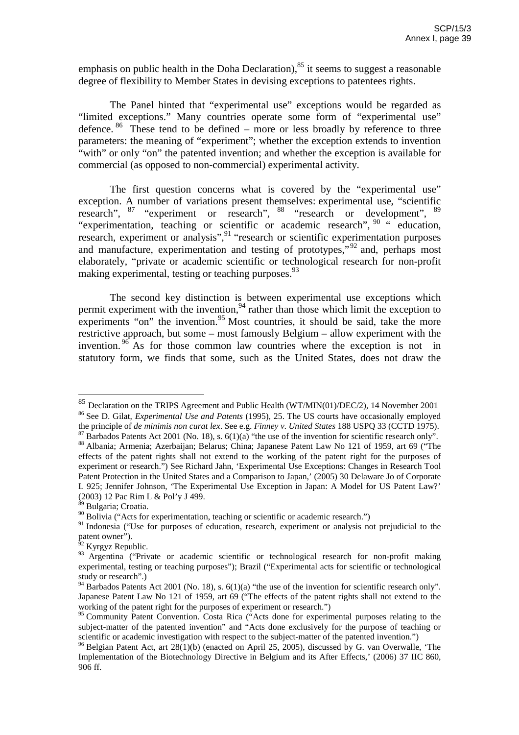emphasis on public health in the Doha Declaration),[85] it seems to suggest a reasonable degree of flexibility to Member States in devising exceptions to patentees rights.

The Panel hinted that "experimental use" exceptions would be regarded as "limited exceptions." Many countries operate some form of "experimental use" defence.[86] These tend to be defined – more or less broadly by reference to three parameters: the meaning of "experiment"; whether the exception extends to invention "with" or only "on" the patented invention; and whether the exception is available for commercial (as opposed to non-commercial) experimental activity.

The first question concerns what is covered by the "experimental use" exception. A number of variations present themselves: experimental use, "scientific research",[87] "experiment or research",[88] "research or development",[89] "experimentation, teaching or scientific or academic research",[90] " education, research, experiment or analysis",[91] "research or scientific experimentation purposes and manufacture, experimentation and testing of prototypes,"[92] and, perhaps most elaborately, "private or academic scientific or technological research for non-profit making experimental, testing or teaching purposes.[93]

The second key distinction is between experimental use exceptions which permit experiment with the invention,[94] rather than those which limit the exception to experiments "on" the invention.[95] Most countries, it should be said, take the more restrictive approach, but some – most famously Belgium – allow experiment with the invention.[96] As for those common law countries where the exception is not in statutory form, we finds that some, such as the United States, does not draw the

---

[85] Declaration on the TRIPS Agreement and Public Health (WT/MIN(01)/DEC/2), 14 November 2001

[86] See D. Gilat, *Experimental Use and Patents* (1995), 25. The US courts have occasionally employed the principle of *de minimis non curat lex*. See e.g. *Finney v. United States* 188 USPQ 33 (CCTD 1975).

[87] Barbados Patents Act 2001 (No. 18), s. 6(1)(a) "the use of the invention for scientific research only".

[88] Albania; Armenia; Azerbaijan; Belarus; China; Japanese Patent Law No 121 of 1959, art 69 ("The effects of the patent rights shall not extend to the working of the patent right for the purposes of experiment or research.") See Richard Jahn, 'Experimental Use Exceptions: Changes in Research Tool Patent Protection in the United States and a Comparison to Japan,' (2005) 30 Delaware Jo of Corporate L 925; Jennifer Johnson, 'The Experimental Use Exception in Japan: A Model for US Patent Law?' (2003) 12 Pac Rim L & Pol'y J 499.

[89] Bulgaria; Croatia.

[90] Bolivia ("Acts for experimentation, teaching or scientific or academic research.")

[91] Indonesia ("Use for purposes of education, research, experiment or analysis not prejudicial to the patent owner").

[92] Kyrgyz Republic.

[93] Argentina ("Private or academic scientific or technological research for non-profit making experimental, testing or teaching purposes"); Brazil ("Experimental acts for scientific or technological study or research".)

[94] Barbados Patents Act 2001 (No. 18), s. 6(1)(a) "the use of the invention for scientific research only". Japanese Patent Law No 121 of 1959, art 69 ("The effects of the patent rights shall not extend to the working of the patent right for the purposes of experiment or research.")

[95] Community Patent Convention. Costa Rica ("Acts done for experimental purposes relating to the subject-matter of the patented invention" and "Acts done exclusively for the purpose of teaching or scientific or academic investigation with respect to the subject-matter of the patented invention.")

[96] Belgian Patent Act, art 28(1)(b) (enacted on April 25, 2005), discussed by G. van Overwalle, 'The Implementation of the Biotechnology Directive in Belgium and its After Effects,' (2006) 37 IIC 860, 906 ff.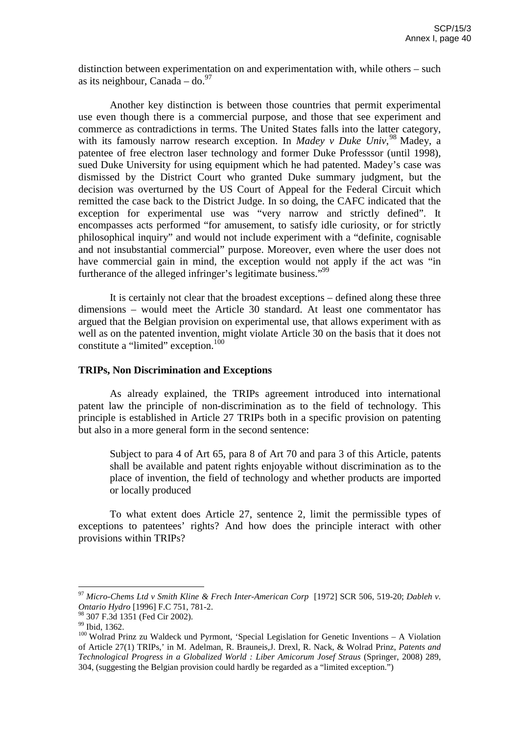distinction between experimentation on and experimentation with, while others – such as its neighbour, Canada – do.[97]

Another key distinction is between those countries that permit experimental use even though there is a commercial purpose, and those that see experiment and commerce as contradictions in terms. The United States falls into the latter category, with its famously narrow research exception. In *Madey v Duke Univ*,[98] Madey, a patentee of free electron laser technology and former Duke Professsor (until 1998), sued Duke University for using equipment which he had patented. Madey's case was dismissed by the District Court who granted Duke summary judgment, but the decision was overturned by the US Court of Appeal for the Federal Circuit which remitted the case back to the District Judge. In so doing, the CAFC indicated that the exception for experimental use was "very narrow and strictly defined". It encompasses acts performed "for amusement, to satisfy idle curiosity, or for strictly philosophical inquiry" and would not include experiment with a "definite, cognisable and not insubstantial commercial" purpose. Moreover, even where the user does not have commercial gain in mind, the exception would not apply if the act was "in furtherance of the alleged infringer's legitimate business."[99]

It is certainly not clear that the broadest exceptions – defined along these three dimensions – would meet the Article 30 standard. At least one commentator has argued that the Belgian provision on experimental use, that allows experiment with as well as on the patented invention, might violate Article 30 on the basis that it does not constitute a "limited" exception.[100]

**TRIPs, Non Discrimination and Exceptions**

As already explained, the TRIPs agreement introduced into international patent law the principle of non-discrimination as to the field of technology. This principle is established in Article 27 TRIPs both in a specific provision on patenting but also in a more general form in the second sentence:

> Subject to para 4 of Art 65, para 8 of Art 70 and para 3 of this Article, patents shall be available and patent rights enjoyable without discrimination as to the place of invention, the field of technology and whether products are imported or locally produced

To what extent does Article 27, sentence 2, limit the permissible types of exceptions to patentees' rights? And how does the principle interact with other provisions within TRIPs?

---

[97] *Micro-Chems Ltd v Smith Kline & Frech Inter-American Corp* [1972] SCR 506, 519-20; *Dableh v. Ontario Hydro* [1996] F.C 751, 781-2.

[98] 307 F.3d 1351 (Fed Cir 2002).

[99] Ibid, 1362.

[100] Wolrad Prinz zu Waldeck und Pyrmont, 'Special Legislation for Genetic Inventions – A Violation of Article 27(1) TRIPs,' in M. Adelman, R. Brauneis,J. Drexl, R. Nack, & Wolrad Prinz, *Patents and Technological Progress in a Globalized World : Liber Amicorum Josef Straus* (Springer, 2008) 289, 304, (suggesting the Belgian provision could hardly be regarded as a "limited exception.")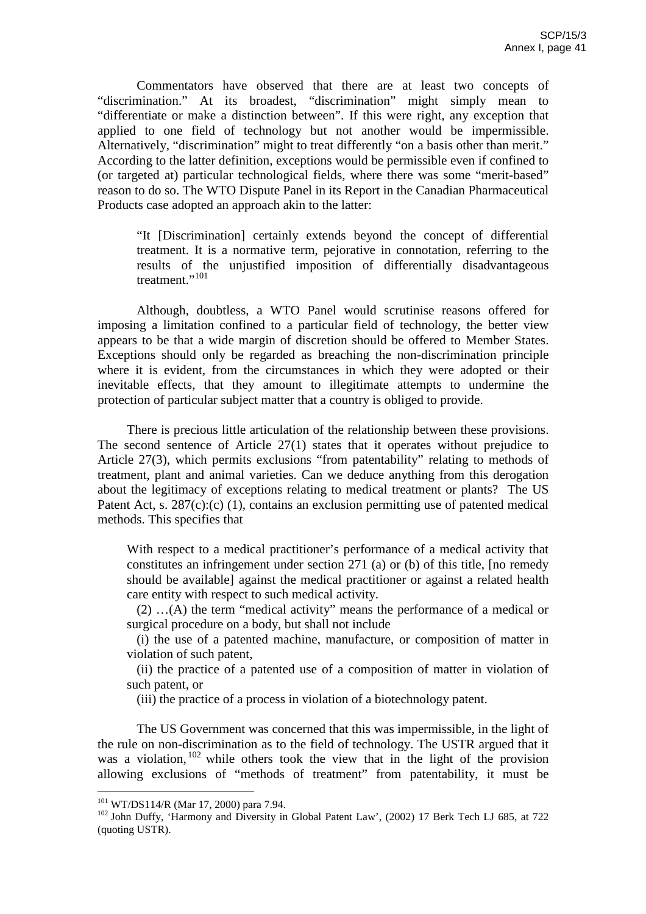Commentators have observed that there are at least two concepts of "discrimination." At its broadest, "discrimination" might simply mean to "differentiate or make a distinction between". If this were right, any exception that applied to one field of technology but not another would be impermissible. Alternatively, "discrimination" might to treat differently "on a basis other than merit." According to the latter definition, exceptions would be permissible even if confined to (or targeted at) particular technological fields, where there was some "merit-based" reason to do so. The WTO Dispute Panel in its Report in the Canadian Pharmaceutical Products case adopted an approach akin to the latter:

> "It [Discrimination] certainly extends beyond the concept of differential treatment. It is a normative term, pejorative in connotation, referring to the results of the unjustified imposition of differentially disadvantageous treatment."[101]

Although, doubtless, a WTO Panel would scrutinise reasons offered for imposing a limitation confined to a particular field of technology, the better view appears to be that a wide margin of discretion should be offered to Member States. Exceptions should only be regarded as breaching the non-discrimination principle where it is evident, from the circumstances in which they were adopted or their inevitable effects, that they amount to illegitimate attempts to undermine the protection of particular subject matter that a country is obliged to provide.

There is precious little articulation of the relationship between these provisions. The second sentence of Article 27(1) states that it operates without prejudice to Article 27(3), which permits exclusions "from patentability" relating to methods of treatment, plant and animal varieties. Can we deduce anything from this derogation about the legitimacy of exceptions relating to medical treatment or plants? The US Patent Act, s. 287(c):(c) (1), contains an exclusion permitting use of patented medical methods. This specifies that

> With respect to a medical practitioner's performance of a medical activity that constitutes an infringement under section 271 (a) or (b) of this title, [no remedy should be available] against the medical practitioner or against a related health care entity with respect to such medical activity.
>
> (2) …(A) the term "medical activity" means the performance of a medical or surgical procedure on a body, but shall not include
>
> (i) the use of a patented machine, manufacture, or composition of matter in violation of such patent,
>
> (ii) the practice of a patented use of a composition of matter in violation of such patent, or
>
> (iii) the practice of a process in violation of a biotechnology patent.

The US Government was concerned that this was impermissible, in the light of the rule on non-discrimination as to the field of technology. The USTR argued that it was a violation,[102] while others took the view that in the light of the provision allowing exclusions of "methods of treatment" from patentability, it must be

---

[101] WT/DS114/R (Mar 17, 2000) para 7.94.

[102] John Duffy, 'Harmony and Diversity in Global Patent Law', (2002) 17 Berk Tech LJ 685, at 722 (quoting USTR).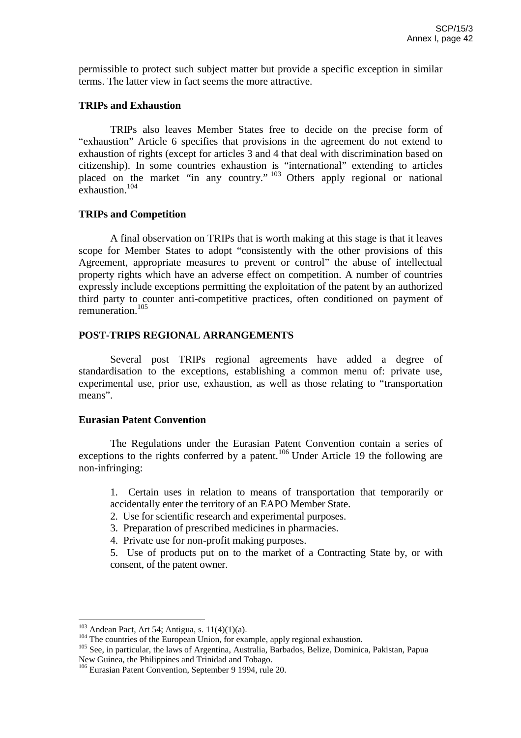permissible to protect such subject matter but provide a specific exception in similar terms. The latter view in fact seems the more attractive.

**TRIPs and Exhaustion**

TRIPs also leaves Member States free to decide on the precise form of "exhaustion" Article 6 specifies that provisions in the agreement do not extend to exhaustion of rights (except for articles 3 and 4 that deal with discrimination based on citizenship). In some countries exhaustion is "international" extending to articles placed on the market "in any country." [103] Others apply regional or national exhaustion.[104]

**TRIPs and Competition**

A final observation on TRIPs that is worth making at this stage is that it leaves scope for Member States to adopt "consistently with the other provisions of this Agreement, appropriate measures to prevent or control" the abuse of intellectual property rights which have an adverse effect on competition. A number of countries expressly include exceptions permitting the exploitation of the patent by an authorized third party to counter anti-competitive practices, often conditioned on payment of remuneration.[105]

## POST-TRIPS REGIONAL ARRANGEMENTS

Several post TRIPs regional agreements have added a degree of standardisation to the exceptions, establishing a common menu of: private use, experimental use, prior use, exhaustion, as well as those relating to "transportation means".

**Eurasian Patent Convention**

The Regulations under the Eurasian Patent Convention contain a series of exceptions to the rights conferred by a patent.[106] Under Article 19 the following are non-infringing:

1. Certain uses in relation to means of transportation that temporarily or accidentally enter the territory of an EAPO Member State.
2. Use for scientific research and experimental purposes.
3. Preparation of prescribed medicines in pharmacies.
4. Private use for non-profit making purposes.
5. Use of products put on to the market of a Contracting State by, or with consent, of the patent owner.

---

[103] Andean Pact, Art 54; Antigua, s. 11(4)(1)(a).

[104] The countries of the European Union, for example, apply regional exhaustion.

[105] See, in particular, the laws of Argentina, Australia, Barbados, Belize, Dominica, Pakistan, Papua New Guinea, the Philippines and Trinidad and Tobago.

[106] Eurasian Patent Convention, September 9 1994, rule 20.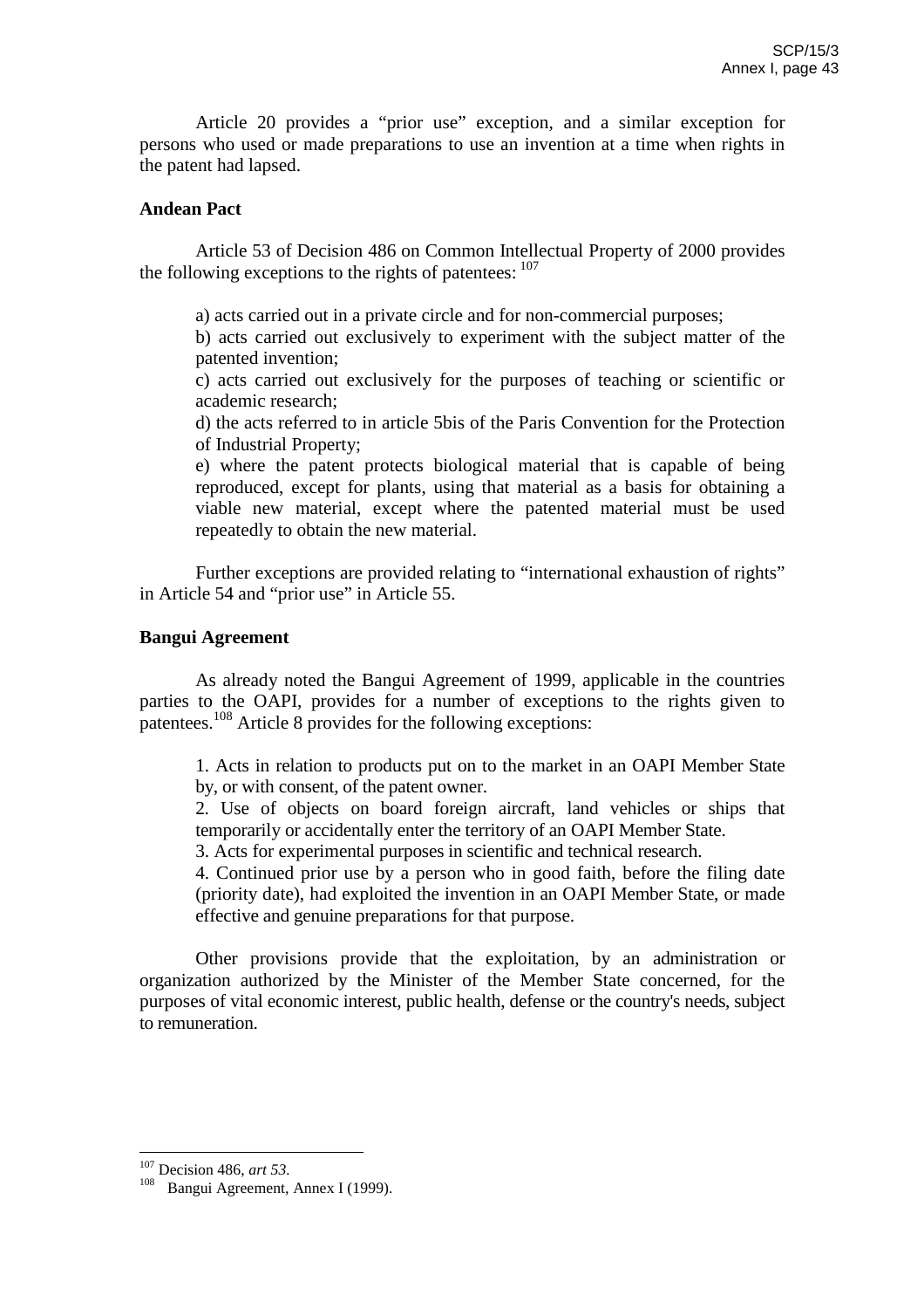Article 20 provides a "prior use" exception, and a similar exception for persons who used or made preparations to use an invention at a time when rights in the patent had lapsed.

**Andean Pact**

Article 53 of Decision 486 on Common Intellectual Property of 2000 provides the following exceptions to the rights of patentees: [107]

a) acts carried out in a private circle and for non-commercial purposes;

b) acts carried out exclusively to experiment with the subject matter of the patented invention;

c) acts carried out exclusively for the purposes of teaching or scientific or academic research;

d) the acts referred to in article 5bis of the Paris Convention for the Protection of Industrial Property;

e) where the patent protects biological material that is capable of being reproduced, except for plants, using that material as a basis for obtaining a viable new material, except where the patented material must be used repeatedly to obtain the new material.

Further exceptions are provided relating to "international exhaustion of rights" in Article 54 and "prior use" in Article 55.

**Bangui Agreement**

As already noted the Bangui Agreement of 1999, applicable in the countries parties to the OAPI, provides for a number of exceptions to the rights given to patentees.[108] Article 8 provides for the following exceptions:

1. Acts in relation to products put on to the market in an OAPI Member State by, or with consent, of the patent owner.

2. Use of objects on board foreign aircraft, land vehicles or ships that temporarily or accidentally enter the territory of an OAPI Member State.

3. Acts for experimental purposes in scientific and technical research.

4. Continued prior use by a person who in good faith, before the filing date (priority date), had exploited the invention in an OAPI Member State, or made effective and genuine preparations for that purpose.

Other provisions provide that the exploitation, by an administration or organization authorized by the Minister of the Member State concerned, for the purposes of vital economic interest, public health, defense or the country's needs, subject to remuneration.

---

[107] Decision 486, *art 53*.

[108] Bangui Agreement, Annex I (1999).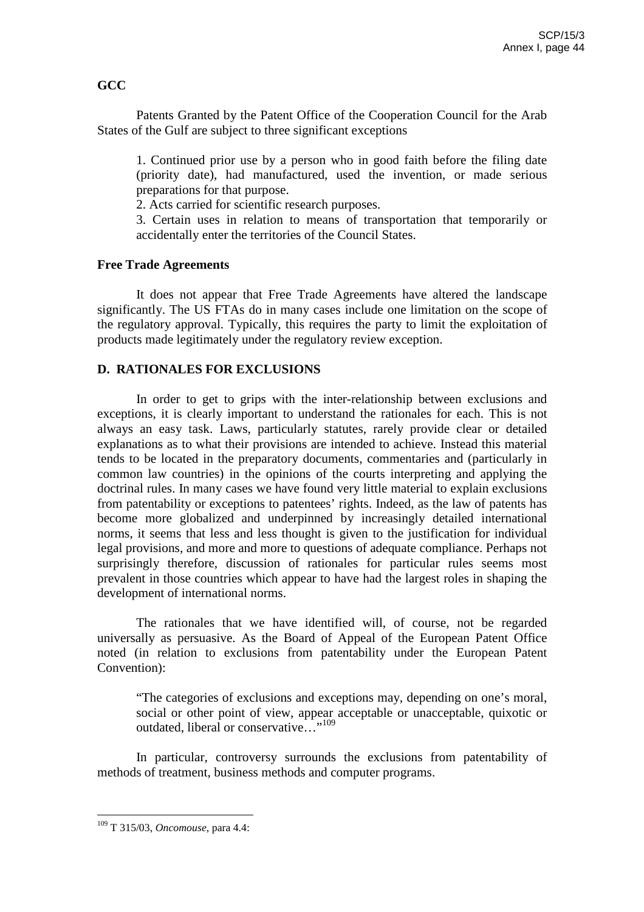**GCC**

Patents Granted by the Patent Office of the Cooperation Council for the Arab States of the Gulf are subject to three significant exceptions

1. Continued prior use by a person who in good faith before the filing date (priority date), had manufactured, used the invention, or made serious preparations for that purpose.
2. Acts carried for scientific research purposes.
3. Certain uses in relation to means of transportation that temporarily or accidentally enter the territories of the Council States.

**Free Trade Agreements**

It does not appear that Free Trade Agreements have altered the landscape significantly. The US FTAs do in many cases include one limitation on the scope of the regulatory approval. Typically, this requires the party to limit the exploitation of products made legitimately under the regulatory review exception.

## D. RATIONALES FOR EXCLUSIONS

In order to get to grips with the inter-relationship between exclusions and exceptions, it is clearly important to understand the rationales for each. This is not always an easy task. Laws, particularly statutes, rarely provide clear or detailed explanations as to what their provisions are intended to achieve. Instead this material tends to be located in the preparatory documents, commentaries and (particularly in common law countries) in the opinions of the courts interpreting and applying the doctrinal rules. In many cases we have found very little material to explain exclusions from patentability or exceptions to patentees' rights. Indeed, as the law of patents has become more globalized and underpinned by increasingly detailed international norms, it seems that less and less thought is given to the justification for individual legal provisions, and more and more to questions of adequate compliance. Perhaps not surprisingly therefore, discussion of rationales for particular rules seems most prevalent in those countries which appear to have had the largest roles in shaping the development of international norms.

The rationales that we have identified will, of course, not be regarded universally as persuasive. As the Board of Appeal of the European Patent Office noted (in relation to exclusions from patentability under the European Patent Convention):

> "The categories of exclusions and exceptions may, depending on one's moral, social or other point of view, appear acceptable or unacceptable, quixotic or outdated, liberal or conservative…"[109]

In particular, controversy surrounds the exclusions from patentability of methods of treatment, business methods and computer programs.

---

[109] T 315/03, *Oncomouse*, para 4.4: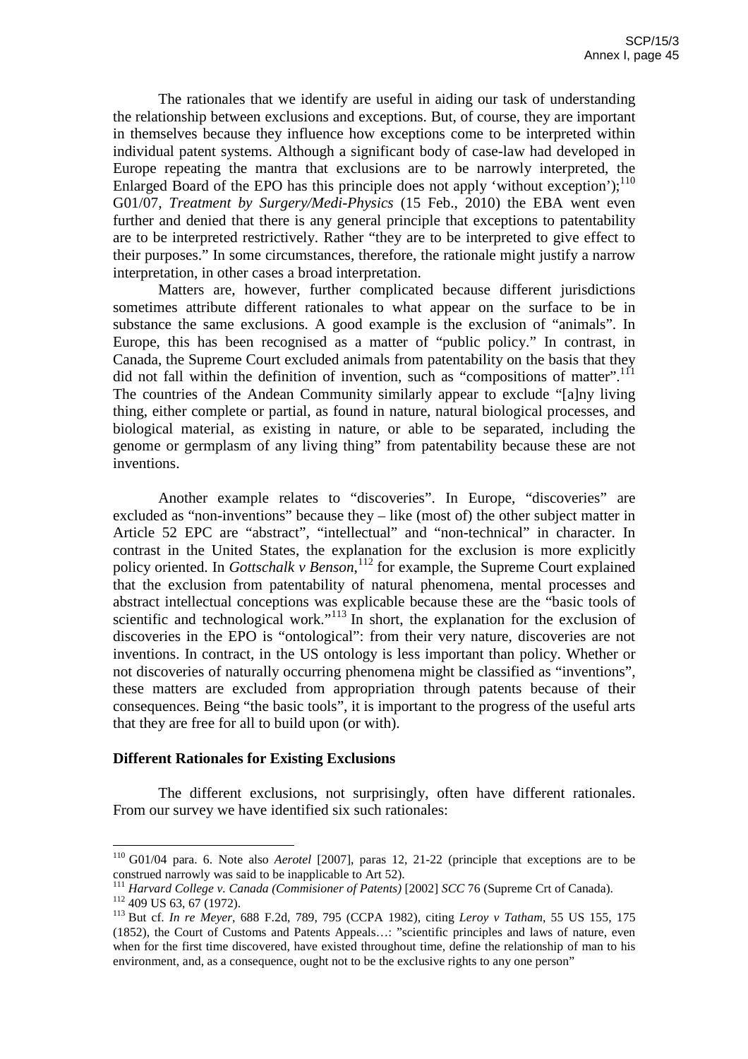The rationales that we identify are useful in aiding our task of understanding the relationship between exclusions and exceptions. But, of course, they are important in themselves because they influence how exceptions come to be interpreted within individual patent systems. Although a significant body of case-law had developed in Europe repeating the mantra that exclusions are to be narrowly interpreted, the Enlarged Board of the EPO has this principle does not apply 'without exception');[110] G01/07, *Treatment by Surgery/Medi-Physics* (15 Feb., 2010) the EBA went even further and denied that there is any general principle that exceptions to patentability are to be interpreted restrictively. Rather "they are to be interpreted to give effect to their purposes." In some circumstances, therefore, the rationale might justify a narrow interpretation, in other cases a broad interpretation.

Matters are, however, further complicated because different jurisdictions sometimes attribute different rationales to what appear on the surface to be in substance the same exclusions. A good example is the exclusion of "animals". In Europe, this has been recognised as a matter of "public policy." In contrast, in Canada, the Supreme Court excluded animals from patentability on the basis that they did not fall within the definition of invention, such as "compositions of matter".[111] The countries of the Andean Community similarly appear to exclude "[a]ny living thing, either complete or partial, as found in nature, natural biological processes, and biological material, as existing in nature, or able to be separated, including the genome or germplasm of any living thing" from patentability because these are not inventions.

Another example relates to "discoveries". In Europe, "discoveries" are excluded as "non-inventions" because they – like (most of) the other subject matter in Article 52 EPC are "abstract", "intellectual" and "non-technical" in character. In contrast in the United States, the explanation for the exclusion is more explicitly policy oriented. In *Gottschalk v Benson*,[112] for example, the Supreme Court explained that the exclusion from patentability of natural phenomena, mental processes and abstract intellectual conceptions was explicable because these are the "basic tools of scientific and technological work."[113] In short, the explanation for the exclusion of discoveries in the EPO is "ontological": from their very nature, discoveries are not inventions. In contract, in the US ontology is less important than policy. Whether or not discoveries of naturally occurring phenomena might be classified as "inventions", these matters are excluded from appropriation through patents because of their consequences. Being "the basic tools", it is important to the progress of the useful arts that they are free for all to build upon (or with).

**Different Rationales for Existing Exclusions**

The different exclusions, not surprisingly, often have different rationales. From our survey we have identified six such rationales:

---

[110] G01/04 para. 6. Note also *Aerotel* [2007], paras 12, 21-22 (principle that exceptions are to be construed narrowly was said to be inapplicable to Art 52).

[111] *Harvard College v. Canada (Commisioner of Patents)* [2002] *SCC* 76 (Supreme Crt of Canada).

[112] 409 US 63, 67 (1972).

[113] But cf. *In re Meyer*, 688 F.2d, 789, 795 (CCPA 1982), citing *Leroy v Tatham*, 55 US 155, 175 (1852), the Court of Customs and Patents Appeals…: "scientific principles and laws of nature, even when for the first time discovered, have existed throughout time, define the relationship of man to his environment, and, as a consequence, ought not to be the exclusive rights to any one person"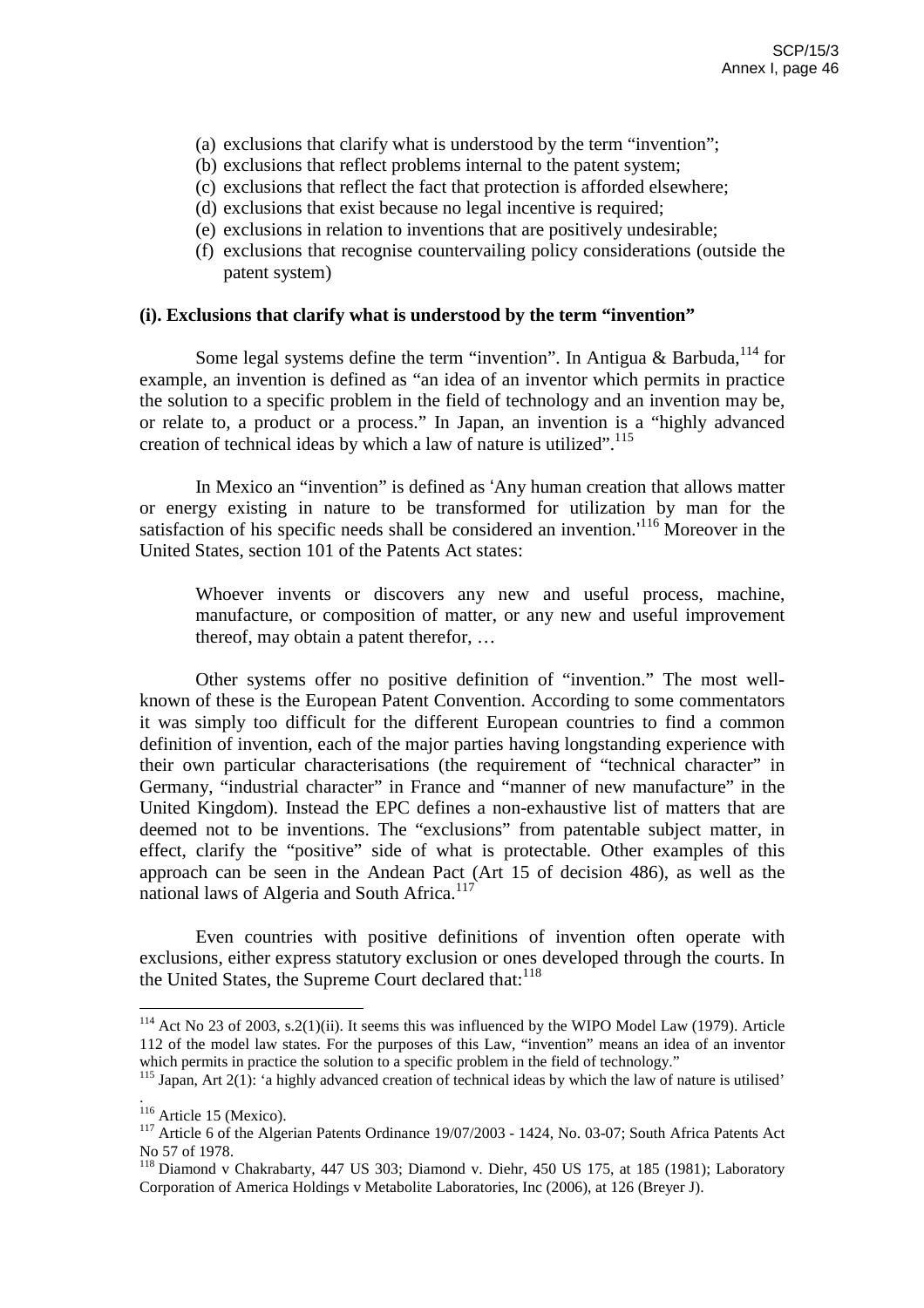(a) exclusions that clarify what is understood by the term "invention";
(b) exclusions that reflect problems internal to the patent system;
(c) exclusions that reflect the fact that protection is afforded elsewhere;
(d) exclusions that exist because no legal incentive is required;
(e) exclusions in relation to inventions that are positively undesirable;
(f) exclusions that recognise countervailing policy considerations (outside the patent system)

**(i). Exclusions that clarify what is understood by the term "invention"**

Some legal systems define the term "invention". In Antigua & Barbuda,[114] for example, an invention is defined as "an idea of an inventor which permits in practice the solution to a specific problem in the field of technology and an invention may be, or relate to, a product or a process." In Japan, an invention is a "highly advanced creation of technical ideas by which a law of nature is utilized".[115]

In Mexico an "invention" is defined as 'Any human creation that allows matter or energy existing in nature to be transformed for utilization by man for the satisfaction of his specific needs shall be considered an invention.'[116] Moreover in the United States, section 101 of the Patents Act states:

> Whoever invents or discovers any new and useful process, machine, manufacture, or composition of matter, or any new and useful improvement thereof, may obtain a patent therefor, …

Other systems offer no positive definition of "invention." The most well-known of these is the European Patent Convention. According to some commentators it was simply too difficult for the different European countries to find a common definition of invention, each of the major parties having longstanding experience with their own particular characterisations (the requirement of "technical character" in Germany, "industrial character" in France and "manner of new manufacture" in the United Kingdom). Instead the EPC defines a non-exhaustive list of matters that are deemed not to be inventions. The "exclusions" from patentable subject matter, in effect, clarify the "positive" side of what is protectable. Other examples of this approach can be seen in the Andean Pact (Art 15 of decision 486), as well as the national laws of Algeria and South Africa.[117]

Even countries with positive definitions of invention often operate with exclusions, either express statutory exclusion or ones developed through the courts. In the United States, the Supreme Court declared that:[118]

---

[114] Act No 23 of 2003, s.2(1)(ii). It seems this was influenced by the WIPO Model Law (1979). Article 112 of the model law states. For the purposes of this Law, "invention" means an idea of an inventor which permits in practice the solution to a specific problem in the field of technology."

[115] Japan, Art 2(1): 'a highly advanced creation of technical ideas by which the law of nature is utilised'
.

[116] Article 15 (Mexico).

[117] Article 6 of the Algerian Patents Ordinance 19/07/2003 - 1424, No. 03-07; South Africa Patents Act No 57 of 1978.

[118] Diamond v Chakrabarty, 447 US 303; Diamond v. Diehr, 450 US 175, at 185 (1981); Laboratory Corporation of America Holdings v Metabolite Laboratories, Inc (2006), at 126 (Breyer J).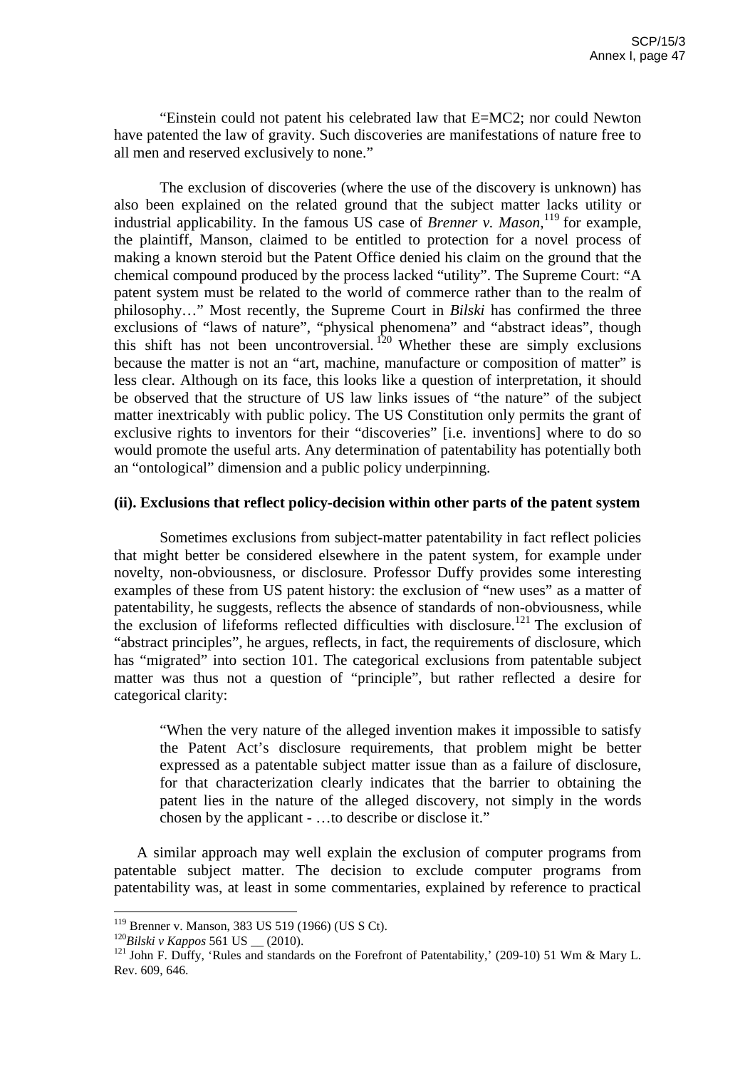"Einstein could not patent his celebrated law that E=MC2; nor could Newton have patented the law of gravity. Such discoveries are manifestations of nature free to all men and reserved exclusively to none."

The exclusion of discoveries (where the use of the discovery is unknown) has also been explained on the related ground that the subject matter lacks utility or industrial applicability. In the famous US case of *Brenner v. Mason*,[119] for example, the plaintiff, Manson, claimed to be entitled to protection for a novel process of making a known steroid but the Patent Office denied his claim on the ground that the chemical compound produced by the process lacked "utility". The Supreme Court: "A patent system must be related to the world of commerce rather than to the realm of philosophy…" Most recently, the Supreme Court in *Bilski* has confirmed the three exclusions of "laws of nature", "physical phenomena" and "abstract ideas", though this shift has not been uncontroversial.[120] Whether these are simply exclusions because the matter is not an "art, machine, manufacture or composition of matter" is less clear. Although on its face, this looks like a question of interpretation, it should be observed that the structure of US law links issues of "the nature" of the subject matter inextricably with public policy. The US Constitution only permits the grant of exclusive rights to inventors for their "discoveries" [i.e. inventions] where to do so would promote the useful arts. Any determination of patentability has potentially both an "ontological" dimension and a public policy underpinning.

**(ii). Exclusions that reflect policy-decision within other parts of the patent system**

Sometimes exclusions from subject-matter patentability in fact reflect policies that might better be considered elsewhere in the patent system, for example under novelty, non-obviousness, or disclosure. Professor Duffy provides some interesting examples of these from US patent history: the exclusion of "new uses" as a matter of patentability, he suggests, reflects the absence of standards of non-obviousness, while the exclusion of lifeforms reflected difficulties with disclosure.[121] The exclusion of "abstract principles", he argues, reflects, in fact, the requirements of disclosure, which has "migrated" into section 101. The categorical exclusions from patentable subject matter was thus not a question of "principle", but rather reflected a desire for categorical clarity:

> "When the very nature of the alleged invention makes it impossible to satisfy the Patent Act's disclosure requirements, that problem might be better expressed as a patentable subject matter issue than as a failure of disclosure, for that characterization clearly indicates that the barrier to obtaining the patent lies in the nature of the alleged discovery, not simply in the words chosen by the applicant - …to describe or disclose it."

A similar approach may well explain the exclusion of computer programs from patentable subject matter. The decision to exclude computer programs from patentability was, at least in some commentaries, explained by reference to practical

---

[119] Brenner v. Manson, 383 US 519 (1966) (US S Ct).

[120] *Bilski v Kappos* 561 US __ (2010).

[121] John F. Duffy, 'Rules and standards on the Forefront of Patentability,' (209-10) 51 Wm & Mary L. Rev. 609, 646.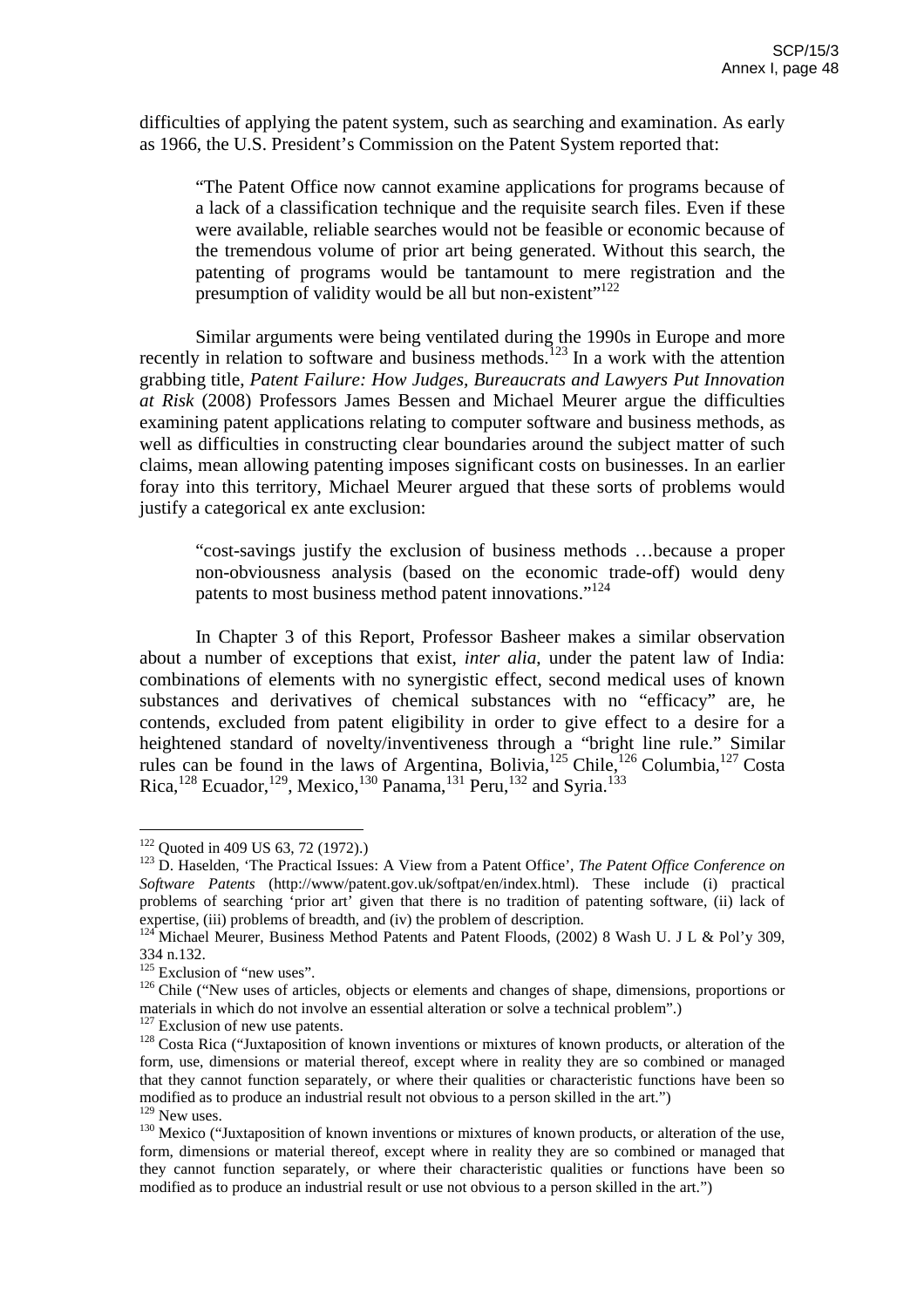difficulties of applying the patent system, such as searching and examination. As early as 1966, the U.S. President's Commission on the Patent System reported that:

> "The Patent Office now cannot examine applications for programs because of a lack of a classification technique and the requisite search files. Even if these were available, reliable searches would not be feasible or economic because of the tremendous volume of prior art being generated. Without this search, the patenting of programs would be tantamount to mere registration and the presumption of validity would be all but non-existent"[122]

Similar arguments were being ventilated during the 1990s in Europe and more recently in relation to software and business methods.[123] In a work with the attention grabbing title, *Patent Failure: How Judges, Bureaucrats and Lawyers Put Innovation at Risk* (2008) Professors James Bessen and Michael Meurer argue the difficulties examining patent applications relating to computer software and business methods, as well as difficulties in constructing clear boundaries around the subject matter of such claims, mean allowing patenting imposes significant costs on businesses. In an earlier foray into this territory, Michael Meurer argued that these sorts of problems would justify a categorical ex ante exclusion:

> "cost-savings justify the exclusion of business methods …because a proper non-obviousness analysis (based on the economic trade-off) would deny patents to most business method patent innovations."[124]

In Chapter 3 of this Report, Professor Basheer makes a similar observation about a number of exceptions that exist, *inter alia*, under the patent law of India: combinations of elements with no synergistic effect, second medical uses of known substances and derivatives of chemical substances with no "efficacy" are, he contends, excluded from patent eligibility in order to give effect to a desire for a heightened standard of novelty/inventiveness through a "bright line rule." Similar rules can be found in the laws of Argentina, Bolivia,[125] Chile,[126] Columbia,[127] Costa Rica,[128] Ecuador,[129], Mexico,[130] Panama,[131] Peru,[132] and Syria.[133]

---

[122] Quoted in 409 US 63, 72 (1972).)

[123] D. Haselden, 'The Practical Issues: A View from a Patent Office', *The Patent Office Conference on Software Patents* (http://www/patent.gov.uk/softpat/en/index.html). These include (i) practical problems of searching 'prior art' given that there is no tradition of patenting software, (ii) lack of expertise, (iii) problems of breadth, and (iv) the problem of description.

[124] Michael Meurer, Business Method Patents and Patent Floods, (2002) 8 Wash U. J L & Pol'y 309, 334 n.132.

[125] Exclusion of "new uses".

[126] Chile ("New uses of articles, objects or elements and changes of shape, dimensions, proportions or materials in which do not involve an essential alteration or solve a technical problem".)

[127] Exclusion of new use patents.

[128] Costa Rica ("Juxtaposition of known inventions or mixtures of known products, or alteration of the form, use, dimensions or material thereof, except where in reality they are so combined or managed that they cannot function separately, or where their qualities or characteristic functions have been so modified as to produce an industrial result not obvious to a person skilled in the art.")

[129] New uses.

[130] Mexico ("Juxtaposition of known inventions or mixtures of known products, or alteration of the use, form, dimensions or material thereof, except where in reality they are so combined or managed that they cannot function separately, or where their characteristic qualities or functions have been so modified as to produce an industrial result or use not obvious to a person skilled in the art.")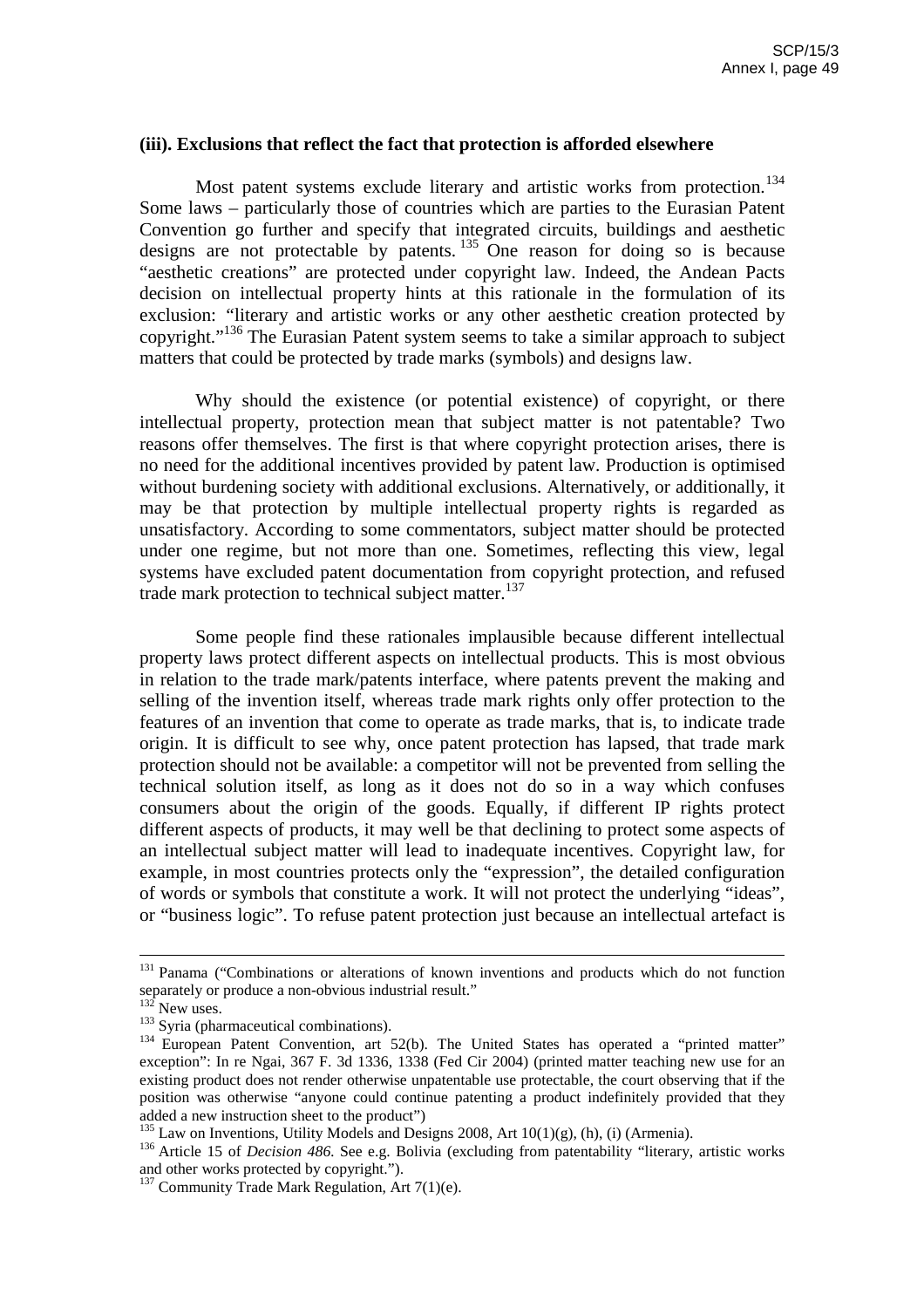**(iii). Exclusions that reflect the fact that protection is afforded elsewhere**

Most patent systems exclude literary and artistic works from protection.[134] Some laws – particularly those of countries which are parties to the Eurasian Patent Convention go further and specify that integrated circuits, buildings and aesthetic designs are not protectable by patents.[135] One reason for doing so is because "aesthetic creations" are protected under copyright law. Indeed, the Andean Pacts decision on intellectual property hints at this rationale in the formulation of its exclusion: "literary and artistic works or any other aesthetic creation protected by copyright."[136] The Eurasian Patent system seems to take a similar approach to subject matters that could be protected by trade marks (symbols) and designs law.

Why should the existence (or potential existence) of copyright, or there intellectual property, protection mean that subject matter is not patentable? Two reasons offer themselves. The first is that where copyright protection arises, there is no need for the additional incentives provided by patent law. Production is optimised without burdening society with additional exclusions. Alternatively, or additionally, it may be that protection by multiple intellectual property rights is regarded as unsatisfactory. According to some commentators, subject matter should be protected under one regime, but not more than one. Sometimes, reflecting this view, legal systems have excluded patent documentation from copyright protection, and refused trade mark protection to technical subject matter.[137]

Some people find these rationales implausible because different intellectual property laws protect different aspects on intellectual products. This is most obvious in relation to the trade mark/patents interface, where patents prevent the making and selling of the invention itself, whereas trade mark rights only offer protection to the features of an invention that come to operate as trade marks, that is, to indicate trade origin. It is difficult to see why, once patent protection has lapsed, that trade mark protection should not be available: a competitor will not be prevented from selling the technical solution itself, as long as it does not do so in a way which confuses consumers about the origin of the goods. Equally, if different IP rights protect different aspects of products, it may well be that declining to protect some aspects of an intellectual subject matter will lead to inadequate incentives. Copyright law, for example, in most countries protects only the "expression", the detailed configuration of words or symbols that constitute a work. It will not protect the underlying "ideas", or "business logic". To refuse patent protection just because an intellectual artefact is

---

[131] Panama ("Combinations or alterations of known inventions and products which do not function separately or produce a non-obvious industrial result."

[132] New uses.

[133] Syria (pharmaceutical combinations).

[134] European Patent Convention, art 52(b). The United States has operated a "printed matter" exception": In re Ngai, 367 F. 3d 1336, 1338 (Fed Cir 2004) (printed matter teaching new use for an existing product does not render otherwise unpatentable use protectable, the court observing that if the position was otherwise "anyone could continue patenting a product indefinitely provided that they added a new instruction sheet to the product")

[135] Law on Inventions, Utility Models and Designs 2008, Art 10(1)(g), (h), (i) (Armenia).

[136] Article 15 of *Decision 486.* See e.g. Bolivia (excluding from patentability "literary, artistic works and other works protected by copyright.").

[137] Community Trade Mark Regulation, Art 7(1)(e).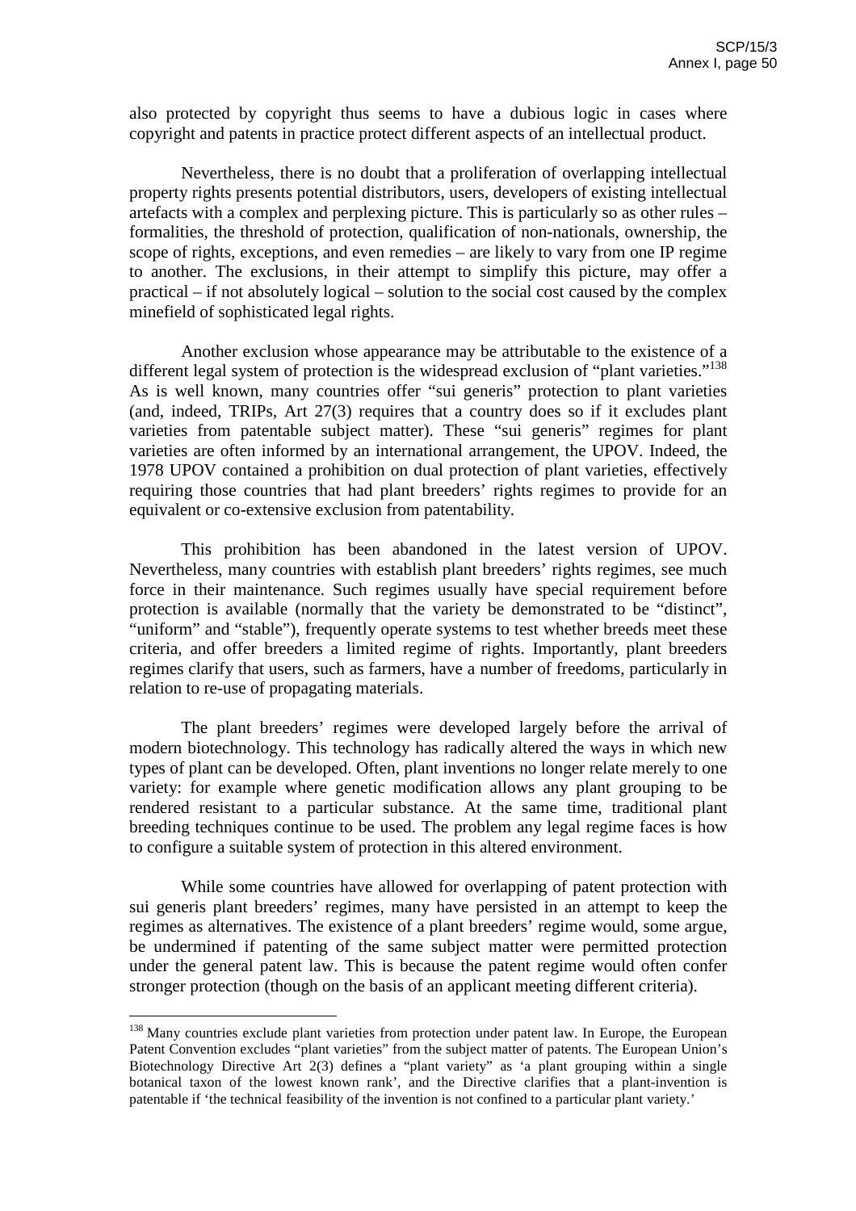also protected by copyright thus seems to have a dubious logic in cases where copyright and patents in practice protect different aspects of an intellectual product.

Nevertheless, there is no doubt that a proliferation of overlapping intellectual property rights presents potential distributors, users, developers of existing intellectual artefacts with a complex and perplexing picture. This is particularly so as other rules – formalities, the threshold of protection, qualification of non-nationals, ownership, the scope of rights, exceptions, and even remedies – are likely to vary from one IP regime to another. The exclusions, in their attempt to simplify this picture, may offer a practical – if not absolutely logical – solution to the social cost caused by the complex minefield of sophisticated legal rights.

Another exclusion whose appearance may be attributable to the existence of a different legal system of protection is the widespread exclusion of "plant varieties."[138] As is well known, many countries offer "sui generis" protection to plant varieties (and, indeed, TRIPs, Art 27(3) requires that a country does so if it excludes plant varieties from patentable subject matter). These "sui generis" regimes for plant varieties are often informed by an international arrangement, the UPOV. Indeed, the 1978 UPOV contained a prohibition on dual protection of plant varieties, effectively requiring those countries that had plant breeders' rights regimes to provide for an equivalent or co-extensive exclusion from patentability.

This prohibition has been abandoned in the latest version of UPOV. Nevertheless, many countries with establish plant breeders' rights regimes, see much force in their maintenance. Such regimes usually have special requirement before protection is available (normally that the variety be demonstrated to be "distinct", "uniform" and "stable"), frequently operate systems to test whether breeds meet these criteria, and offer breeders a limited regime of rights. Importantly, plant breeders regimes clarify that users, such as farmers, have a number of freedoms, particularly in relation to re-use of propagating materials.

The plant breeders' regimes were developed largely before the arrival of modern biotechnology. This technology has radically altered the ways in which new types of plant can be developed. Often, plant inventions no longer relate merely to one variety: for example where genetic modification allows any plant grouping to be rendered resistant to a particular substance. At the same time, traditional plant breeding techniques continue to be used. The problem any legal regime faces is how to configure a suitable system of protection in this altered environment.

While some countries have allowed for overlapping of patent protection with sui generis plant breeders' regimes, many have persisted in an attempt to keep the regimes as alternatives. The existence of a plant breeders' regime would, some argue, be undermined if patenting of the same subject matter were permitted protection under the general patent law. This is because the patent regime would often confer stronger protection (though on the basis of an applicant meeting different criteria).

---

[138] Many countries exclude plant varieties from protection under patent law. In Europe, the European Patent Convention excludes "plant varieties" from the subject matter of patents. The European Union's Biotechnology Directive Art 2(3) defines a "plant variety" as 'a plant grouping within a single botanical taxon of the lowest known rank', and the Directive clarifies that a plant-invention is patentable if 'the technical feasibility of the invention is not confined to a particular plant variety.'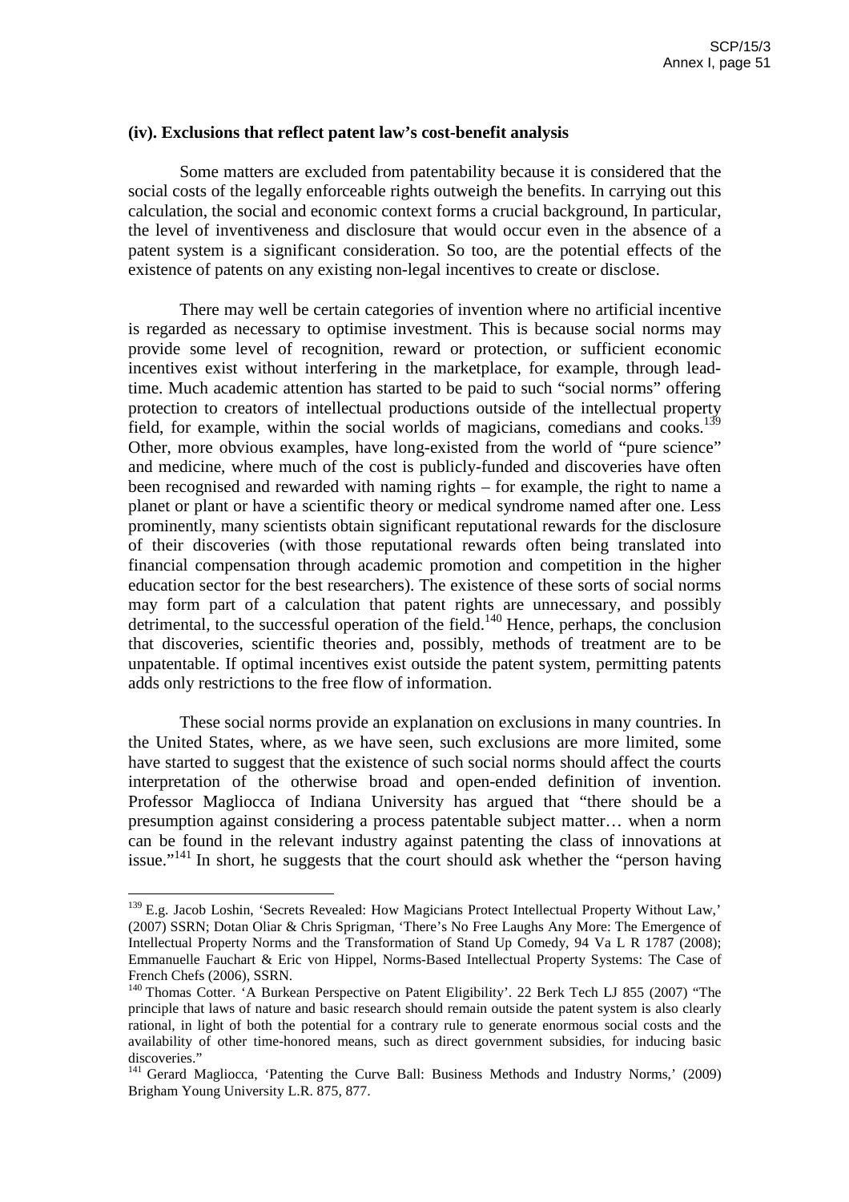**(iv). Exclusions that reflect patent law's cost-benefit analysis**

Some matters are excluded from patentability because it is considered that the social costs of the legally enforceable rights outweigh the benefits. In carrying out this calculation, the social and economic context forms a crucial background, In particular, the level of inventiveness and disclosure that would occur even in the absence of a patent system is a significant consideration. So too, are the potential effects of the existence of patents on any existing non-legal incentives to create or disclose.

There may well be certain categories of invention where no artificial incentive is regarded as necessary to optimise investment. This is because social norms may provide some level of recognition, reward or protection, or sufficient economic incentives exist without interfering in the marketplace, for example, through lead-time. Much academic attention has started to be paid to such "social norms" offering protection to creators of intellectual productions outside of the intellectual property field, for example, within the social worlds of magicians, comedians and cooks.[139] Other, more obvious examples, have long-existed from the world of "pure science" and medicine, where much of the cost is publicly-funded and discoveries have often been recognised and rewarded with naming rights – for example, the right to name a planet or plant or have a scientific theory or medical syndrome named after one. Less prominently, many scientists obtain significant reputational rewards for the disclosure of their discoveries (with those reputational rewards often being translated into financial compensation through academic promotion and competition in the higher education sector for the best researchers). The existence of these sorts of social norms may form part of a calculation that patent rights are unnecessary, and possibly detrimental, to the successful operation of the field.[140] Hence, perhaps, the conclusion that discoveries, scientific theories and, possibly, methods of treatment are to be unpatentable. If optimal incentives exist outside the patent system, permitting patents adds only restrictions to the free flow of information.

These social norms provide an explanation on exclusions in many countries. In the United States, where, as we have seen, such exclusions are more limited, some have started to suggest that the existence of such social norms should affect the courts interpretation of the otherwise broad and open-ended definition of invention. Professor Magliocca of Indiana University has argued that "there should be a presumption against considering a process patentable subject matter… when a norm can be found in the relevant industry against patenting the class of innovations at issue."[141] In short, he suggests that the court should ask whether the "person having

---

[139] E.g. Jacob Loshin, 'Secrets Revealed: How Magicians Protect Intellectual Property Without Law,' (2007) SSRN; Dotan Oliar & Chris Sprigman, 'There's No Free Laughs Any More: The Emergence of Intellectual Property Norms and the Transformation of Stand Up Comedy, 94 Va L R 1787 (2008); Emmanuelle Fauchart & Eric von Hippel, Norms-Based Intellectual Property Systems: The Case of French Chefs (2006), SSRN.

[140] Thomas Cotter. 'A Burkean Perspective on Patent Eligibility'. 22 Berk Tech LJ 855 (2007) "The principle that laws of nature and basic research should remain outside the patent system is also clearly rational, in light of both the potential for a contrary rule to generate enormous social costs and the availability of other time-honored means, such as direct government subsidies, for inducing basic discoveries."

[141] Gerard Magliocca, 'Patenting the Curve Ball: Business Methods and Industry Norms,' (2009) Brigham Young University L.R. 875, 877.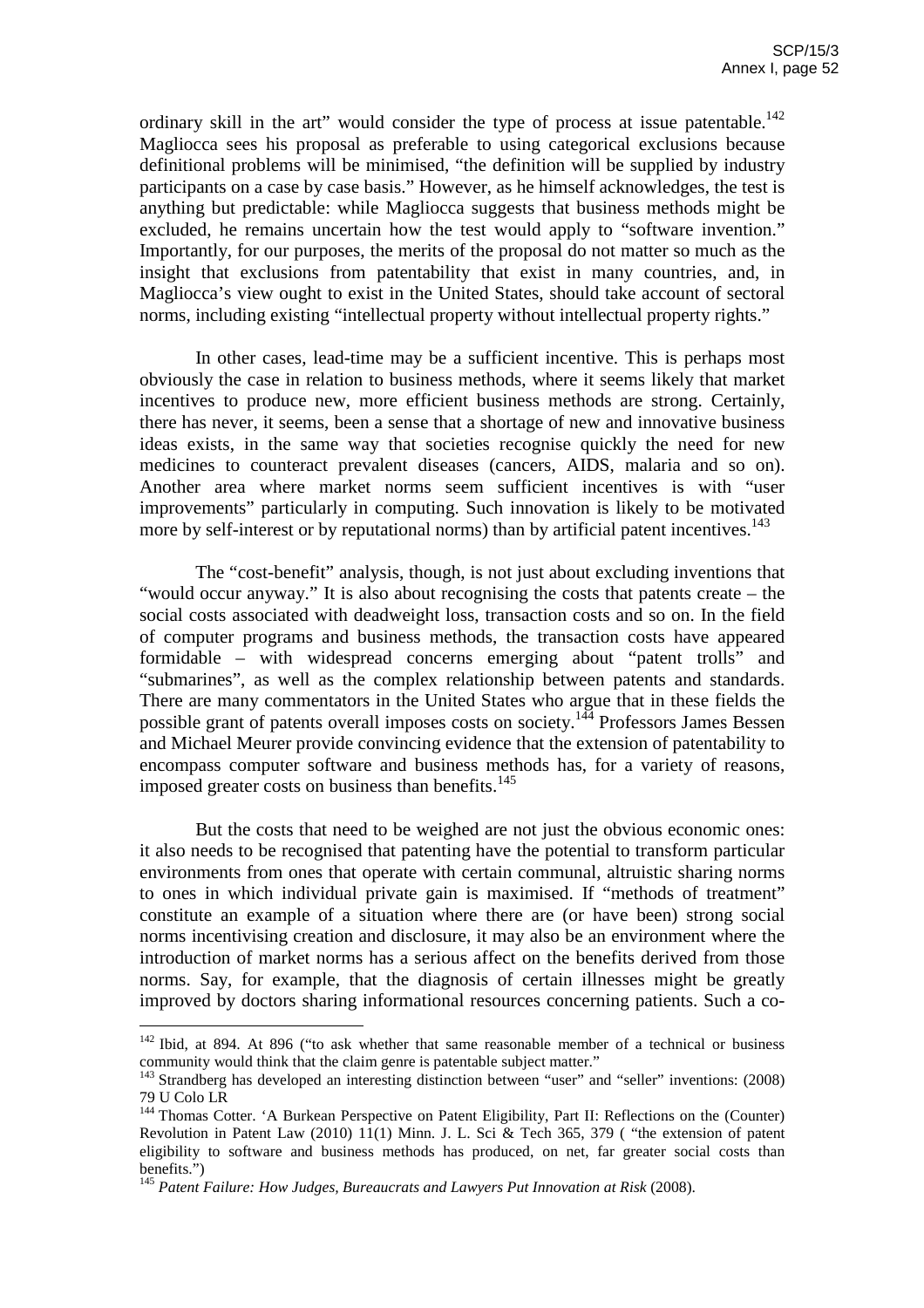ordinary skill in the art" would consider the type of process at issue patentable.[142] Magliocca sees his proposal as preferable to using categorical exclusions because definitional problems will be minimised, "the definition will be supplied by industry participants on a case by case basis." However, as he himself acknowledges, the test is anything but predictable: while Magliocca suggests that business methods might be excluded, he remains uncertain how the test would apply to "software invention." Importantly, for our purposes, the merits of the proposal do not matter so much as the insight that exclusions from patentability that exist in many countries, and, in Magliocca's view ought to exist in the United States, should take account of sectoral norms, including existing "intellectual property without intellectual property rights."

In other cases, lead-time may be a sufficient incentive. This is perhaps most obviously the case in relation to business methods, where it seems likely that market incentives to produce new, more efficient business methods are strong. Certainly, there has never, it seems, been a sense that a shortage of new and innovative business ideas exists, in the same way that societies recognise quickly the need for new medicines to counteract prevalent diseases (cancers, AIDS, malaria and so on). Another area where market norms seem sufficient incentives is with "user improvements" particularly in computing. Such innovation is likely to be motivated more by self-interest or by reputational norms) than by artificial patent incentives.[143]

The "cost-benefit" analysis, though, is not just about excluding inventions that "would occur anyway." It is also about recognising the costs that patents create – the social costs associated with deadweight loss, transaction costs and so on. In the field of computer programs and business methods, the transaction costs have appeared formidable – with widespread concerns emerging about "patent trolls" and "submarines", as well as the complex relationship between patents and standards. There are many commentators in the United States who argue that in these fields the possible grant of patents overall imposes costs on society.[144] Professors James Bessen and Michael Meurer provide convincing evidence that the extension of patentability to encompass computer software and business methods has, for a variety of reasons, imposed greater costs on business than benefits.[145]

But the costs that need to be weighed are not just the obvious economic ones: it also needs to be recognised that patenting have the potential to transform particular environments from ones that operate with certain communal, altruistic sharing norms to ones in which individual private gain is maximised. If "methods of treatment" constitute an example of a situation where there are (or have been) strong social norms incentivising creation and disclosure, it may also be an environment where the introduction of market norms has a serious affect on the benefits derived from those norms. Say, for example, that the diagnosis of certain illnesses might be greatly improved by doctors sharing informational resources concerning patients. Such a co-

---

[142] Ibid, at 894. At 896 ("to ask whether that same reasonable member of a technical or business community would think that the claim genre is patentable subject matter."

[143] Strandberg has developed an interesting distinction between "user" and "seller" inventions: (2008) 79 U Colo LR

[144] Thomas Cotter. 'A Burkean Perspective on Patent Eligibility, Part II: Reflections on the (Counter) Revolution in Patent Law (2010) 11(1) Minn. J. L. Sci & Tech 365, 379 ( "the extension of patent eligibility to software and business methods has produced, on net, far greater social costs than benefits.")

[145] *Patent Failure: How Judges, Bureaucrats and Lawyers Put Innovation at Risk* (2008).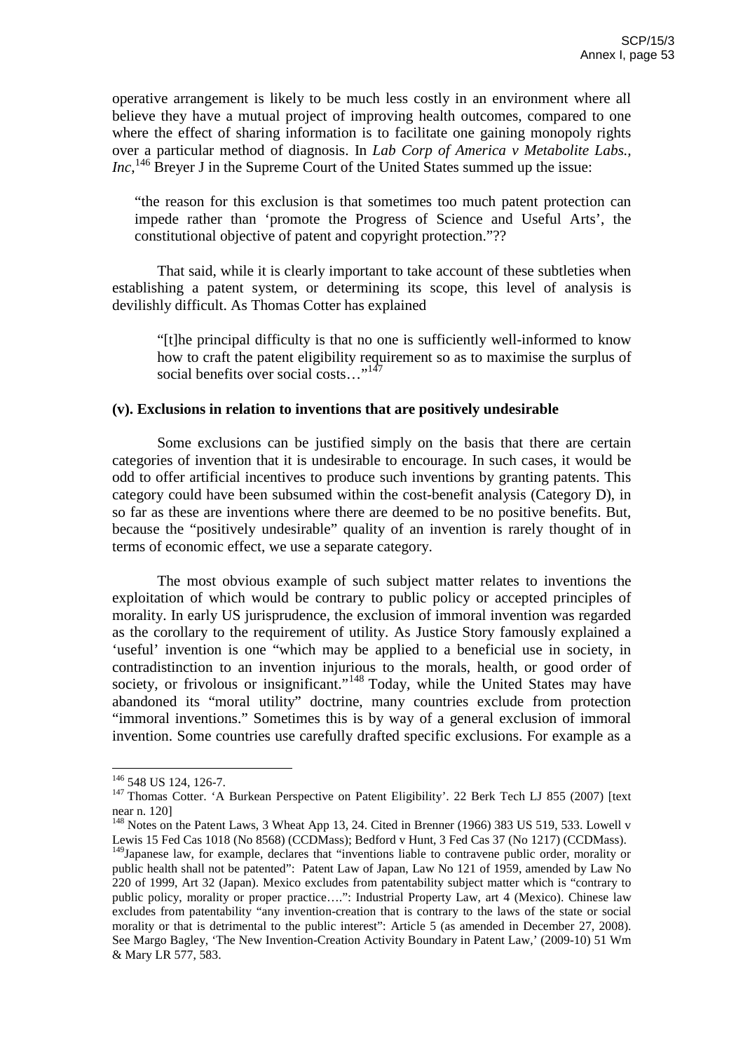operative arrangement is likely to be much less costly in an environment where all believe they have a mutual project of improving health outcomes, compared to one where the effect of sharing information is to facilitate one gaining monopoly rights over a particular method of diagnosis. In *Lab Corp of America v Metabolite Labs., Inc*,[146] Breyer J in the Supreme Court of the United States summed up the issue:

> "the reason for this exclusion is that sometimes too much patent protection can impede rather than 'promote the Progress of Science and Useful Arts', the constitutional objective of patent and copyright protection."??

That said, while it is clearly important to take account of these subtleties when establishing a patent system, or determining its scope, this level of analysis is devilishly difficult. As Thomas Cotter has explained

> "[t]he principal difficulty is that no one is sufficiently well-informed to know how to craft the patent eligibility requirement so as to maximise the surplus of social benefits over social costs…"[147]

**(v). Exclusions in relation to inventions that are positively undesirable**

Some exclusions can be justified simply on the basis that there are certain categories of invention that it is undesirable to encourage. In such cases, it would be odd to offer artificial incentives to produce such inventions by granting patents. This category could have been subsumed within the cost-benefit analysis (Category D), in so far as these are inventions where there are deemed to be no positive benefits. But, because the "positively undesirable" quality of an invention is rarely thought of in terms of economic effect, we use a separate category.

The most obvious example of such subject matter relates to inventions the exploitation of which would be contrary to public policy or accepted principles of morality. In early US jurisprudence, the exclusion of immoral invention was regarded as the corollary to the requirement of utility. As Justice Story famously explained a 'useful' invention is one "which may be applied to a beneficial use in society, in contradistinction to an invention injurious to the morals, health, or good order of society, or frivolous or insignificant."[148] Today, while the United States may have abandoned its "moral utility" doctrine, many countries exclude from protection "immoral inventions." Sometimes this is by way of a general exclusion of immoral invention. Some countries use carefully drafted specific exclusions. For example as a

---

[146] 548 US 124, 126-7.

[147] Thomas Cotter. 'A Burkean Perspective on Patent Eligibility'. 22 Berk Tech LJ 855 (2007) [text near n. 120]

[148] Notes on the Patent Laws, 3 Wheat App 13, 24. Cited in Brenner (1966) 383 US 519, 533. Lowell v Lewis 15 Fed Cas 1018 (No 8568) (CCDMass); Bedford v Hunt, 3 Fed Cas 37 (No 1217) (CCDMass).

[149] Japanese law, for example, declares that "inventions liable to contravene public order, morality or public health shall not be patented": Patent Law of Japan, Law No 121 of 1959, amended by Law No 220 of 1999, Art 32 (Japan). Mexico excludes from patentability subject matter which is "contrary to public policy, morality or proper practice….": Industrial Property Law, art 4 (Mexico). Chinese law excludes from patentability "any invention-creation that is contrary to the laws of the state or social morality or that is detrimental to the public interest": Article 5 (as amended in December 27, 2008). See Margo Bagley, 'The New Invention-Creation Activity Boundary in Patent Law,' (2009-10) 51 Wm & Mary LR 577, 583.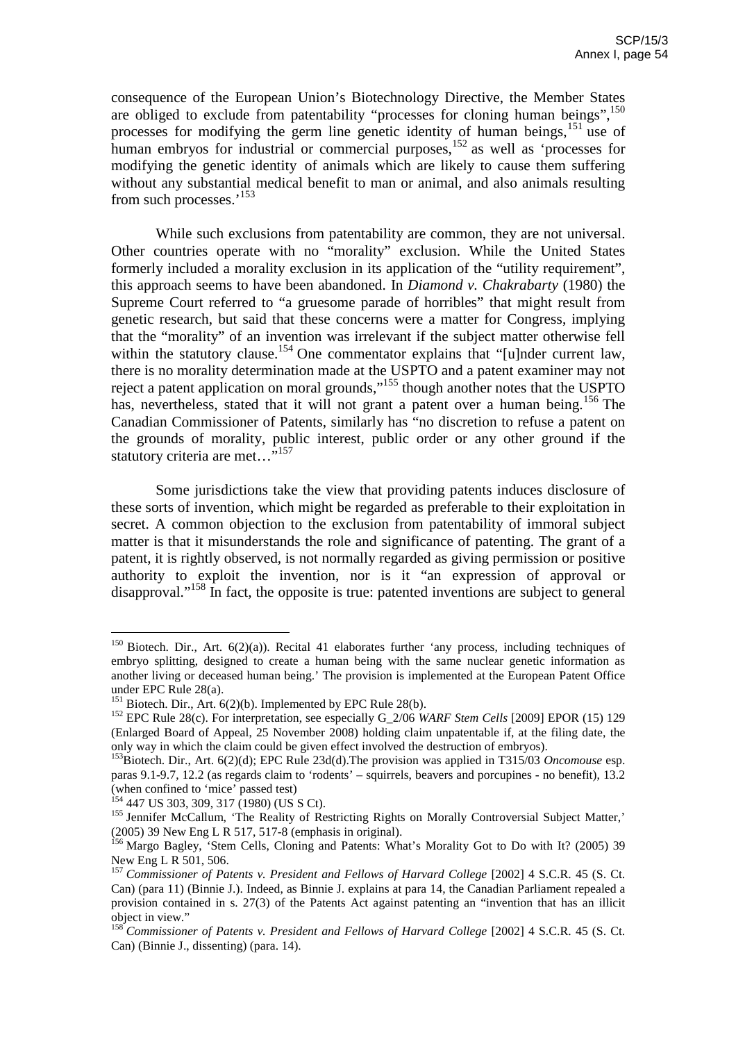consequence of the European Union's Biotechnology Directive, the Member States are obliged to exclude from patentability "processes for cloning human beings",[150] processes for modifying the germ line genetic identity of human beings,[151] use of human embryos for industrial or commercial purposes,[152] as well as 'processes for modifying the genetic identity of animals which are likely to cause them suffering without any substantial medical benefit to man or animal, and also animals resulting from such processes.'[153]

While such exclusions from patentability are common, they are not universal. Other countries operate with no "morality" exclusion. While the United States formerly included a morality exclusion in its application of the "utility requirement", this approach seems to have been abandoned. In *Diamond v. Chakrabarty* (1980) the Supreme Court referred to "a gruesome parade of horribles" that might result from genetic research, but said that these concerns were a matter for Congress, implying that the "morality" of an invention was irrelevant if the subject matter otherwise fell within the statutory clause.[154] One commentator explains that "[u]nder current law, there is no morality determination made at the USPTO and a patent examiner may not reject a patent application on moral grounds,"[155] though another notes that the USPTO has, nevertheless, stated that it will not grant a patent over a human being.[156] The Canadian Commissioner of Patents, similarly has "no discretion to refuse a patent on the grounds of morality, public interest, public order or any other ground if the statutory criteria are met…"[157]

Some jurisdictions take the view that providing patents induces disclosure of these sorts of invention, which might be regarded as preferable to their exploitation in secret. A common objection to the exclusion from patentability of immoral subject matter is that it misunderstands the role and significance of patenting. The grant of a patent, it is rightly observed, is not normally regarded as giving permission or positive authority to exploit the invention, nor is it "an expression of approval or disapproval."[158] In fact, the opposite is true: patented inventions are subject to general

---

[150] Biotech. Dir., Art. 6(2)(a)). Recital 41 elaborates further 'any process, including techniques of embryo splitting, designed to create a human being with the same nuclear genetic information as another living or deceased human being.' The provision is implemented at the European Patent Office under EPC Rule 28(a).

[151] Biotech. Dir., Art. 6(2)(b). Implemented by EPC Rule 28(b).

[152] EPC Rule 28(c). For interpretation, see especially G_2/06 *WARF Stem Cells* [2009] EPOR (15) 129 (Enlarged Board of Appeal, 25 November 2008) holding claim unpatentable if, at the filing date, the only way in which the claim could be given effect involved the destruction of embryos).

[153] Biotech. Dir., Art. 6(2)(d); EPC Rule 23d(d).The provision was applied in T315/03 *Oncomouse* esp. paras 9.1-9.7, 12.2 (as regards claim to 'rodents' – squirrels, beavers and porcupines - no benefit), 13.2 (when confined to 'mice' passed test)

[154] 447 US 303, 309, 317 (1980) (US S Ct).

[155] Jennifer McCallum, 'The Reality of Restricting Rights on Morally Controversial Subject Matter,' (2005) 39 New Eng L R 517, 517-8 (emphasis in original).

[156] Margo Bagley, 'Stem Cells, Cloning and Patents: What's Morality Got to Do with It? (2005) 39 New Eng L R 501, 506.

[157] *Commissioner of Patents v. President and Fellows of Harvard College* [2002] 4 S.C.R. 45 (S. Ct. Can) (para 11) (Binnie J.). Indeed, as Binnie J. explains at para 14, the Canadian Parliament repealed a provision contained in s. 27(3) of the Patents Act against patenting an "invention that has an illicit object in view."

[158] *Commissioner of Patents v. President and Fellows of Harvard College* [2002] 4 S.C.R. 45 (S. Ct. Can) (Binnie J., dissenting) (para. 14).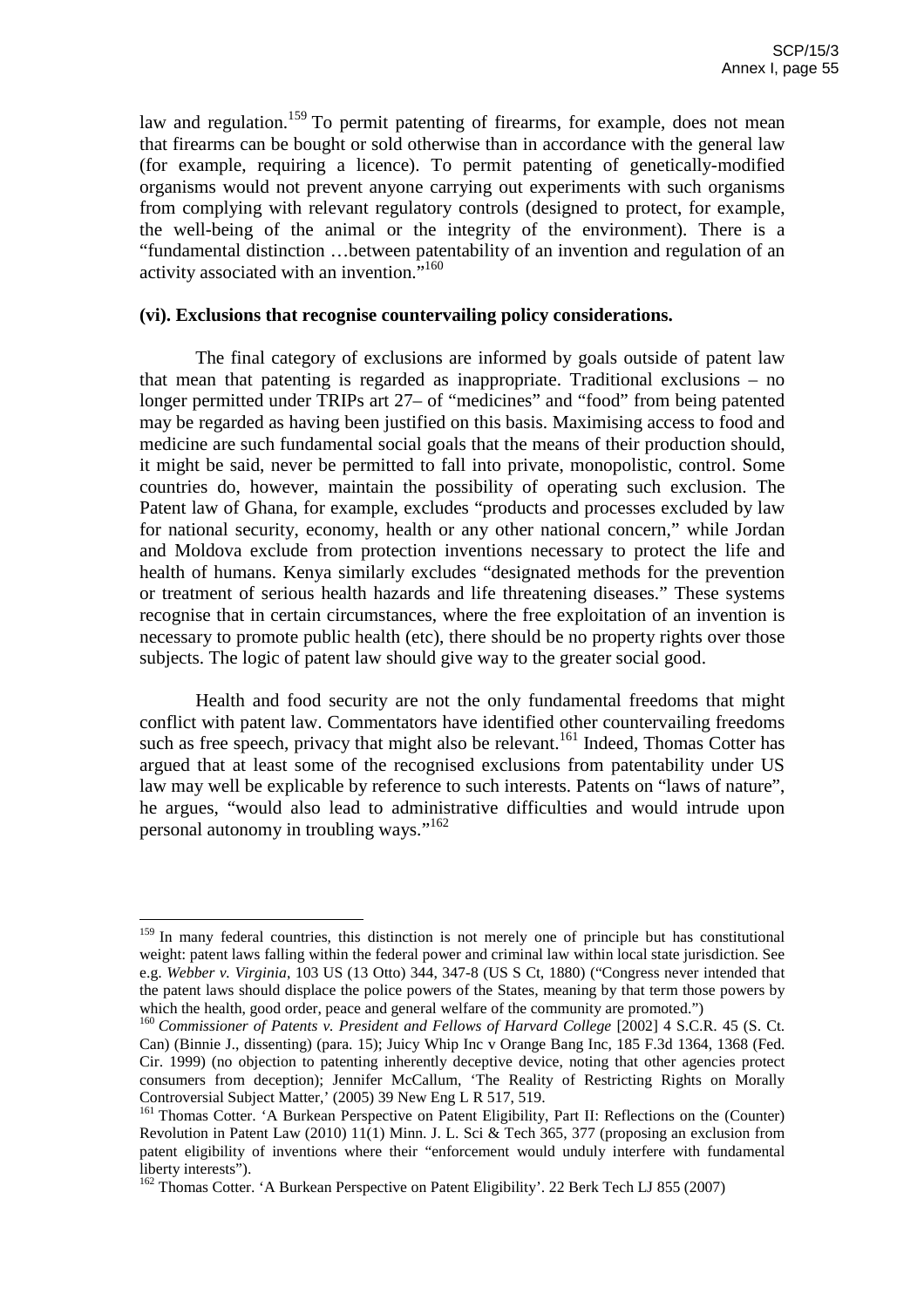law and regulation.[159] To permit patenting of firearms, for example, does not mean that firearms can be bought or sold otherwise than in accordance with the general law (for example, requiring a licence). To permit patenting of genetically-modified organisms would not prevent anyone carrying out experiments with such organisms from complying with relevant regulatory controls (designed to protect, for example, the well-being of the animal or the integrity of the environment). There is a "fundamental distinction …between patentability of an invention and regulation of an activity associated with an invention."[160]

**(vi). Exclusions that recognise countervailing policy considerations.**

The final category of exclusions are informed by goals outside of patent law that mean that patenting is regarded as inappropriate. Traditional exclusions – no longer permitted under TRIPs art 27– of "medicines" and "food" from being patented may be regarded as having been justified on this basis. Maximising access to food and medicine are such fundamental social goals that the means of their production should, it might be said, never be permitted to fall into private, monopolistic, control. Some countries do, however, maintain the possibility of operating such exclusion. The Patent law of Ghana, for example, excludes "products and processes excluded by law for national security, economy, health or any other national concern," while Jordan and Moldova exclude from protection inventions necessary to protect the life and health of humans. Kenya similarly excludes "designated methods for the prevention or treatment of serious health hazards and life threatening diseases." These systems recognise that in certain circumstances, where the free exploitation of an invention is necessary to promote public health (etc), there should be no property rights over those subjects. The logic of patent law should give way to the greater social good.

Health and food security are not the only fundamental freedoms that might conflict with patent law. Commentators have identified other countervailing freedoms such as free speech, privacy that might also be relevant.[161] Indeed, Thomas Cotter has argued that at least some of the recognised exclusions from patentability under US law may well be explicable by reference to such interests. Patents on "laws of nature", he argues, "would also lead to administrative difficulties and would intrude upon personal autonomy in troubling ways."[162]

---

[159] In many federal countries, this distinction is not merely one of principle but has constitutional weight: patent laws falling within the federal power and criminal law within local state jurisdiction. See e.g. *Webber v. Virginia*, 103 US (13 Otto) 344, 347-8 (US S Ct, 1880) ("Congress never intended that the patent laws should displace the police powers of the States, meaning by that term those powers by which the health, good order, peace and general welfare of the community are promoted.")

[160] *Commissioner of Patents v. President and Fellows of Harvard College* [2002] 4 S.C.R. 45 (S. Ct. Can) (Binnie J., dissenting) (para. 15); Juicy Whip Inc v Orange Bang Inc, 185 F.3d 1364, 1368 (Fed. Cir. 1999) (no objection to patenting inherently deceptive device, noting that other agencies protect consumers from deception); Jennifer McCallum, 'The Reality of Restricting Rights on Morally Controversial Subject Matter,' (2005) 39 New Eng L R 517, 519.

[161] Thomas Cotter. 'A Burkean Perspective on Patent Eligibility, Part II: Reflections on the (Counter) Revolution in Patent Law (2010) 11(1) Minn. J. L. Sci & Tech 365, 377 (proposing an exclusion from patent eligibility of inventions where their "enforcement would unduly interfere with fundamental liberty interests").

[162] Thomas Cotter. 'A Burkean Perspective on Patent Eligibility'. 22 Berk Tech LJ 855 (2007)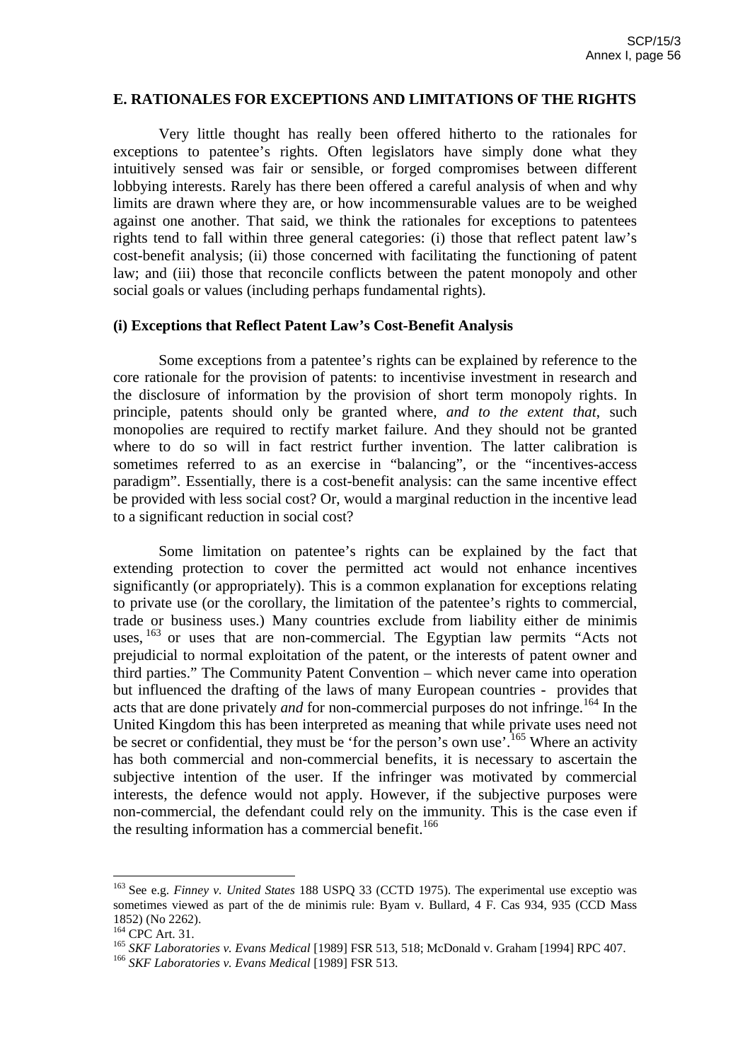## E. RATIONALES FOR EXCEPTIONS AND LIMITATIONS OF THE RIGHTS

Very little thought has really been offered hitherto to the rationales for exceptions to patentee's rights. Often legislators have simply done what they intuitively sensed was fair or sensible, or forged compromises between different lobbying interests. Rarely has there been offered a careful analysis of when and why limits are drawn where they are, or how incommensurable values are to be weighed against one another. That said, we think the rationales for exceptions to patentees rights tend to fall within three general categories: (i) those that reflect patent law's cost-benefit analysis; (ii) those concerned with facilitating the functioning of patent law; and (iii) those that reconcile conflicts between the patent monopoly and other social goals or values (including perhaps fundamental rights).

### (i) Exceptions that Reflect Patent Law's Cost-Benefit Analysis

Some exceptions from a patentee's rights can be explained by reference to the core rationale for the provision of patents: to incentivise investment in research and the disclosure of information by the provision of short term monopoly rights. In principle, patents should only be granted where, *and to the extent that*, such monopolies are required to rectify market failure. And they should not be granted where to do so will in fact restrict further invention. The latter calibration is sometimes referred to as an exercise in "balancing", or the "incentives-access paradigm". Essentially, there is a cost-benefit analysis: can the same incentive effect be provided with less social cost? Or, would a marginal reduction in the incentive lead to a significant reduction in social cost?

Some limitation on patentee's rights can be explained by the fact that extending protection to cover the permitted act would not enhance incentives significantly (or appropriately). This is a common explanation for exceptions relating to private use (or the corollary, the limitation of the patentee's rights to commercial, trade or business uses.) Many countries exclude from liability either de minimis uses, [163] or uses that are non-commercial. The Egyptian law permits "Acts not prejudicial to normal exploitation of the patent, or the interests of patent owner and third parties." The Community Patent Convention – which never came into operation but influenced the drafting of the laws of many European countries - provides that acts that are done privately *and* for non-commercial purposes do not infringe.[164] In the United Kingdom this has been interpreted as meaning that while private uses need not be secret or confidential, they must be 'for the person's own use'.[165] Where an activity has both commercial and non-commercial benefits, it is necessary to ascertain the subjective intention of the user. If the infringer was motivated by commercial interests, the defence would not apply. However, if the subjective purposes were non-commercial, the defendant could rely on the immunity. This is the case even if the resulting information has a commercial benefit.[166]

---

[163] See e.g. *Finney v. United States* 188 USPQ 33 (CCTD 1975). The experimental use exceptio was sometimes viewed as part of the de minimis rule: Byam v. Bullard, 4 F. Cas 934, 935 (CCD Mass 1852) (No 2262).

[164] CPC Art. 31.

[165] *SKF Laboratories v. Evans Medical* [1989] FSR 513, 518; McDonald v. Graham [1994] RPC 407.

[166] *SKF Laboratories v. Evans Medical* [1989] FSR 513.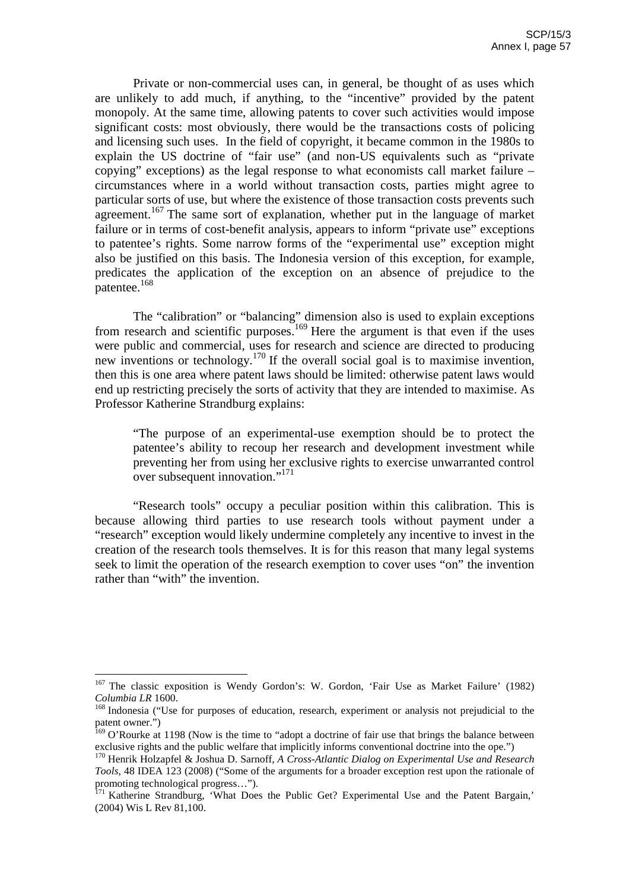Private or non-commercial uses can, in general, be thought of as uses which are unlikely to add much, if anything, to the "incentive" provided by the patent monopoly. At the same time, allowing patents to cover such activities would impose significant costs: most obviously, there would be the transactions costs of policing and licensing such uses. In the field of copyright, it became common in the 1980s to explain the US doctrine of "fair use" (and non-US equivalents such as "private copying" exceptions) as the legal response to what economists call market failure – circumstances where in a world without transaction costs, parties might agree to particular sorts of use, but where the existence of those transaction costs prevents such agreement.[167] The same sort of explanation, whether put in the language of market failure or in terms of cost-benefit analysis, appears to inform "private use" exceptions to patentee's rights. Some narrow forms of the "experimental use" exception might also be justified on this basis. The Indonesia version of this exception, for example, predicates the application of the exception on an absence of prejudice to the patentee.[168]

The "calibration" or "balancing" dimension also is used to explain exceptions from research and scientific purposes.[169] Here the argument is that even if the uses were public and commercial, uses for research and science are directed to producing new inventions or technology.[170] If the overall social goal is to maximise invention, then this is one area where patent laws should be limited: otherwise patent laws would end up restricting precisely the sorts of activity that they are intended to maximise. As Professor Katherine Strandburg explains:

> "The purpose of an experimental-use exemption should be to protect the patentee's ability to recoup her research and development investment while preventing her from using her exclusive rights to exercise unwarranted control over subsequent innovation."[171]

"Research tools" occupy a peculiar position within this calibration. This is because allowing third parties to use research tools without payment under a "research" exception would likely undermine completely any incentive to invest in the creation of the research tools themselves. It is for this reason that many legal systems seek to limit the operation of the research exemption to cover uses "on" the invention rather than "with" the invention.

---

[167] The classic exposition is Wendy Gordon's: W. Gordon, 'Fair Use as Market Failure' (1982) *Columbia LR* 1600.

[168] Indonesia ("Use for purposes of education, research, experiment or analysis not prejudicial to the patent owner.")

[169] O'Rourke at 1198 (Now is the time to "adopt a doctrine of fair use that brings the balance between exclusive rights and the public welfare that implicitly informs conventional doctrine into the ope.")

[170] Henrik Holzapfel & Joshua D. Sarnoff, *A Cross-Atlantic Dialog on Experimental Use and Research Tools*, 48 IDEA 123 (2008) ("Some of the arguments for a broader exception rest upon the rationale of promoting technological progress…").

[171] Katherine Strandburg, 'What Does the Public Get? Experimental Use and the Patent Bargain,' (2004) Wis L Rev 81,100.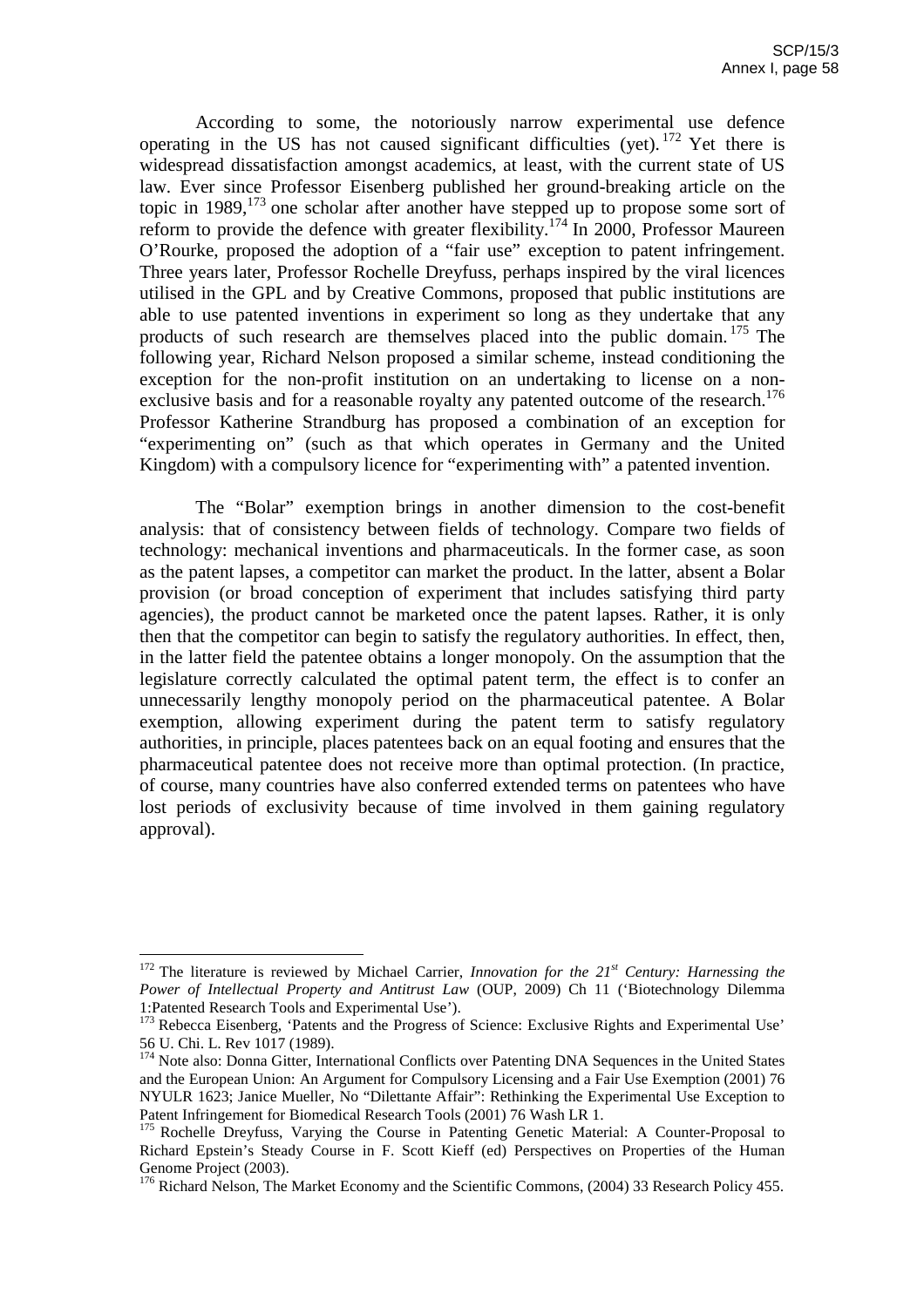According to some, the notoriously narrow experimental use defence operating in the US has not caused significant difficulties (yet).[172] Yet there is widespread dissatisfaction amongst academics, at least, with the current state of US law. Ever since Professor Eisenberg published her ground-breaking article on the topic in 1989,[173] one scholar after another have stepped up to propose some sort of reform to provide the defence with greater flexibility.[174] In 2000, Professor Maureen O'Rourke, proposed the adoption of a "fair use" exception to patent infringement. Three years later, Professor Rochelle Dreyfuss, perhaps inspired by the viral licences utilised in the GPL and by Creative Commons, proposed that public institutions are able to use patented inventions in experiment so long as they undertake that any products of such research are themselves placed into the public domain.[175] The following year, Richard Nelson proposed a similar scheme, instead conditioning the exception for the non-profit institution on an undertaking to license on a non-exclusive basis and for a reasonable royalty any patented outcome of the research.[176] Professor Katherine Strandburg has proposed a combination of an exception for "experimenting on" (such as that which operates in Germany and the United Kingdom) with a compulsory licence for "experimenting with" a patented invention.

The "Bolar" exemption brings in another dimension to the cost-benefit analysis: that of consistency between fields of technology. Compare two fields of technology: mechanical inventions and pharmaceuticals. In the former case, as soon as the patent lapses, a competitor can market the product. In the latter, absent a Bolar provision (or broad conception of experiment that includes satisfying third party agencies), the product cannot be marketed once the patent lapses. Rather, it is only then that the competitor can begin to satisfy the regulatory authorities. In effect, then, in the latter field the patentee obtains a longer monopoly. On the assumption that the legislature correctly calculated the optimal patent term, the effect is to confer an unnecessarily lengthy monopoly period on the pharmaceutical patentee. A Bolar exemption, allowing experiment during the patent term to satisfy regulatory authorities, in principle, places patentees back on an equal footing and ensures that the pharmaceutical patentee does not receive more than optimal protection. (In practice, of course, many countries have also conferred extended terms on patentees who have lost periods of exclusivity because of time involved in them gaining regulatory approval).

---

[172] The literature is reviewed by Michael Carrier, *Innovation for the 21st Century: Harnessing the Power of Intellectual Property and Antitrust Law* (OUP, 2009) Ch 11 ('Biotechnology Dilemma 1:Patented Research Tools and Experimental Use').

[173] Rebecca Eisenberg, 'Patents and the Progress of Science: Exclusive Rights and Experimental Use' 56 U. Chi. L. Rev 1017 (1989).

[174] Note also: Donna Gitter, International Conflicts over Patenting DNA Sequences in the United States and the European Union: An Argument for Compulsory Licensing and a Fair Use Exemption (2001) 76 NYULR 1623; Janice Mueller, No "Dilettante Affair": Rethinking the Experimental Use Exception to Patent Infringement for Biomedical Research Tools (2001) 76 Wash LR 1.

[175] Rochelle Dreyfuss, Varying the Course in Patenting Genetic Material: A Counter-Proposal to Richard Epstein's Steady Course in F. Scott Kieff (ed) Perspectives on Properties of the Human Genome Project (2003).

[176] Richard Nelson, The Market Economy and the Scientific Commons, (2004) 33 Research Policy 455.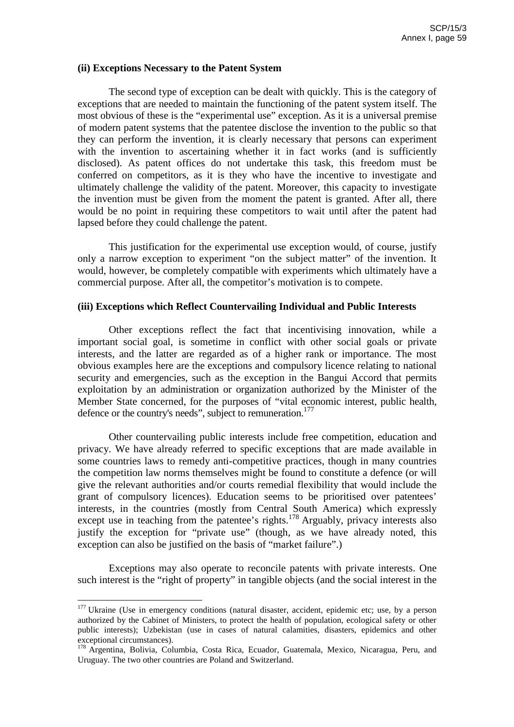**(ii) Exceptions Necessary to the Patent System**

The second type of exception can be dealt with quickly. This is the category of exceptions that are needed to maintain the functioning of the patent system itself. The most obvious of these is the "experimental use" exception. As it is a universal premise of modern patent systems that the patentee disclose the invention to the public so that they can perform the invention, it is clearly necessary that persons can experiment with the invention to ascertaining whether it in fact works (and is sufficiently disclosed). As patent offices do not undertake this task, this freedom must be conferred on competitors, as it is they who have the incentive to investigate and ultimately challenge the validity of the patent. Moreover, this capacity to investigate the invention must be given from the moment the patent is granted. After all, there would be no point in requiring these competitors to wait until after the patent had lapsed before they could challenge the patent.

This justification for the experimental use exception would, of course, justify only a narrow exception to experiment "on the subject matter" of the invention. It would, however, be completely compatible with experiments which ultimately have a commercial purpose. After all, the competitor's motivation is to compete.

**(iii) Exceptions which Reflect Countervailing Individual and Public Interests**

Other exceptions reflect the fact that incentivising innovation, while a important social goal, is sometime in conflict with other social goals or private interests, and the latter are regarded as of a higher rank or importance. The most obvious examples here are the exceptions and compulsory licence relating to national security and emergencies, such as the exception in the Bangui Accord that permits exploitation by an administration or organization authorized by the Minister of the Member State concerned, for the purposes of "vital economic interest, public health, defence or the country's needs", subject to remuneration.[177]

Other countervailing public interests include free competition, education and privacy. We have already referred to specific exceptions that are made available in some countries laws to remedy anti-competitive practices, though in many countries the competition law norms themselves might be found to constitute a defence (or will give the relevant authorities and/or courts remedial flexibility that would include the grant of compulsory licences). Education seems to be prioritised over patentees' interests, in the countries (mostly from Central South America) which expressly except use in teaching from the patentee's rights.[178] Arguably, privacy interests also justify the exception for "private use" (though, as we have already noted, this exception can also be justified on the basis of "market failure".)

Exceptions may also operate to reconcile patents with private interests. One such interest is the "right of property" in tangible objects (and the social interest in the

---

[177] Ukraine (Use in emergency conditions (natural disaster, accident, epidemic etc; use, by a person authorized by the Cabinet of Ministers, to protect the health of population, ecological safety or other public interests); Uzbekistan (use in cases of natural calamities, disasters, epidemics and other exceptional circumstances).

[178] Argentina, Bolivia, Columbia, Costa Rica, Ecuador, Guatemala, Mexico, Nicaragua, Peru, and Uruguay. The two other countries are Poland and Switzerland.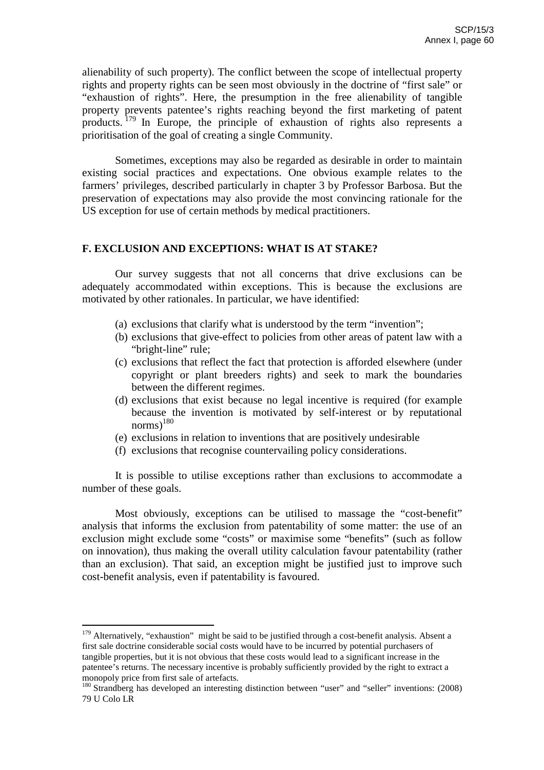alienability of such property). The conflict between the scope of intellectual property rights and property rights can be seen most obviously in the doctrine of "first sale" or "exhaustion of rights". Here, the presumption in the free alienability of tangible property prevents patentee's rights reaching beyond the first marketing of patent products. [179] In Europe, the principle of exhaustion of rights also represents a prioritisation of the goal of creating a single Community.

Sometimes, exceptions may also be regarded as desirable in order to maintain existing social practices and expectations. One obvious example relates to the farmers' privileges, described particularly in chapter 3 by Professor Barbosa. But the preservation of expectations may also provide the most convincing rationale for the US exception for use of certain methods by medical practitioners.

## F. EXCLUSION AND EXCEPTIONS: WHAT IS AT STAKE?

Our survey suggests that not all concerns that drive exclusions can be adequately accommodated within exceptions. This is because the exclusions are motivated by other rationales. In particular, we have identified:

(a) exclusions that clarify what is understood by the term "invention";
(b) exclusions that give-effect to policies from other areas of patent law with a "bright-line" rule;
(c) exclusions that reflect the fact that protection is afforded elsewhere (under copyright or plant breeders rights) and seek to mark the boundaries between the different regimes.
(d) exclusions that exist because no legal incentive is required (for example because the invention is motivated by self-interest or by reputational norms)[180]
(e) exclusions in relation to inventions that are positively undesirable
(f) exclusions that recognise countervailing policy considerations.

It is possible to utilise exceptions rather than exclusions to accommodate a number of these goals.

Most obviously, exceptions can be utilised to massage the "cost-benefit" analysis that informs the exclusion from patentability of some matter: the use of an exclusion might exclude some "costs" or maximise some "benefits" (such as follow on innovation), thus making the overall utility calculation favour patentability (rather than an exclusion). That said, an exception might be justified just to improve such cost-benefit analysis, even if patentability is favoured.

---

[179] Alternatively, "exhaustion" might be said to be justified through a cost-benefit analysis. Absent a first sale doctrine considerable social costs would have to be incurred by potential purchasers of tangible properties, but it is not obvious that these costs would lead to a significant increase in the patentee's returns. The necessary incentive is probably sufficiently provided by the right to extract a monopoly price from first sale of artefacts.

[180] Strandberg has developed an interesting distinction between "user" and "seller" inventions: (2008) 79 U Colo LR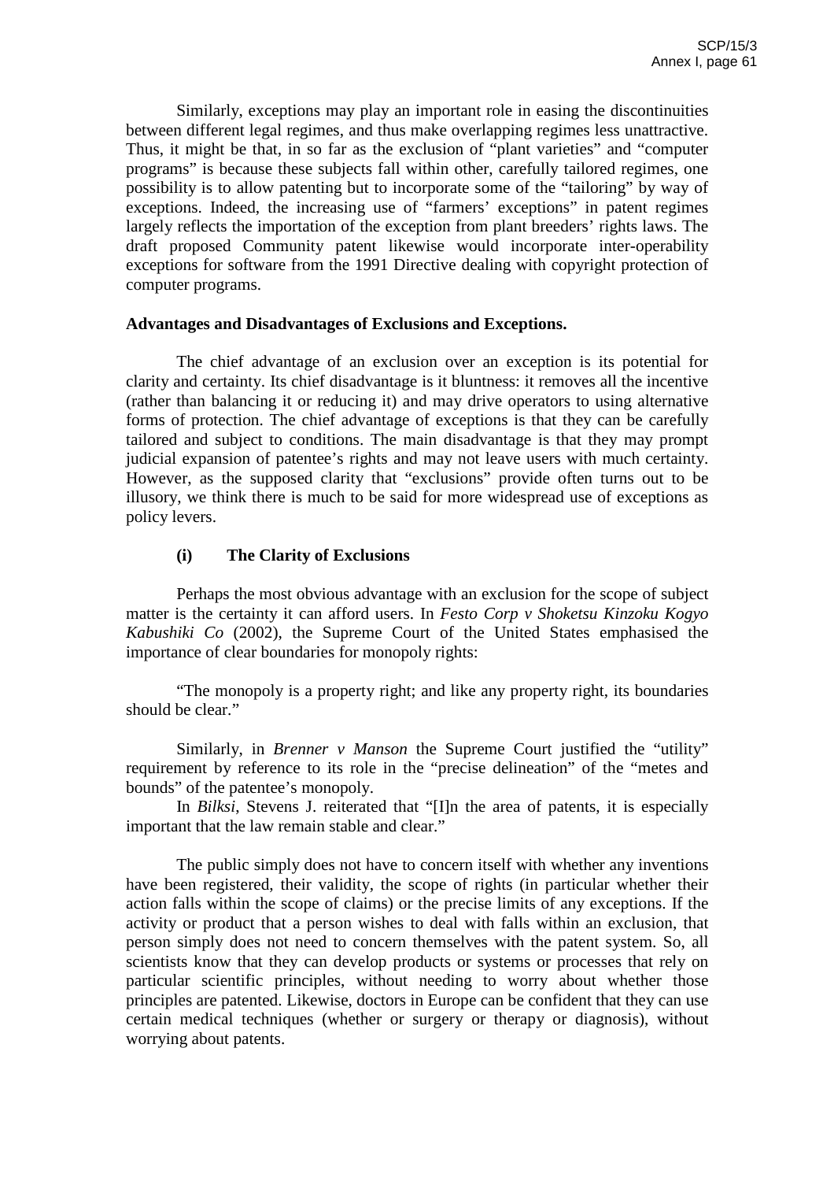Similarly, exceptions may play an important role in easing the discontinuities between different legal regimes, and thus make overlapping regimes less unattractive. Thus, it might be that, in so far as the exclusion of "plant varieties" and "computer programs" is because these subjects fall within other, carefully tailored regimes, one possibility is to allow patenting but to incorporate some of the "tailoring" by way of exceptions. Indeed, the increasing use of "farmers' exceptions" in patent regimes largely reflects the importation of the exception from plant breeders' rights laws. The draft proposed Community patent likewise would incorporate inter-operability exceptions for software from the 1991 Directive dealing with copyright protection of computer programs.

**Advantages and Disadvantages of Exclusions and Exceptions.**

The chief advantage of an exclusion over an exception is its potential for clarity and certainty. Its chief disadvantage is it bluntness: it removes all the incentive (rather than balancing it or reducing it) and may drive operators to using alternative forms of protection. The chief advantage of exceptions is that they can be carefully tailored and subject to conditions. The main disadvantage is that they may prompt judicial expansion of patentee's rights and may not leave users with much certainty. However, as the supposed clarity that "exclusions" provide often turns out to be illusory, we think there is much to be said for more widespread use of exceptions as policy levers.

**(i) The Clarity of Exclusions**

Perhaps the most obvious advantage with an exclusion for the scope of subject matter is the certainty it can afford users. In *Festo Corp v Shoketsu Kinzoku Kogyo Kabushiki Co* (2002), the Supreme Court of the United States emphasised the importance of clear boundaries for monopoly rights:

"The monopoly is a property right; and like any property right, its boundaries should be clear."

Similarly, in *Brenner v Manson* the Supreme Court justified the "utility" requirement by reference to its role in the "precise delineation" of the "metes and bounds" of the patentee's monopoly.

In *Bilksi*, Stevens J. reiterated that "[I]n the area of patents, it is especially important that the law remain stable and clear."

The public simply does not have to concern itself with whether any inventions have been registered, their validity, the scope of rights (in particular whether their action falls within the scope of claims) or the precise limits of any exceptions. If the activity or product that a person wishes to deal with falls within an exclusion, that person simply does not need to concern themselves with the patent system. So, all scientists know that they can develop products or systems or processes that rely on particular scientific principles, without needing to worry about whether those principles are patented. Likewise, doctors in Europe can be confident that they can use certain medical techniques (whether or surgery or therapy or diagnosis), without worrying about patents.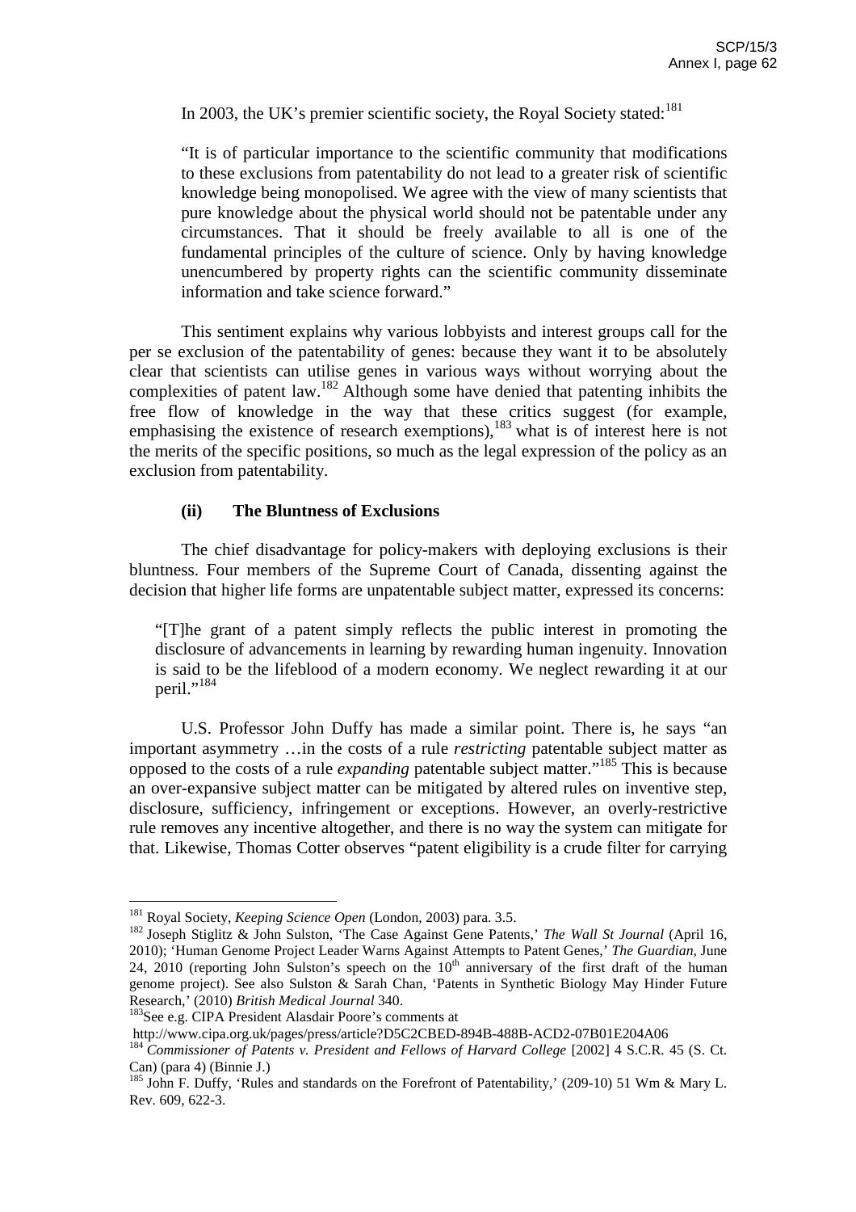In 2003, the UK's premier scientific society, the Royal Society stated:[181]

> "It is of particular importance to the scientific community that modifications to these exclusions from patentability do not lead to a greater risk of scientific knowledge being monopolised. We agree with the view of many scientists that pure knowledge about the physical world should not be patentable under any circumstances. That it should be freely available to all is one of the fundamental principles of the culture of science. Only by having knowledge unencumbered by property rights can the scientific community disseminate information and take science forward."

This sentiment explains why various lobbyists and interest groups call for the per se exclusion of the patentability of genes: because they want it to be absolutely clear that scientists can utilise genes in various ways without worrying about the complexities of patent law.[182] Although some have denied that patenting inhibits the free flow of knowledge in the way that these critics suggest (for example, emphasising the existence of research exemptions),[183] what is of interest here is not the merits of the specific positions, so much as the legal expression of the policy as an exclusion from patentability.

#### (ii) The Bluntness of Exclusions

The chief disadvantage for policy-makers with deploying exclusions is their bluntness. Four members of the Supreme Court of Canada, dissenting against the decision that higher life forms are unpatentable subject matter, expressed its concerns:

> "[T]he grant of a patent simply reflects the public interest in promoting the disclosure of advancements in learning by rewarding human ingenuity. Innovation is said to be the lifeblood of a modern economy. We neglect rewarding it at our peril."[184]

U.S. Professor John Duffy has made a similar point. There is, he says "an important asymmetry …in the costs of a rule *restricting* patentable subject matter as opposed to the costs of a rule *expanding* patentable subject matter."[185] This is because an over-expansive subject matter can be mitigated by altered rules on inventive step, disclosure, sufficiency, infringement or exceptions. However, an overly-restrictive rule removes any incentive altogether, and there is no way the system can mitigate for that. Likewise, Thomas Cotter observes "patent eligibility is a crude filter for carrying

---

[181] Royal Society, *Keeping Science Open* (London, 2003) para. 3.5.

[182] Joseph Stiglitz & John Sulston, 'The Case Against Gene Patents,' *The Wall St Journal* (April 16, 2010); 'Human Genome Project Leader Warns Against Attempts to Patent Genes,' *The Guardian*, June 24, 2010 (reporting John Sulston's speech on the 10th anniversary of the first draft of the human genome project). See also Sulston & Sarah Chan, 'Patents in Synthetic Biology May Hinder Future Research,' (2010) *British Medical Journal* 340.

[183] See e.g. CIPA President Alasdair Poore's comments at http://www.cipa.org.uk/pages/press/article?D5C2CBED-894B-488B-ACD2-07B01E204A06

[184] *Commissioner of Patents v. President and Fellows of Harvard College* [2002] 4 S.C.R. 45 (S. Ct. Can) (para 4) (Binnie J.)

[185] John F. Duffy, 'Rules and standards on the Forefront of Patentability,' (209-10) 51 Wm & Mary L. Rev. 609, 622-3.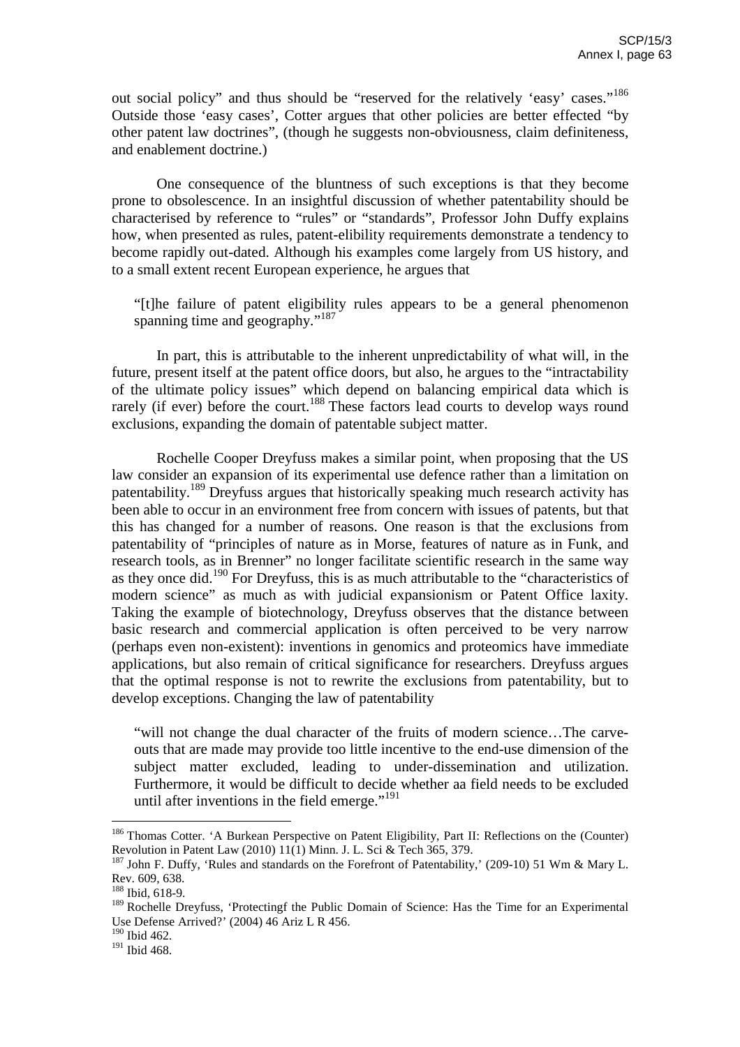out social policy" and thus should be "reserved for the relatively 'easy' cases."[186] Outside those 'easy cases', Cotter argues that other policies are better effected "by other patent law doctrines", (though he suggests non-obviousness, claim definiteness, and enablement doctrine.)

One consequence of the bluntness of such exceptions is that they become prone to obsolescence. In an insightful discussion of whether patentability should be characterised by reference to "rules" or "standards", Professor John Duffy explains how, when presented as rules, patent-elibility requirements demonstrate a tendency to become rapidly out-dated. Although his examples come largely from US history, and to a small extent recent European experience, he argues that

> "[t]he failure of patent eligibility rules appears to be a general phenomenon spanning time and geography."[187]

In part, this is attributable to the inherent unpredictability of what will, in the future, present itself at the patent office doors, but also, he argues to the "intractability of the ultimate policy issues" which depend on balancing empirical data which is rarely (if ever) before the court.[188] These factors lead courts to develop ways round exclusions, expanding the domain of patentable subject matter.

Rochelle Cooper Dreyfuss makes a similar point, when proposing that the US law consider an expansion of its experimental use defence rather than a limitation on patentability.[189] Dreyfuss argues that historically speaking much research activity has been able to occur in an environment free from concern with issues of patents, but that this has changed for a number of reasons. One reason is that the exclusions from patentability of "principles of nature as in Morse, features of nature as in Funk, and research tools, as in Brenner" no longer facilitate scientific research in the same way as they once did.[190] For Dreyfuss, this is as much attributable to the "characteristics of modern science" as much as with judicial expansionism or Patent Office laxity. Taking the example of biotechnology, Dreyfuss observes that the distance between basic research and commercial application is often perceived to be very narrow (perhaps even non-existent): inventions in genomics and proteomics have immediate applications, but also remain of critical significance for researchers. Dreyfuss argues that the optimal response is not to rewrite the exclusions from patentability, but to develop exceptions. Changing the law of patentability

> "will not change the dual character of the fruits of modern science…The carve-outs that are made may provide too little incentive to the end-use dimension of the subject matter excluded, leading to under-dissemination and utilization. Furthermore, it would be difficult to decide whether aa field needs to be excluded until after inventions in the field emerge."[191]

---

[186] Thomas Cotter. 'A Burkean Perspective on Patent Eligibility, Part II: Reflections on the (Counter) Revolution in Patent Law (2010) 11(1) Minn. J. L. Sci & Tech 365, 379.

[187] John F. Duffy, 'Rules and standards on the Forefront of Patentability,' (209-10) 51 Wm & Mary L. Rev. 609, 638.

[188] Ibid, 618-9.

[189] Rochelle Dreyfuss, 'Protectingf the Public Domain of Science: Has the Time for an Experimental Use Defense Arrived?' (2004) 46 Ariz L R 456.

[190] Ibid 462.

[191] Ibid 468.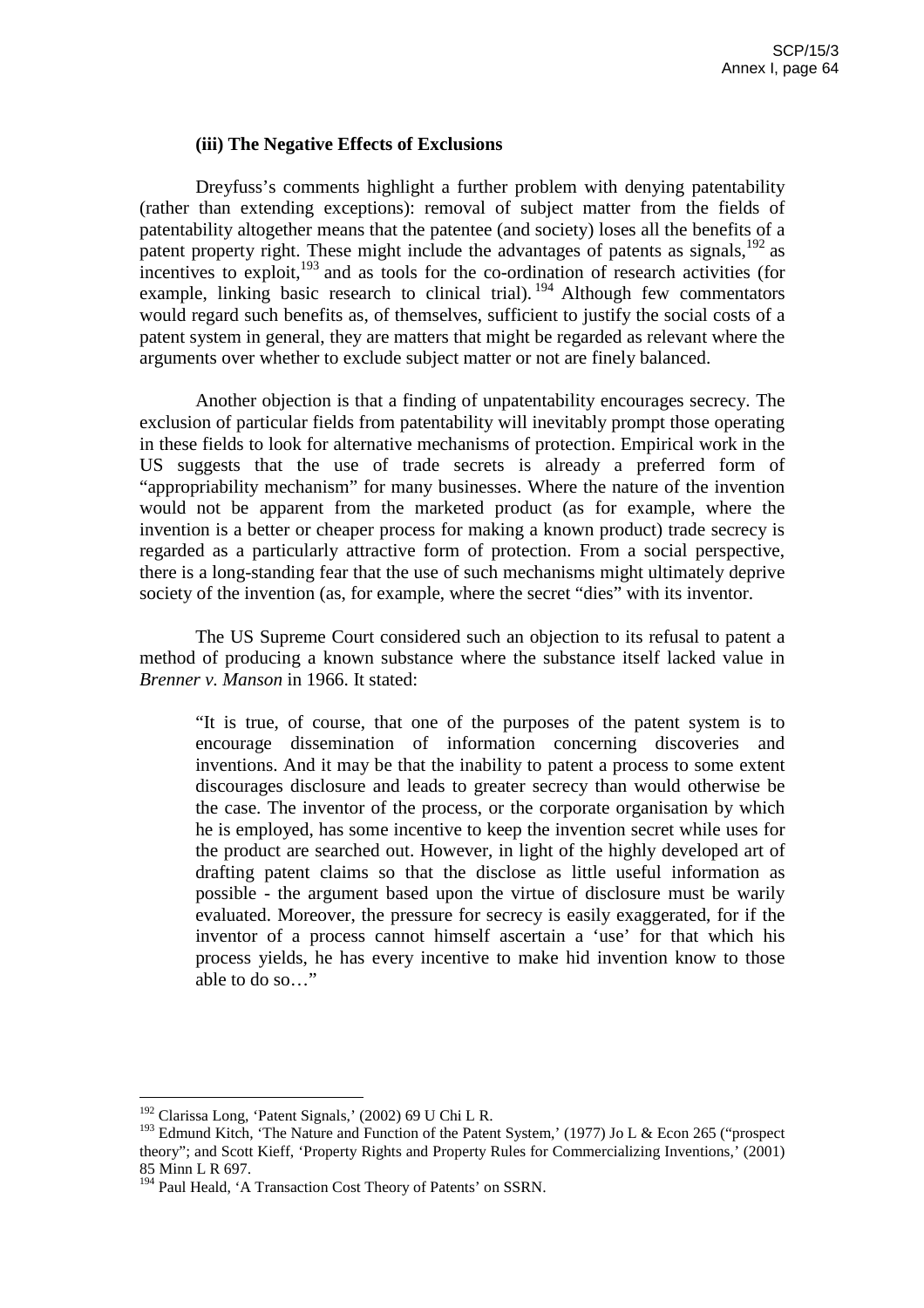#### (iii) The Negative Effects of Exclusions

Dreyfuss's comments highlight a further problem with denying patentability (rather than extending exceptions): removal of subject matter from the fields of patentability altogether means that the patentee (and society) loses all the benefits of a patent property right. These might include the advantages of patents as signals,[192] as incentives to exploit,[193] and as tools for the co-ordination of research activities (for example, linking basic research to clinical trial).[194] Although few commentators would regard such benefits as, of themselves, sufficient to justify the social costs of a patent system in general, they are matters that might be regarded as relevant where the arguments over whether to exclude subject matter or not are finely balanced.

Another objection is that a finding of unpatentability encourages secrecy. The exclusion of particular fields from patentability will inevitably prompt those operating in these fields to look for alternative mechanisms of protection. Empirical work in the US suggests that the use of trade secrets is already a preferred form of "appropriability mechanism" for many businesses. Where the nature of the invention would not be apparent from the marketed product (as for example, where the invention is a better or cheaper process for making a known product) trade secrecy is regarded as a particularly attractive form of protection. From a social perspective, there is a long-standing fear that the use of such mechanisms might ultimately deprive society of the invention (as, for example, where the secret "dies" with its inventor.

The US Supreme Court considered such an objection to its refusal to patent a method of producing a known substance where the substance itself lacked value in *Brenner v. Manson* in 1966. It stated:

> "It is true, of course, that one of the purposes of the patent system is to encourage dissemination of information concerning discoveries and inventions. And it may be that the inability to patent a process to some extent discourages disclosure and leads to greater secrecy than would otherwise be the case. The inventor of the process, or the corporate organisation by which he is employed, has some incentive to keep the invention secret while uses for the product are searched out. However, in light of the highly developed art of drafting patent claims so that the disclose as little useful information as possible - the argument based upon the virtue of disclosure must be warily evaluated. Moreover, the pressure for secrecy is easily exaggerated, for if the inventor of a process cannot himself ascertain a 'use' for that which his process yields, he has every incentive to make hid invention know to those able to do so…"

---

[192] Clarissa Long, 'Patent Signals,' (2002) 69 U Chi L R.

[193] Edmund Kitch, 'The Nature and Function of the Patent System,' (1977) Jo L & Econ 265 ("prospect theory"; and Scott Kieff, 'Property Rights and Property Rules for Commercializing Inventions,' (2001) 85 Minn L R 697.

[194] Paul Heald, 'A Transaction Cost Theory of Patents' on SSRN.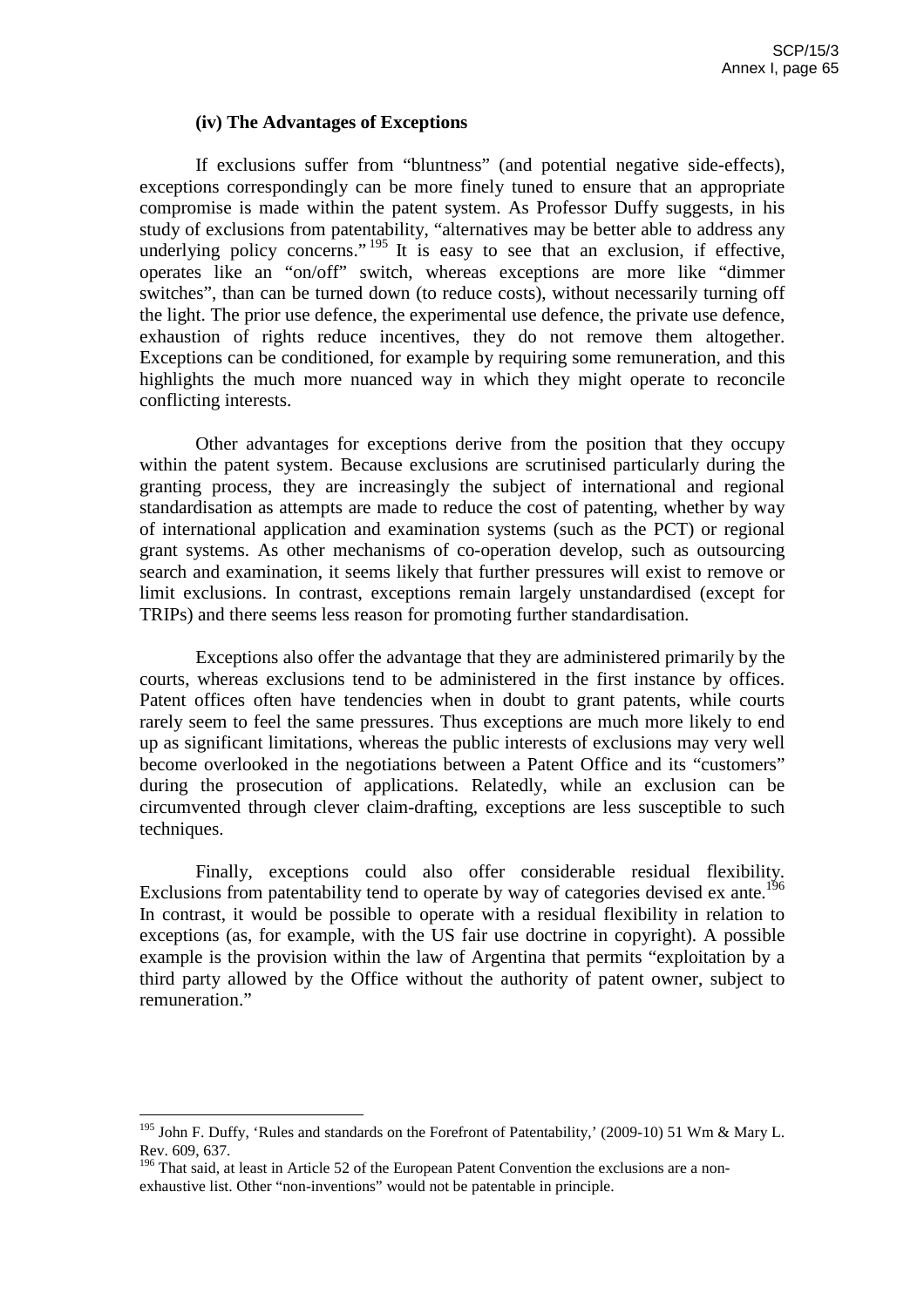### (iv) The Advantages of Exceptions

If exclusions suffer from "bluntness" (and potential negative side-effects), exceptions correspondingly can be more finely tuned to ensure that an appropriate compromise is made within the patent system. As Professor Duffy suggests, in his study of exclusions from patentability, "alternatives may be better able to address any underlying policy concerns."[195] It is easy to see that an exclusion, if effective, operates like an "on/off" switch, whereas exceptions are more like "dimmer switches", than can be turned down (to reduce costs), without necessarily turning off the light. The prior use defence, the experimental use defence, the private use defence, exhaustion of rights reduce incentives, they do not remove them altogether. Exceptions can be conditioned, for example by requiring some remuneration, and this highlights the much more nuanced way in which they might operate to reconcile conflicting interests.

Other advantages for exceptions derive from the position that they occupy within the patent system. Because exclusions are scrutinised particularly during the granting process, they are increasingly the subject of international and regional standardisation as attempts are made to reduce the cost of patenting, whether by way of international application and examination systems (such as the PCT) or regional grant systems. As other mechanisms of co-operation develop, such as outsourcing search and examination, it seems likely that further pressures will exist to remove or limit exclusions. In contrast, exceptions remain largely unstandardised (except for TRIPs) and there seems less reason for promoting further standardisation.

Exceptions also offer the advantage that they are administered primarily by the courts, whereas exclusions tend to be administered in the first instance by offices. Patent offices often have tendencies when in doubt to grant patents, while courts rarely seem to feel the same pressures. Thus exceptions are much more likely to end up as significant limitations, whereas the public interests of exclusions may very well become overlooked in the negotiations between a Patent Office and its "customers" during the prosecution of applications. Relatedly, while an exclusion can be circumvented through clever claim-drafting, exceptions are less susceptible to such techniques.

Finally, exceptions could also offer considerable residual flexibility. Exclusions from patentability tend to operate by way of categories devised ex ante.[196] In contrast, it would be possible to operate with a residual flexibility in relation to exceptions (as, for example, with the US fair use doctrine in copyright). A possible example is the provision within the law of Argentina that permits "exploitation by a third party allowed by the Office without the authority of patent owner, subject to remuneration."

---

[195] John F. Duffy, 'Rules and standards on the Forefront of Patentability,' (2009-10) 51 Wm & Mary L. Rev. 609, 637.

[196] That said, at least in Article 52 of the European Patent Convention the exclusions are a non-exhaustive list. Other "non-inventions" would not be patentable in principle.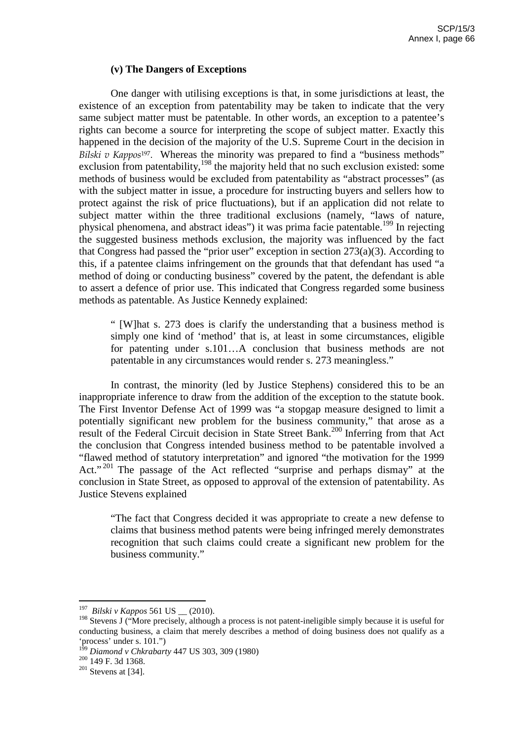### (v) The Dangers of Exceptions

One danger with utilising exceptions is that, in some jurisdictions at least, the existence of an exception from patentability may be taken to indicate that the very same subject matter must be patentable. In other words, an exception to a patentee's rights can become a source for interpreting the scope of subject matter. Exactly this happened in the decision of the majority of the U.S. Supreme Court in the decision in *Bilski v Kappos*[197]. Whereas the minority was prepared to find a "business methods" exclusion from patentability,[198] the majority held that no such exclusion existed: some methods of business would be excluded from patentability as "abstract processes" (as with the subject matter in issue, a procedure for instructing buyers and sellers how to protect against the risk of price fluctuations), but if an application did not relate to subject matter within the three traditional exclusions (namely, "laws of nature, physical phenomena, and abstract ideas") it was prima facie patentable.[199] In rejecting the suggested business methods exclusion, the majority was influenced by the fact that Congress had passed the "prior user" exception in section 273(a)(3). According to this, if a patentee claims infringement on the grounds that that defendant has used "a method of doing or conducting business" covered by the patent, the defendant is able to assert a defence of prior use. This indicated that Congress regarded some business methods as patentable. As Justice Kennedy explained:

> " [W]hat s. 273 does is clarify the understanding that a business method is simply one kind of 'method' that is, at least in some circumstances, eligible for patenting under s.101…A conclusion that business methods are not patentable in any circumstances would render s. 273 meaningless."

In contrast, the minority (led by Justice Stephens) considered this to be an inappropriate inference to draw from the addition of the exception to the statute book. The First Inventor Defense Act of 1999 was "a stopgap measure designed to limit a potentially significant new problem for the business community," that arose as a result of the Federal Circuit decision in State Street Bank.[200] Inferring from that Act the conclusion that Congress intended business method to be patentable involved a "flawed method of statutory interpretation" and ignored "the motivation for the 1999 Act."[201] The passage of the Act reflected "surprise and perhaps dismay" at the conclusion in State Street, as opposed to approval of the extension of patentability. As Justice Stevens explained

> "The fact that Congress decided it was appropriate to create a new defense to claims that business method patents were being infringed merely demonstrates recognition that such claims could create a significant new problem for the business community."

---

[197] *Bilski v Kappos* 561 US __ (2010).

[198] Stevens J ("More precisely, although a process is not patent-ineligible simply because it is useful for conducting business, a claim that merely describes a method of doing business does not qualify as a 'process' under s. 101.")

[199] *Diamond v Chkrabarty* 447 US 303, 309 (1980)

[200] 149 F. 3d 1368.

[201] Stevens at [34].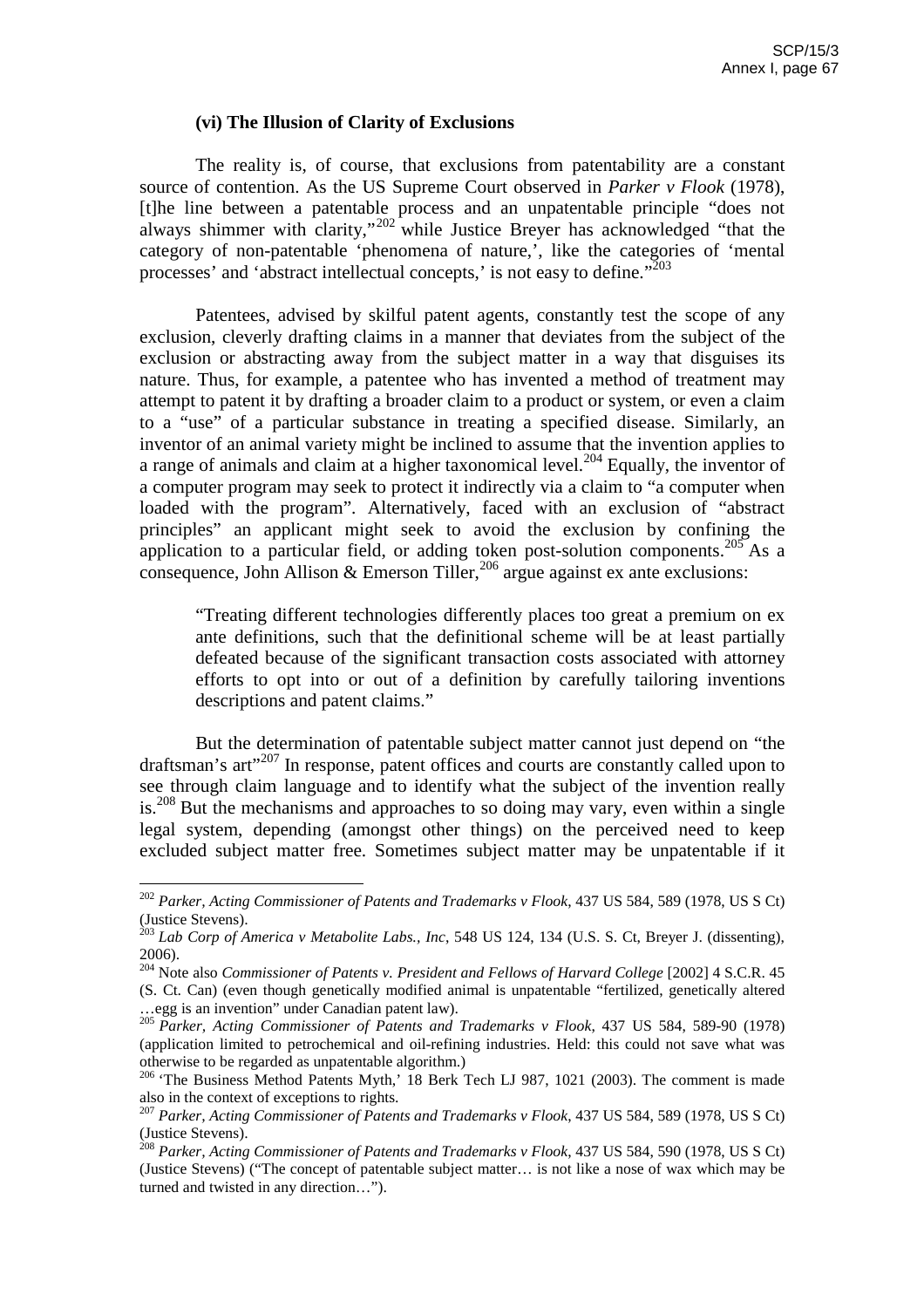#### (vi) The Illusion of Clarity of Exclusions

The reality is, of course, that exclusions from patentability are a constant source of contention. As the US Supreme Court observed in *Parker v Flook* (1978), [t]he line between a patentable process and an unpatentable principle "does not always shimmer with clarity,"[202] while Justice Breyer has acknowledged "that the category of non-patentable 'phenomena of nature,', like the categories of 'mental processes' and 'abstract intellectual concepts,' is not easy to define."[203]

Patentees, advised by skilful patent agents, constantly test the scope of any exclusion, cleverly drafting claims in a manner that deviates from the subject of the exclusion or abstracting away from the subject matter in a way that disguises its nature. Thus, for example, a patentee who has invented a method of treatment may attempt to patent it by drafting a broader claim to a product or system, or even a claim to a "use" of a particular substance in treating a specified disease. Similarly, an inventor of an animal variety might be inclined to assume that the invention applies to a range of animals and claim at a higher taxonomical level.[204] Equally, the inventor of a computer program may seek to protect it indirectly via a claim to "a computer when loaded with the program". Alternatively, faced with an exclusion of "abstract principles" an applicant might seek to avoid the exclusion by confining the application to a particular field, or adding token post-solution components.[205] As a consequence, John Allison & Emerson Tiller,[206] argue against ex ante exclusions:

> "Treating different technologies differently places too great a premium on ex ante definitions, such that the definitional scheme will be at least partially defeated because of the significant transaction costs associated with attorney efforts to opt into or out of a definition by carefully tailoring inventions descriptions and patent claims."

But the determination of patentable subject matter cannot just depend on "the draftsman's art"[207] In response, patent offices and courts are constantly called upon to see through claim language and to identify what the subject of the invention really is.[208] But the mechanisms and approaches to so doing may vary, even within a single legal system, depending (amongst other things) on the perceived need to keep excluded subject matter free. Sometimes subject matter may be unpatentable if it

---

[202] *Parker, Acting Commissioner of Patents and Trademarks v Flook*, 437 US 584, 589 (1978, US S Ct) (Justice Stevens).

[203] *Lab Corp of America v Metabolite Labs., Inc*, 548 US 124, 134 (U.S. S. Ct, Breyer J. (dissenting), 2006).

[204] Note also *Commissioner of Patents v. President and Fellows of Harvard College* [2002] 4 S.C.R. 45 (S. Ct. Can) (even though genetically modified animal is unpatentable "fertilized, genetically altered …egg is an invention" under Canadian patent law).

[205] *Parker, Acting Commissioner of Patents and Trademarks v Flook*, 437 US 584, 589-90 (1978) (application limited to petrochemical and oil-refining industries. Held: this could not save what was otherwise to be regarded as unpatentable algorithm.)

[206] 'The Business Method Patents Myth,' 18 Berk Tech LJ 987, 1021 (2003). The comment is made also in the context of exceptions to rights.

[207] *Parker, Acting Commissioner of Patents and Trademarks v Flook*, 437 US 584, 589 (1978, US S Ct) (Justice Stevens).

[208] *Parker, Acting Commissioner of Patents and Trademarks v Flook*, 437 US 584, 590 (1978, US S Ct) (Justice Stevens) ("The concept of patentable subject matter… is not like a nose of wax which may be turned and twisted in any direction…").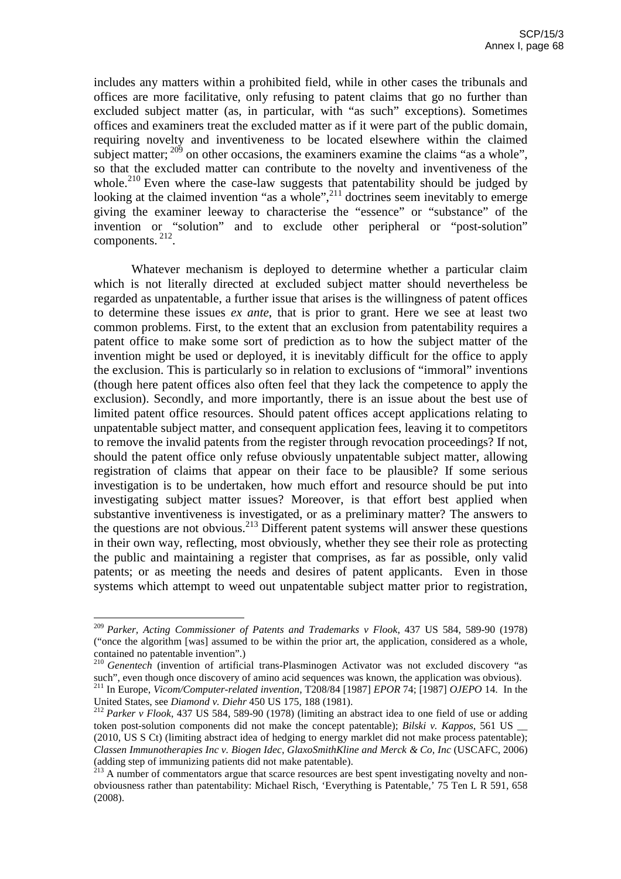includes any matters within a prohibited field, while in other cases the tribunals and offices are more facilitative, only refusing to patent claims that go no further than excluded subject matter (as, in particular, with "as such" exceptions). Sometimes offices and examiners treat the excluded matter as if it were part of the public domain, requiring novelty and inventiveness to be located elsewhere within the claimed subject matter; [209] on other occasions, the examiners examine the claims "as a whole", so that the excluded matter can contribute to the novelty and inventiveness of the whole.[210] Even where the case-law suggests that patentability should be judged by looking at the claimed invention "as a whole",[211] doctrines seem inevitably to emerge giving the examiner leeway to characterise the "essence" or "substance" of the invention or "solution" and to exclude other peripheral or "post-solution" components. [212].

Whatever mechanism is deployed to determine whether a particular claim which is not literally directed at excluded subject matter should nevertheless be regarded as unpatentable, a further issue that arises is the willingness of patent offices to determine these issues *ex ante*, that is prior to grant. Here we see at least two common problems. First, to the extent that an exclusion from patentability requires a patent office to make some sort of prediction as to how the subject matter of the invention might be used or deployed, it is inevitably difficult for the office to apply the exclusion. This is particularly so in relation to exclusions of "immoral" inventions (though here patent offices also often feel that they lack the competence to apply the exclusion). Secondly, and more importantly, there is an issue about the best use of limited patent office resources. Should patent offices accept applications relating to unpatentable subject matter, and consequent application fees, leaving it to competitors to remove the invalid patents from the register through revocation proceedings? If not, should the patent office only refuse obviously unpatentable subject matter, allowing registration of claims that appear on their face to be plausible? If some serious investigation is to be undertaken, how much effort and resource should be put into investigating subject matter issues? Moreover, is that effort best applied when substantive inventiveness is investigated, or as a preliminary matter? The answers to the questions are not obvious.[213] Different patent systems will answer these questions in their own way, reflecting, most obviously, whether they see their role as protecting the public and maintaining a register that comprises, as far as possible, only valid patents; or as meeting the needs and desires of patent applicants. Even in those systems which attempt to weed out unpatentable subject matter prior to registration,

---

[209] *Parker, Acting Commissioner of Patents and Trademarks v Flook*, 437 US 584, 589-90 (1978) ("once the algorithm [was] assumed to be within the prior art, the application, considered as a whole, contained no patentable invention".)

[210] *Genentech* (invention of artificial trans-Plasminogen Activator was not excluded discovery "as such", even though once discovery of amino acid sequences was known, the application was obvious).

[211] In Europe, *Vicom/Computer-related invention*, T208/84 [1987] *EPOR* 74; [1987] *OJEPO* 14. In the United States, see *Diamond v. Diehr* 450 US 175, 188 (1981).

[212] *Parker v Flook*, 437 US 584, 589-90 (1978) (limiting an abstract idea to one field of use or adding token post-solution components did not make the concept patentable); *Bilski v. Kappos*, 561 US __ (2010, US S Ct) (limiting abstract idea of hedging to energy marklet did not make process patentable); *Classen Immunotherapies Inc v. Biogen Idec, GlaxoSmithKline and Merck & Co, Inc* (USCAFC, 2006) (adding step of immunizing patients did not make patentable).

[213] A number of commentators argue that scarce resources are best spent investigating novelty and non-obviousness rather than patentability: Michael Risch, 'Everything is Patentable,' 75 Ten L R 591, 658 (2008).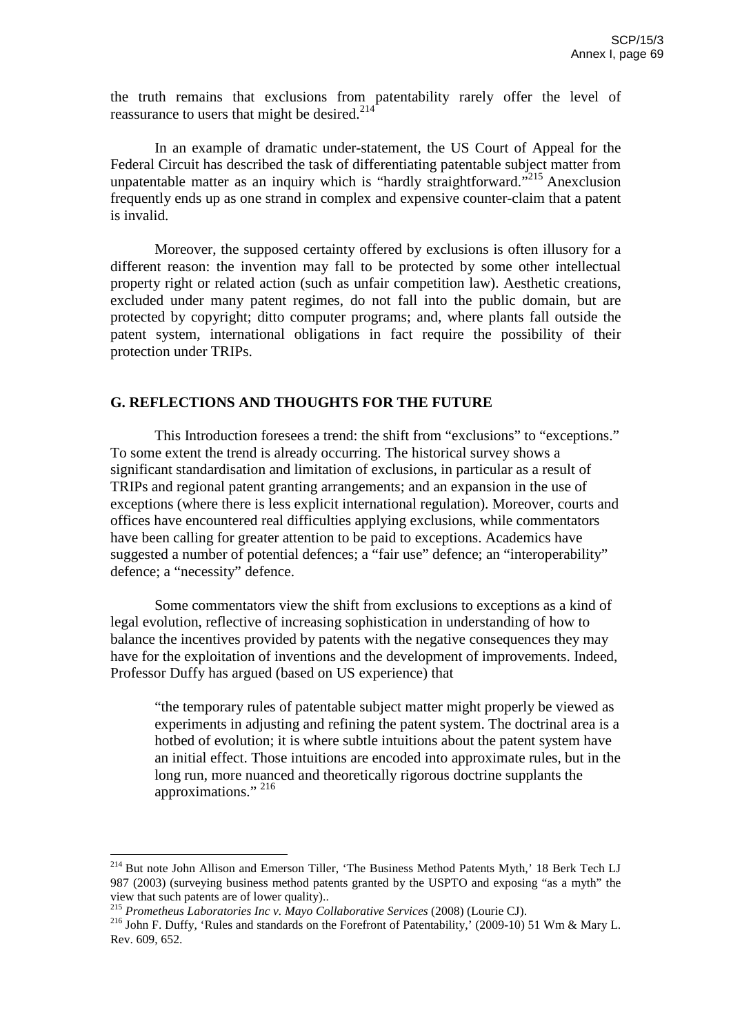the truth remains that exclusions from patentability rarely offer the level of reassurance to users that might be desired.[214]

In an example of dramatic under-statement, the US Court of Appeal for the Federal Circuit has described the task of differentiating patentable subject matter from unpatentable matter as an inquiry which is "hardly straightforward."[215] Anexclusion frequently ends up as one strand in complex and expensive counter-claim that a patent is invalid.

Moreover, the supposed certainty offered by exclusions is often illusory for a different reason: the invention may fall to be protected by some other intellectual property right or related action (such as unfair competition law). Aesthetic creations, excluded under many patent regimes, do not fall into the public domain, but are protected by copyright; ditto computer programs; and, where plants fall outside the patent system, international obligations in fact require the possibility of their protection under TRIPs.

## G. REFLECTIONS AND THOUGHTS FOR THE FUTURE

This Introduction foresees a trend: the shift from "exclusions" to "exceptions." To some extent the trend is already occurring. The historical survey shows a significant standardisation and limitation of exclusions, in particular as a result of TRIPs and regional patent granting arrangements; and an expansion in the use of exceptions (where there is less explicit international regulation). Moreover, courts and offices have encountered real difficulties applying exclusions, while commentators have been calling for greater attention to be paid to exceptions. Academics have suggested a number of potential defences; a "fair use" defence; an "interoperability" defence; a "necessity" defence.

Some commentators view the shift from exclusions to exceptions as a kind of legal evolution, reflective of increasing sophistication in understanding of how to balance the incentives provided by patents with the negative consequences they may have for the exploitation of inventions and the development of improvements. Indeed, Professor Duffy has argued (based on US experience) that

> "the temporary rules of patentable subject matter might properly be viewed as experiments in adjusting and refining the patent system. The doctrinal area is a hotbed of evolution; it is where subtle intuitions about the patent system have an initial effect. Those intuitions are encoded into approximate rules, but in the long run, more nuanced and theoretically rigorous doctrine supplants the approximations." [216]

---

[214] But note John Allison and Emerson Tiller, 'The Business Method Patents Myth,' 18 Berk Tech LJ 987 (2003) (surveying business method patents granted by the USPTO and exposing "as a myth" the view that such patents are of lower quality)..

[215] *Prometheus Laboratories Inc v. Mayo Collaborative Services* (2008) (Lourie CJ).

[216] John F. Duffy, 'Rules and standards on the Forefront of Patentability,' (2009-10) 51 Wm & Mary L. Rev. 609, 652.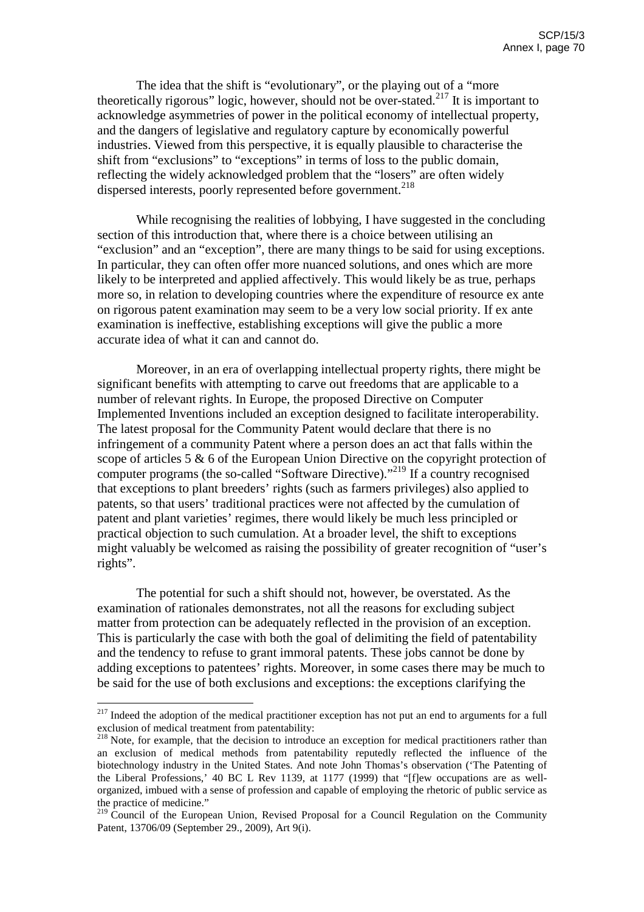The idea that the shift is "evolutionary", or the playing out of a "more theoretically rigorous" logic, however, should not be over-stated.[217] It is important to acknowledge asymmetries of power in the political economy of intellectual property, and the dangers of legislative and regulatory capture by economically powerful industries. Viewed from this perspective, it is equally plausible to characterise the shift from "exclusions" to "exceptions" in terms of loss to the public domain, reflecting the widely acknowledged problem that the "losers" are often widely dispersed interests, poorly represented before government.[218]

While recognising the realities of lobbying, I have suggested in the concluding section of this introduction that, where there is a choice between utilising an "exclusion" and an "exception", there are many things to be said for using exceptions. In particular, they can often offer more nuanced solutions, and ones which are more likely to be interpreted and applied affectively. This would likely be as true, perhaps more so, in relation to developing countries where the expenditure of resource ex ante on rigorous patent examination may seem to be a very low social priority. If ex ante examination is ineffective, establishing exceptions will give the public a more accurate idea of what it can and cannot do.

Moreover, in an era of overlapping intellectual property rights, there might be significant benefits with attempting to carve out freedoms that are applicable to a number of relevant rights. In Europe, the proposed Directive on Computer Implemented Inventions included an exception designed to facilitate interoperability. The latest proposal for the Community Patent would declare that there is no infringement of a community Patent where a person does an act that falls within the scope of articles 5 & 6 of the European Union Directive on the copyright protection of computer programs (the so-called "Software Directive)."[219] If a country recognised that exceptions to plant breeders' rights (such as farmers privileges) also applied to patents, so that users' traditional practices were not affected by the cumulation of patent and plant varieties' regimes, there would likely be much less principled or practical objection to such cumulation. At a broader level, the shift to exceptions might valuably be welcomed as raising the possibility of greater recognition of "user's rights".

The potential for such a shift should not, however, be overstated. As the examination of rationales demonstrates, not all the reasons for excluding subject matter from protection can be adequately reflected in the provision of an exception. This is particularly the case with both the goal of delimiting the field of patentability and the tendency to refuse to grant immoral patents. These jobs cannot be done by adding exceptions to patentees' rights. Moreover, in some cases there may be much to be said for the use of both exclusions and exceptions: the exceptions clarifying the

---

[217] Indeed the adoption of the medical practitioner exception has not put an end to arguments for a full exclusion of medical treatment from patentability:

[218] Note, for example, that the decision to introduce an exception for medical practitioners rather than an exclusion of medical methods from patentability reputedly reflected the influence of the biotechnology industry in the United States. And note John Thomas's observation ('The Patenting of the Liberal Professions,' 40 BC L Rev 1139, at 1177 (1999) that "[f]ew occupations are as well-organized, imbued with a sense of profession and capable of employing the rhetoric of public service as the practice of medicine."

[219] Council of the European Union, Revised Proposal for a Council Regulation on the Community Patent, 13706/09 (September 29., 2009), Art 9(i).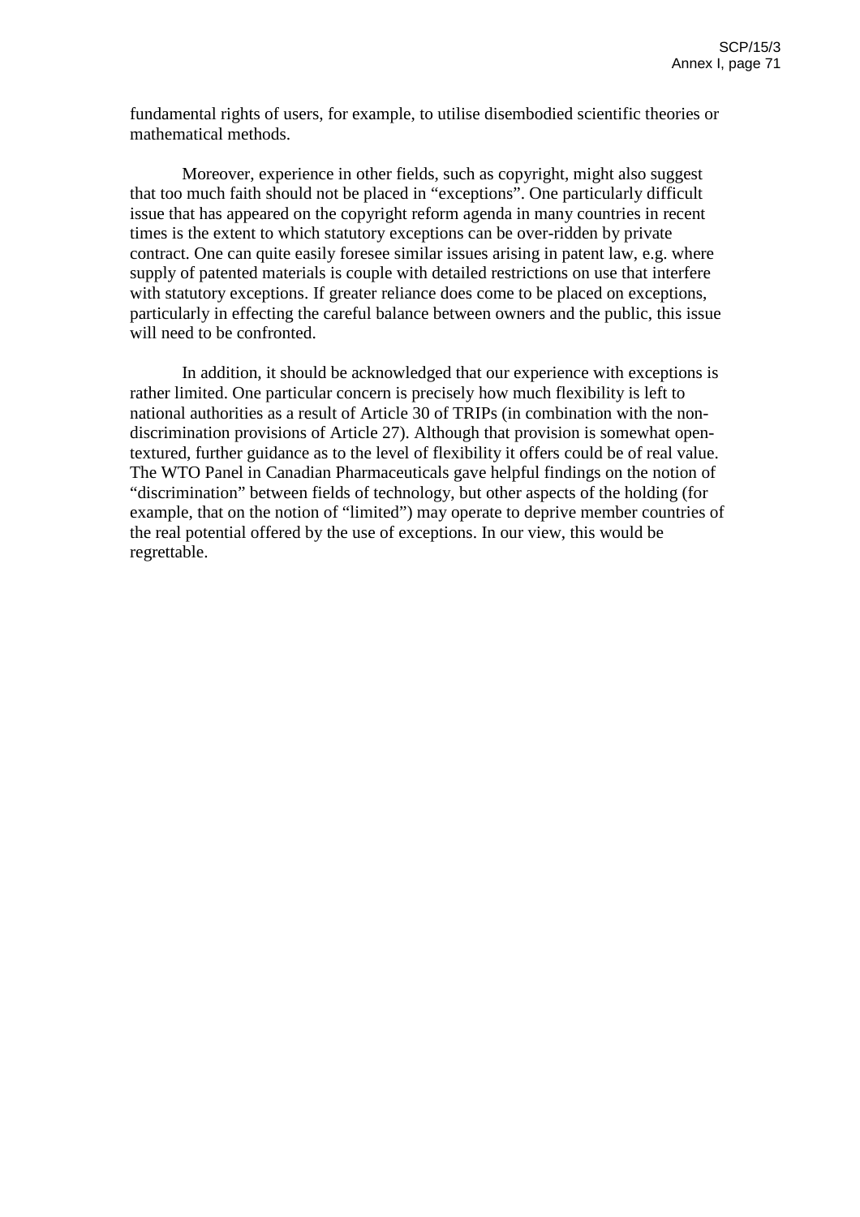fundamental rights of users, for example, to utilise disembodied scientific theories or mathematical methods.

Moreover, experience in other fields, such as copyright, might also suggest that too much faith should not be placed in "exceptions". One particularly difficult issue that has appeared on the copyright reform agenda in many countries in recent times is the extent to which statutory exceptions can be over-ridden by private contract. One can quite easily foresee similar issues arising in patent law, e.g. where supply of patented materials is couple with detailed restrictions on use that interfere with statutory exceptions. If greater reliance does come to be placed on exceptions, particularly in effecting the careful balance between owners and the public, this issue will need to be confronted.

In addition, it should be acknowledged that our experience with exceptions is rather limited. One particular concern is precisely how much flexibility is left to national authorities as a result of Article 30 of TRIPs (in combination with the non-discrimination provisions of Article 27). Although that provision is somewhat open-textured, further guidance as to the level of flexibility it offers could be of real value. The WTO Panel in Canadian Pharmaceuticals gave helpful findings on the notion of "discrimination" between fields of technology, but other aspects of the holding (for example, that on the notion of "limited") may operate to deprive member countries of the real potential offered by the use of exceptions. In our view, this would be regrettable.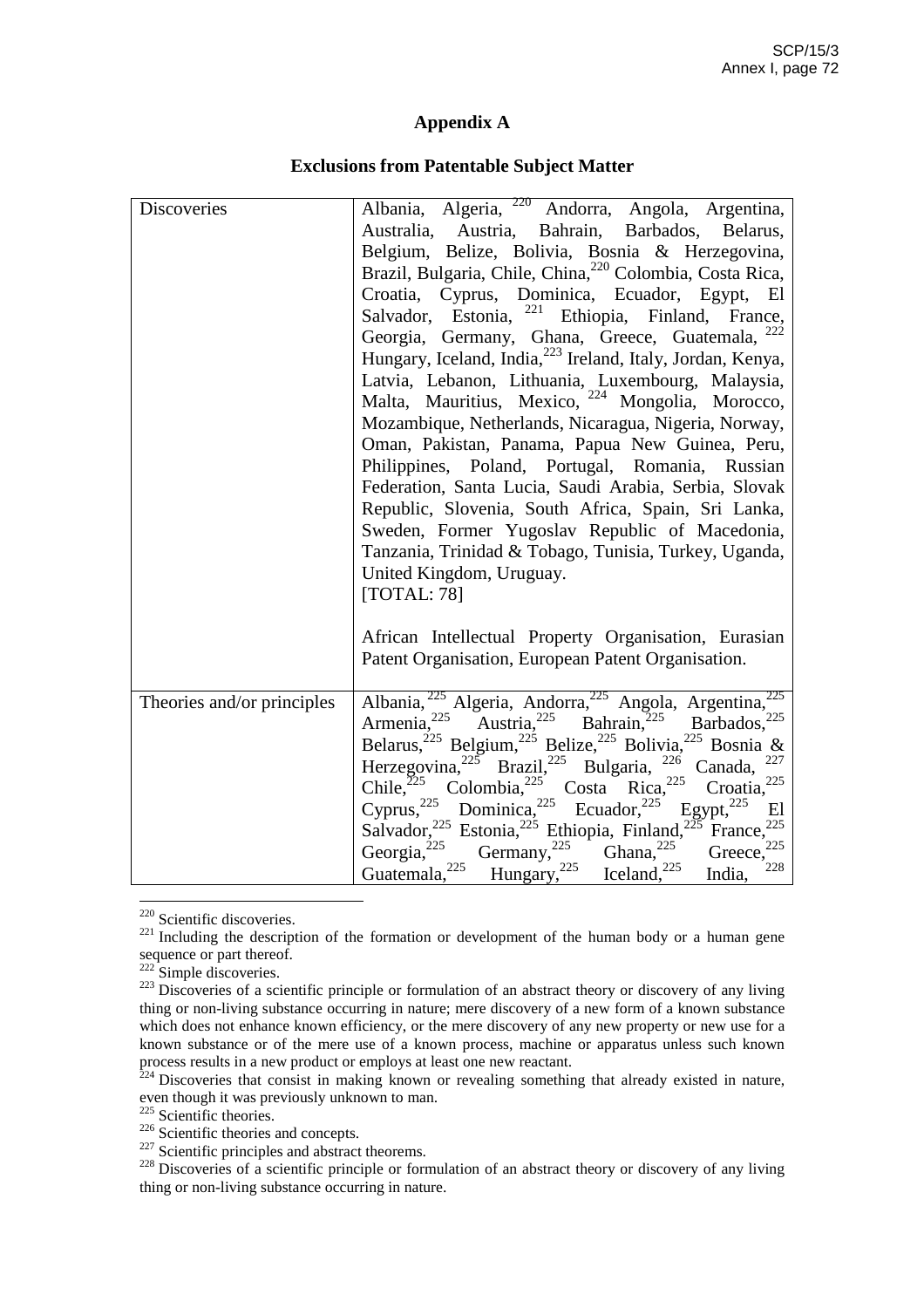## Appendix A

### Exclusions from Patentable Subject Matter

| | |
|---|---|
| Discoveries | Albania, Algeria,[220] Andorra, Angola, Argentina, Australia, Austria, Bahrain, Barbados, Belarus, Belgium, Belize, Bolivia, Bosnia & Herzegovina, Brazil, Bulgaria, Chile, China,[220] Colombia, Costa Rica, Croatia, Cyprus, Dominica, Ecuador, Egypt, El Salvador, Estonia,[221] Ethiopia, Finland, France, Georgia, Germany, Ghana, Greece, Guatemala,[222] Hungary, Iceland, India,[223] Ireland, Italy, Jordan, Kenya, Latvia, Lebanon, Lithuania, Luxembourg, Malaysia, Malta, Mauritius, Mexico,[224] Mongolia, Morocco, Mozambique, Netherlands, Nicaragua, Nigeria, Norway, Oman, Pakistan, Panama, Papua New Guinea, Peru, Philippines, Poland, Portugal, Romania, Russian Federation, Santa Lucia, Saudi Arabia, Serbia, Slovak Republic, Slovenia, South Africa, Spain, Sri Lanka, Sweden, Former Yugoslav Republic of Macedonia, Tanzania, Trinidad & Tobago, Tunisia, Turkey, Uganda, United Kingdom, Uruguay. [TOTAL: 78]<br><br>African Intellectual Property Organisation, Eurasian Patent Organisation, European Patent Organisation. |
| Theories and/or principles | Albania,[225] Algeria, Andorra,[225] Angola, Argentina,[225] Armenia,[225] Austria,[225] Bahrain,[225] Barbados,[225] Belarus,[225] Belgium,[225] Belize,[225] Bolivia,[225] Bosnia & Herzegovina,[225] Brazil,[225] Bulgaria,[226] Canada,[227] Chile,[225] Colombia,[225] Costa Rica,[225] Croatia,[225] Cyprus,[225] Dominica,[225] Ecuador,[225] Egypt,[225] El Salvador,[225] Estonia,[225] Ethiopia, Finland,[225] France,[225] Georgia,[225] Germany,[225] Ghana,[225] Greece,[225] Guatemala,[225] Hungary,[225] Iceland,[225] India,[228] |

[220] Scientific discoveries.

[221] Including the description of the formation or development of the human body or a human gene sequence or part thereof.

[222] Simple discoveries.

[223] Discoveries of a scientific principle or formulation of an abstract theory or discovery of any living thing or non-living substance occurring in nature; mere discovery of a new form of a known substance which does not enhance known efficiency, or the mere discovery of any new property or new use for a known substance or of the mere use of a known process, machine or apparatus unless such known process results in a new product or employs at least one new reactant.

[224] Discoveries that consist in making known or revealing something that already existed in nature, even though it was previously unknown to man.

[225] Scientific theories.

[226] Scientific theories and concepts.

[227] Scientific principles and abstract theorems.

[228] Discoveries of a scientific principle or formulation of an abstract theory or discovery of any living thing or non-living substance occurring in nature.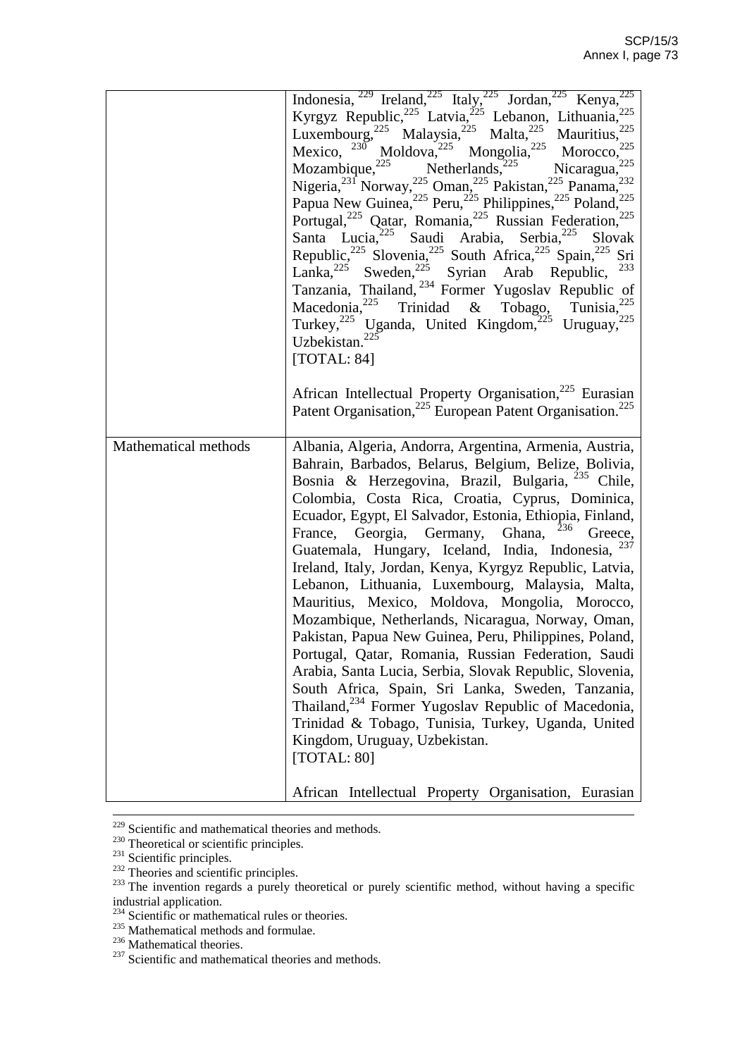| | |
|---|---|
| | Indonesia,[229] Ireland,[225] Italy,[225] Jordan,[225] Kenya,[225] Kyrgyz Republic,[225] Latvia,[225] Lebanon, Lithuania,[225] Luxembourg,[225] Malaysia,[225] Malta,[225] Mauritius,[225] Mexico,[230] Moldova,[225] Mongolia,[225] Morocco,[225] Mozambique,[225] Netherlands,[225] Nicaragua,[225] Nigeria,[231] Norway,[225] Oman,[225] Pakistan,[225] Panama,[232] Papua New Guinea,[225] Peru,[225] Philippines,[225] Poland,[225] Portugal,[225] Qatar, Romania,[225] Russian Federation,[225] Santa Lucia,[225] Saudi Arabia, Serbia,[225] Slovak Republic,[225] Slovenia,[225] South Africa,[225] Spain,[225] Sri Lanka,[225] Sweden,[225] Syrian Arab Republic,[233] Tanzania, Thailand,[234] Former Yugoslav Republic of Macedonia,[225] Trinidad & Tobago, Tunisia,[225] Turkey,[225] Uganda, United Kingdom,[225] Uruguay,[225] Uzbekistan.[225]<br>[TOTAL: 84]<br><br>African Intellectual Property Organisation,[225] Eurasian Patent Organisation,[225] European Patent Organisation.[225] |
| Mathematical methods | Albania, Algeria, Andorra, Argentina, Armenia, Austria, Bahrain, Barbados, Belarus, Belgium, Belize, Bolivia, Bosnia & Herzegovina, Brazil, Bulgaria,[235] Chile, Colombia, Costa Rica, Croatia, Cyprus, Dominica, Ecuador, Egypt, El Salvador, Estonia, Ethiopia, Finland, France, Georgia, Germany, Ghana,[236] Greece, Guatemala, Hungary, Iceland, India, Indonesia,[237] Ireland, Italy, Jordan, Kenya, Kyrgyz Republic, Latvia, Lebanon, Lithuania, Luxembourg, Malaysia, Malta, Mauritius, Mexico, Moldova, Mongolia, Morocco, Mozambique, Netherlands, Nicaragua, Norway, Oman, Pakistan, Papua New Guinea, Peru, Philippines, Poland, Portugal, Qatar, Romania, Russian Federation, Saudi Arabia, Santa Lucia, Serbia, Slovak Republic, Slovenia, South Africa, Spain, Sri Lanka, Sweden, Tanzania, Thailand,[234] Former Yugoslav Republic of Macedonia, Trinidad & Tobago, Tunisia, Turkey, Uganda, United Kingdom, Uruguay, Uzbekistan.<br>[TOTAL: 80]<br><br>African Intellectual Property Organisation, Eurasian |

[229] Scientific and mathematical theories and methods.
[230] Theoretical or scientific principles.
[231] Scientific principles.
[232] Theories and scientific principles.
[233] The invention regards a purely theoretical or purely scientific method, without having a specific industrial application.
[234] Scientific or mathematical rules or theories.
[235] Mathematical methods and formulae.
[236] Mathematical theories.
[237] Scientific and mathematical theories and methods.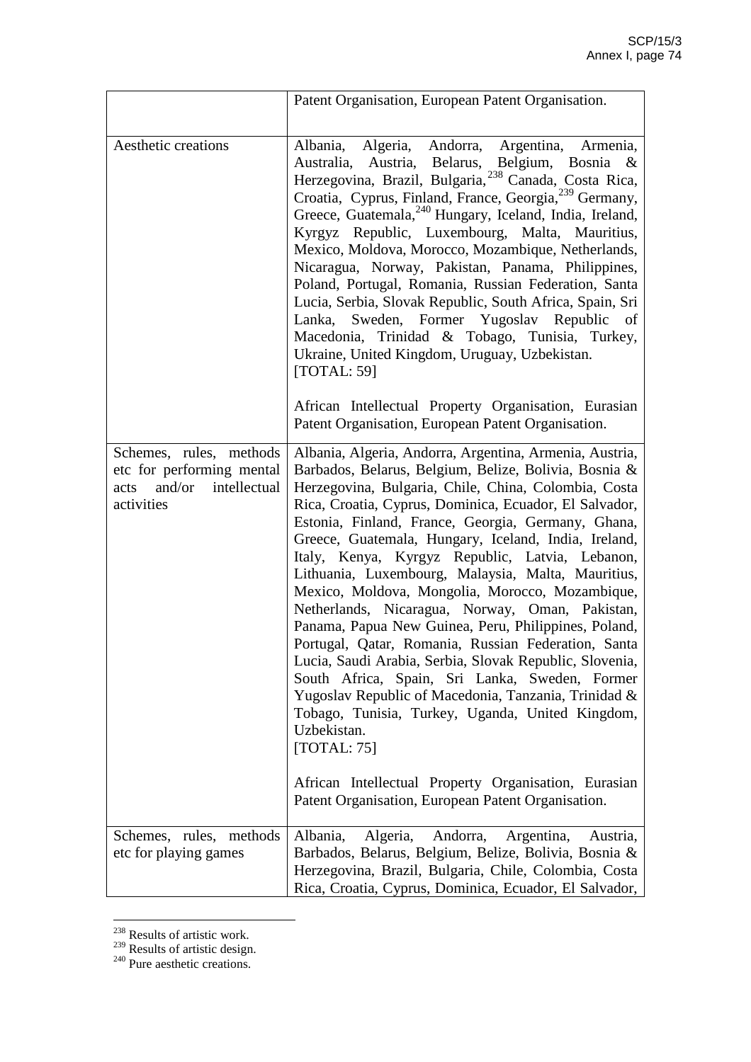| | |
|---|---|
| | Patent Organisation, European Patent Organisation. |
| Aesthetic creations | Albania, Algeria, Andorra, Argentina, Armenia, Australia, Austria, Belarus, Belgium, Bosnia & Herzegovina, Brazil, Bulgaria,[238] Canada, Costa Rica, Croatia, Cyprus, Finland, France, Georgia,[239] Germany, Greece, Guatemala,[240] Hungary, Iceland, India, Ireland, Kyrgyz Republic, Luxembourg, Malta, Mauritius, Mexico, Moldova, Morocco, Mozambique, Netherlands, Nicaragua, Norway, Pakistan, Panama, Philippines, Poland, Portugal, Romania, Russian Federation, Santa Lucia, Serbia, Slovak Republic, South Africa, Spain, Sri Lanka, Sweden, Former Yugoslav Republic of Macedonia, Trinidad & Tobago, Tunisia, Turkey, Ukraine, United Kingdom, Uruguay, Uzbekistan. [TOTAL: 59]<br><br>African Intellectual Property Organisation, Eurasian Patent Organisation, European Patent Organisation. |
| Schemes, rules, methods etc for performing mental acts and/or intellectual activities | Albania, Algeria, Andorra, Argentina, Armenia, Austria, Barbados, Belarus, Belgium, Belize, Bolivia, Bosnia & Herzegovina, Bulgaria, Chile, China, Colombia, Costa Rica, Croatia, Cyprus, Dominica, Ecuador, El Salvador, Estonia, Finland, France, Georgia, Germany, Ghana, Greece, Guatemala, Hungary, Iceland, India, Ireland, Italy, Kenya, Kyrgyz Republic, Latvia, Lebanon, Lithuania, Luxembourg, Malaysia, Malta, Mauritius, Mexico, Moldova, Mongolia, Morocco, Mozambique, Netherlands, Nicaragua, Norway, Oman, Pakistan, Panama, Papua New Guinea, Peru, Philippines, Poland, Portugal, Qatar, Romania, Russian Federation, Santa Lucia, Saudi Arabia, Serbia, Slovak Republic, Slovenia, South Africa, Spain, Sri Lanka, Sweden, Former Yugoslav Republic of Macedonia, Tanzania, Trinidad & Tobago, Tunisia, Turkey, Uganda, United Kingdom, Uzbekistan. [TOTAL: 75]<br><br>African Intellectual Property Organisation, Eurasian Patent Organisation, European Patent Organisation. |
| Schemes, rules, methods etc for playing games | Albania, Algeria, Andorra, Argentina, Austria, Barbados, Belarus, Belgium, Belize, Bolivia, Bosnia & Herzegovina, Brazil, Bulgaria, Chile, Colombia, Costa Rica, Croatia, Cyprus, Dominica, Ecuador, El Salvador, |

[238] Results of artistic work.
[239] Results of artistic design.
[240] Pure aesthetic creations.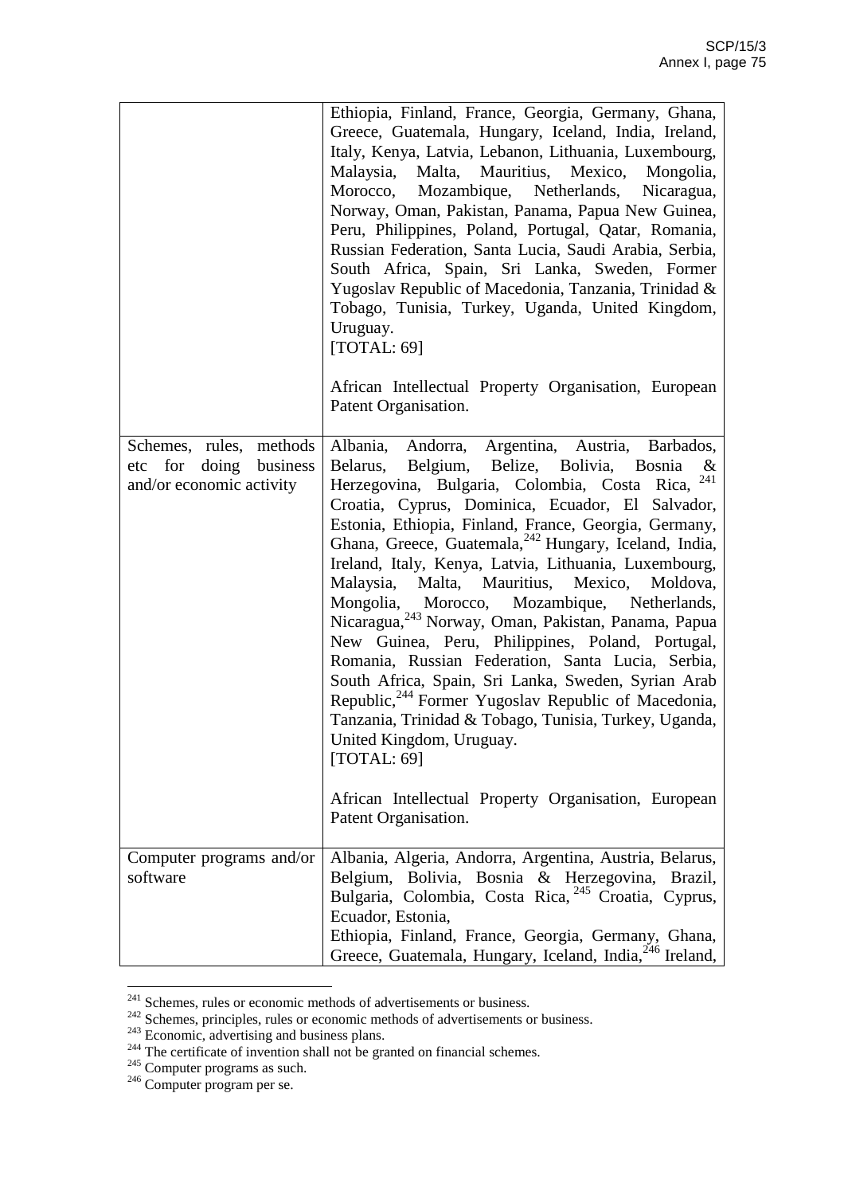| | |
|---|---|
| | Ethiopia, Finland, France, Georgia, Germany, Ghana, Greece, Guatemala, Hungary, Iceland, India, Ireland, Italy, Kenya, Latvia, Lebanon, Lithuania, Luxembourg, Malaysia, Malta, Mauritius, Mexico, Mongolia, Morocco, Mozambique, Netherlands, Nicaragua, Norway, Oman, Pakistan, Panama, Papua New Guinea, Peru, Philippines, Poland, Portugal, Qatar, Romania, Russian Federation, Santa Lucia, Saudi Arabia, Serbia, South Africa, Spain, Sri Lanka, Sweden, Former Yugoslav Republic of Macedonia, Tanzania, Trinidad & Tobago, Tunisia, Turkey, Uganda, United Kingdom, Uruguay.<br>[TOTAL: 69]<br><br>African Intellectual Property Organisation, European Patent Organisation. |
| Schemes, rules, methods etc for doing business and/or economic activity | Albania, Andorra, Argentina, Austria, Barbados, Belarus, Belgium, Belize, Bolivia, Bosnia & Herzegovina, Bulgaria, Colombia, Costa Rica,[241] Croatia, Cyprus, Dominica, Ecuador, El Salvador, Estonia, Ethiopia, Finland, France, Georgia, Germany, Ghana, Greece, Guatemala,[242] Hungary, Iceland, India, Ireland, Italy, Kenya, Latvia, Lithuania, Luxembourg, Malaysia, Malta, Mauritius, Mexico, Moldova, Mongolia, Morocco, Mozambique, Netherlands, Nicaragua,[243] Norway, Oman, Pakistan, Panama, Papua New Guinea, Peru, Philippines, Poland, Portugal, Romania, Russian Federation, Santa Lucia, Serbia, South Africa, Spain, Sri Lanka, Sweden, Syrian Arab Republic,[244] Former Yugoslav Republic of Macedonia, Tanzania, Trinidad & Tobago, Tunisia, Turkey, Uganda, United Kingdom, Uruguay.<br>[TOTAL: 69]<br><br>African Intellectual Property Organisation, European Patent Organisation. |
| Computer programs and/or software | Albania, Algeria, Andorra, Argentina, Austria, Belarus, Belgium, Bolivia, Bosnia & Herzegovina, Brazil, Bulgaria, Colombia, Costa Rica,[245] Croatia, Cyprus, Ecuador, Estonia,<br>Ethiopia, Finland, France, Georgia, Germany, Ghana, Greece, Guatemala, Hungary, Iceland, India,[246] Ireland, |

[241] Schemes, rules or economic methods of advertisements or business.

[242] Schemes, principles, rules or economic methods of advertisements or business.

[243] Economic, advertising and business plans.

[244] The certificate of invention shall not be granted on financial schemes.

[245] Computer programs as such.

[246] Computer program per se.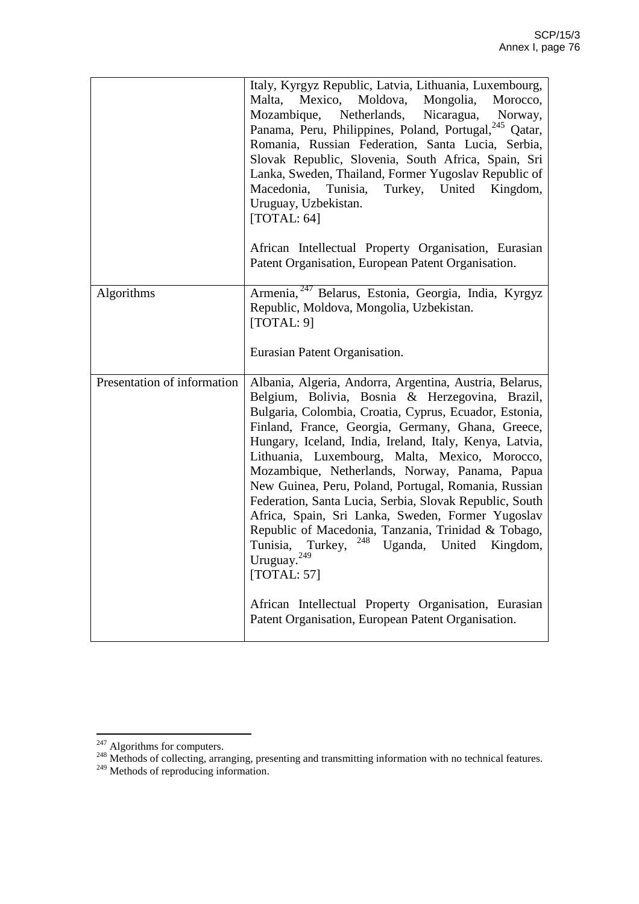| | |
|---|---|
| | Italy, Kyrgyz Republic, Latvia, Lithuania, Luxembourg, Malta, Mexico, Moldova, Mongolia, Morocco, Mozambique, Netherlands, Nicaragua, Norway, Panama, Peru, Philippines, Poland, Portugal,[245] Qatar, Romania, Russian Federation, Santa Lucia, Serbia, Slovak Republic, Slovenia, South Africa, Spain, Sri Lanka, Sweden, Thailand, Former Yugoslav Republic of Macedonia, Tunisia, Turkey, United Kingdom, Uruguay, Uzbekistan.<br>[TOTAL: 64]<br><br>African Intellectual Property Organisation, Eurasian Patent Organisation, European Patent Organisation. |
| Algorithms | Armenia,[247] Belarus, Estonia, Georgia, India, Kyrgyz Republic, Moldova, Mongolia, Uzbekistan.<br>[TOTAL: 9]<br><br>Eurasian Patent Organisation. |
| Presentation of information | Albania, Algeria, Andorra, Argentina, Austria, Belarus, Belgium, Bolivia, Bosnia & Herzegovina, Brazil, Bulgaria, Colombia, Croatia, Cyprus, Ecuador, Estonia, Finland, France, Georgia, Germany, Ghana, Greece, Hungary, Iceland, India, Ireland, Italy, Kenya, Latvia, Lithuania, Luxembourg, Malta, Mexico, Morocco, Mozambique, Netherlands, Norway, Panama, Papua New Guinea, Peru, Poland, Portugal, Romania, Russian Federation, Santa Lucia, Serbia, Slovak Republic, South Africa, Spain, Sri Lanka, Sweden, Former Yugoslav Republic of Macedonia, Tanzania, Trinidad & Tobago, Tunisia, Turkey,[248] Uganda, United Kingdom, Uruguay.[249]<br>[TOTAL: 57]<br><br>African Intellectual Property Organisation, Eurasian Patent Organisation, European Patent Organisation. |

---

[247] Algorithms for computers.

[248] Methods of collecting, arranging, presenting and transmitting information with no technical features.

[249] Methods of reproducing information.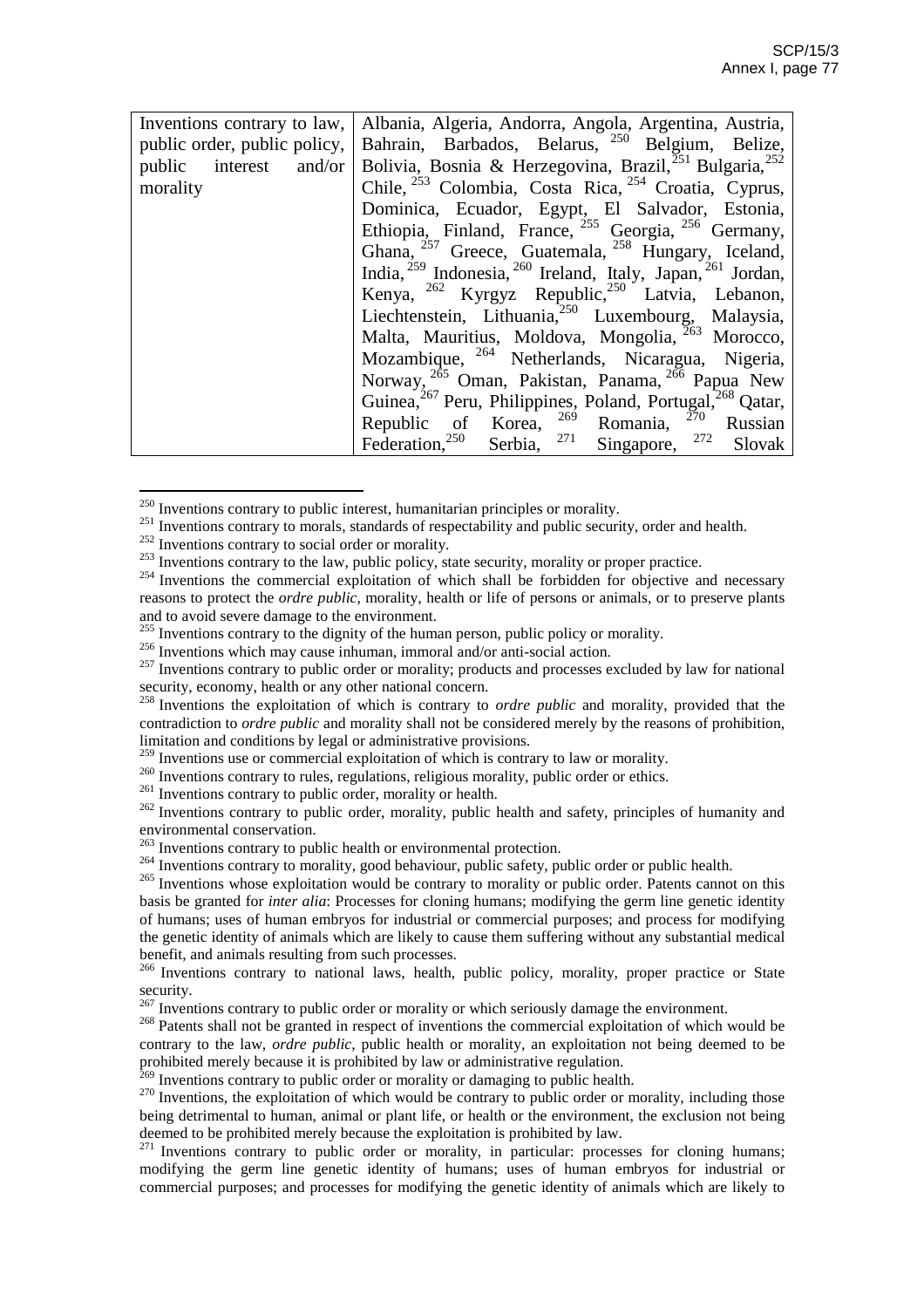| | |
|---|---|
| Inventions contrary to law, public order, public policy, public interest and/or morality | Albania, Algeria, Andorra, Angola, Argentina, Austria, Bahrain, Barbados, Belarus, [250] Belgium, Belize, Bolivia, Bosnia & Herzegovina, Brazil,[251] Bulgaria,[252] Chile, [253] Colombia, Costa Rica, [254] Croatia, Cyprus, Dominica, Ecuador, Egypt, El Salvador, Estonia, Ethiopia, Finland, France, [255] Georgia, [256] Germany, Ghana, [257] Greece, Guatemala, [258] Hungary, Iceland, India, [259] Indonesia, [260] Ireland, Italy, Japan, [261] Jordan, Kenya, [262] Kyrgyz Republic,[250] Latvia, Lebanon, Liechtenstein, Lithuania,[250] Luxembourg, Malaysia, Malta, Mauritius, Moldova, Mongolia, [263] Morocco, Mozambique, [264] Netherlands, Nicaragua, Nigeria, Norway, [265] Oman, Pakistan, Panama, [266] Papua New Guinea,[267] Peru, Philippines, Poland, Portugal,[268] Qatar, Republic of Korea, [269] Romania, [270] Russian Federation,[250] Serbia, [271] Singapore, [272] Slovak |

[250] Inventions contrary to public interest, humanitarian principles or morality.

[251] Inventions contrary to morals, standards of respectability and public security, order and health.

[252] Inventions contrary to social order or morality.

[253] Inventions contrary to the law, public policy, state security, morality or proper practice.

[254] Inventions the commercial exploitation of which shall be forbidden for objective and necessary reasons to protect the *ordre public*, morality, health or life of persons or animals, or to preserve plants and to avoid severe damage to the environment.

[255] Inventions contrary to the dignity of the human person, public policy or morality.

[256] Inventions which may cause inhuman, immoral and/or anti-social action.

[257] Inventions contrary to public order or morality; products and processes excluded by law for national security, economy, health or any other national concern.

[258] Inventions the exploitation of which is contrary to *ordre public* and morality, provided that the contradiction to *ordre public* and morality shall not be considered merely by the reasons of prohibition, limitation and conditions by legal or administrative provisions.

[259] Inventions use or commercial exploitation of which is contrary to law or morality.

[260] Inventions contrary to rules, regulations, religious morality, public order or ethics.

[261] Inventions contrary to public order, morality or health.

[262] Inventions contrary to public order, morality, public health and safety, principles of humanity and environmental conservation.

[263] Inventions contrary to public health or environmental protection.

[264] Inventions contrary to morality, good behaviour, public safety, public order or public health.

[265] Inventions whose exploitation would be contrary to morality or public order. Patents cannot on this basis be granted for *inter alia*: Processes for cloning humans; modifying the germ line genetic identity of humans; uses of human embryos for industrial or commercial purposes; and process for modifying the genetic identity of animals which are likely to cause them suffering without any substantial medical benefit, and animals resulting from such processes.

[266] Inventions contrary to national laws, health, public policy, morality, proper practice or State security.

[267] Inventions contrary to public order or morality or which seriously damage the environment.

[268] Patents shall not be granted in respect of inventions the commercial exploitation of which would be contrary to the law, *ordre public*, public health or morality, an exploitation not being deemed to be prohibited merely because it is prohibited by law or administrative regulation.

[269] Inventions contrary to public order or morality or damaging to public health.

[270] Inventions, the exploitation of which would be contrary to public order or morality, including those being detrimental to human, animal or plant life, or health or the environment, the exclusion not being deemed to be prohibited merely because the exploitation is prohibited by law.

[271] Inventions contrary to public order or morality, in particular: processes for cloning humans; modifying the germ line genetic identity of humans; uses of human embryos for industrial or commercial purposes; and processes for modifying the genetic identity of animals which are likely to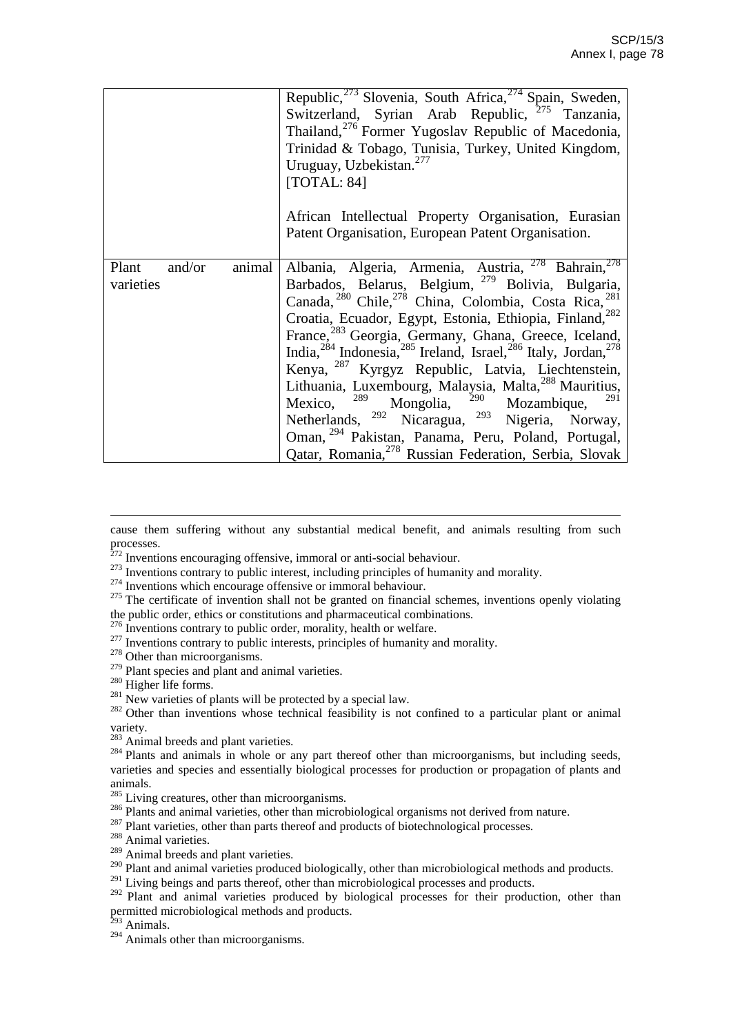| | |
|---|---|
| | Republic,[273] Slovenia, South Africa,[274] Spain, Sweden, Switzerland, Syrian Arab Republic, [275] Tanzania, Thailand,[276] Former Yugoslav Republic of Macedonia, Trinidad & Tobago, Tunisia, Turkey, United Kingdom, Uruguay, Uzbekistan.[277] [TOTAL: 84] <br><br> African Intellectual Property Organisation, Eurasian Patent Organisation, European Patent Organisation. |
| Plant and/or animal varieties | Albania, Algeria, Armenia, Austria, [278] Bahrain,[278] Barbados, Belarus, Belgium, [279] Bolivia, Bulgaria, Canada, [280] Chile,[278] China, Colombia, Costa Rica,[281] Croatia, Ecuador, Egypt, Estonia, Ethiopia, Finland,[282] France,[283] Georgia, Germany, Ghana, Greece, Iceland, India,[284] Indonesia,[285] Ireland, Israel,[286] Italy, Jordan,[278] Kenya, [287] Kyrgyz Republic, Latvia, Liechtenstein, Lithuania, Luxembourg, Malaysia, Malta,[288] Mauritius, Mexico, [289] Mongolia, [290] Mozambique, [291] Netherlands, [292] Nicaragua, [293] Nigeria, Norway, Oman, [294] Pakistan, Panama, Peru, Poland, Portugal, Qatar, Romania,[278] Russian Federation, Serbia, Slovak |

cause them suffering without any substantial medical benefit, and animals resulting from such processes.

[272] Inventions encouraging offensive, immoral or anti-social behaviour.

[273] Inventions contrary to public interest, including principles of humanity and morality.

[274] Inventions which encourage offensive or immoral behaviour.

[275] The certificate of invention shall not be granted on financial schemes, inventions openly violating the public order, ethics or constitutions and pharmaceutical combinations.

[276] Inventions contrary to public order, morality, health or welfare.

[277] Inventions contrary to public interests, principles of humanity and morality.

[278] Other than microorganisms.

[279] Plant species and plant and animal varieties.

[280] Higher life forms.

[281] New varieties of plants will be protected by a special law.

[282] Other than inventions whose technical feasibility is not confined to a particular plant or animal variety.

[283] Animal breeds and plant varieties.

[284] Plants and animals in whole or any part thereof other than microorganisms, but including seeds, varieties and species and essentially biological processes for production or propagation of plants and animals.

[285] Living creatures, other than microorganisms.

[286] Plants and animal varieties, other than microbiological organisms not derived from nature.

[287] Plant varieties, other than parts thereof and products of biotechnological processes.

[288] Animal varieties.

[289] Animal breeds and plant varieties.

[290] Plant and animal varieties produced biologically, other than microbiological methods and products.

[291] Living beings and parts thereof, other than microbiological processes and products.

[292] Plant and animal varieties produced by biological processes for their production, other than permitted microbiological methods and products.

[293] Animals.

[294] Animals other than microorganisms.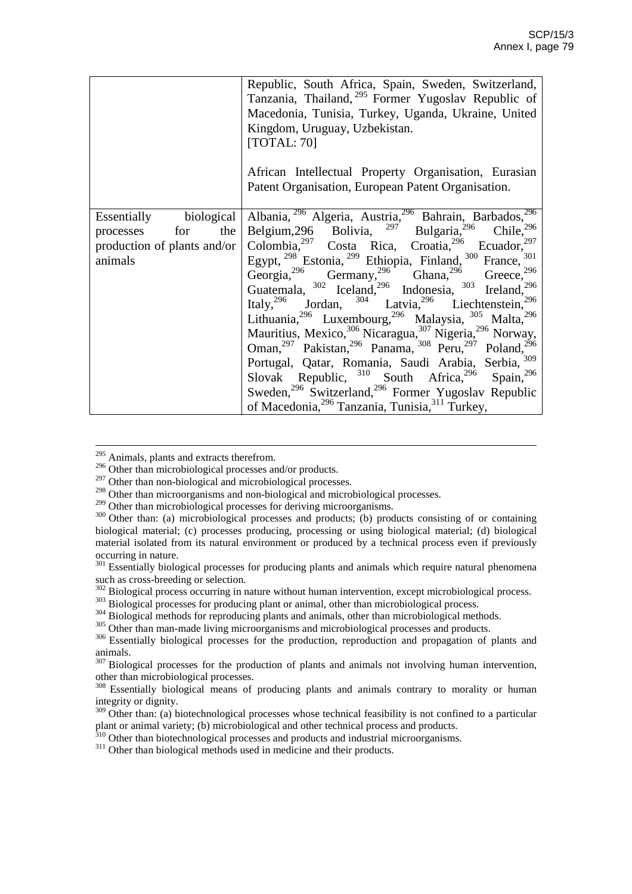| | |
|---|---|
| | Republic, South Africa, Spain, Sweden, Switzerland, Tanzania, Thailand,[295] Former Yugoslav Republic of Macedonia, Tunisia, Turkey, Uganda, Ukraine, United Kingdom, Uruguay, Uzbekistan.<br>[TOTAL: 70]<br><br>African Intellectual Property Organisation, Eurasian Patent Organisation, European Patent Organisation. |
| Essentially biological processes for the production of plants and/or animals | Albania,[296] Algeria, Austria,[296] Bahrain, Barbados,[296] Belgium,296 Bolivia,[297] Bulgaria,[296] Chile,[296] Colombia,[297] Costa Rica, Croatia,[296] Ecuador,[297] Egypt,[298] Estonia,[299] Ethiopia, Finland,[300] France,[301] Georgia,[296] Germany,[296] Ghana,[296] Greece,[296] Guatemala,[302] Iceland,[296] Indonesia,[303] Ireland,[296] Italy,[296] Jordan,[304] Latvia,[296] Liechtenstein,[296] Lithuania,[296] Luxembourg,[296] Malaysia,[305] Malta,[296] Mauritius, Mexico,[306] Nicaragua,[307] Nigeria,[296] Norway, Oman,[297] Pakistan,[296] Panama,[308] Peru,[297] Poland,[296] Portugal, Qatar, Romania, Saudi Arabia, Serbia,[309] Slovak Republic,[310] South Africa,[296] Spain,[296] Sweden,[296] Switzerland,[296] Former Yugoslav Republic of Macedonia,[296] Tanzania, Tunisia,[311] Turkey, |

---

[295] Animals, plants and extracts therefrom.
[296] Other than microbiological processes and/or products.
[297] Other than non-biological and microbiological processes.
[298] Other than microorganisms and non-biological and microbiological processes.
[299] Other than microbiological processes for deriving microorganisms.
[300] Other than: (a) microbiological processes and products; (b) products consisting of or containing biological material; (c) processes producing, processing or using biological material; (d) biological material isolated from its natural environment or produced by a technical process even if previously occurring in nature.
[301] Essentially biological processes for producing plants and animals which require natural phenomena such as cross-breeding or selection.
[302] Biological process occurring in nature without human intervention, except microbiological process.
[303] Biological processes for producing plant or animal, other than microbiological process.
[304] Biological methods for reproducing plants and animals, other than microbiological methods.
[305] Other than man-made living microorganisms and microbiological processes and products.
[306] Essentially biological processes for the production, reproduction and propagation of plants and animals.
[307] Biological processes for the production of plants and animals not involving human intervention, other than microbiological processes.
[308] Essentially biological means of producing plants and animals contrary to morality or human integrity or dignity.
[309] Other than: (a) biotechnological processes whose technical feasibility is not confined to a particular plant or animal variety; (b) microbiological and other technical process and products.
[310] Other than biotechnological processes and products and industrial microorganisms.
[311] Other than biological methods used in medicine and their products.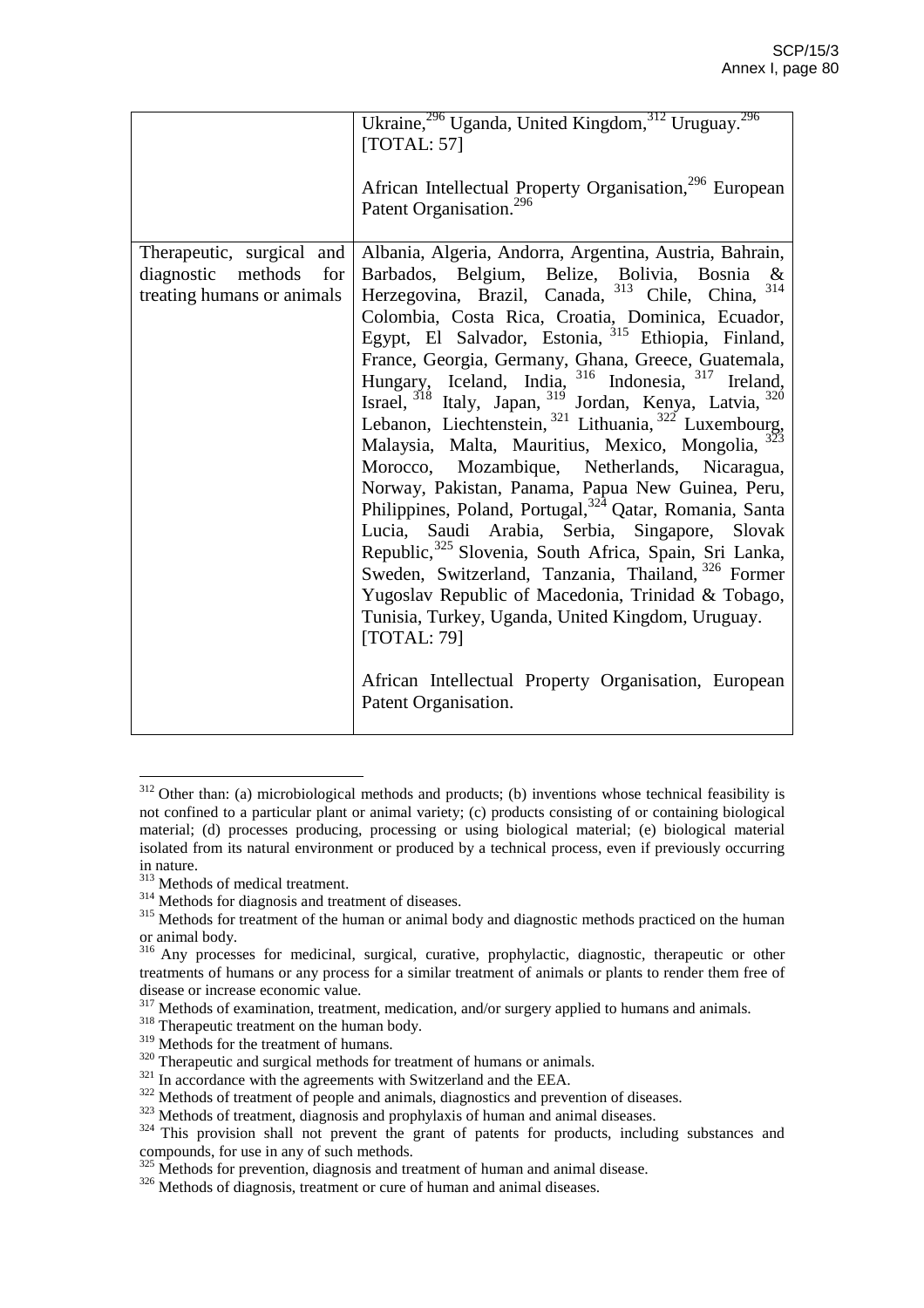| | |
|---|---|
| | Ukraine,[296] Uganda, United Kingdom,[312] Uruguay.[296] [TOTAL: 57]<br><br>African Intellectual Property Organisation,[296] European Patent Organisation.[296] |
| Therapeutic, surgical and diagnostic methods for treating humans or animals | Albania, Algeria, Andorra, Argentina, Austria, Bahrain, Barbados, Belgium, Belize, Bolivia, Bosnia & Herzegovina, Brazil, Canada,[313] Chile, China,[314] Colombia, Costa Rica, Croatia, Dominica, Ecuador, Egypt, El Salvador, Estonia,[315] Ethiopia, Finland, France, Georgia, Germany, Ghana, Greece, Guatemala, Hungary, Iceland, India,[316] Indonesia,[317] Ireland, Israel,[318] Italy, Japan,[319] Jordan, Kenya, Latvia,[320] Lebanon, Liechtenstein,[321] Lithuania,[322] Luxembourg, Malaysia, Malta, Mauritius, Mexico, Mongolia,[323] Morocco, Mozambique, Netherlands, Nicaragua, Norway, Pakistan, Panama, Papua New Guinea, Peru, Philippines, Poland, Portugal,[324] Qatar, Romania, Santa Lucia, Saudi Arabia, Serbia, Singapore, Slovak Republic,[325] Slovenia, South Africa, Spain, Sri Lanka, Sweden, Switzerland, Tanzania, Thailand,[326] Former Yugoslav Republic of Macedonia, Trinidad & Tobago, Tunisia, Turkey, Uganda, United Kingdom, Uruguay. [TOTAL: 79]<br><br>African Intellectual Property Organisation, European Patent Organisation. |

[312] Other than: (a) microbiological methods and products; (b) inventions whose technical feasibility is not confined to a particular plant or animal variety; (c) products consisting of or containing biological material; (d) processes producing, processing or using biological material; (e) biological material isolated from its natural environment or produced by a technical process, even if previously occurring in nature.

[313] Methods of medical treatment.

[314] Methods for diagnosis and treatment of diseases.

[315] Methods for treatment of the human or animal body and diagnostic methods practiced on the human or animal body.

[316] Any processes for medicinal, surgical, curative, prophylactic, diagnostic, therapeutic or other treatments of humans or any process for a similar treatment of animals or plants to render them free of disease or increase economic value.

[317] Methods of examination, treatment, medication, and/or surgery applied to humans and animals.

[318] Therapeutic treatment on the human body.

[319] Methods for the treatment of humans.

[320] Therapeutic and surgical methods for treatment of humans or animals.

[321] In accordance with the agreements with Switzerland and the EEA.

[322] Methods of treatment of people and animals, diagnostics and prevention of diseases.

[323] Methods of treatment, diagnosis and prophylaxis of human and animal diseases.

[324] This provision shall not prevent the grant of patents for products, including substances and compounds, for use in any of such methods.

[325] Methods for prevention, diagnosis and treatment of human and animal disease.

[326] Methods of diagnosis, treatment or cure of human and animal diseases.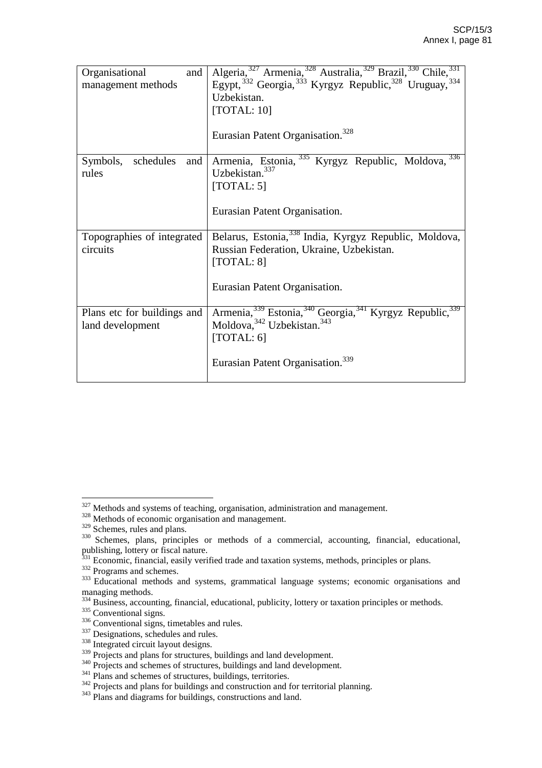| | |
|---|---|
| Organisational and management methods | Algeria,[327] Armenia,[328] Australia,[329] Brazil,[330] Chile,[331] Egypt,[332] Georgia,[333] Kyrgyz Republic,[328] Uruguay,[334] Uzbekistan.<br>[TOTAL: 10]<br><br>Eurasian Patent Organisation.[328] |
| Symbols, schedules and rules | Armenia, Estonia,[335] Kyrgyz Republic, Moldova,[336] Uzbekistan.[337]<br>[TOTAL: 5]<br><br>Eurasian Patent Organisation. |
| Topographies of integrated circuits | Belarus, Estonia,[338] India, Kyrgyz Republic, Moldova, Russian Federation, Ukraine, Uzbekistan.<br>[TOTAL: 8]<br><br>Eurasian Patent Organisation. |
| Plans etc for buildings and land development | Armenia,[339] Estonia,[340] Georgia,[341] Kyrgyz Republic,[339] Moldova,[342] Uzbekistan.[343]<br>[TOTAL: 6]<br><br>Eurasian Patent Organisation.[339] |

[327] Methods and systems of teaching, organisation, administration and management.
[328] Methods of economic organisation and management.
[329] Schemes, rules and plans.
[330] Schemes, plans, principles or methods of a commercial, accounting, financial, educational, publishing, lottery or fiscal nature.
[331] Economic, financial, easily verified trade and taxation systems, methods, principles or plans.
[332] Programs and schemes.
[333] Educational methods and systems, grammatical language systems; economic organisations and managing methods.
[334] Business, accounting, financial, educational, publicity, lottery or taxation principles or methods.
[335] Conventional signs.
[336] Conventional signs, timetables and rules.
[337] Designations, schedules and rules.
[338] Integrated circuit layout designs.
[339] Projects and plans for structures, buildings and land development.
[340] Projects and schemes of structures, buildings and land development.
[341] Plans and schemes of structures, buildings, territories.
[342] Projects and plans for buildings and construction and for territorial planning.
[343] Plans and diagrams for buildings, constructions and land.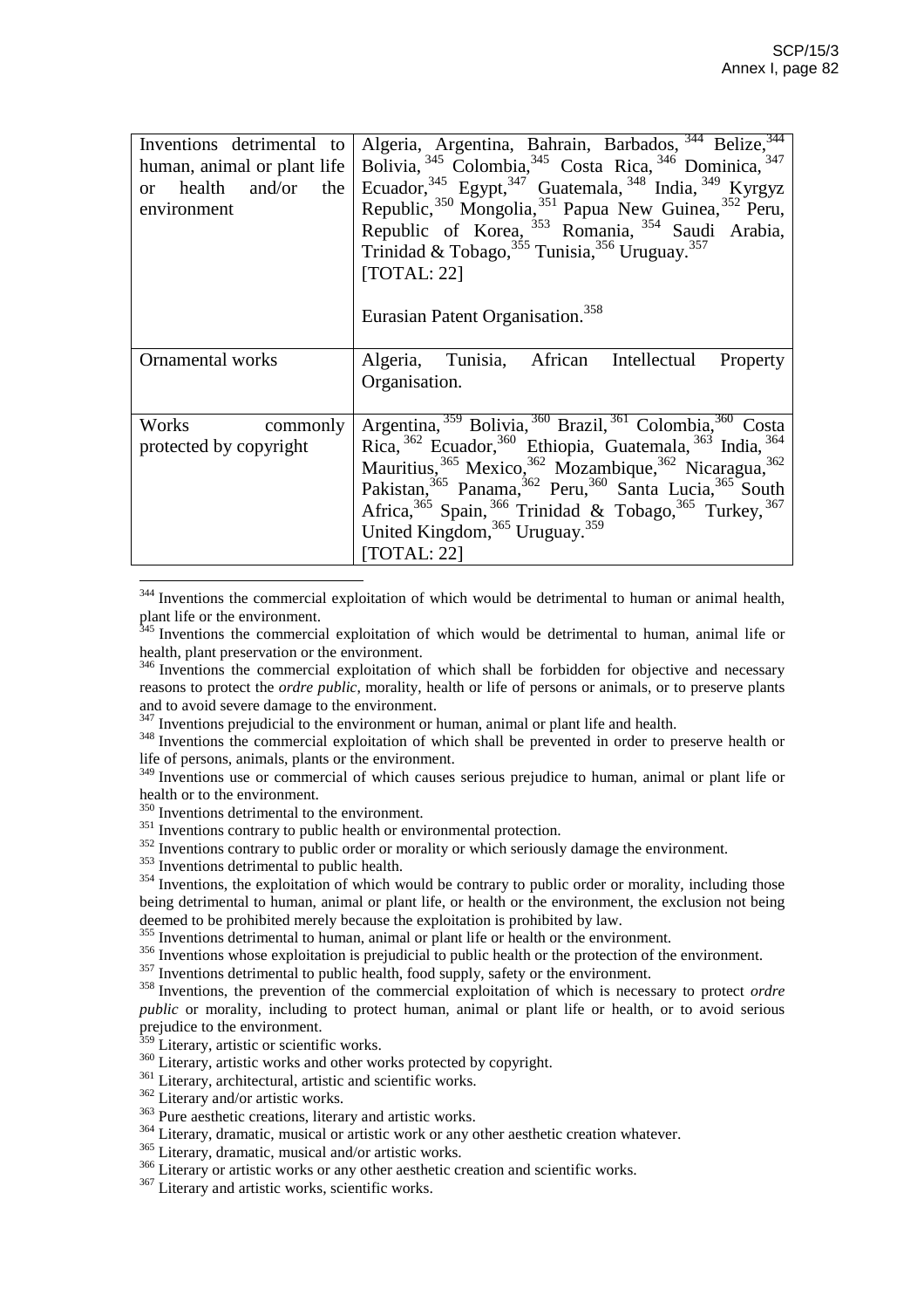| | |
|---|---|
| Inventions detrimental to human, animal or plant life or health and/or the environment | Algeria, Argentina, Bahrain, Barbados,[344] Belize,[344] Bolivia,[345] Colombia,[345] Costa Rica,[346] Dominica,[347] Ecuador,[345] Egypt,[347] Guatemala,[348] India,[349] Kyrgyz Republic,[350] Mongolia,[351] Papua New Guinea,[352] Peru, Republic of Korea,[353] Romania,[354] Saudi Arabia, Trinidad & Tobago,[355] Tunisia,[356] Uruguay.[357] [TOTAL: 22]<br><br>Eurasian Patent Organisation.[358] |
| Ornamental works | Algeria, Tunisia, African Intellectual Property Organisation. |
| Works commonly protected by copyright | Argentina,[359] Bolivia,[360] Brazil,[361] Colombia,[360] Costa Rica,[362] Ecuador,[360] Ethiopia, Guatemala,[363] India,[364] Mauritius,[365] Mexico,[362] Mozambique,[362] Nicaragua,[362] Pakistan,[365] Panama,[362] Peru,[360] Santa Lucia,[365] South Africa,[365] Spain,[366] Trinidad & Tobago,[365] Turkey,[367] United Kingdom,[365] Uruguay.[359] [TOTAL: 22] |

[344] Inventions the commercial exploitation of which would be detrimental to human or animal health, plant life or the environment.

[345] Inventions the commercial exploitation of which would be detrimental to human, animal life or health, plant preservation or the environment.

[346] Inventions the commercial exploitation of which shall be forbidden for objective and necessary reasons to protect the *ordre public*, morality, health or life of persons or animals, or to preserve plants and to avoid severe damage to the environment.

[347] Inventions prejudicial to the environment or human, animal or plant life and health.

[348] Inventions the commercial exploitation of which shall be prevented in order to preserve health or life of persons, animals, plants or the environment.

[349] Inventions use or commercial of which causes serious prejudice to human, animal or plant life or health or to the environment.

[350] Inventions detrimental to the environment.

[351] Inventions contrary to public health or environmental protection.

[352] Inventions contrary to public order or morality or which seriously damage the environment.

[353] Inventions detrimental to public health.

[354] Inventions, the exploitation of which would be contrary to public order or morality, including those being detrimental to human, animal or plant life, or health or the environment, the exclusion not being deemed to be prohibited merely because the exploitation is prohibited by law.

[355] Inventions detrimental to human, animal or plant life or health or the environment.

[356] Inventions whose exploitation is prejudicial to public health or the protection of the environment.

[357] Inventions detrimental to public health, food supply, safety or the environment.

[358] Inventions, the prevention of the commercial exploitation of which is necessary to protect *ordre public* or morality, including to protect human, animal or plant life or health, or to avoid serious prejudice to the environment.

[359] Literary, artistic or scientific works.

[360] Literary, artistic works and other works protected by copyright.

[361] Literary, architectural, artistic and scientific works.

[362] Literary and/or artistic works.

[363] Pure aesthetic creations, literary and artistic works.

[364] Literary, dramatic, musical or artistic work or any other aesthetic creation whatever.

[365] Literary, dramatic, musical and/or artistic works.

[366] Literary or artistic works or any other aesthetic creation and scientific works.

[367] Literary and artistic works, scientific works.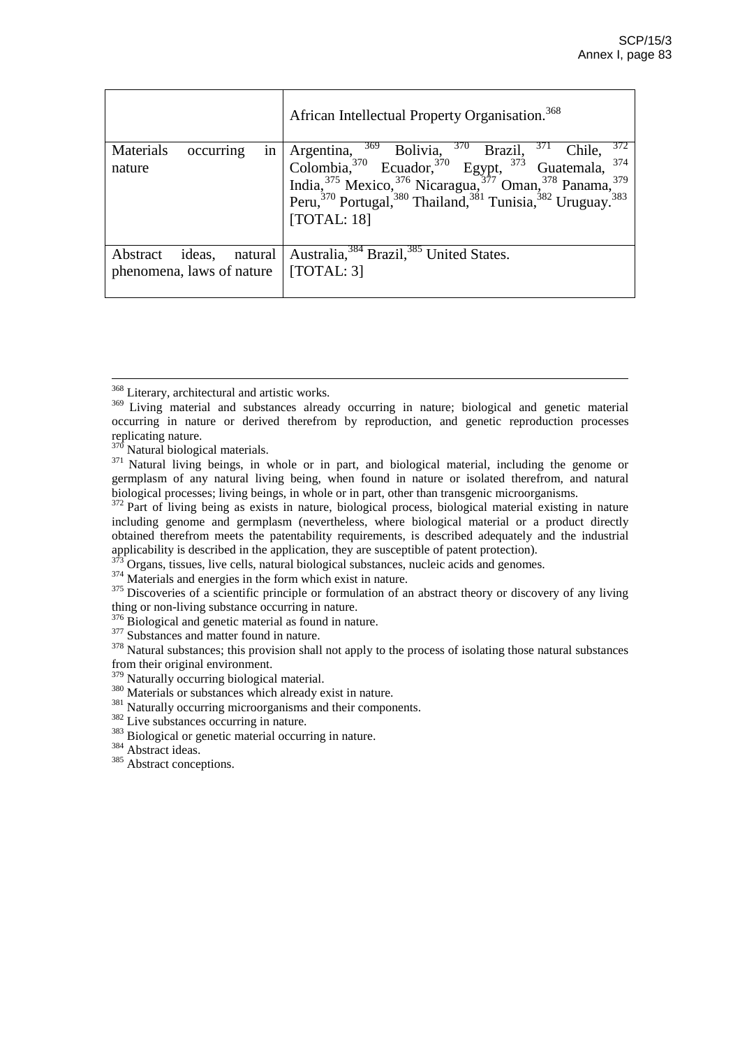| | |
|---|---|
| | African Intellectual Property Organisation.[368] |
| Materials occurring in nature | Argentina,[369] Bolivia,[370] Brazil,[371] Chile,[372] Colombia,[370] Ecuador,[370] Egypt,[373] Guatemala,[374] India,[375] Mexico,[376] Nicaragua,[377] Oman,[378] Panama,[379] Peru,[370] Portugal,[380] Thailand,[381] Tunisia,[382] Uruguay.[383] [TOTAL: 18] |
| Abstract ideas, natural phenomena, laws of nature | Australia,[384] Brazil,[385] United States. [TOTAL: 3] |

[368] Literary, architectural and artistic works.

[369] Living material and substances already occurring in nature; biological and genetic material occurring in nature or derived therefrom by reproduction, and genetic reproduction processes replicating nature.

[370] Natural biological materials.

[371] Natural living beings, in whole or in part, and biological material, including the genome or germplasm of any natural living being, when found in nature or isolated therefrom, and natural biological processes; living beings, in whole or in part, other than transgenic microorganisms.

[372] Part of living being as exists in nature, biological process, biological material existing in nature including genome and germplasm (nevertheless, where biological material or a product directly obtained therefrom meets the patentability requirements, is described adequately and the industrial applicability is described in the application, they are susceptible of patent protection).

[373] Organs, tissues, live cells, natural biological substances, nucleic acids and genomes.

[374] Materials and energies in the form which exist in nature.

[375] Discoveries of a scientific principle or formulation of an abstract theory or discovery of any living thing or non-living substance occurring in nature.

[376] Biological and genetic material as found in nature.

[377] Substances and matter found in nature.

[378] Natural substances; this provision shall not apply to the process of isolating those natural substances from their original environment.

[379] Naturally occurring biological material.

[380] Materials or substances which already exist in nature.

[381] Naturally occurring microorganisms and their components.

[382] Live substances occurring in nature.

[383] Biological or genetic material occurring in nature.

[384] Abstract ideas.

[385] Abstract conceptions.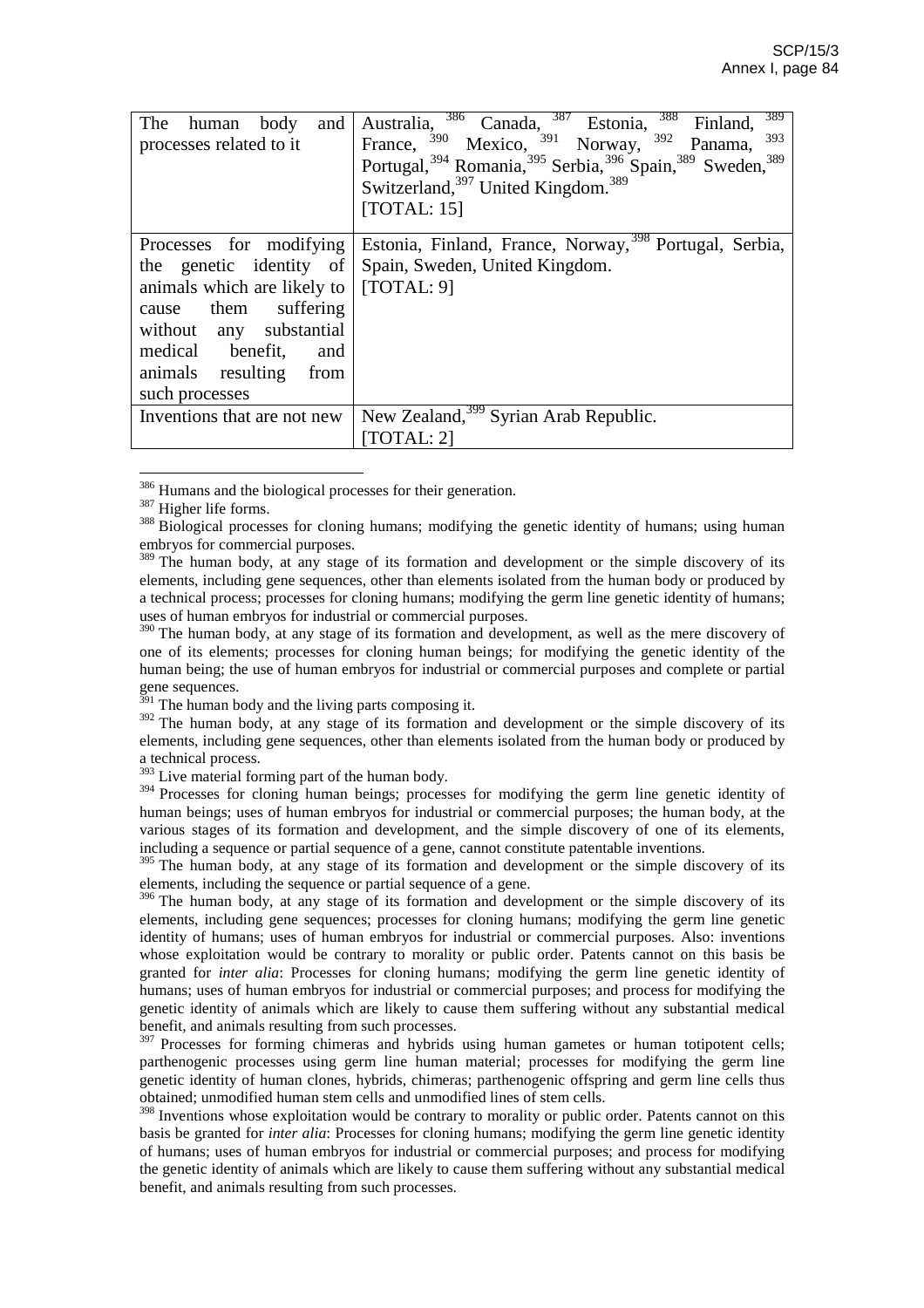| | |
|---|---|
| The human body and processes related to it | Australia,[386] Canada,[387] Estonia,[388] Finland,[389] France,[390] Mexico,[391] Norway,[392] Panama,[393] Portugal,[394] Romania,[395] Serbia,[396] Spain,[389] Sweden,[389] Switzerland,[397] United Kingdom.[389] [TOTAL: 15] |
| Processes for modifying the genetic identity of animals which are likely to cause them suffering without any substantial medical benefit, and animals resulting from such processes | Estonia, Finland, France, Norway,[398] Portugal, Serbia, Spain, Sweden, United Kingdom. [TOTAL: 9] |
| Inventions that are not new | New Zealand,[399] Syrian Arab Republic. [TOTAL: 2] |

---

[386] Humans and the biological processes for their generation.

[387] Higher life forms.

[388] Biological processes for cloning humans; modifying the genetic identity of humans; using human embryos for commercial purposes.

[389] The human body, at any stage of its formation and development or the simple discovery of its elements, including gene sequences, other than elements isolated from the human body or produced by a technical process; processes for cloning humans; modifying the germ line genetic identity of humans; uses of human embryos for industrial or commercial purposes.

[390] The human body, at any stage of its formation and development, as well as the mere discovery of one of its elements; processes for cloning human beings; for modifying the genetic identity of the human being; the use of human embryos for industrial or commercial purposes and complete or partial gene sequences.

[391] The human body and the living parts composing it.

[392] The human body, at any stage of its formation and development or the simple discovery of its elements, including gene sequences, other than elements isolated from the human body or produced by a technical process.

[393] Live material forming part of the human body.

[394] Processes for cloning human beings; processes for modifying the germ line genetic identity of human beings; uses of human embryos for industrial or commercial purposes; the human body, at the various stages of its formation and development, and the simple discovery of one of its elements, including a sequence or partial sequence of a gene, cannot constitute patentable inventions.

[395] The human body, at any stage of its formation and development or the simple discovery of its elements, including the sequence or partial sequence of a gene.

[396] The human body, at any stage of its formation and development or the simple discovery of its elements, including gene sequences; processes for cloning humans; modifying the germ line genetic identity of humans; uses of human embryos for industrial or commercial purposes. Also: inventions whose exploitation would be contrary to morality or public order. Patents cannot on this basis be granted for *inter alia*: Processes for cloning humans; modifying the germ line genetic identity of humans; uses of human embryos for industrial or commercial purposes; and process for modifying the genetic identity of animals which are likely to cause them suffering without any substantial medical benefit, and animals resulting from such processes.

[397] Processes for forming chimeras and hybrids using human gametes or human totipotent cells; parthenogenic processes using germ line human material; processes for modifying the germ line genetic identity of human clones, hybrids, chimeras; parthenogenic offspring and germ line cells thus obtained; unmodified human stem cells and unmodified lines of stem cells.

[398] Inventions whose exploitation would be contrary to morality or public order. Patents cannot on this basis be granted for *inter alia*: Processes for cloning humans; modifying the germ line genetic identity of humans; uses of human embryos for industrial or commercial purposes; and process for modifying the genetic identity of animals which are likely to cause them suffering without any substantial medical benefit, and animals resulting from such processes.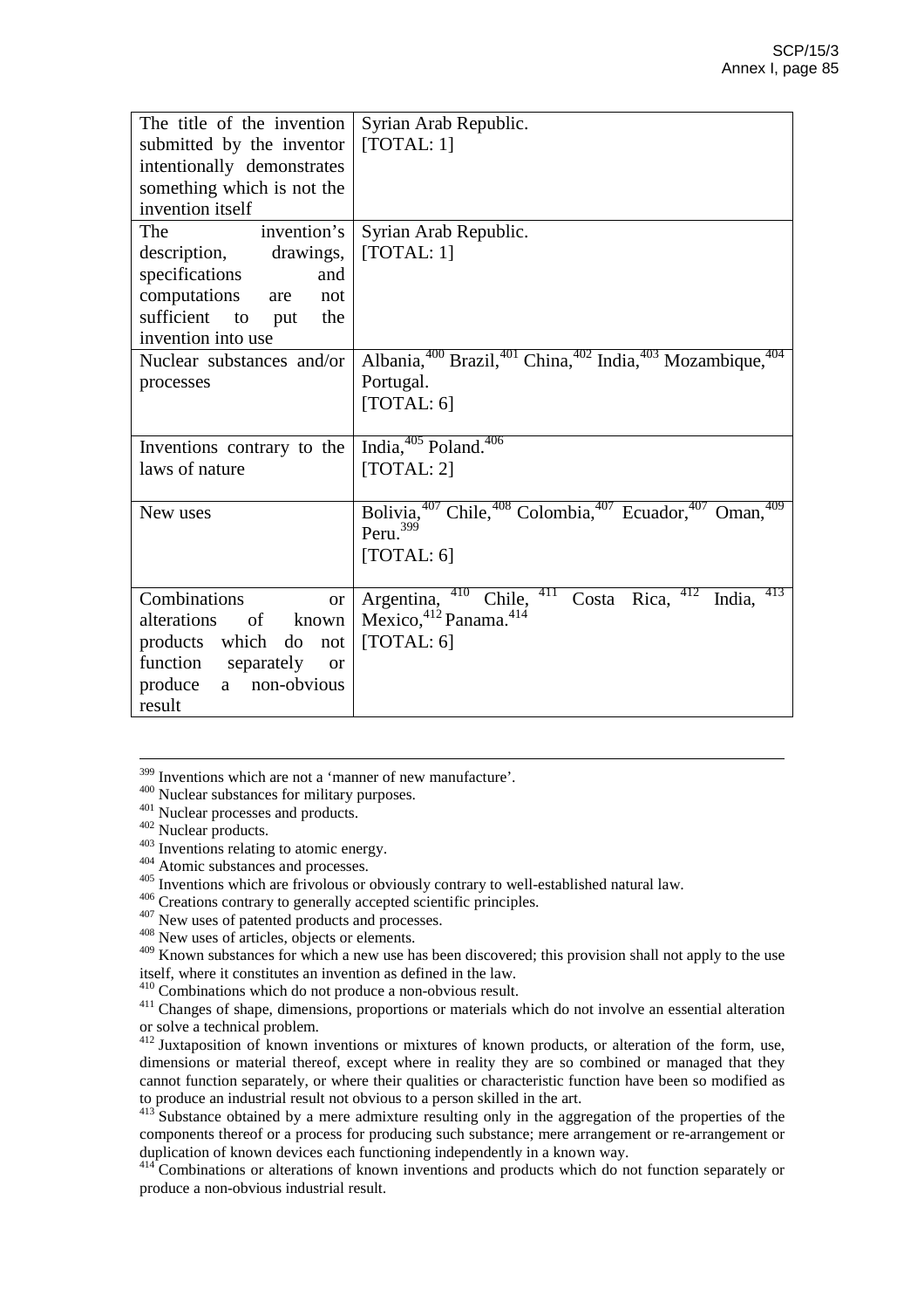| | |
|---|---|
| The title of the invention submitted by the inventor intentionally demonstrates something which is not the invention itself | Syrian Arab Republic. [TOTAL: 1] |
| The invention's description, drawings, specifications and computations are not sufficient to put the invention into use | Syrian Arab Republic. [TOTAL: 1] |
| Nuclear substances and/or processes | Albania,[400] Brazil,[401] China,[402] India,[403] Mozambique,[404] Portugal. [TOTAL: 6] |
| Inventions contrary to the laws of nature | India,[405] Poland.[406] [TOTAL: 2] |
| New uses | Bolivia,[407] Chile,[408] Colombia,[407] Ecuador,[407] Oman,[409] Peru.[399] [TOTAL: 6] |
| Combinations or alterations of known products which do not function separately or produce a non-obvious result | Argentina,[410] Chile,[411] Costa Rica,[412] India,[413] Mexico,[412] Panama.[414] [TOTAL: 6] |

[399] Inventions which are not a 'manner of new manufacture'.
[400] Nuclear substances for military purposes.
[401] Nuclear processes and products.
[402] Nuclear products.
[403] Inventions relating to atomic energy.
[404] Atomic substances and processes.
[405] Inventions which are frivolous or obviously contrary to well-established natural law.
[406] Creations contrary to generally accepted scientific principles.
[407] New uses of patented products and processes.
[408] New uses of articles, objects or elements.
[409] Known substances for which a new use has been discovered; this provision shall not apply to the use itself, where it constitutes an invention as defined in the law.
[410] Combinations which do not produce a non-obvious result.
[411] Changes of shape, dimensions, proportions or materials which do not involve an essential alteration or solve a technical problem.
[412] Juxtaposition of known inventions or mixtures of known products, or alteration of the form, use, dimensions or material thereof, except where in reality they are so combined or managed that they cannot function separately, or where their qualities or characteristic function have been so modified as to produce an industrial result not obvious to a person skilled in the art.
[413] Substance obtained by a mere admixture resulting only in the aggregation of the properties of the components thereof or a process for producing such substance; mere arrangement or re-arrangement or duplication of known devices each functioning independently in a known way.
[414] Combinations or alterations of known inventions and products which do not function separately or produce a non-obvious industrial result.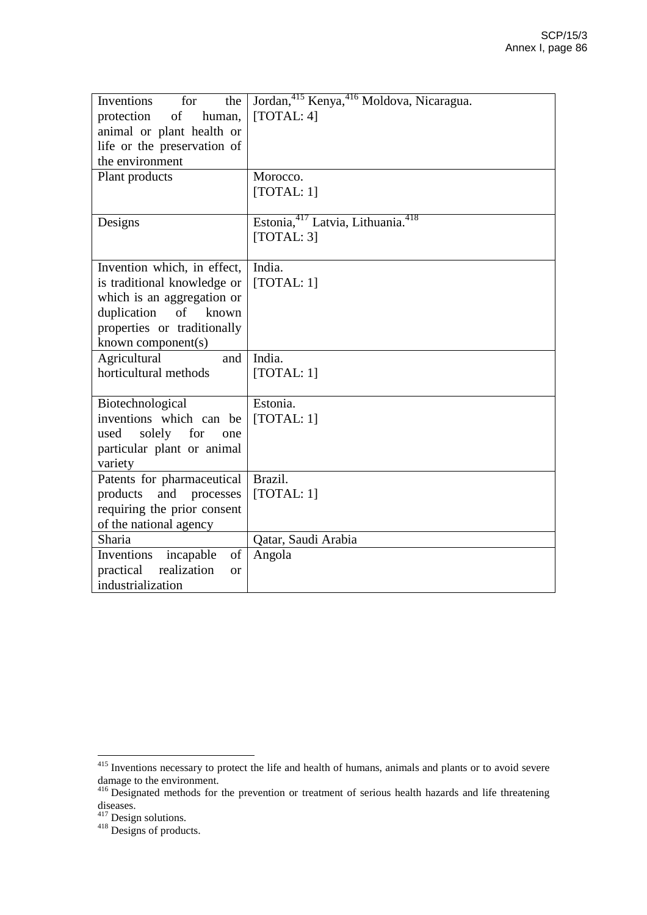| | |
|---|---|
| Inventions for the protection of human, animal or plant health or life or the preservation of the environment | Jordan,[415] Kenya,[416] Moldova, Nicaragua. [TOTAL: 4] |
| Plant products | Morocco. [TOTAL: 1] |
| Designs | Estonia,[417] Latvia, Lithuania.[418] [TOTAL: 3] |
| Invention which, in effect, is traditional knowledge or which is an aggregation or duplication of known properties or traditionally known component(s) | India. [TOTAL: 1] |
| Agricultural and horticultural methods | India. [TOTAL: 1] |
| Biotechnological inventions which can be used solely for one particular plant or animal variety | Estonia. [TOTAL: 1] |
| Patents for pharmaceutical products and processes requiring the prior consent of the national agency | Brazil. [TOTAL: 1] |
| Sharia | Qatar, Saudi Arabia |
| Inventions incapable of practical realization or industrialization | Angola |

[415] Inventions necessary to protect the life and health of humans, animals and plants or to avoid severe damage to the environment.
[416] Designated methods for the prevention or treatment of serious health hazards and life threatening diseases.
[417] Design solutions.
[418] Designs of products.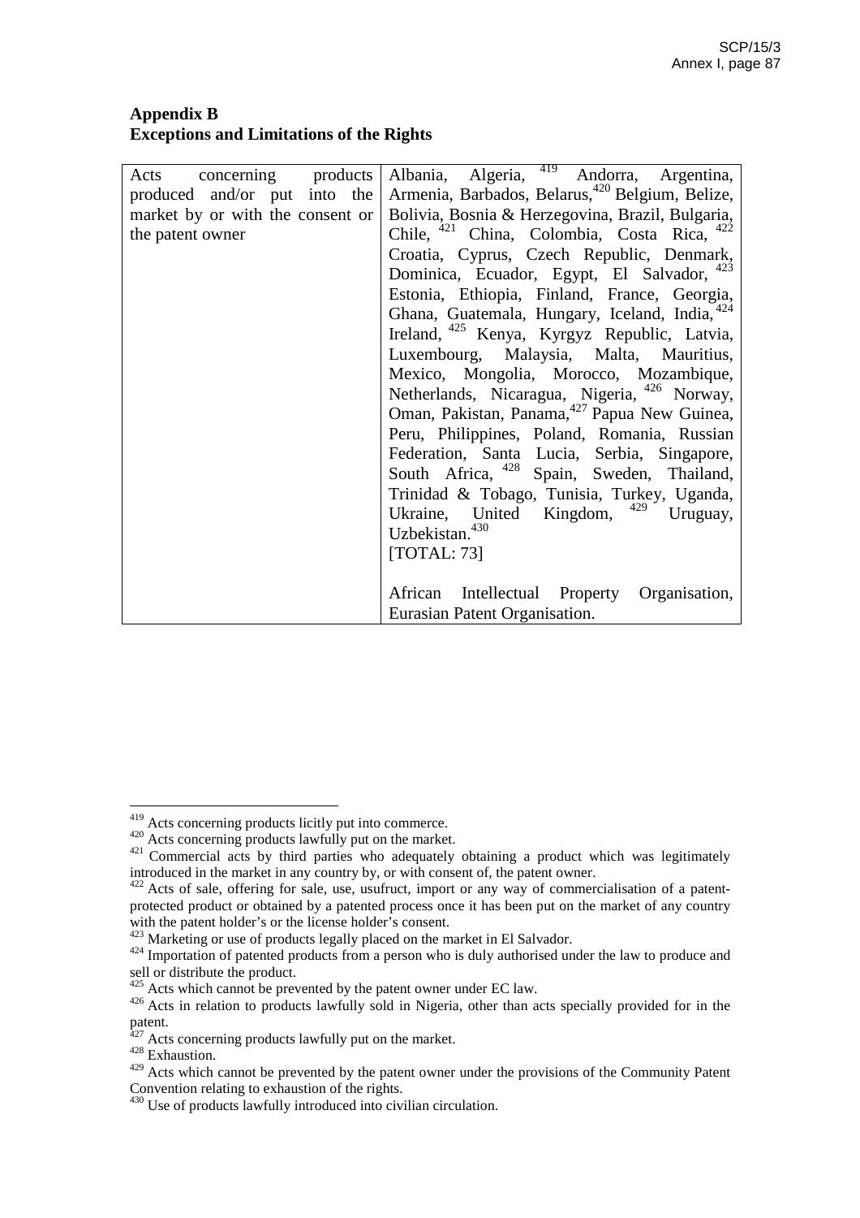**Appendix B**
**Exceptions and Limitations of the Rights**

| | |
|---|---|
| Acts concerning products produced and/or put into the market by or with the consent or the patent owner | Albania, Algeria, [419] Andorra, Argentina, Armenia, Barbados, Belarus,[420] Belgium, Belize, Bolivia, Bosnia & Herzegovina, Brazil, Bulgaria, Chile, [421] China, Colombia, Costa Rica, [422] Croatia, Cyprus, Czech Republic, Denmark, Dominica, Ecuador, Egypt, El Salvador, [423] Estonia, Ethiopia, Finland, France, Georgia, Ghana, Guatemala, Hungary, Iceland, India, [424] Ireland, [425] Kenya, Kyrgyz Republic, Latvia, Luxembourg, Malaysia, Malta, Mauritius, Mexico, Mongolia, Morocco, Mozambique, Netherlands, Nicaragua, Nigeria, [426] Norway, Oman, Pakistan, Panama,[427] Papua New Guinea, Peru, Philippines, Poland, Romania, Russian Federation, Santa Lucia, Serbia, Singapore, South Africa, [428] Spain, Sweden, Thailand, Trinidad & Tobago, Tunisia, Turkey, Uganda, Ukraine, United Kingdom, [429] Uruguay, Uzbekistan.[430]<br>[TOTAL: 73]<br><br>African Intellectual Property Organisation, Eurasian Patent Organisation. |

[419] Acts concerning products licitly put into commerce.
[420] Acts concerning products lawfully put on the market.
[421] Commercial acts by third parties who adequately obtaining a product which was legitimately introduced in the market in any country by, or with consent of, the patent owner.
[422] Acts of sale, offering for sale, use, usufruct, import or any way of commercialisation of a patent-protected product or obtained by a patented process once it has been put on the market of any country with the patent holder's or the license holder's consent.
[423] Marketing or use of products legally placed on the market in El Salvador.
[424] Importation of patented products from a person who is duly authorised under the law to produce and sell or distribute the product.
[425] Acts which cannot be prevented by the patent owner under EC law.
[426] Acts in relation to products lawfully sold in Nigeria, other than acts specially provided for in the patent.
[427] Acts concerning products lawfully put on the market.
[428] Exhaustion.
[429] Acts which cannot be prevented by the patent owner under the provisions of the Community Patent Convention relating to exhaustion of the rights.
[430] Use of products lawfully introduced into civilian circulation.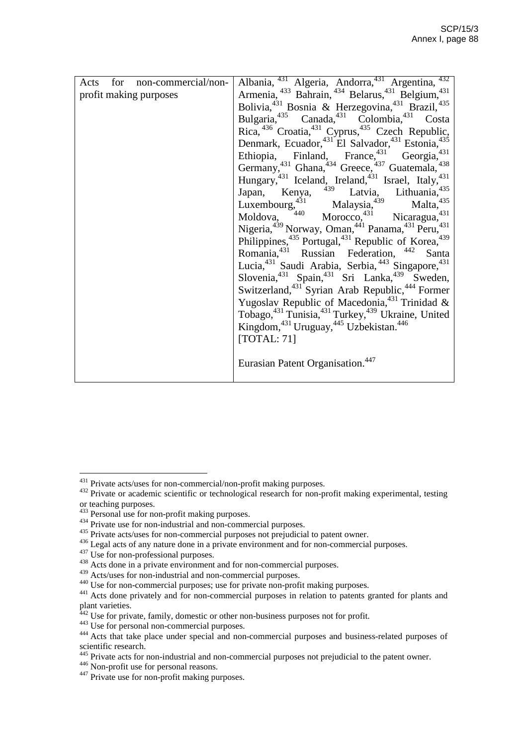| Acts for non-commercial/non-profit making purposes | Albania,[431] Algeria, Andorra,[431] Argentina,[432] Armenia,[433] Bahrain,[434] Belarus,[431] Belgium,[431] Bolivia,[431] Bosnia & Herzegovina,[431] Brazil,[435] Bulgaria,[435] Canada,[431] Colombia,[431] Costa Rica,[436] Croatia,[431] Cyprus,[435] Czech Republic, Denmark, Ecuador,[431] El Salvador,[431] Estonia,[435] Ethiopia, Finland, France,[431] Georgia,[431] Germany,[431] Ghana,[434] Greece,[437] Guatemala,[438] Hungary,[431] Iceland, Ireland,[431] Israel, Italy,[431] Japan, Kenya,[439] Latvia, Lithuania,[435] Luxembourg,[431] Malaysia,[439] Malta,[435] Moldova,[440] Morocco,[431] Nicaragua,[431] Nigeria,[439] Norway, Oman,[441] Panama,[431] Peru,[431] Philippines,[435] Portugal,[431] Republic of Korea,[439] Romania,[431] Russian Federation,[442] Santa Lucia,[431] Saudi Arabia, Serbia,[443] Singapore,[431] Slovenia,[431] Spain,[431] Sri Lanka,[439] Sweden, Switzerland,[431] Syrian Arab Republic,[444] Former Yugoslav Republic of Macedonia,[431] Trinidad & Tobago,[431] Tunisia,[431] Turkey,[439] Ukraine, United Kingdom,[431] Uruguay,[445] Uzbekistan.[446] [TOTAL: 71]<br><br>Eurasian Patent Organisation.[447] |
|---|---|

[431] Private acts/uses for non-commercial/non-profit making purposes.
[432] Private or academic scientific or technological research for non-profit making experimental, testing or teaching purposes.
[433] Personal use for non-profit making purposes.
[434] Private use for non-industrial and non-commercial purposes.
[435] Private acts/uses for non-commercial purposes not prejudicial to patent owner.
[436] Legal acts of any nature done in a private environment and for non-commercial purposes.
[437] Use for non-professional purposes.
[438] Acts done in a private environment and for non-commercial purposes.
[439] Acts/uses for non-industrial and non-commercial purposes.
[440] Use for non-commercial purposes; use for private non-profit making purposes.
[441] Acts done privately and for non-commercial purposes in relation to patents granted for plants and plant varieties.
[442] Use for private, family, domestic or other non-business purposes not for profit.
[443] Use for personal non-commercial purposes.
[444] Acts that take place under special and non-commercial purposes and business-related purposes of scientific research.
[445] Private acts for non-industrial and non-commercial purposes not prejudicial to the patent owner.
[446] Non-profit use for personal reasons.
[447] Private use for non-profit making purposes.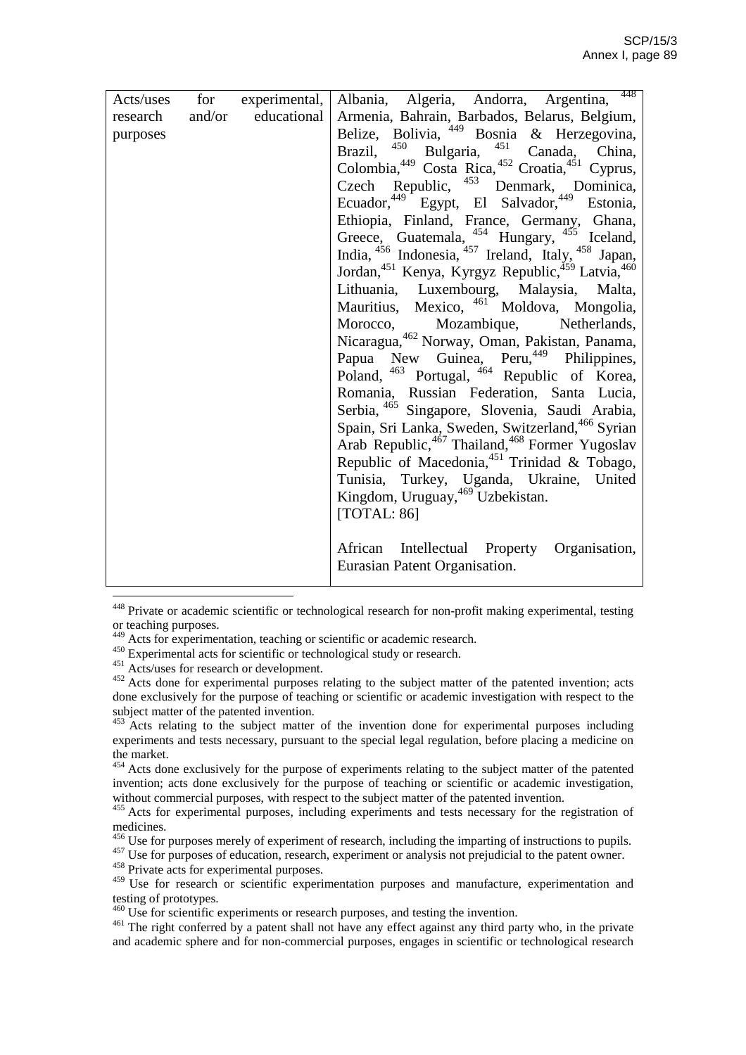| | |
|---|---|
| Acts/uses for experimental, research and/or educational purposes | Albania, Algeria, Andorra, Argentina, [448] Armenia, Bahrain, Barbados, Belarus, Belgium, Belize, Bolivia, [449] Bosnia & Herzegovina, Brazil, [450] Bulgaria, [451] Canada, China, Colombia,[449] Costa Rica, [452] Croatia,[451] Cyprus, Czech Republic, [453] Denmark, Dominica, Ecuador,[449] Egypt, El Salvador,[449] Estonia, Ethiopia, Finland, France, Germany, Ghana, Greece, Guatemala, [454] Hungary, [455] Iceland, India, [456] Indonesia, [457] Ireland, Italy, [458] Japan, Jordan,[451] Kenya, Kyrgyz Republic,[459] Latvia,[460] Lithuania, Luxembourg, Malaysia, Malta, Mauritius, Mexico, [461] Moldova, Mongolia, Morocco, Mozambique, Netherlands, Nicaragua,[462] Norway, Oman, Pakistan, Panama, Papua New Guinea, Peru,[449] Philippines, Poland, [463] Portugal, [464] Republic of Korea, Romania, Russian Federation, Santa Lucia, Serbia, [465] Singapore, Slovenia, Saudi Arabia, Spain, Sri Lanka, Sweden, Switzerland,[466] Syrian Arab Republic,[467] Thailand,[468] Former Yugoslav Republic of Macedonia,[451] Trinidad & Tobago, Tunisia, Turkey, Uganda, Ukraine, United Kingdom, Uruguay,[469] Uzbekistan.<br>[TOTAL: 86]<br><br>African Intellectual Property Organisation, Eurasian Patent Organisation. |

[448] Private or academic scientific or technological research for non-profit making experimental, testing or teaching purposes.

[449] Acts for experimentation, teaching or scientific or academic research.

[450] Experimental acts for scientific or technological study or research.

[451] Acts/uses for research or development.

[452] Acts done for experimental purposes relating to the subject matter of the patented invention; acts done exclusively for the purpose of teaching or scientific or academic investigation with respect to the subject matter of the patented invention.

[453] Acts relating to the subject matter of the invention done for experimental purposes including experiments and tests necessary, pursuant to the special legal regulation, before placing a medicine on the market.

[454] Acts done exclusively for the purpose of experiments relating to the subject matter of the patented invention; acts done exclusively for the purpose of teaching or scientific or academic investigation, without commercial purposes, with respect to the subject matter of the patented invention.

[455] Acts for experimental purposes, including experiments and tests necessary for the registration of medicines.

[456] Use for purposes merely of experiment of research, including the imparting of instructions to pupils.

[457] Use for purposes of education, research, experiment or analysis not prejudicial to the patent owner.

[458] Private acts for experimental purposes.

[459] Use for research or scientific experimentation purposes and manufacture, experimentation and testing of prototypes.

[460] Use for scientific experiments or research purposes, and testing the invention.

[461] The right conferred by a patent shall not have any effect against any third party who, in the private and academic sphere and for non-commercial purposes, engages in scientific or technological research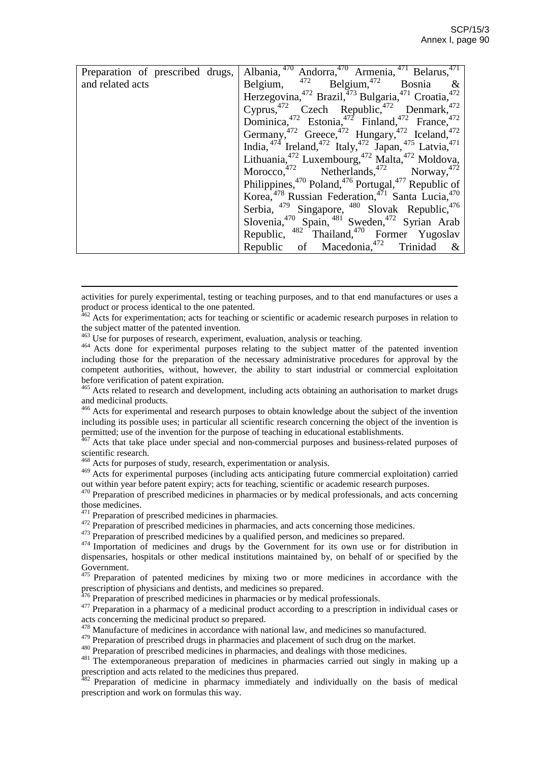| Preparation of prescribed drugs, and related acts | Albania,[470] Andorra,[470] Armenia,[471] Belarus,[471] Belgium,[472] Belgium,[472] Bosnia & Herzegovina,[472] Brazil,[473] Bulgaria,[471] Croatia,[472] Cyprus,[472] Czech Republic,[472] Denmark,[472] Dominica,[472] Estonia,[472] Finland,[472] France,[472] Germany,[472] Greece,[472] Hungary,[472] Iceland,[472] India,[474] Ireland,[472] Italy,[472] Japan,[475] Latvia,[471] Lithuania,[472] Luxembourg,[472] Malta,[472] Moldova, Morocco,[472] Netherlands,[472] Norway,[472] Philippines,[470] Poland,[476] Portugal,[477] Republic of Korea,[478] Russian Federation,[471] Santa Lucia,[470] Serbia,[479] Singapore,[480] Slovak Republic,[476] Slovenia,[470] Spain,[481] Sweden,[472] Syrian Arab Republic,[482] Thailand,[470] Former Yugoslav Republic of Macedonia,[472] Trinidad & |
|---|---|

---

activities for purely experimental, testing or teaching purposes, and to that end manufactures or uses a product or process identical to the one patented.

[462] Acts for experimentation; acts for teaching or scientific or academic research purposes in relation to the subject matter of the patented invention.

[463] Use for purposes of research, experiment, evaluation, analysis or teaching.

[464] Acts done for experimental purposes relating to the subject matter of the patented invention including those for the preparation of the necessary administrative procedures for approval by the competent authorities, without, however, the ability to start industrial or commercial exploitation before verification of patent expiration.

[465] Acts related to research and development, including acts obtaining an authorisation to market drugs and medicinal products.

[466] Acts for experimental and research purposes to obtain knowledge about the subject of the invention including its possible uses; in particular all scientific research concerning the object of the invention is permitted; use of the invention for the purpose of teaching in educational establishments.

[467] Acts that take place under special and non-commercial purposes and business-related purposes of scientific research.

[468] Acts for purposes of study, research, experimentation or analysis.

[469] Acts for experimental purposes (including acts anticipating future commercial exploitation) carried out within year before patent expiry; acts for teaching, scientific or academic research purposes.

[470] Preparation of prescribed medicines in pharmacies or by medical professionals, and acts concerning those medicines.

[471] Preparation of prescribed medicines in pharmacies.

[472] Preparation of prescribed medicines in pharmacies, and acts concerning those medicines.

[473] Preparation of prescribed medicines by a qualified person, and medicines so prepared.

[474] Importation of medicines and drugs by the Government for its own use or for distribution in dispensaries, hospitals or other medical institutions maintained by, on behalf of or specified by the Government.

[475] Preparation of patented medicines by mixing two or more medicines in accordance with the prescription of physicians and dentists, and medicines so prepared.

[476] Preparation of prescribed medicines in pharmacies or by medical professionals.

[477] Preparation in a pharmacy of a medicinal product according to a prescription in individual cases or acts concerning the medicinal product so prepared.

[478] Manufacture of medicines in accordance with national law, and medicines so manufactured.

[479] Preparation of prescribed drugs in pharmacies and placement of such drug on the market.

[480] Preparation of prescribed medicines in pharmacies, and dealings with those medicines.

[481] The extemporaneous preparation of medicines in pharmacies carried out singly in making up a prescription and acts related to the medicines thus prepared.

[482] Preparation of medicine in pharmacy immediately and individually on the basis of medical prescription and work on formulas this way.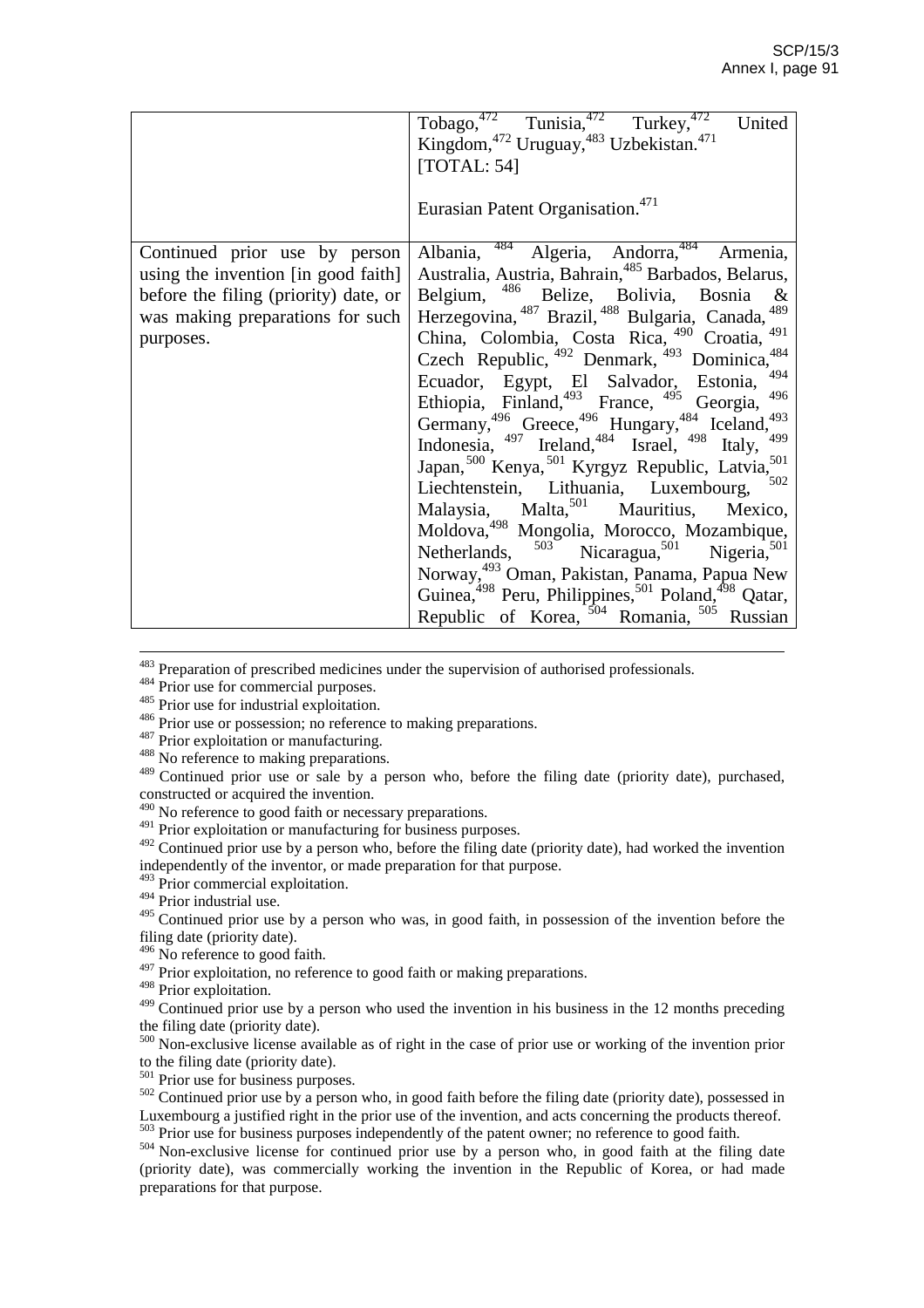| | |
|---|---|
| | Tobago,[472] Tunisia,[472] Turkey,[472] United Kingdom,[472] Uruguay,[483] Uzbekistan.[471] [TOTAL: 54]<br><br>Eurasian Patent Organisation.[471] |
| Continued prior use by person using the invention [in good faith] before the filing (priority) date, or was making preparations for such purposes. | Albania, [484] Algeria, Andorra,[484] Armenia, Australia, Austria, Bahrain,[485] Barbados, Belarus, Belgium, [486] Belize, Bolivia, Bosnia & Herzegovina, [487] Brazil, [488] Bulgaria, Canada, [489] China, Colombia, Costa Rica, [490] Croatia, [491] Czech Republic, [492] Denmark, [493] Dominica,[484] Ecuador, Egypt, El Salvador, Estonia, [494] Ethiopia, Finland,[493] France, [495] Georgia, [496] Germany,[496] Greece,[496] Hungary,[484] Iceland,[493] Indonesia, [497] Ireland,[484] Israel, [498] Italy, [499] Japan,[500] Kenya,[501] Kyrgyz Republic, Latvia,[501] Liechtenstein, Lithuania, Luxembourg, [502] Malaysia, Malta,[501] Mauritius, Mexico, Moldova,[498] Mongolia, Morocco, Mozambique, Netherlands, [503] Nicaragua,[501] Nigeria,[501] Norway,[493] Oman, Pakistan, Panama, Papua New Guinea,[498] Peru, Philippines,[501] Poland,[498] Qatar, Republic of Korea, [504] Romania, [505] Russian |

---

[483] Preparation of prescribed medicines under the supervision of authorised professionals.
[484] Prior use for commercial purposes.
[485] Prior use for industrial exploitation.
[486] Prior use or possession; no reference to making preparations.
[487] Prior exploitation or manufacturing.
[488] No reference to making preparations.
[489] Continued prior use or sale by a person who, before the filing date (priority date), purchased, constructed or acquired the invention.
[490] No reference to good faith or necessary preparations.
[491] Prior exploitation or manufacturing for business purposes.
[492] Continued prior use by a person who, before the filing date (priority date), had worked the invention independently of the inventor, or made preparation for that purpose.
[493] Prior commercial exploitation.
[494] Prior industrial use.
[495] Continued prior use by a person who was, in good faith, in possession of the invention before the filing date (priority date).
[496] No reference to good faith.
[497] Prior exploitation, no reference to good faith or making preparations.
[498] Prior exploitation.
[499] Continued prior use by a person who used the invention in his business in the 12 months preceding the filing date (priority date).
[500] Non-exclusive license available as of right in the case of prior use or working of the invention prior to the filing date (priority date).
[501] Prior use for business purposes.
[502] Continued prior use by a person who, in good faith before the filing date (priority date), possessed in Luxembourg a justified right in the prior use of the invention, and acts concerning the products thereof.
[503] Prior use for business purposes independently of the patent owner; no reference to good faith.
[504] Non-exclusive license for continued prior use by a person who, in good faith at the filing date (priority date), was commercially working the invention in the Republic of Korea, or had made preparations for that purpose.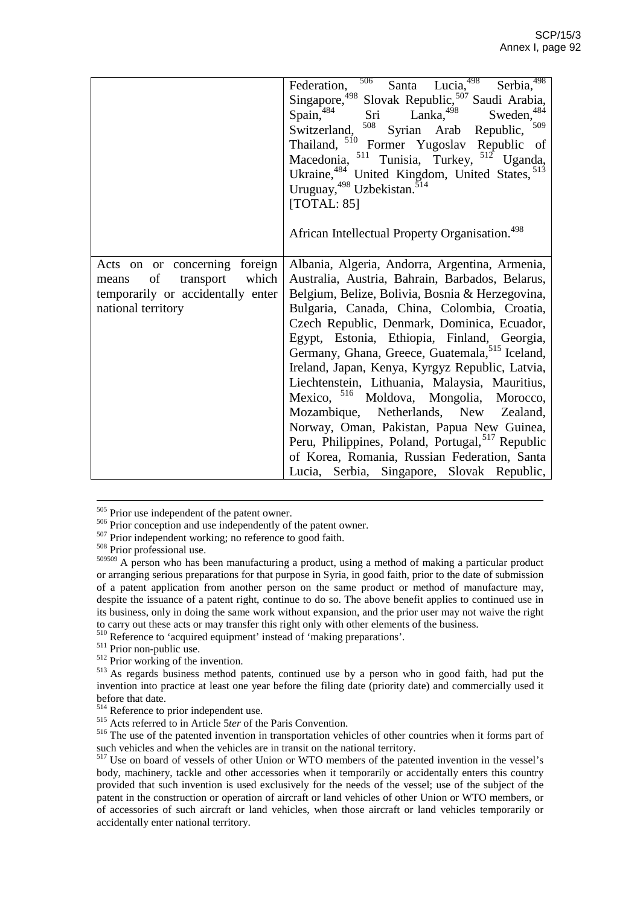| | |
|---|---|
| | Federation, [506] Santa Lucia,[498] Serbia,[498] Singapore,[498] Slovak Republic,[507] Saudi Arabia, Spain,[484] Sri Lanka,[498] Sweden,[484] Switzerland, [508] Syrian Arab Republic, [509] Thailand, [510] Former Yugoslav Republic of Macedonia, [511] Tunisia, Turkey, [512] Uganda, Ukraine,[484] United Kingdom, United States, [513] Uruguay,[498] Uzbekistan.[514]<br>[TOTAL: 85]<br><br>African Intellectual Property Organisation.[498] |
| Acts on or concerning foreign means of transport which temporarily or accidentally enter national territory | Albania, Algeria, Andorra, Argentina, Armenia, Australia, Austria, Bahrain, Barbados, Belarus, Belgium, Belize, Bolivia, Bosnia & Herzegovina, Bulgaria, Canada, China, Colombia, Croatia, Czech Republic, Denmark, Dominica, Ecuador, Egypt, Estonia, Ethiopia, Finland, Georgia, Germany, Ghana, Greece, Guatemala,[515] Iceland, Ireland, Japan, Kenya, Kyrgyz Republic, Latvia, Liechtenstein, Lithuania, Malaysia, Mauritius, Mexico, [516] Moldova, Mongolia, Morocco, Mozambique, Netherlands, New Zealand, Norway, Oman, Pakistan, Papua New Guinea, Peru, Philippines, Poland, Portugal,[517] Republic of Korea, Romania, Russian Federation, Santa Lucia, Serbia, Singapore, Slovak Republic, |

---

[505] Prior use independent of the patent owner.

[506] Prior conception and use independently of the patent owner.

[507] Prior independent working; no reference to good faith.

[508] Prior professional use.

[509509] A person who has been manufacturing a product, using a method of making a particular product or arranging serious preparations for that purpose in Syria, in good faith, prior to the date of submission of a patent application from another person on the same product or method of manufacture may, despite the issuance of a patent right, continue to do so. The above benefit applies to continued use in its business, only in doing the same work without expansion, and the prior user may not waive the right to carry out these acts or may transfer this right only with other elements of the business.

[510] Reference to 'acquired equipment' instead of 'making preparations'.

[511] Prior non-public use.

[512] Prior working of the invention.

[513] As regards business method patents, continued use by a person who in good faith, had put the invention into practice at least one year before the filing date (priority date) and commercially used it before that date.

[514] Reference to prior independent use.

[515] Acts referred to in Article 5*ter* of the Paris Convention.

[516] The use of the patented invention in transportation vehicles of other countries when it forms part of such vehicles and when the vehicles are in transit on the national territory.

[517] Use on board of vessels of other Union or WTO members of the patented invention in the vessel's body, machinery, tackle and other accessories when it temporarily or accidentally enters this country provided that such invention is used exclusively for the needs of the vessel; use of the subject of the patent in the construction or operation of aircraft or land vehicles of other Union or WTO members, or of accessories of such aircraft or land vehicles, when those aircraft or land vehicles temporarily or accidentally enter national territory.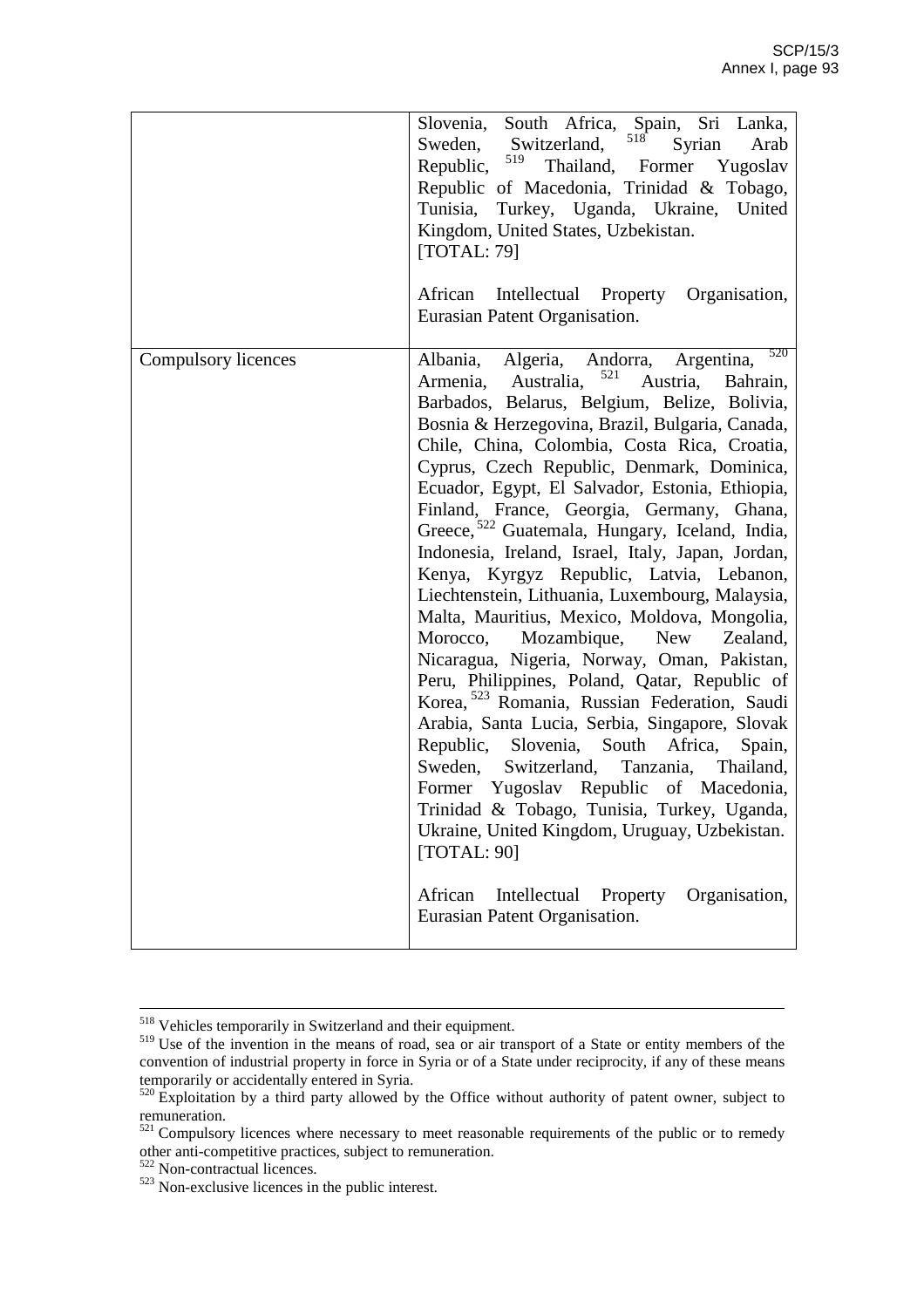| | |
|---|---|
| | Slovenia, South Africa, Spain, Sri Lanka, Sweden, Switzerland, [518] Syrian Arab Republic, [519] Thailand, Former Yugoslav Republic of Macedonia, Trinidad & Tobago, Tunisia, Turkey, Uganda, Ukraine, United Kingdom, United States, Uzbekistan.<br>[TOTAL: 79]<br><br>African Intellectual Property Organisation, Eurasian Patent Organisation. |
| Compulsory licences | Albania, Algeria, Andorra, Argentina, [520] Armenia, Australia, [521] Austria, Bahrain, Barbados, Belarus, Belgium, Belize, Bolivia, Bosnia & Herzegovina, Brazil, Bulgaria, Canada, Chile, China, Colombia, Costa Rica, Croatia, Cyprus, Czech Republic, Denmark, Dominica, Ecuador, Egypt, El Salvador, Estonia, Ethiopia, Finland, France, Georgia, Germany, Ghana, Greece, [522] Guatemala, Hungary, Iceland, India, Indonesia, Ireland, Israel, Italy, Japan, Jordan, Kenya, Kyrgyz Republic, Latvia, Lebanon, Liechtenstein, Lithuania, Luxembourg, Malaysia, Malta, Mauritius, Mexico, Moldova, Mongolia, Morocco, Mozambique, New Zealand, Nicaragua, Nigeria, Norway, Oman, Pakistan, Peru, Philippines, Poland, Qatar, Republic of Korea, [523] Romania, Russian Federation, Saudi Arabia, Santa Lucia, Serbia, Singapore, Slovak Republic, Slovenia, South Africa, Spain, Sweden, Switzerland, Tanzania, Thailand, Former Yugoslav Republic of Macedonia, Trinidad & Tobago, Tunisia, Turkey, Uganda, Ukraine, United Kingdom, Uruguay, Uzbekistan.<br>[TOTAL: 90]<br><br>African Intellectual Property Organisation, Eurasian Patent Organisation. |

---

[518] Vehicles temporarily in Switzerland and their equipment.

[519] Use of the invention in the means of road, sea or air transport of a State or entity members of the convention of industrial property in force in Syria or of a State under reciprocity, if any of these means temporarily or accidentally entered in Syria.

[520] Exploitation by a third party allowed by the Office without authority of patent owner, subject to remuneration.

[521] Compulsory licences where necessary to meet reasonable requirements of the public or to remedy other anti-competitive practices, subject to remuneration.

[522] Non-contractual licences.

[523] Non-exclusive licences in the public interest.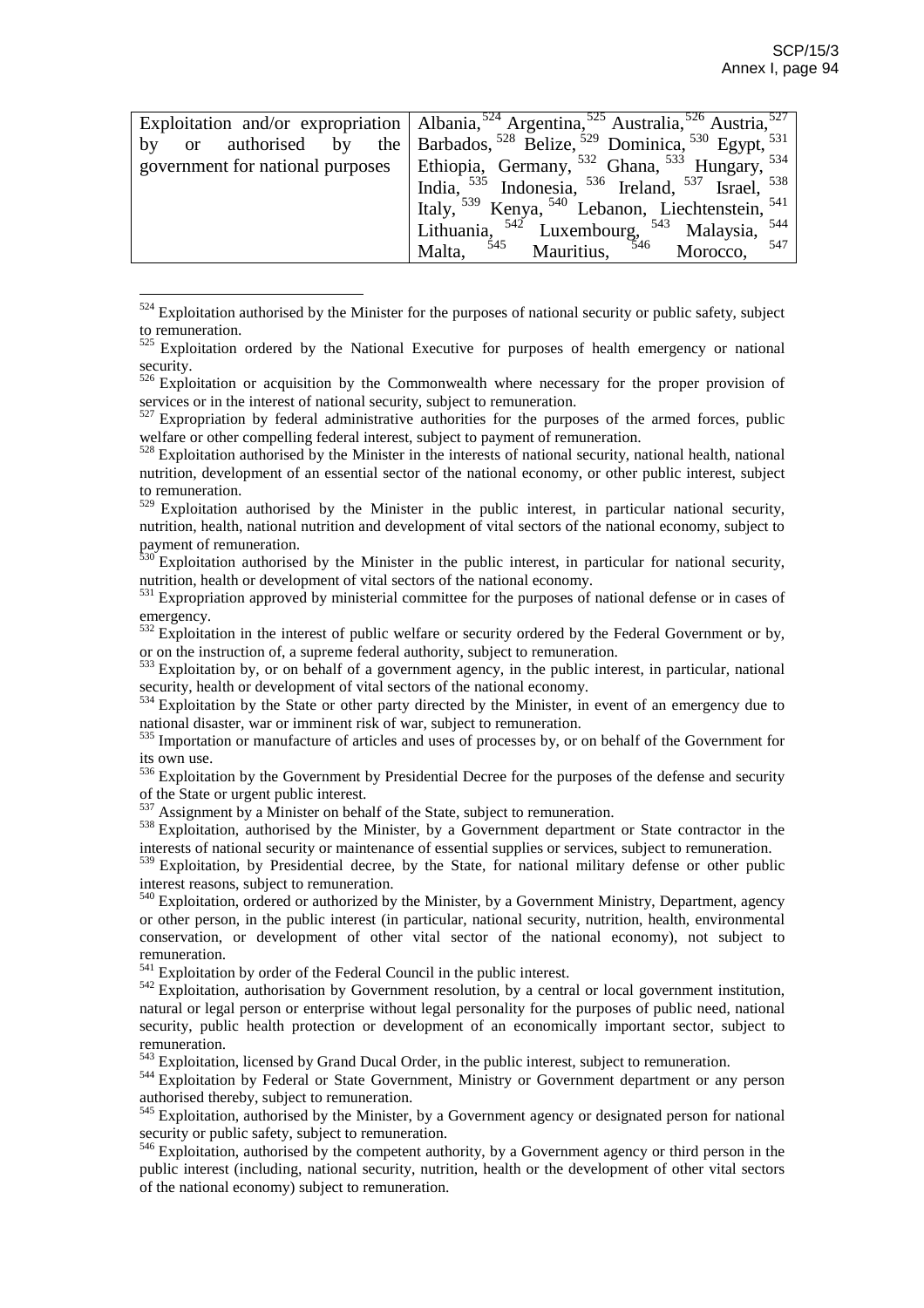| | |
|---|---|
| Exploitation and/or expropriation by or authorised by the government for national purposes | Albania,[524] Argentina,[525] Australia,[526] Austria,[527] Barbados,[528] Belize,[529] Dominica,[530] Egypt,[531] Ethiopia, Germany,[532] Ghana,[533] Hungary,[534] India,[535] Indonesia,[536] Ireland,[537] Israel,[538] Italy,[539] Kenya,[540] Lebanon, Liechtenstein,[541] Lithuania,[542] Luxembourg,[543] Malaysia,[544] Malta,[545] Mauritius,[546] Morocco,[547] |

[524] Exploitation authorised by the Minister for the purposes of national security or public safety, subject to remuneration.

[525] Exploitation ordered by the National Executive for purposes of health emergency or national security.

[526] Exploitation or acquisition by the Commonwealth where necessary for the proper provision of services or in the interest of national security, subject to remuneration.

[527] Expropriation by federal administrative authorities for the purposes of the armed forces, public welfare or other compelling federal interest, subject to payment of remuneration.

[528] Exploitation authorised by the Minister in the interests of national security, national health, national nutrition, development of an essential sector of the national economy, or other public interest, subject to remuneration.

[529] Exploitation authorised by the Minister in the public interest, in particular national security, nutrition, health, national nutrition and development of vital sectors of the national economy, subject to payment of remuneration.

[530] Exploitation authorised by the Minister in the public interest, in particular for national security, nutrition, health or development of vital sectors of the national economy.

[531] Expropriation approved by ministerial committee for the purposes of national defense or in cases of emergency.

[532] Exploitation in the interest of public welfare or security ordered by the Federal Government or by, or on the instruction of, a supreme federal authority, subject to remuneration.

[533] Exploitation by, or on behalf of a government agency, in the public interest, in particular, national security, health or development of vital sectors of the national economy.

[534] Exploitation by the State or other party directed by the Minister, in event of an emergency due to national disaster, war or imminent risk of war, subject to remuneration.

[535] Importation or manufacture of articles and uses of processes by, or on behalf of the Government for its own use.

[536] Exploitation by the Government by Presidential Decree for the purposes of the defense and security of the State or urgent public interest.

[537] Assignment by a Minister on behalf of the State, subject to remuneration.

[538] Exploitation, authorised by the Minister, by a Government department or State contractor in the interests of national security or maintenance of essential supplies or services, subject to remuneration.

[539] Exploitation, by Presidential decree, by the State, for national military defense or other public interest reasons, subject to remuneration.

[540] Exploitation, ordered or authorized by the Minister, by a Government Ministry, Department, agency or other person, in the public interest (in particular, national security, nutrition, health, environmental conservation, or development of other vital sector of the national economy), not subject to remuneration.

[541] Exploitation by order of the Federal Council in the public interest.

[542] Exploitation, authorisation by Government resolution, by a central or local government institution, natural or legal person or enterprise without legal personality for the purposes of public need, national security, public health protection or development of an economically important sector, subject to remuneration.

[543] Exploitation, licensed by Grand Ducal Order, in the public interest, subject to remuneration.

[544] Exploitation by Federal or State Government, Ministry or Government department or any person authorised thereby, subject to remuneration.

[545] Exploitation, authorised by the Minister, by a Government agency or designated person for national security or public safety, subject to remuneration.

[546] Exploitation, authorised by the competent authority, by a Government agency or third person in the public interest (including, national security, nutrition, health or the development of other vital sectors of the national economy) subject to remuneration.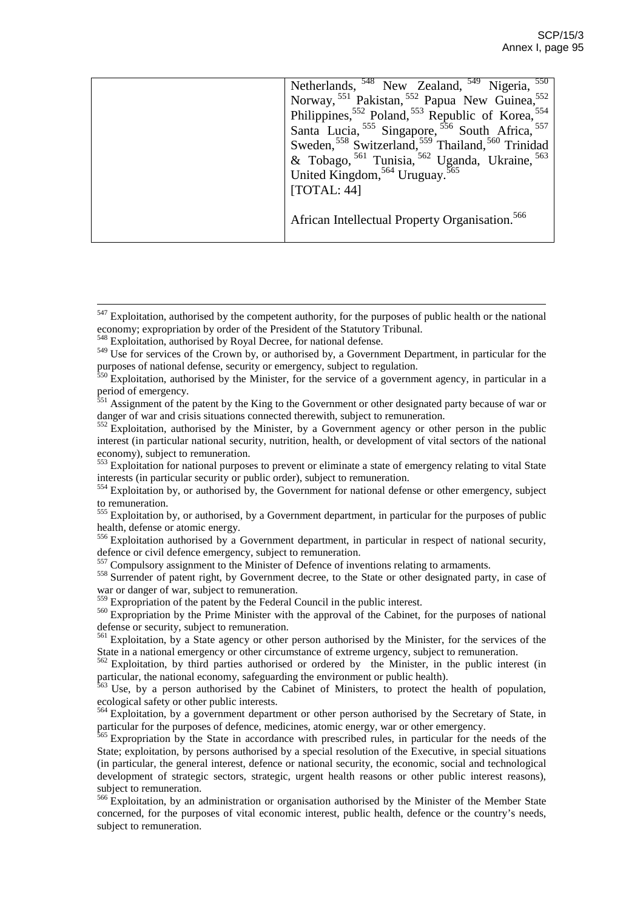| | |
|---|---|
| | Netherlands, [548] New Zealand, [549] Nigeria, [550] Norway, [551] Pakistan, [552] Papua New Guinea,[552] Philippines,[552] Poland, [553] Republic of Korea, [554] Santa Lucia, [555] Singapore, [556] South Africa, [557] Sweden,[558] Switzerland,[559] Thailand,[560] Trinidad & Tobago, [561] Tunisia, [562] Uganda, Ukraine, [563] United Kingdom,[564] Uruguay.[565]<br>[TOTAL: 44]<br><br>African Intellectual Property Organisation.[566] |

---

[547] Exploitation, authorised by the competent authority, for the purposes of public health or the national economy; expropriation by order of the President of the Statutory Tribunal.

[548] Exploitation, authorised by Royal Decree, for national defense.

[549] Use for services of the Crown by, or authorised by, a Government Department, in particular for the purposes of national defense, security or emergency, subject to regulation.

[550] Exploitation, authorised by the Minister, for the service of a government agency, in particular in a period of emergency.

[551] Assignment of the patent by the King to the Government or other designated party because of war or danger of war and crisis situations connected therewith, subject to remuneration.

[552] Exploitation, authorised by the Minister, by a Government agency or other person in the public interest (in particular national security, nutrition, health, or development of vital sectors of the national economy), subject to remuneration.

[553] Exploitation for national purposes to prevent or eliminate a state of emergency relating to vital State interests (in particular security or public order), subject to remuneration.

[554] Exploitation by, or authorised by, the Government for national defense or other emergency, subject to remuneration.

[555] Exploitation by, or authorised, by a Government department, in particular for the purposes of public health, defense or atomic energy.

[556] Exploitation authorised by a Government department, in particular in respect of national security, defence or civil defence emergency, subject to remuneration.

[557] Compulsory assignment to the Minister of Defence of inventions relating to armaments.

[558] Surrender of patent right, by Government decree, to the State or other designated party, in case of war or danger of war, subject to remuneration.

[559] Expropriation of the patent by the Federal Council in the public interest.

[560] Expropriation by the Prime Minister with the approval of the Cabinet, for the purposes of national defense or security, subject to remuneration.

[561] Exploitation, by a State agency or other person authorised by the Minister, for the services of the State in a national emergency or other circumstance of extreme urgency, subject to remuneration.

[562] Exploitation, by third parties authorised or ordered by the Minister, in the public interest (in particular, the national economy, safeguarding the environment or public health).

[563] Use, by a person authorised by the Cabinet of Ministers, to protect the health of population, ecological safety or other public interests.

[564] Exploitation, by a government department or other person authorised by the Secretary of State, in particular for the purposes of defence, medicines, atomic energy, war or other emergency.

[565] Expropriation by the State in accordance with prescribed rules, in particular for the needs of the State; exploitation, by persons authorised by a special resolution of the Executive, in special situations (in particular, the general interest, defence or national security, the economic, social and technological development of strategic sectors, strategic, urgent health reasons or other public interest reasons), subject to remuneration.

[566] Exploitation, by an administration or organisation authorised by the Minister of the Member State concerned, for the purposes of vital economic interest, public health, defence or the country's needs, subject to remuneration.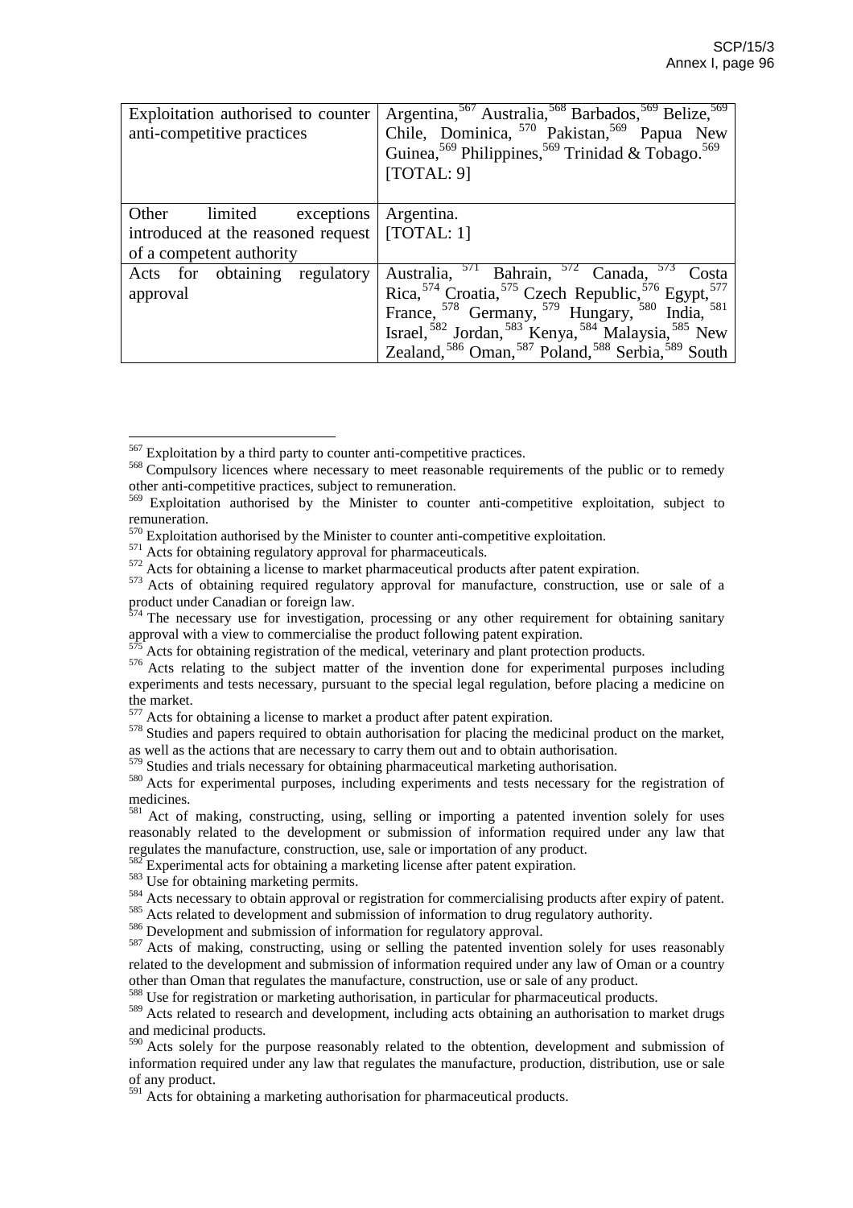| | |
|---|---|
| Exploitation authorised to counter anti-competitive practices | Argentina,[567] Australia,[568] Barbados,[569] Belize,[569] Chile, Dominica, [570] Pakistan,[569] Papua New Guinea,[569] Philippines,[569] Trinidad & Tobago.[569] [TOTAL: 9] |
| Other limited exceptions introduced at the reasoned request of a competent authority | Argentina. [TOTAL: 1] |
| Acts for obtaining regulatory approval | Australia, [571] Bahrain, [572] Canada, [573] Costa Rica,[574] Croatia,[575] Czech Republic,[576] Egypt,[577] France, [578] Germany, [579] Hungary, [580] India, [581] Israel, [582] Jordan, [583] Kenya, [584] Malaysia, [585] New Zealand, [586] Oman, [587] Poland, [588] Serbia, [589] South |

[567] Exploitation by a third party to counter anti-competitive practices.

[568] Compulsory licences where necessary to meet reasonable requirements of the public or to remedy other anti-competitive practices, subject to remuneration.

[569] Exploitation authorised by the Minister to counter anti-competitive exploitation, subject to remuneration.

[570] Exploitation authorised by the Minister to counter anti-competitive exploitation.

[571] Acts for obtaining regulatory approval for pharmaceuticals.

[572] Acts for obtaining a license to market pharmaceutical products after patent expiration.

[573] Acts of obtaining required regulatory approval for manufacture, construction, use or sale of a product under Canadian or foreign law.

[574] The necessary use for investigation, processing or any other requirement for obtaining sanitary approval with a view to commercialise the product following patent expiration.

[575] Acts for obtaining registration of the medical, veterinary and plant protection products.

[576] Acts relating to the subject matter of the invention done for experimental purposes including experiments and tests necessary, pursuant to the special legal regulation, before placing a medicine on the market.

[577] Acts for obtaining a license to market a product after patent expiration.

[578] Studies and papers required to obtain authorisation for placing the medicinal product on the market, as well as the actions that are necessary to carry them out and to obtain authorisation.

[579] Studies and trials necessary for obtaining pharmaceutical marketing authorisation.

[580] Acts for experimental purposes, including experiments and tests necessary for the registration of medicines.

[581] Act of making, constructing, using, selling or importing a patented invention solely for uses reasonably related to the development or submission of information required under any law that regulates the manufacture, construction, use, sale or importation of any product.

[582] Experimental acts for obtaining a marketing license after patent expiration.

[583] Use for obtaining marketing permits.

[584] Acts necessary to obtain approval or registration for commercialising products after expiry of patent.

[585] Acts related to development and submission of information to drug regulatory authority.

[586] Development and submission of information for regulatory approval.

[587] Acts of making, constructing, using or selling the patented invention solely for uses reasonably related to the development and submission of information required under any law of Oman or a country other than Oman that regulates the manufacture, construction, use or sale of any product.

[588] Use for registration or marketing authorisation, in particular for pharmaceutical products.

[589] Acts related to research and development, including acts obtaining an authorisation to market drugs and medicinal products.

[590] Acts solely for the purpose reasonably related to the obtention, development and submission of information required under any law that regulates the manufacture, production, distribution, use or sale of any product.

[591] Acts for obtaining a marketing authorisation for pharmaceutical products.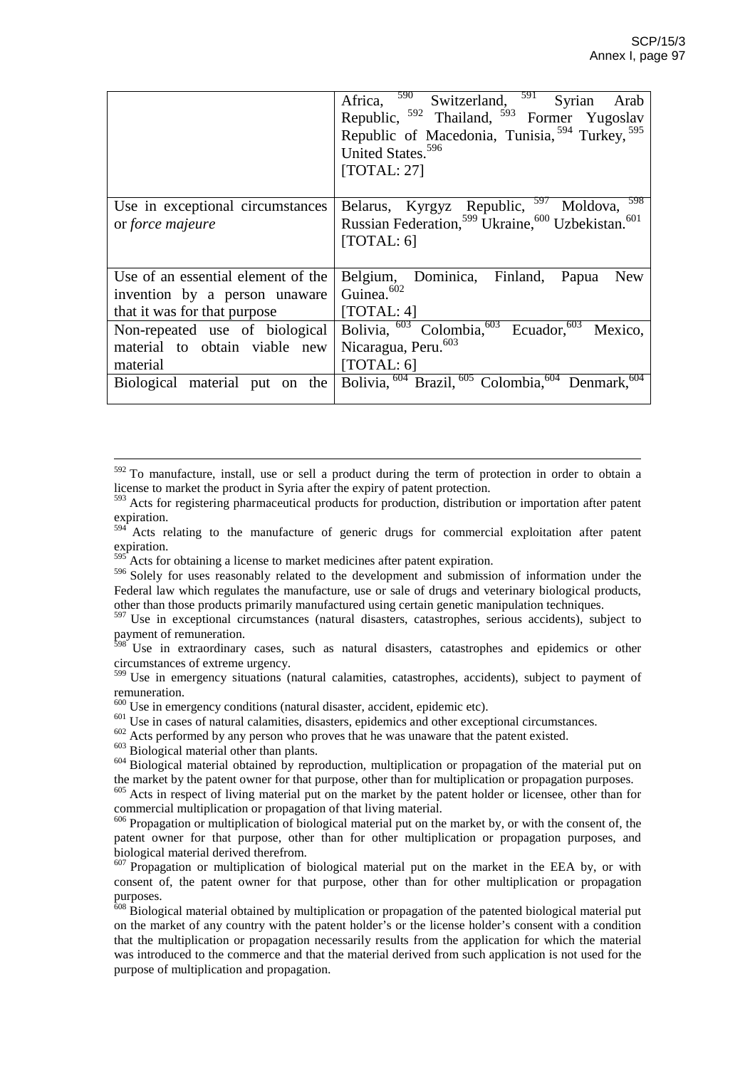| | |
|---|---|
| | Africa, [590] Switzerland, [591] Syrian Arab Republic, [592] Thailand, [593] Former Yugoslav Republic of Macedonia, Tunisia, [594] Turkey, [595] United States.[596] [TOTAL: 27] |
| Use in exceptional circumstances or *force majeure* | Belarus, Kyrgyz Republic, [597] Moldova, [598] Russian Federation,[599] Ukraine,[600] Uzbekistan.[601] [TOTAL: 6] |
| Use of an essential element of the invention by a person unaware that it was for that purpose | Belgium, Dominica, Finland, Papua New Guinea.[602] [TOTAL: 4] |
| Non-repeated use of biological material to obtain viable new material | Bolivia, [603] Colombia,[603] Ecuador,[603] Mexico, Nicaragua, Peru.[603] [TOTAL: 6] |
| Biological material put on the | Bolivia, [604] Brazil, [605] Colombia,[604] Denmark,[604] |

[592] To manufacture, install, use or sell a product during the term of protection in order to obtain a license to market the product in Syria after the expiry of patent protection.

[593] Acts for registering pharmaceutical products for production, distribution or importation after patent expiration.

[594] Acts relating to the manufacture of generic drugs for commercial exploitation after patent expiration.

[595] Acts for obtaining a license to market medicines after patent expiration.

[596] Solely for uses reasonably related to the development and submission of information under the Federal law which regulates the manufacture, use or sale of drugs and veterinary biological products, other than those products primarily manufactured using certain genetic manipulation techniques.

[597] Use in exceptional circumstances (natural disasters, catastrophes, serious accidents), subject to payment of remuneration.

[598] Use in extraordinary cases, such as natural disasters, catastrophes and epidemics or other circumstances of extreme urgency.

[599] Use in emergency situations (natural calamities, catastrophes, accidents), subject to payment of remuneration.

[600] Use in emergency conditions (natural disaster, accident, epidemic etc).

[601] Use in cases of natural calamities, disasters, epidemics and other exceptional circumstances.

[602] Acts performed by any person who proves that he was unaware that the patent existed.

[603] Biological material other than plants.

[604] Biological material obtained by reproduction, multiplication or propagation of the material put on the market by the patent owner for that purpose, other than for multiplication or propagation purposes.

[605] Acts in respect of living material put on the market by the patent holder or licensee, other than for commercial multiplication or propagation of that living material.

[606] Propagation or multiplication of biological material put on the market by, or with the consent of, the patent owner for that purpose, other than for other multiplication or propagation purposes, and biological material derived therefrom.

[607] Propagation or multiplication of biological material put on the market in the EEA by, or with consent of, the patent owner for that purpose, other than for other multiplication or propagation purposes.

[608] Biological material obtained by multiplication or propagation of the patented biological material put on the market of any country with the patent holder's or the license holder's consent with a condition that the multiplication or propagation necessarily results from the application for which the material was introduced to the commerce and that the material derived from such application is not used for the purpose of multiplication and propagation.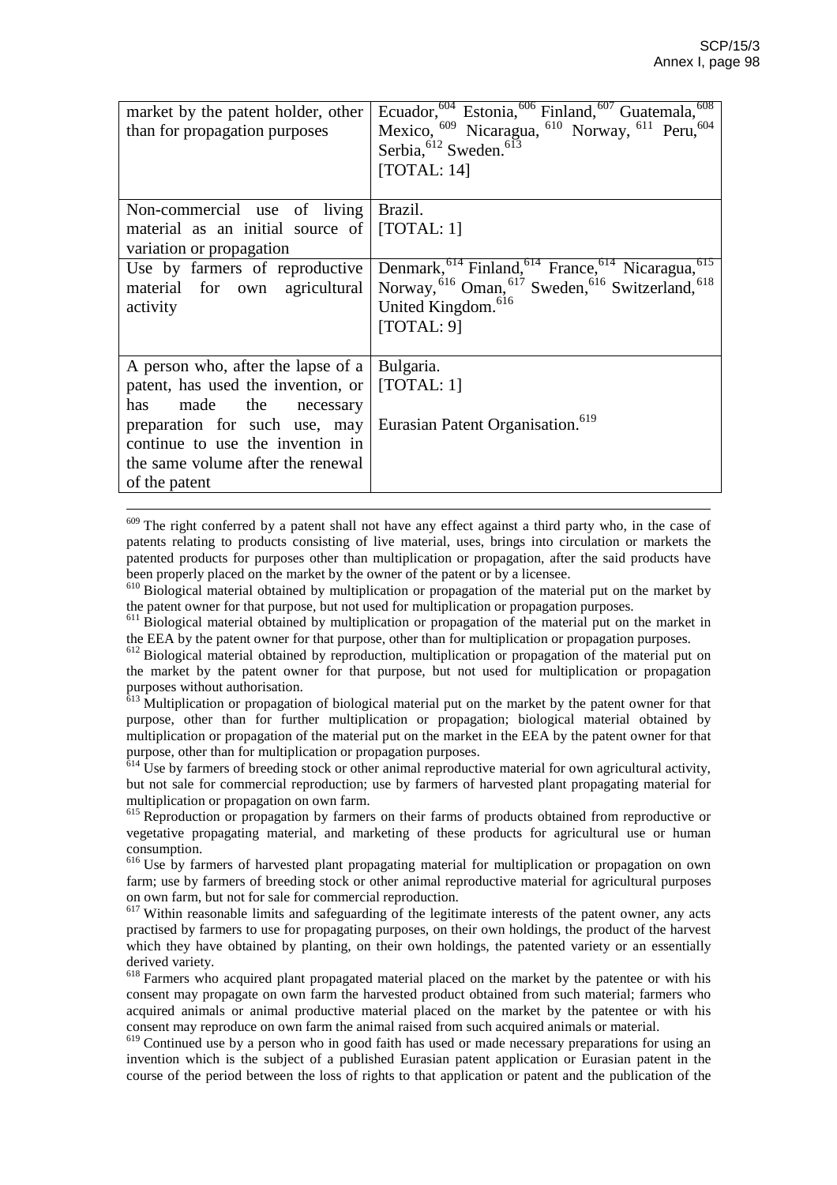| | |
|---|---|
| market by the patent holder, other than for propagation purposes | Ecuador,[604] Estonia,[606] Finland,[607] Guatemala,[608] Mexico,[609] Nicaragua,[610] Norway,[611] Peru,[604] Serbia,[612] Sweden.[613] [TOTAL: 14] |
| Non-commercial use of living material as an initial source of variation or propagation | Brazil. [TOTAL: 1] |
| Use by farmers of reproductive material for own agricultural activity | Denmark,[614] Finland,[614] France,[614] Nicaragua,[615] Norway,[616] Oman,[617] Sweden,[616] Switzerland,[618] United Kingdom.[616] [TOTAL: 9] |
| A person who, after the lapse of a patent, has used the invention, or has made the necessary preparation for such use, may continue to use the invention in the same volume after the renewal of the patent | Bulgaria. [TOTAL: 1] Eurasian Patent Organisation.[619] |

[609] The right conferred by a patent shall not have any effect against a third party who, in the case of patents relating to products consisting of live material, uses, brings into circulation or markets the patented products for purposes other than multiplication or propagation, after the said products have been properly placed on the market by the owner of the patent or by a licensee.

[610] Biological material obtained by multiplication or propagation of the material put on the market by the patent owner for that purpose, but not used for multiplication or propagation purposes.

[611] Biological material obtained by multiplication or propagation of the material put on the market in the EEA by the patent owner for that purpose, other than for multiplication or propagation purposes.

[612] Biological material obtained by reproduction, multiplication or propagation of the material put on the market by the patent owner for that purpose, but not used for multiplication or propagation purposes without authorisation.

[613] Multiplication or propagation of biological material put on the market by the patent owner for that purpose, other than for further multiplication or propagation; biological material obtained by multiplication or propagation of the material put on the market in the EEA by the patent owner for that purpose, other than for multiplication or propagation purposes.

[614] Use by farmers of breeding stock or other animal reproductive material for own agricultural activity, but not sale for commercial reproduction; use by farmers of harvested plant propagating material for multiplication or propagation on own farm.

[615] Reproduction or propagation by farmers on their farms of products obtained from reproductive or vegetative propagating material, and marketing of these products for agricultural use or human consumption.

[616] Use by farmers of harvested plant propagating material for multiplication or propagation on own farm; use by farmers of breeding stock or other animal reproductive material for agricultural purposes on own farm, but not for sale for commercial reproduction.

[617] Within reasonable limits and safeguarding of the legitimate interests of the patent owner, any acts practised by farmers to use for propagating purposes, on their own holdings, the product of the harvest which they have obtained by planting, on their own holdings, the patented variety or an essentially derived variety.

[618] Farmers who acquired plant propagated material placed on the market by the patentee or with his consent may propagate on own farm the harvested product obtained from such material; farmers who acquired animals or animal productive material placed on the market by the patentee or with his consent may reproduce on own farm the animal raised from such acquired animals or material.

[619] Continued use by a person who in good faith has used or made necessary preparations for using an invention which is the subject of a published Eurasian patent application or Eurasian patent in the course of the period between the loss of rights to that application or patent and the publication of the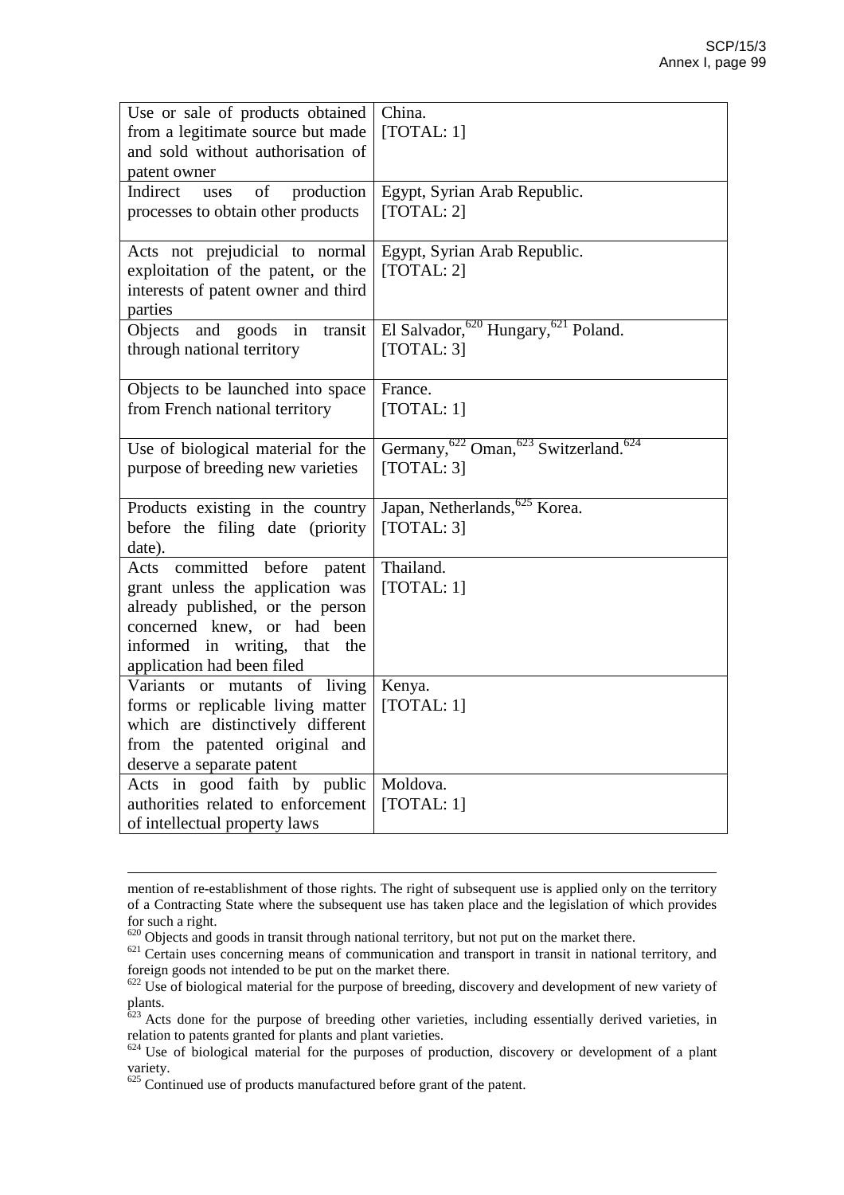| Use or sale of products obtained from a legitimate source but made and sold without authorisation of patent owner | China.<br>[TOTAL: 1] |
|---|---|
| Indirect uses of production processes to obtain other products | Egypt, Syrian Arab Republic.<br>[TOTAL: 2] |
| Acts not prejudicial to normal exploitation of the patent, or the interests of patent owner and third parties | Egypt, Syrian Arab Republic.<br>[TOTAL: 2] |
| Objects and goods in transit through national territory | El Salvador,[620] Hungary,[621] Poland.<br>[TOTAL: 3] |
| Objects to be launched into space from French national territory | France.<br>[TOTAL: 1] |
| Use of biological material for the purpose of breeding new varieties | Germany,[622] Oman,[623] Switzerland.[624]<br>[TOTAL: 3] |
| Products existing in the country before the filing date (priority date). | Japan, Netherlands,[625] Korea.<br>[TOTAL: 3] |
| Acts committed before patent grant unless the application was already published, or the person concerned knew, or had been informed in writing, that the application had been filed | Thailand.<br>[TOTAL: 1] |
| Variants or mutants of living forms or replicable living matter which are distinctively different from the patented original and deserve a separate patent | Kenya.<br>[TOTAL: 1] |
| Acts in good faith by public authorities related to enforcement of intellectual property laws | Moldova.<br>[TOTAL: 1] |

mention of re-establishment of those rights. The right of subsequent use is applied only on the territory of a Contracting State where the subsequent use has taken place and the legislation of which provides for such a right.

[620] Objects and goods in transit through national territory, but not put on the market there.

[621] Certain uses concerning means of communication and transport in transit in national territory, and foreign goods not intended to be put on the market there.

[622] Use of biological material for the purpose of breeding, discovery and development of new variety of plants.

[623] Acts done for the purpose of breeding other varieties, including essentially derived varieties, in relation to patents granted for plants and plant varieties.

[624] Use of biological material for the purposes of production, discovery or development of a plant variety.

[625] Continued use of products manufactured before grant of the patent.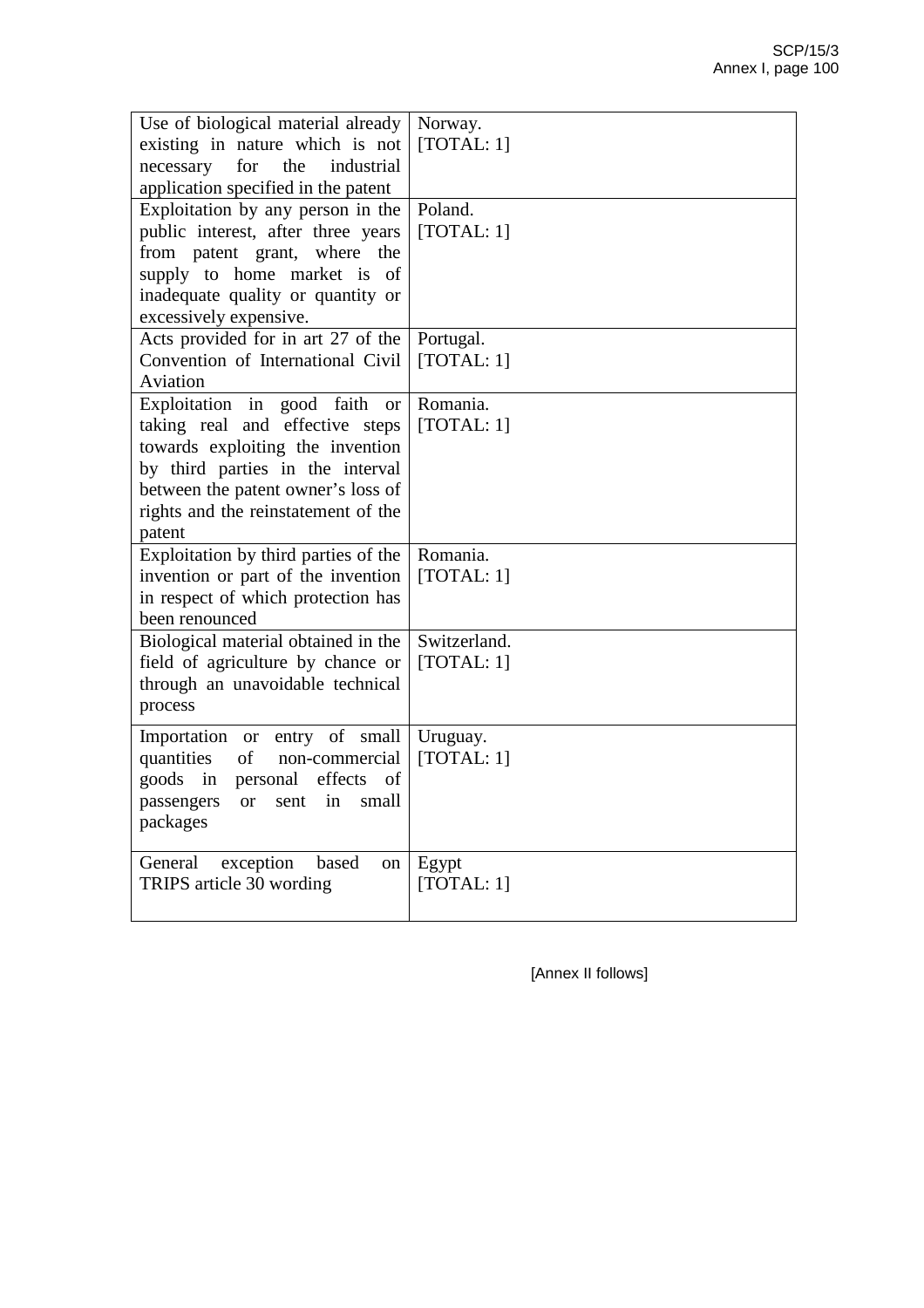| | |
|---|---|
| Use of biological material already existing in nature which is not necessary for the industrial application specified in the patent | Norway. [TOTAL: 1] |
| Exploitation by any person in the public interest, after three years from patent grant, where the supply to home market is of inadequate quality or quantity or excessively expensive. | Poland. [TOTAL: 1] |
| Acts provided for in art 27 of the Convention of International Civil Aviation | Portugal. [TOTAL: 1] |
| Exploitation in good faith or taking real and effective steps towards exploiting the invention by third parties in the interval between the patent owner's loss of rights and the reinstatement of the patent | Romania. [TOTAL: 1] |
| Exploitation by third parties of the invention or part of the invention in respect of which protection has been renounced | Romania. [TOTAL: 1] |
| Biological material obtained in the field of agriculture by chance or through an unavoidable technical process | Switzerland. [TOTAL: 1] |
| Importation or entry of small quantities of non-commercial goods in personal effects of passengers or sent in small packages | Uruguay. [TOTAL: 1] |
| General exception based on TRIPS article 30 wording | Egypt [TOTAL: 1] |

[Annex II follows]